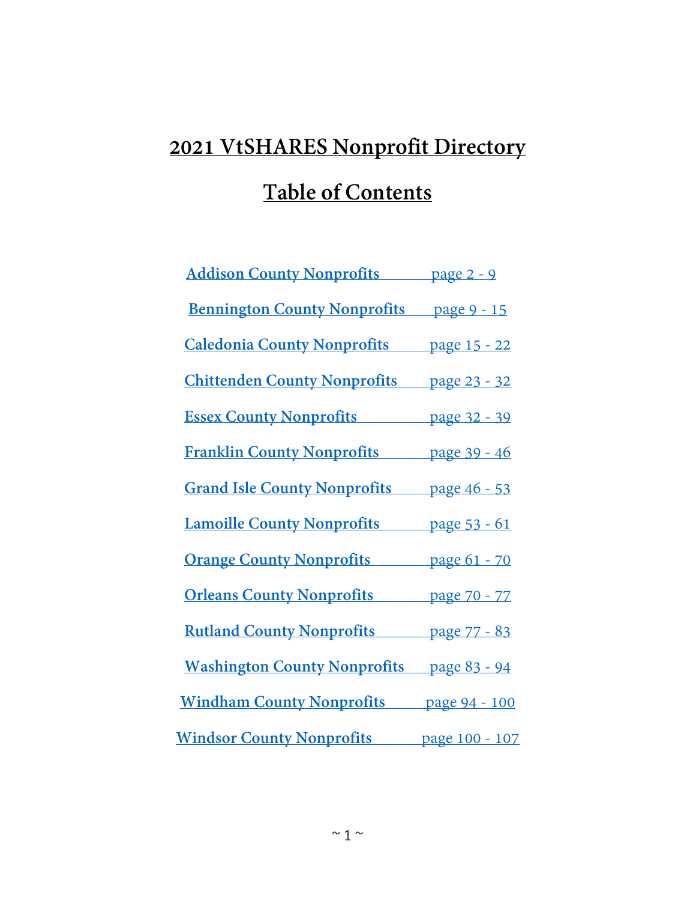# 2021 VtSHARES Nonprofit Directory

## Table of Contents

| | |
|---|---|
| Addison County Nonprofits | page 2 - 9 |
| Bennington County Nonprofits | page 9 - 15 |
| Caledonia County Nonprofits | page 15 - 22 |
| Chittenden County Nonprofits | page 23 - 32 |
| Essex County Nonprofits | page 32 - 39 |
| Franklin County Nonprofits | page 39 - 46 |
| Grand Isle County Nonprofits | page 46 - 53 |
| Lamoille County Nonprofits | page 53 - 61 |
| Orange County Nonprofits | page 61 - 70 |
| Orleans County Nonprofits | page 70 - 77 |
| Rutland County Nonprofits | page 77 - 83 |
| Washington County Nonprofits | page 83 - 94 |
| Windham County Nonprofits | page 94 - 100 |
| Windsor County Nonprofits | page 100 - 107 |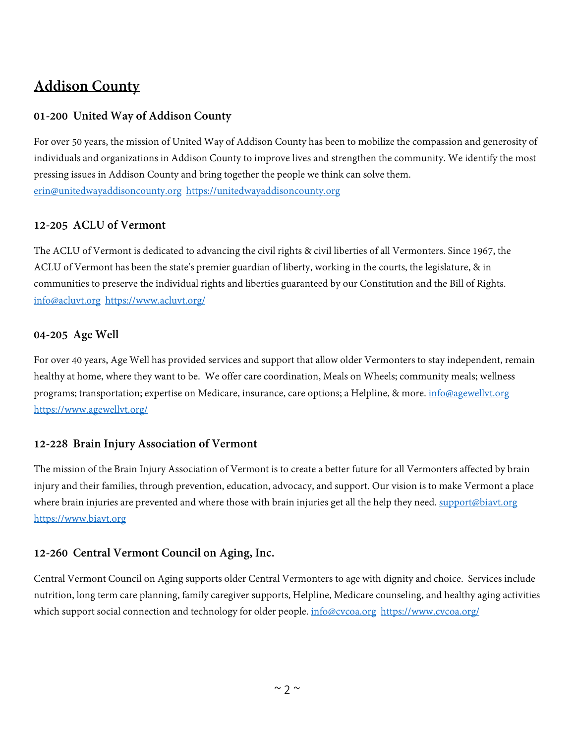## Addison County

### 01-200  United Way of Addison County

For over 50 years, the mission of United Way of Addison County has been to mobilize the compassion and generosity of individuals and organizations in Addison County to improve lives and strengthen the community. We identify the most pressing issues in Addison County and bring together the people we think can solve them. erin@unitedwayaddisoncounty.org  https://unitedwayaddisoncounty.org

### 12-205  ACLU of Vermont

The ACLU of Vermont is dedicated to advancing the civil rights & civil liberties of all Vermonters. Since 1967, the ACLU of Vermont has been the state's premier guardian of liberty, working in the courts, the legislature, & in communities to preserve the individual rights and liberties guaranteed by our Constitution and the Bill of Rights. info@acluvt.org  https://www.acluvt.org/

### 04-205  Age Well

For over 40 years, Age Well has provided services and support that allow older Vermonters to stay independent, remain healthy at home, where they want to be.  We offer care coordination, Meals on Wheels; community meals; wellness programs; transportation; expertise on Medicare, insurance, care options; a Helpline, & more. info@agewellvt.org https://www.agewellvt.org/

### 12-228  Brain Injury Association of Vermont

The mission of the Brain Injury Association of Vermont is to create a better future for all Vermonters affected by brain injury and their families, through prevention, education, advocacy, and support. Our vision is to make Vermont a place where brain injuries are prevented and where those with brain injuries get all the help they need. support@biavt.org https://www.biavt.org

### 12-260  Central Vermont Council on Aging, Inc.

Central Vermont Council on Aging supports older Central Vermonters to age with dignity and choice.  Services include nutrition, long term care planning, family caregiver supports, Helpline, Medicare counseling, and healthy aging activities which support social connection and technology for older people. info@cvcoa.org  https://www.cvcoa.org/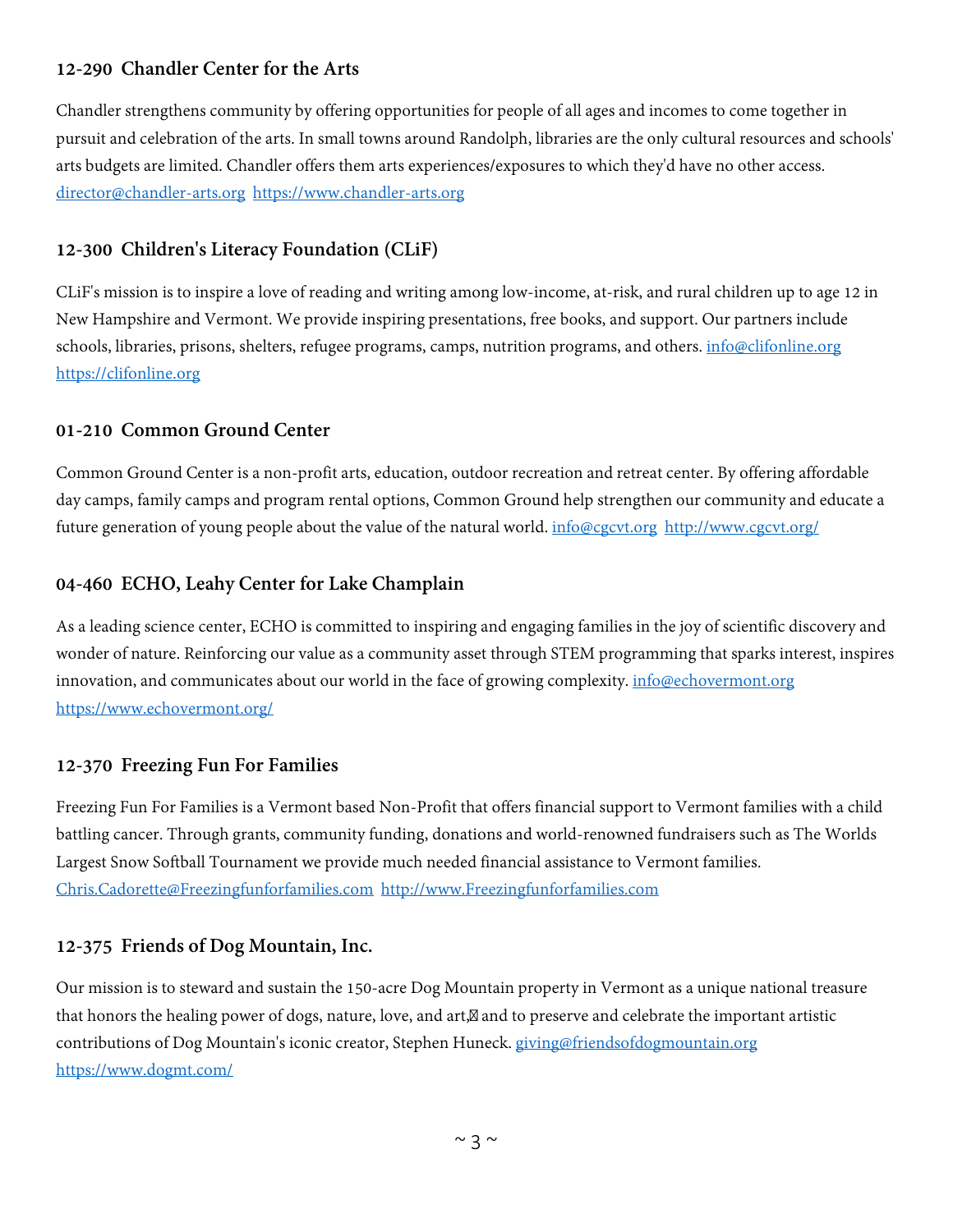### 12-290  Chandler Center for the Arts

Chandler strengthens community by offering opportunities for people of all ages and incomes to come together in pursuit and celebration of the arts. In small towns around Randolph, libraries are the only cultural resources and schools' arts budgets are limited. Chandler offers them arts experiences/exposures to which they'd have no other access. director@chandler-arts.org  https://www.chandler-arts.org

### 12-300  Children's Literacy Foundation (CLiF)

CLiF's mission is to inspire a love of reading and writing among low-income, at-risk, and rural children up to age 12 in New Hampshire and Vermont. We provide inspiring presentations, free books, and support. Our partners include schools, libraries, prisons, shelters, refugee programs, camps, nutrition programs, and others. info@clifonline.org https://clifonline.org

### 01-210  Common Ground Center

Common Ground Center is a non-profit arts, education, outdoor recreation and retreat center. By offering affordable day camps, family camps and program rental options, Common Ground help strengthen our community and educate a future generation of young people about the value of the natural world. info@cgcvt.org  http://www.cgcvt.org/

### 04-460  ECHO, Leahy Center for Lake Champlain

As a leading science center, ECHO is committed to inspiring and engaging families in the joy of scientific discovery and wonder of nature. Reinforcing our value as a community asset through STEM programming that sparks interest, inspires innovation, and communicates about our world in the face of growing complexity. info@echovermont.org https://www.echovermont.org/

### 12-370  Freezing Fun For Families

Freezing Fun For Families is a Vermont based Non-Profit that offers financial support to Vermont families with a child battling cancer. Through grants, community funding, donations and world-renowned fundraisers such as The Worlds Largest Snow Softball Tournament we provide much needed financial assistance to Vermont families. Chris.Cadorette@Freezingfunforfamilies.com  http://www.Freezingfunforfamilies.com

### 12-375  Friends of Dog Mountain, Inc.

Our mission is to steward and sustain the 150-acre Dog Mountain property in Vermont as a unique national treasure that honors the healing power of dogs, nature, love, and art, and to preserve and celebrate the important artistic contributions of Dog Mountain's iconic creator, Stephen Huneck. giving@friendsofdogmountain.org https://www.dogmt.com/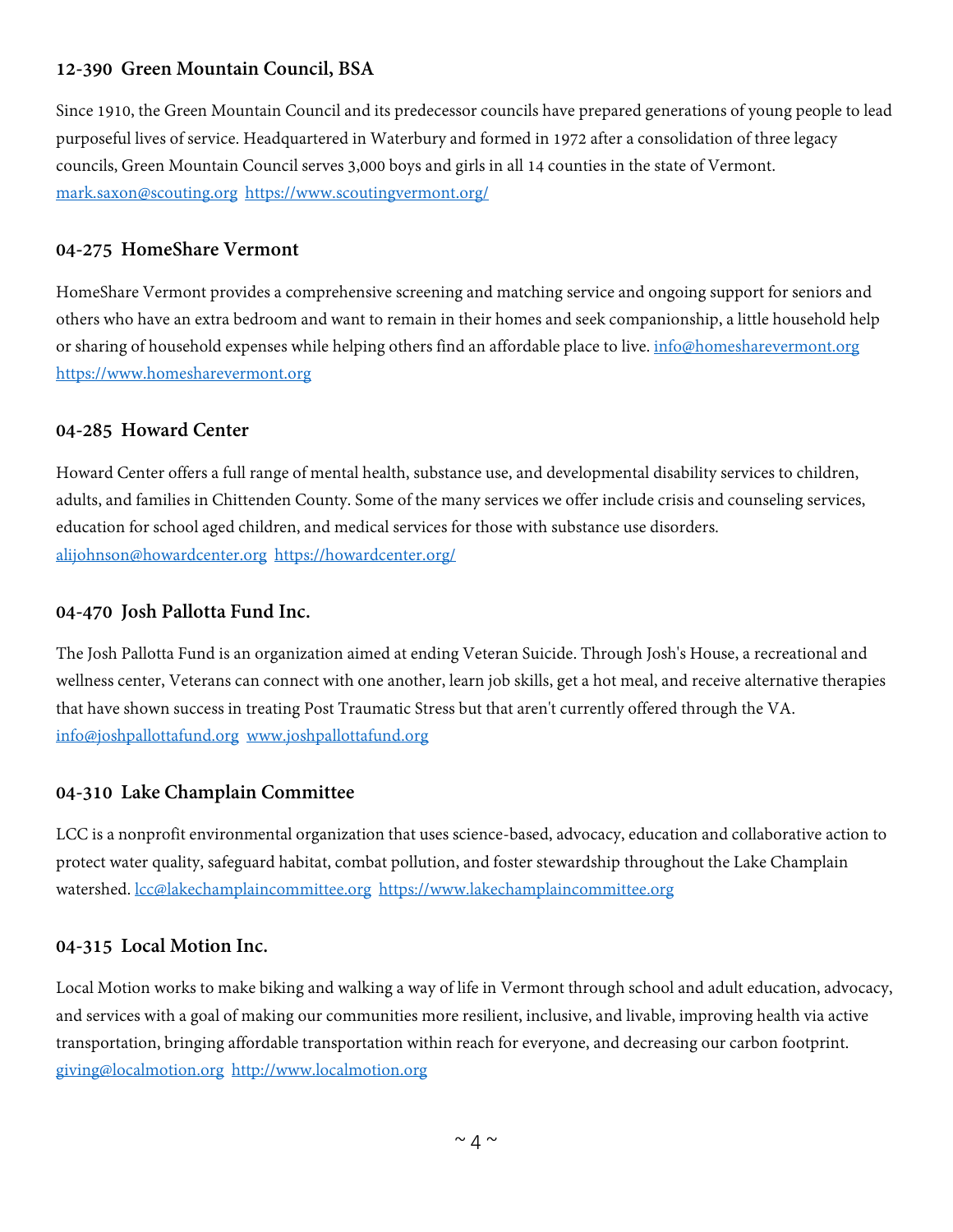### 12-390 Green Mountain Council, BSA

Since 1910, the Green Mountain Council and its predecessor councils have prepared generations of young people to lead purposeful lives of service. Headquartered in Waterbury and formed in 1972 after a consolidation of three legacy councils, Green Mountain Council serves 3,000 boys and girls in all 14 counties in the state of Vermont. mark.saxon@scouting.org https://www.scoutingvermont.org/

### 04-275 HomeShare Vermont

HomeShare Vermont provides a comprehensive screening and matching service and ongoing support for seniors and others who have an extra bedroom and want to remain in their homes and seek companionship, a little household help or sharing of household expenses while helping others find an affordable place to live. info@homesharevermont.org https://www.homesharevermont.org

### 04-285 Howard Center

Howard Center offers a full range of mental health, substance use, and developmental disability services to children, adults, and families in Chittenden County. Some of the many services we offer include crisis and counseling services, education for school aged children, and medical services for those with substance use disorders. alijohnson@howardcenter.org https://howardcenter.org/

### 04-470 Josh Pallotta Fund Inc.

The Josh Pallotta Fund is an organization aimed at ending Veteran Suicide. Through Josh's House, a recreational and wellness center, Veterans can connect with one another, learn job skills, get a hot meal, and receive alternative therapies that have shown success in treating Post Traumatic Stress but that aren't currently offered through the VA. info@joshpallottafund.org www.joshpallottafund.org

### 04-310 Lake Champlain Committee

LCC is a nonprofit environmental organization that uses science-based, advocacy, education and collaborative action to protect water quality, safeguard habitat, combat pollution, and foster stewardship throughout the Lake Champlain watershed. lcc@lakechamplaincommittee.org https://www.lakechamplaincommittee.org

### 04-315 Local Motion Inc.

Local Motion works to make biking and walking a way of life in Vermont through school and adult education, advocacy, and services with a goal of making our communities more resilient, inclusive, and livable, improving health via active transportation, bringing affordable transportation within reach for everyone, and decreasing our carbon footprint. giving@localmotion.org http://www.localmotion.org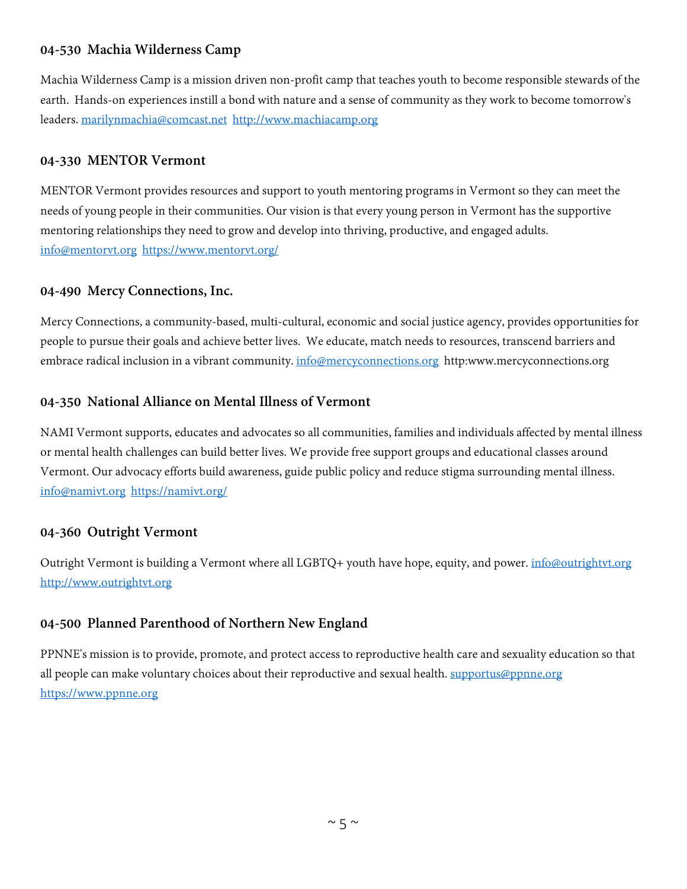### 04-530 Machia Wilderness Camp

Machia Wilderness Camp is a mission driven non-profit camp that teaches youth to become responsible stewards of the earth. Hands-on experiences instill a bond with nature and a sense of community as they work to become tomorrow's leaders. marilynmachia@comcast.net http://www.machiacamp.org

### 04-330 MENTOR Vermont

MENTOR Vermont provides resources and support to youth mentoring programs in Vermont so they can meet the needs of young people in their communities. Our vision is that every young person in Vermont has the supportive mentoring relationships they need to grow and develop into thriving, productive, and engaged adults. info@mentorvt.org https://www.mentorvt.org/

### 04-490 Mercy Connections, Inc.

Mercy Connections, a community-based, multi-cultural, economic and social justice agency, provides opportunities for people to pursue their goals and achieve better lives. We educate, match needs to resources, transcend barriers and embrace radical inclusion in a vibrant community. info@mercyconnections.org http:www.mercyconnections.org

### 04-350 National Alliance on Mental Illness of Vermont

NAMI Vermont supports, educates and advocates so all communities, families and individuals affected by mental illness or mental health challenges can build better lives. We provide free support groups and educational classes around Vermont. Our advocacy efforts build awareness, guide public policy and reduce stigma surrounding mental illness. info@namivt.org https://namivt.org/

### 04-360 Outright Vermont

Outright Vermont is building a Vermont where all LGBTQ+ youth have hope, equity, and power. info@outrightvt.org http://www.outrightvt.org

### 04-500 Planned Parenthood of Northern New England

PPNNE's mission is to provide, promote, and protect access to reproductive health care and sexuality education so that all people can make voluntary choices about their reproductive and sexual health. supportus@ppnne.org https://www.ppnne.org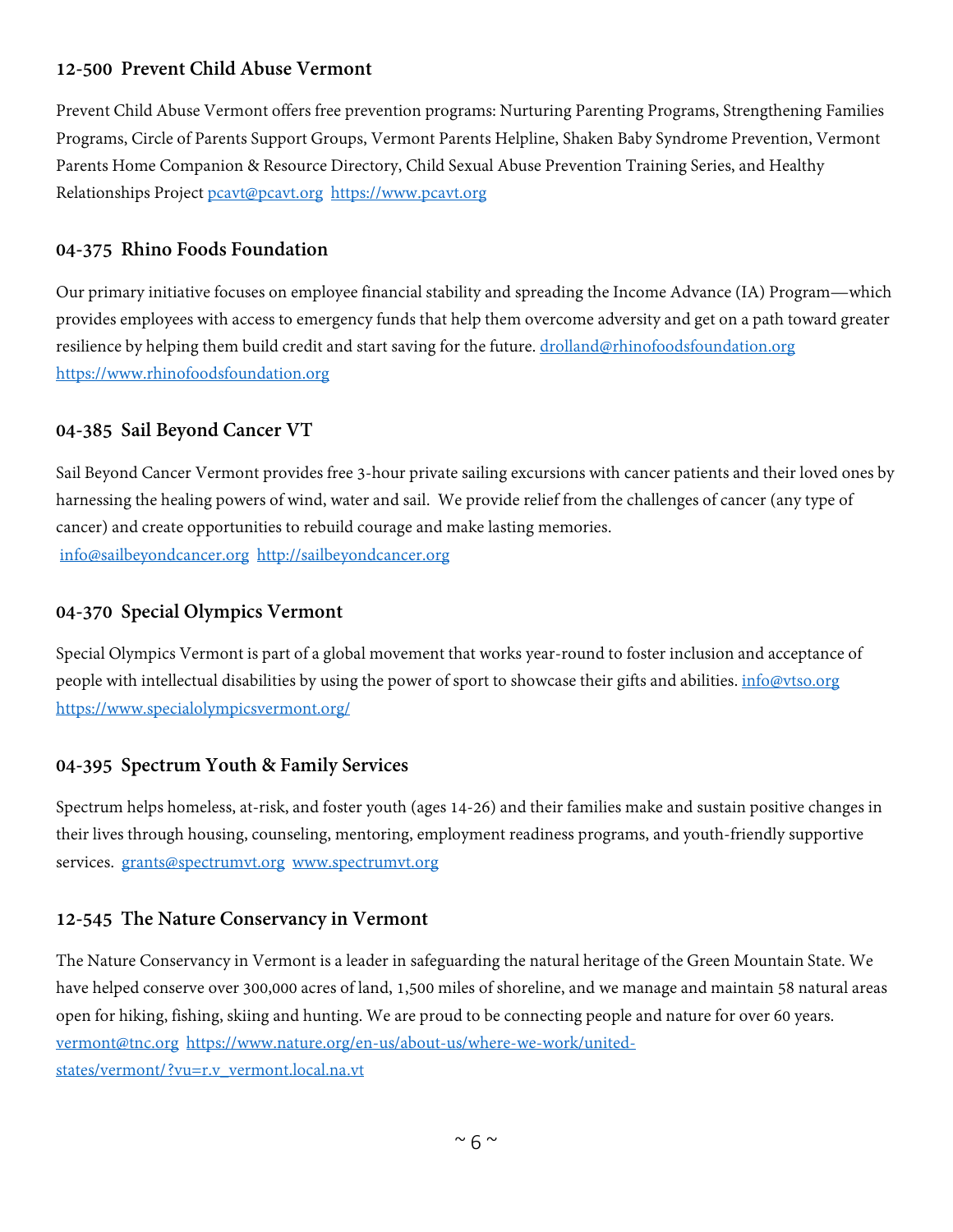### 12-500  Prevent Child Abuse Vermont

Prevent Child Abuse Vermont offers free prevention programs: Nurturing Parenting Programs, Strengthening Families Programs, Circle of Parents Support Groups, Vermont Parents Helpline, Shaken Baby Syndrome Prevention, Vermont Parents Home Companion & Resource Directory, Child Sexual Abuse Prevention Training Series, and Healthy Relationships Project pcavt@pcavt.org  https://www.pcavt.org

### 04-375  Rhino Foods Foundation

Our primary initiative focuses on employee financial stability and spreading the Income Advance (IA) Program—which provides employees with access to emergency funds that help them overcome adversity and get on a path toward greater resilience by helping them build credit and start saving for the future. drolland@rhinofoodsfoundation.org https://www.rhinofoodsfoundation.org

### 04-385  Sail Beyond Cancer VT

Sail Beyond Cancer Vermont provides free 3-hour private sailing excursions with cancer patients and their loved ones by harnessing the healing powers of wind, water and sail.  We provide relief from the challenges of cancer (any type of cancer) and create opportunities to rebuild courage and make lasting memories.
info@sailbeyondcancer.org  http://sailbeyondcancer.org

### 04-370  Special Olympics Vermont

Special Olympics Vermont is part of a global movement that works year-round to foster inclusion and acceptance of people with intellectual disabilities by using the power of sport to showcase their gifts and abilities. info@vtso.org https://www.specialolympicsvermont.org/

### 04-395  Spectrum Youth & Family Services

Spectrum helps homeless, at-risk, and foster youth (ages 14-26) and their families make and sustain positive changes in their lives through housing, counseling, mentoring, employment readiness programs, and youth-friendly supportive services.  grants@spectrumvt.org  www.spectrumvt.org

### 12-545  The Nature Conservancy in Vermont

The Nature Conservancy in Vermont is a leader in safeguarding the natural heritage of the Green Mountain State. We have helped conserve over 300,000 acres of land, 1,500 miles of shoreline, and we manage and maintain 58 natural areas open for hiking, fishing, skiing and hunting. We are proud to be connecting people and nature for over 60 years. vermont@tnc.org  https://www.nature.org/en-us/about-us/where-we-work/united-states/vermont/?vu=r.v_vermont.local.na.vt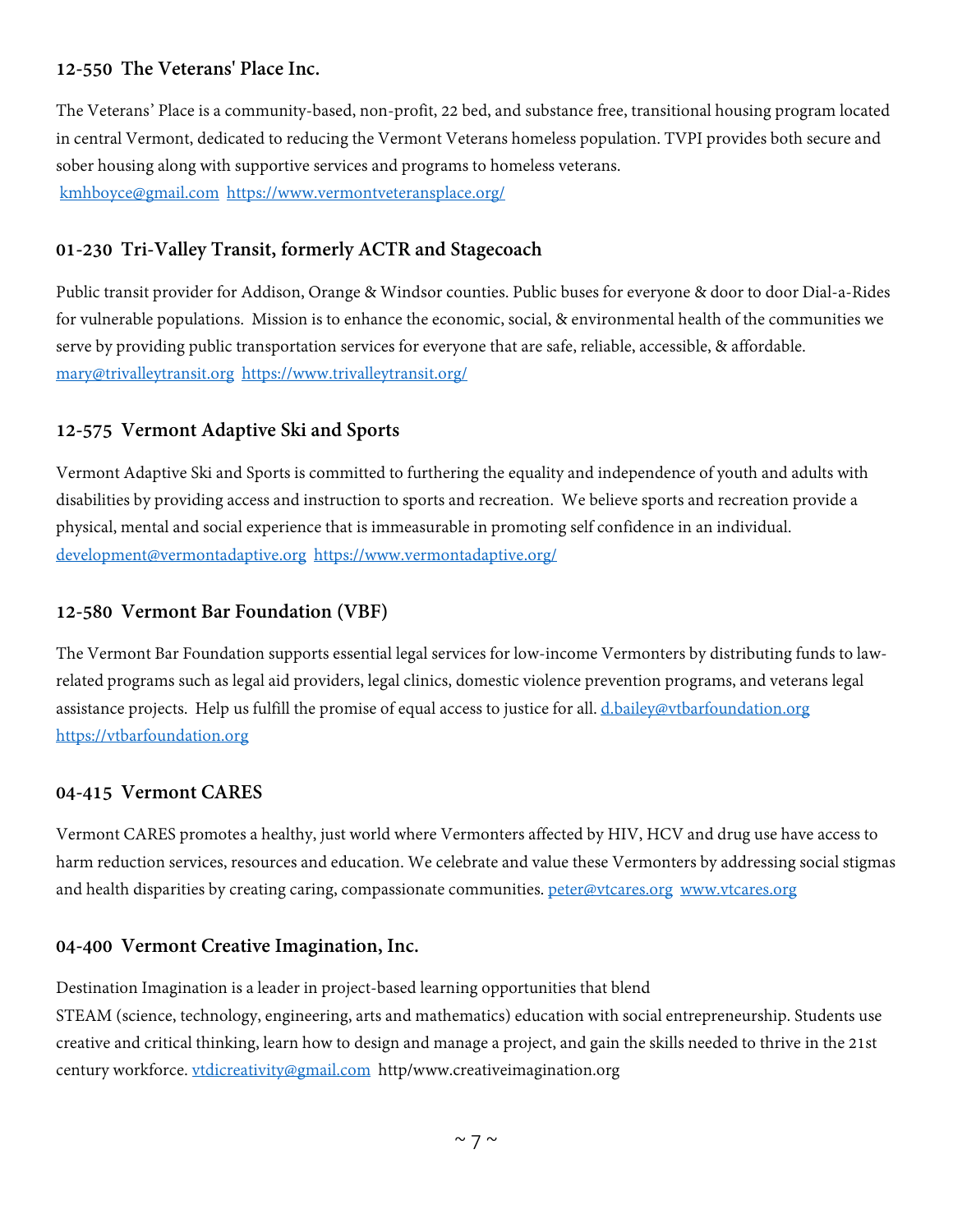### 12-550 The Veterans' Place Inc.

The Veterans' Place is a community-based, non-profit, 22 bed, and substance free, transitional housing program located in central Vermont, dedicated to reducing the Vermont Veterans homeless population. TVPI provides both secure and sober housing along with supportive services and programs to homeless veterans.
kmhboyce@gmail.com https://www.vermontveteransplace.org/

### 01-230 Tri-Valley Transit, formerly ACTR and Stagecoach

Public transit provider for Addison, Orange & Windsor counties. Public buses for everyone & door to door Dial-a-Rides for vulnerable populations. Mission is to enhance the economic, social, & environmental health of the communities we serve by providing public transportation services for everyone that are safe, reliable, accessible, & affordable.
mary@trivalleytransit.org https://www.trivalleytransit.org/

### 12-575 Vermont Adaptive Ski and Sports

Vermont Adaptive Ski and Sports is committed to furthering the equality and independence of youth and adults with disabilities by providing access and instruction to sports and recreation. We believe sports and recreation provide a physical, mental and social experience that is immeasurable in promoting self confidence in an individual.
development@vermontadaptive.org https://www.vermontadaptive.org/

### 12-580 Vermont Bar Foundation (VBF)

The Vermont Bar Foundation supports essential legal services for low-income Vermonters by distributing funds to law-related programs such as legal aid providers, legal clinics, domestic violence prevention programs, and veterans legal assistance projects. Help us fulfill the promise of equal access to justice for all. d.bailey@vtbarfoundation.org https://vtbarfoundation.org

### 04-415 Vermont CARES

Vermont CARES promotes a healthy, just world where Vermonters affected by HIV, HCV and drug use have access to harm reduction services, resources and education. We celebrate and value these Vermonters by addressing social stigmas and health disparities by creating caring, compassionate communities. peter@vtcares.org www.vtcares.org

### 04-400 Vermont Creative Imagination, Inc.

Destination Imagination is a leader in project-based learning opportunities that blend
STEAM (science, technology, engineering, arts and mathematics) education with social entrepreneurship. Students use creative and critical thinking, learn how to design and manage a project, and gain the skills needed to thrive in the 21st century workforce. vtdicreativity@gmail.com http/www.creativeimagination.org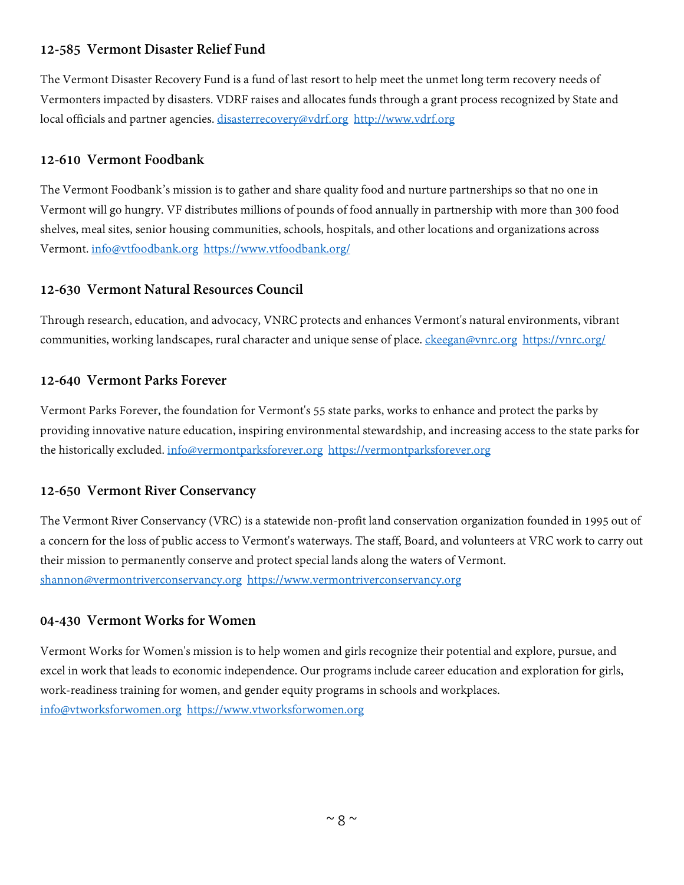### 12-585 Vermont Disaster Relief Fund

The Vermont Disaster Recovery Fund is a fund of last resort to help meet the unmet long term recovery needs of Vermonters impacted by disasters. VDRF raises and allocates funds through a grant process recognized by State and local officials and partner agencies. disasterrecovery@vdrf.org http://www.vdrf.org

### 12-610 Vermont Foodbank

The Vermont Foodbank's mission is to gather and share quality food and nurture partnerships so that no one in Vermont will go hungry. VF distributes millions of pounds of food annually in partnership with more than 300 food shelves, meal sites, senior housing communities, schools, hospitals, and other locations and organizations across Vermont. info@vtfoodbank.org https://www.vtfoodbank.org/

### 12-630 Vermont Natural Resources Council

Through research, education, and advocacy, VNRC protects and enhances Vermont's natural environments, vibrant communities, working landscapes, rural character and unique sense of place. ckeegan@vnrc.org https://vnrc.org/

### 12-640 Vermont Parks Forever

Vermont Parks Forever, the foundation for Vermont's 55 state parks, works to enhance and protect the parks by providing innovative nature education, inspiring environmental stewardship, and increasing access to the state parks for the historically excluded. info@vermontparksforever.org https://vermontparksforever.org

### 12-650 Vermont River Conservancy

The Vermont River Conservancy (VRC) is a statewide non-profit land conservation organization founded in 1995 out of a concern for the loss of public access to Vermont's waterways. The staff, Board, and volunteers at VRC work to carry out their mission to permanently conserve and protect special lands along the waters of Vermont. shannon@vermontriverconservancy.org https://www.vermontriverconservancy.org

### 04-430 Vermont Works for Women

Vermont Works for Women's mission is to help women and girls recognize their potential and explore, pursue, and excel in work that leads to economic independence. Our programs include career education and exploration for girls, work-readiness training for women, and gender equity programs in schools and workplaces. info@vtworksforwomen.org https://www.vtworksforwomen.org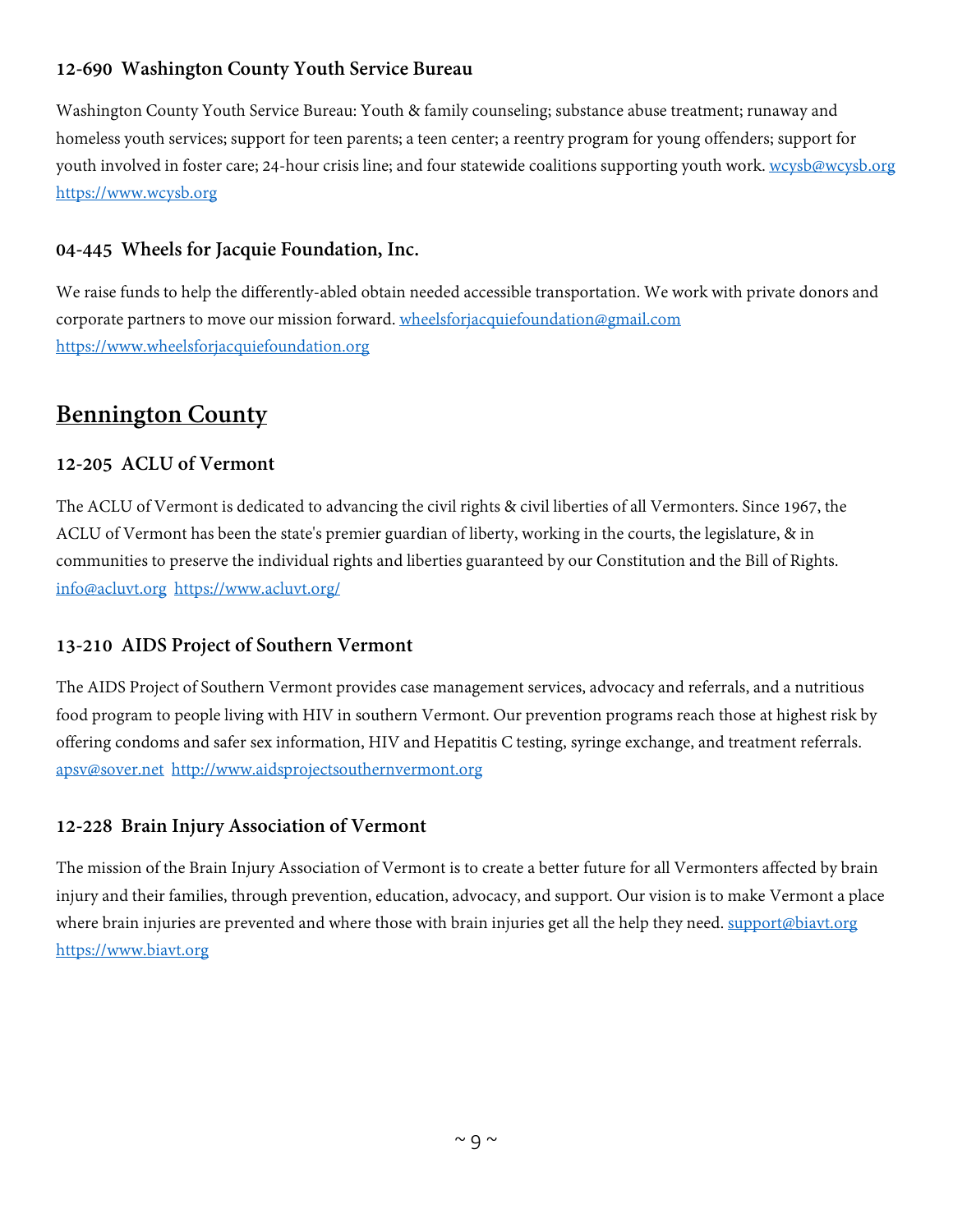### 12-690 Washington County Youth Service Bureau

Washington County Youth Service Bureau: Youth & family counseling; substance abuse treatment; runaway and homeless youth services; support for teen parents; a teen center; a reentry program for young offenders; support for youth involved in foster care; 24-hour crisis line; and four statewide coalitions supporting youth work. wcysb@wcysb.org https://www.wcysb.org

### 04-445 Wheels for Jacquie Foundation, Inc.

We raise funds to help the differently-abled obtain needed accessible transportation. We work with private donors and corporate partners to move our mission forward. wheelsforjacquiefoundation@gmail.com https://www.wheelsforjacquiefoundation.org

## Bennington County

### 12-205 ACLU of Vermont

The ACLU of Vermont is dedicated to advancing the civil rights & civil liberties of all Vermonters. Since 1967, the ACLU of Vermont has been the state's premier guardian of liberty, working in the courts, the legislature, & in communities to preserve the individual rights and liberties guaranteed by our Constitution and the Bill of Rights. info@acluvt.org https://www.acluvt.org/

### 13-210 AIDS Project of Southern Vermont

The AIDS Project of Southern Vermont provides case management services, advocacy and referrals, and a nutritious food program to people living with HIV in southern Vermont. Our prevention programs reach those at highest risk by offering condoms and safer sex information, HIV and Hepatitis C testing, syringe exchange, and treatment referrals. apsv@sover.net http://www.aidsprojectsouthernvermont.org

### 12-228 Brain Injury Association of Vermont

The mission of the Brain Injury Association of Vermont is to create a better future for all Vermonters affected by brain injury and their families, through prevention, education, advocacy, and support. Our vision is to make Vermont a place where brain injuries are prevented and where those with brain injuries get all the help they need. support@biavt.org https://www.biavt.org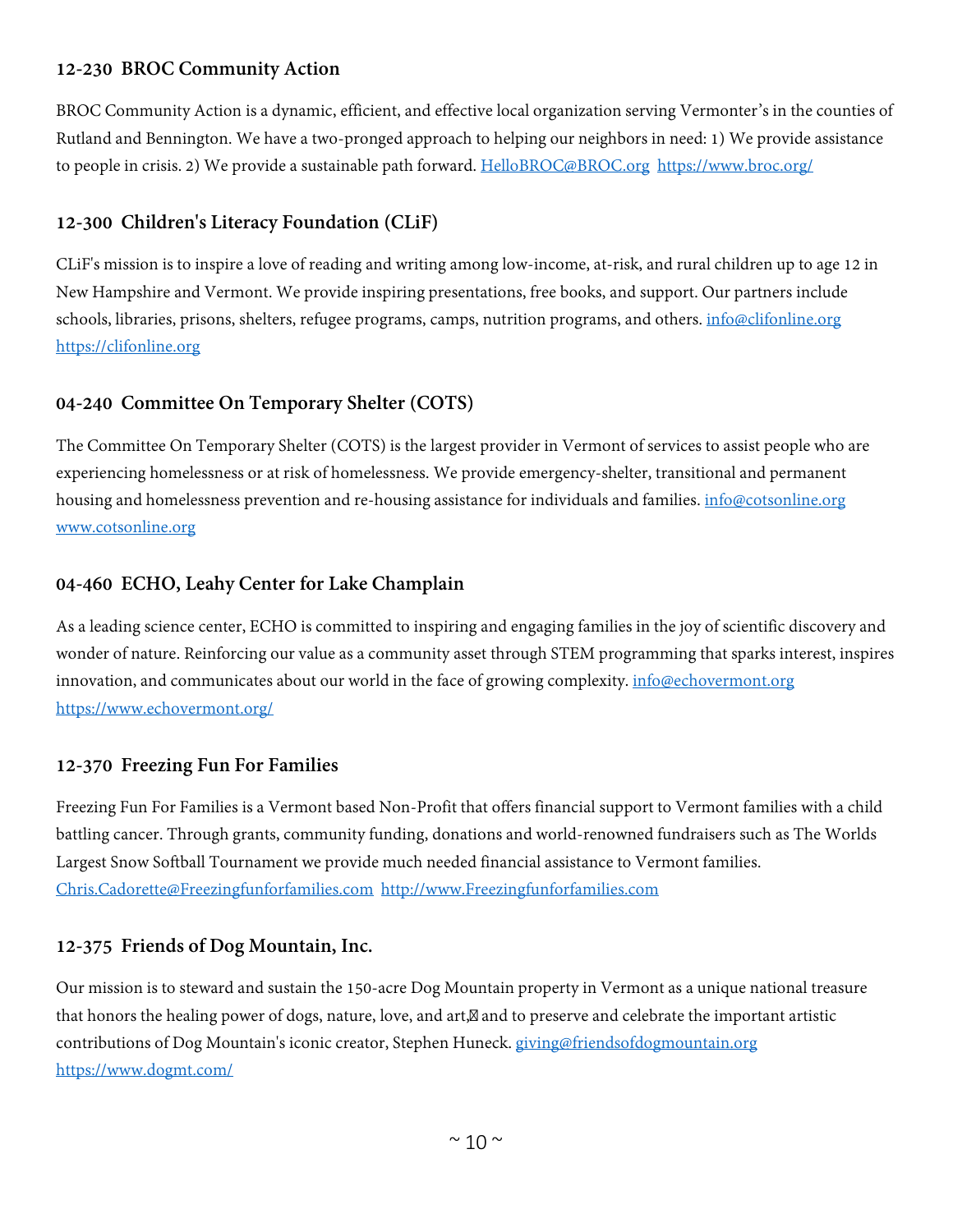### 12-230 BROC Community Action

BROC Community Action is a dynamic, efficient, and effective local organization serving Vermonter's in the counties of Rutland and Bennington. We have a two-pronged approach to helping our neighbors in need: 1) We provide assistance to people in crisis. 2) We provide a sustainable path forward. HelloBROC@BROC.org https://www.broc.org/

### 12-300 Children's Literacy Foundation (CLiF)

CLiF's mission is to inspire a love of reading and writing among low-income, at-risk, and rural children up to age 12 in New Hampshire and Vermont. We provide inspiring presentations, free books, and support. Our partners include schools, libraries, prisons, shelters, refugee programs, camps, nutrition programs, and others. info@clifonline.org https://clifonline.org

### 04-240 Committee On Temporary Shelter (COTS)

The Committee On Temporary Shelter (COTS) is the largest provider in Vermont of services to assist people who are experiencing homelessness or at risk of homelessness. We provide emergency-shelter, transitional and permanent housing and homelessness prevention and re-housing assistance for individuals and families. info@cotsonline.org www.cotsonline.org

### 04-460 ECHO, Leahy Center for Lake Champlain

As a leading science center, ECHO is committed to inspiring and engaging families in the joy of scientific discovery and wonder of nature. Reinforcing our value as a community asset through STEM programming that sparks interest, inspires innovation, and communicates about our world in the face of growing complexity. info@echovermont.org https://www.echovermont.org/

### 12-370 Freezing Fun For Families

Freezing Fun For Families is a Vermont based Non-Profit that offers financial support to Vermont families with a child battling cancer. Through grants, community funding, donations and world-renowned fundraisers such as The Worlds Largest Snow Softball Tournament we provide much needed financial assistance to Vermont families. Chris.Cadorette@Freezingfunforfamilies.com http://www.Freezingfunforfamilies.com

### 12-375 Friends of Dog Mountain, Inc.

Our mission is to steward and sustain the 150-acre Dog Mountain property in Vermont as a unique national treasure that honors the healing power of dogs, nature, love, and art, and to preserve and celebrate the important artistic contributions of Dog Mountain's iconic creator, Stephen Huneck. giving@friendsofdogmountain.org https://www.dogmt.com/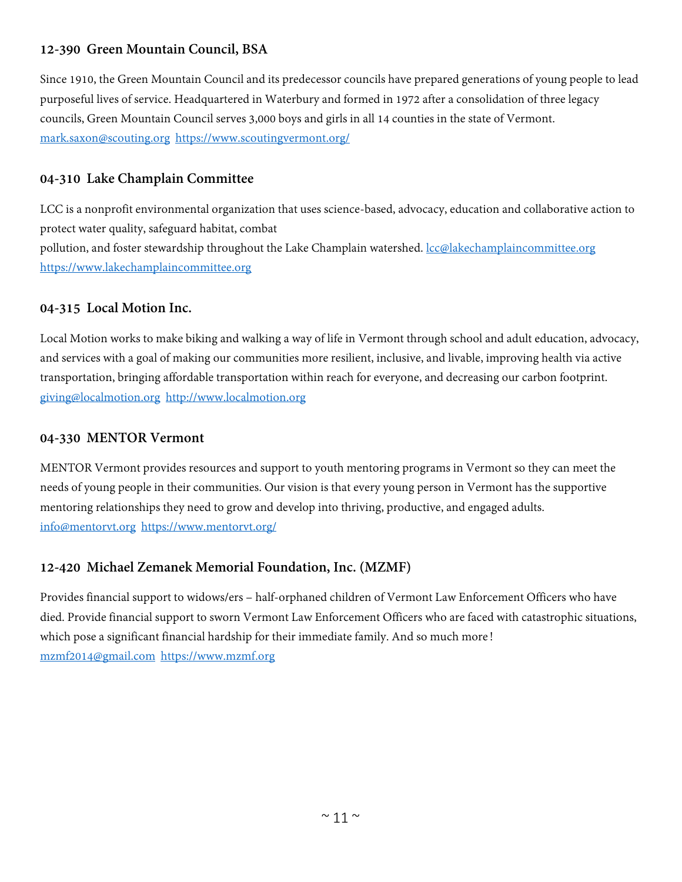### 12-390 Green Mountain Council, BSA

Since 1910, the Green Mountain Council and its predecessor councils have prepared generations of young people to lead purposeful lives of service. Headquartered in Waterbury and formed in 1972 after a consolidation of three legacy councils, Green Mountain Council serves 3,000 boys and girls in all 14 counties in the state of Vermont. mark.saxon@scouting.org https://www.scoutingvermont.org/

### 04-310 Lake Champlain Committee

LCC is a nonprofit environmental organization that uses science-based, advocacy, education and collaborative action to protect water quality, safeguard habitat, combat pollution, and foster stewardship throughout the Lake Champlain watershed. lcc@lakechamplaincommittee.org https://www.lakechamplaincommittee.org

### 04-315 Local Motion Inc.

Local Motion works to make biking and walking a way of life in Vermont through school and adult education, advocacy, and services with a goal of making our communities more resilient, inclusive, and livable, improving health via active transportation, bringing affordable transportation within reach for everyone, and decreasing our carbon footprint. giving@localmotion.org http://www.localmotion.org

### 04-330 MENTOR Vermont

MENTOR Vermont provides resources and support to youth mentoring programs in Vermont so they can meet the needs of young people in their communities. Our vision is that every young person in Vermont has the supportive mentoring relationships they need to grow and develop into thriving, productive, and engaged adults. info@mentorvt.org https://www.mentorvt.org/

### 12-420 Michael Zemanek Memorial Foundation, Inc. (MZMF)

Provides financial support to widows/ers – half-orphaned children of Vermont Law Enforcement Officers who have died. Provide financial support to sworn Vermont Law Enforcement Officers who are faced with catastrophic situations, which pose a significant financial hardship for their immediate family. And so much more!
mzmf2014@gmail.com https://www.mzmf.org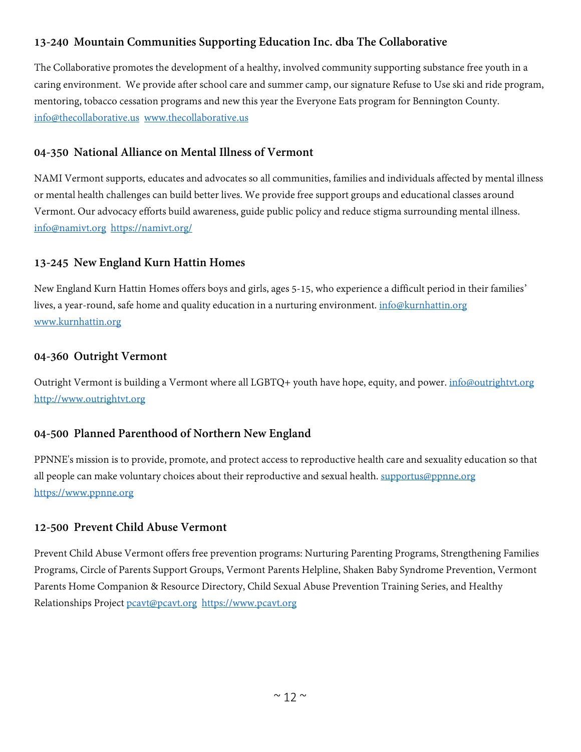### 13-240 Mountain Communities Supporting Education Inc. dba The Collaborative

The Collaborative promotes the development of a healthy, involved community supporting substance free youth in a caring environment. We provide after school care and summer camp, our signature Refuse to Use ski and ride program, mentoring, tobacco cessation programs and new this year the Everyone Eats program for Bennington County. info@thecollaborative.us www.thecollaborative.us

### 04-350 National Alliance on Mental Illness of Vermont

NAMI Vermont supports, educates and advocates so all communities, families and individuals affected by mental illness or mental health challenges can build better lives. We provide free support groups and educational classes around Vermont. Our advocacy efforts build awareness, guide public policy and reduce stigma surrounding mental illness. info@namivt.org https://namivt.org/

### 13-245 New England Kurn Hattin Homes

New England Kurn Hattin Homes offers boys and girls, ages 5-15, who experience a difficult period in their families' lives, a year-round, safe home and quality education in a nurturing environment. info@kurnhattin.org www.kurnhattin.org

### 04-360 Outright Vermont

Outright Vermont is building a Vermont where all LGBTQ+ youth have hope, equity, and power. info@outrightvt.org http://www.outrightvt.org

### 04-500 Planned Parenthood of Northern New England

PPNNE's mission is to provide, promote, and protect access to reproductive health care and sexuality education so that all people can make voluntary choices about their reproductive and sexual health. supportus@ppnne.org https://www.ppnne.org

### 12-500 Prevent Child Abuse Vermont

Prevent Child Abuse Vermont offers free prevention programs: Nurturing Parenting Programs, Strengthening Families Programs, Circle of Parents Support Groups, Vermont Parents Helpline, Shaken Baby Syndrome Prevention, Vermont Parents Home Companion & Resource Directory, Child Sexual Abuse Prevention Training Series, and Healthy Relationships Project pcavt@pcavt.org https://www.pcavt.org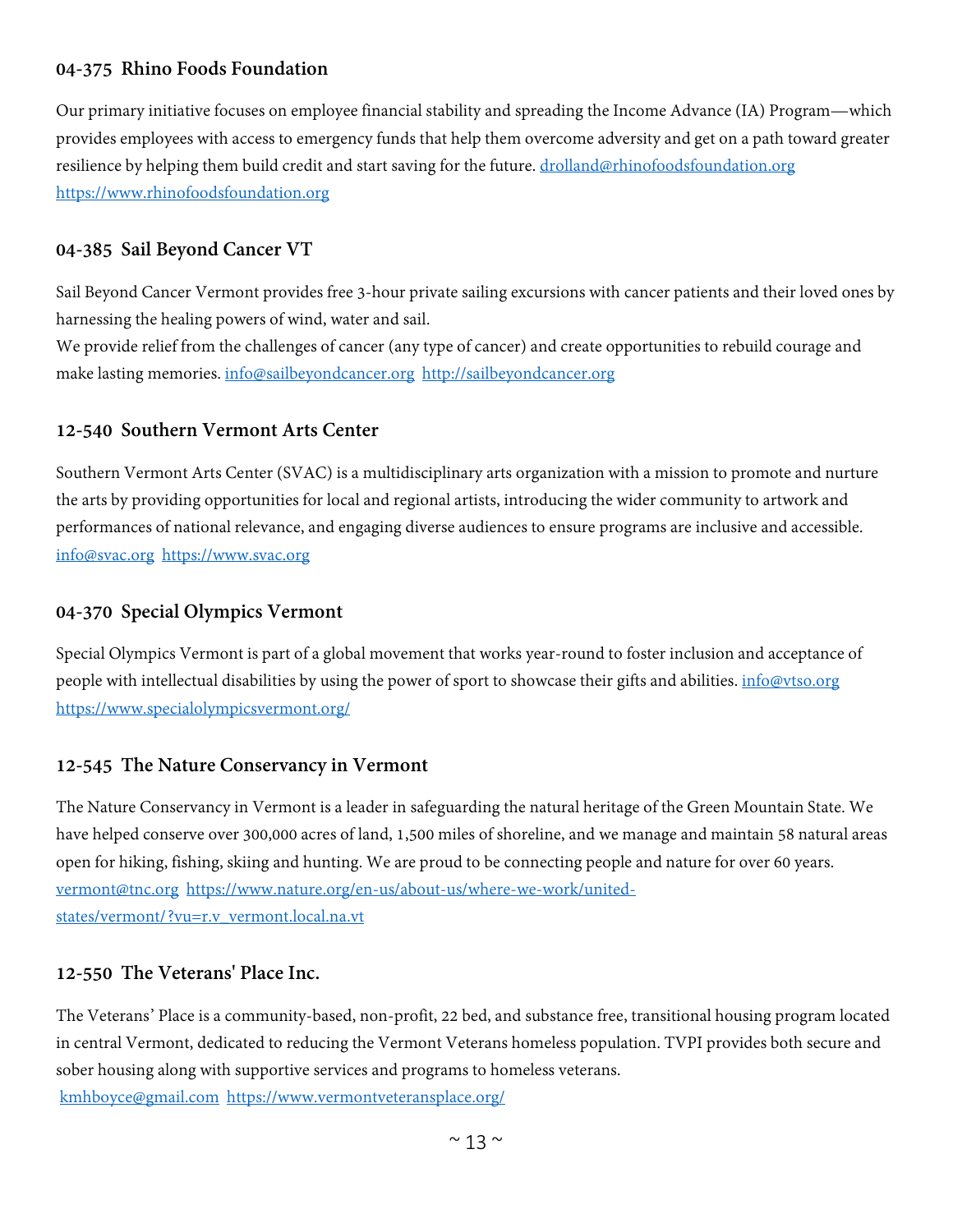### 04-375 Rhino Foods Foundation

Our primary initiative focuses on employee financial stability and spreading the Income Advance (IA) Program—which provides employees with access to emergency funds that help them overcome adversity and get on a path toward greater resilience by helping them build credit and start saving for the future. drolland@rhinofoodsfoundation.org https://www.rhinofoodsfoundation.org

### 04-385 Sail Beyond Cancer VT

Sail Beyond Cancer Vermont provides free 3-hour private sailing excursions with cancer patients and their loved ones by harnessing the healing powers of wind, water and sail.
We provide relief from the challenges of cancer (any type of cancer) and create opportunities to rebuild courage and make lasting memories. info@sailbeyondcancer.org http://sailbeyondcancer.org

### 12-540 Southern Vermont Arts Center

Southern Vermont Arts Center (SVAC) is a multidisciplinary arts organization with a mission to promote and nurture the arts by providing opportunities for local and regional artists, introducing the wider community to artwork and performances of national relevance, and engaging diverse audiences to ensure programs are inclusive and accessible. info@svac.org https://www.svac.org

### 04-370 Special Olympics Vermont

Special Olympics Vermont is part of a global movement that works year-round to foster inclusion and acceptance of people with intellectual disabilities by using the power of sport to showcase their gifts and abilities. info@vtso.org https://www.specialolympicsvermont.org/

### 12-545 The Nature Conservancy in Vermont

The Nature Conservancy in Vermont is a leader in safeguarding the natural heritage of the Green Mountain State. We have helped conserve over 300,000 acres of land, 1,500 miles of shoreline, and we manage and maintain 58 natural areas open for hiking, fishing, skiing and hunting. We are proud to be connecting people and nature for over 60 years. vermont@tnc.org https://www.nature.org/en-us/about-us/where-we-work/united-states/vermont/?vu=r.v_vermont.local.na.vt

### 12-550 The Veterans' Place Inc.

The Veterans' Place is a community-based, non-profit, 22 bed, and substance free, transitional housing program located in central Vermont, dedicated to reducing the Vermont Veterans homeless population. TVPI provides both secure and sober housing along with supportive services and programs to homeless veterans.
kmhboyce@gmail.com https://www.vermontveteransplace.org/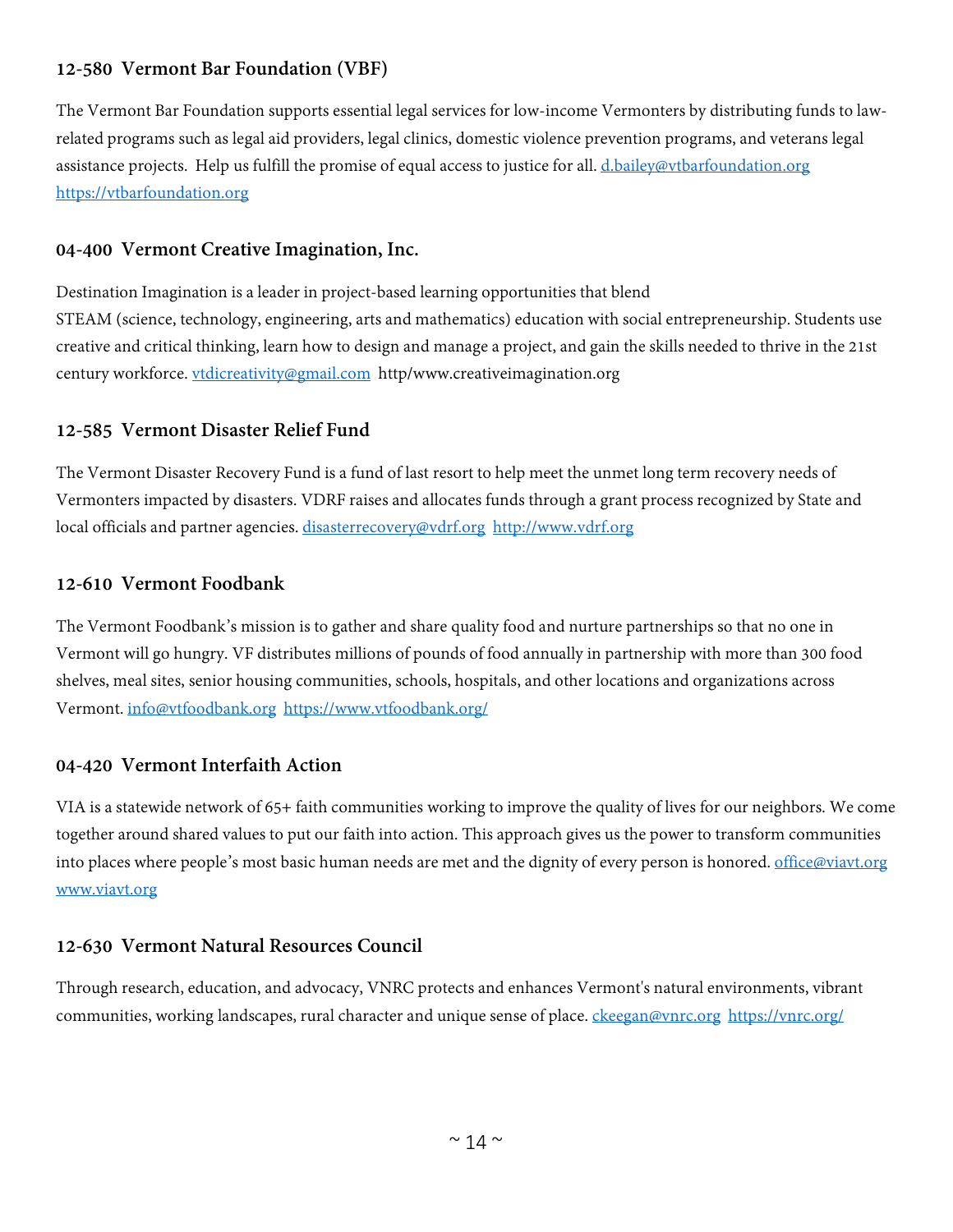### 12-580 Vermont Bar Foundation (VBF)

The Vermont Bar Foundation supports essential legal services for low-income Vermonters by distributing funds to law-related programs such as legal aid providers, legal clinics, domestic violence prevention programs, and veterans legal assistance projects. Help us fulfill the promise of equal access to justice for all. d.bailey@vtbarfoundation.org https://vtbarfoundation.org

### 04-400 Vermont Creative Imagination, Inc.

Destination Imagination is a leader in project-based learning opportunities that blend
STEAM (science, technology, engineering, arts and mathematics) education with social entrepreneurship. Students use creative and critical thinking, learn how to design and manage a project, and gain the skills needed to thrive in the 21st century workforce. vtdicreativity@gmail.com http/www.creativeimagination.org

### 12-585 Vermont Disaster Relief Fund

The Vermont Disaster Recovery Fund is a fund of last resort to help meet the unmet long term recovery needs of Vermonters impacted by disasters. VDRF raises and allocates funds through a grant process recognized by State and local officials and partner agencies. disasterrecovery@vdrf.org http://www.vdrf.org

### 12-610 Vermont Foodbank

The Vermont Foodbank's mission is to gather and share quality food and nurture partnerships so that no one in Vermont will go hungry. VF distributes millions of pounds of food annually in partnership with more than 300 food shelves, meal sites, senior housing communities, schools, hospitals, and other locations and organizations across Vermont. info@vtfoodbank.org https://www.vtfoodbank.org/

### 04-420 Vermont Interfaith Action

VIA is a statewide network of 65+ faith communities working to improve the quality of lives for our neighbors. We come together around shared values to put our faith into action. This approach gives us the power to transform communities into places where people's most basic human needs are met and the dignity of every person is honored. office@viavt.org www.viavt.org

### 12-630 Vermont Natural Resources Council

Through research, education, and advocacy, VNRC protects and enhances Vermont's natural environments, vibrant communities, working landscapes, rural character and unique sense of place. ckeegan@vnrc.org https://vnrc.org/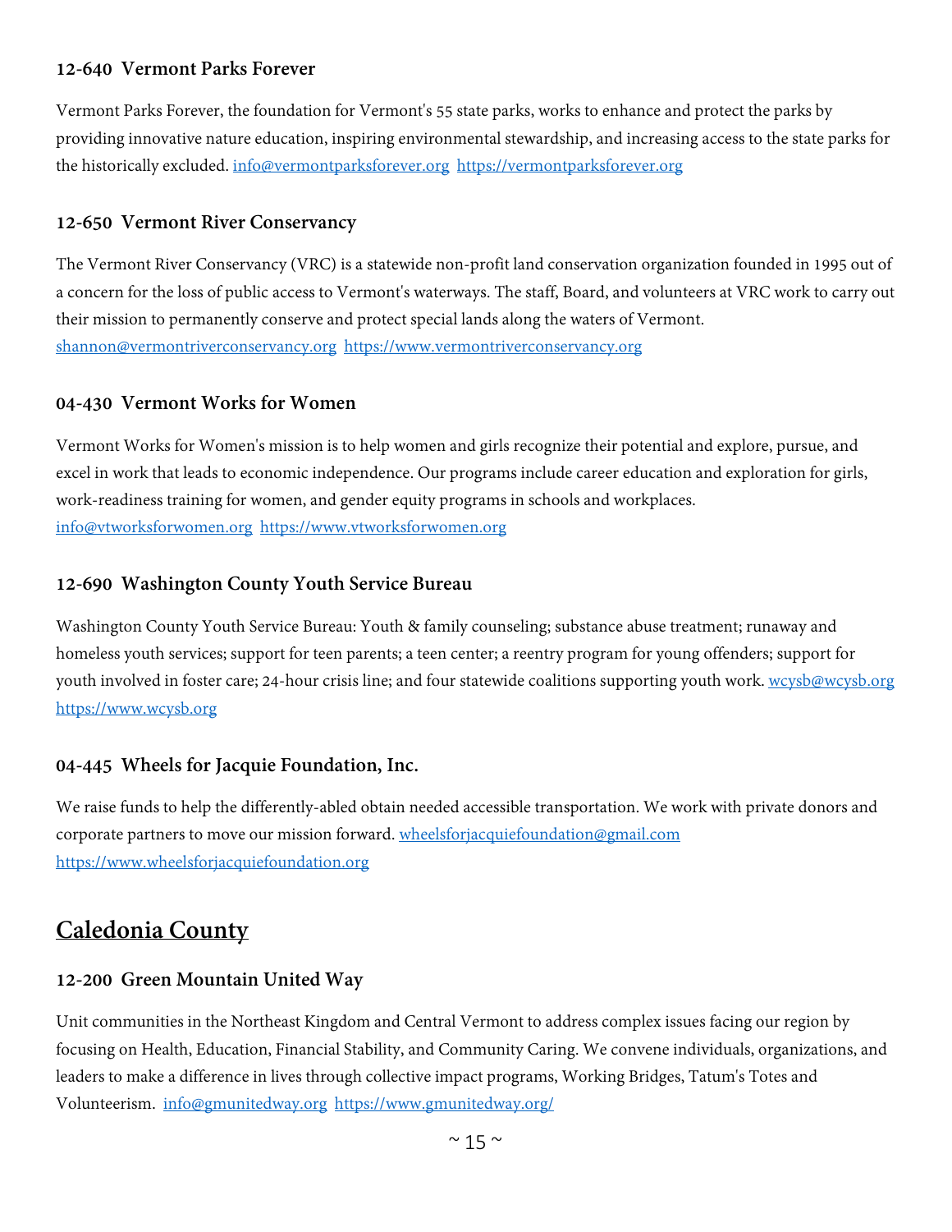### 12-640 Vermont Parks Forever

Vermont Parks Forever, the foundation for Vermont's 55 state parks, works to enhance and protect the parks by providing innovative nature education, inspiring environmental stewardship, and increasing access to the state parks for the historically excluded. info@vermontparksforever.org https://vermontparksforever.org

### 12-650 Vermont River Conservancy

The Vermont River Conservancy (VRC) is a statewide non-profit land conservation organization founded in 1995 out of a concern for the loss of public access to Vermont's waterways. The staff, Board, and volunteers at VRC work to carry out their mission to permanently conserve and protect special lands along the waters of Vermont. shannon@vermontriverconservancy.org https://www.vermontriverconservancy.org

### 04-430 Vermont Works for Women

Vermont Works for Women's mission is to help women and girls recognize their potential and explore, pursue, and excel in work that leads to economic independence. Our programs include career education and exploration for girls, work-readiness training for women, and gender equity programs in schools and workplaces. info@vtworksforwomen.org https://www.vtworksforwomen.org

### 12-690 Washington County Youth Service Bureau

Washington County Youth Service Bureau: Youth & family counseling; substance abuse treatment; runaway and homeless youth services; support for teen parents; a teen center; a reentry program for young offenders; support for youth involved in foster care; 24-hour crisis line; and four statewide coalitions supporting youth work. wcysb@wcysb.org https://www.wcysb.org

### 04-445 Wheels for Jacquie Foundation, Inc.

We raise funds to help the differently-abled obtain needed accessible transportation. We work with private donors and corporate partners to move our mission forward. wheelsforjacquiefoundation@gmail.com https://www.wheelsforjacquiefoundation.org

## Caledonia County

### 12-200 Green Mountain United Way

Unit communities in the Northeast Kingdom and Central Vermont to address complex issues facing our region by focusing on Health, Education, Financial Stability, and Community Caring. We convene individuals, organizations, and leaders to make a difference in lives through collective impact programs, Working Bridges, Tatum's Totes and Volunteerism. info@gmunitedway.org https://www.gmunitedway.org/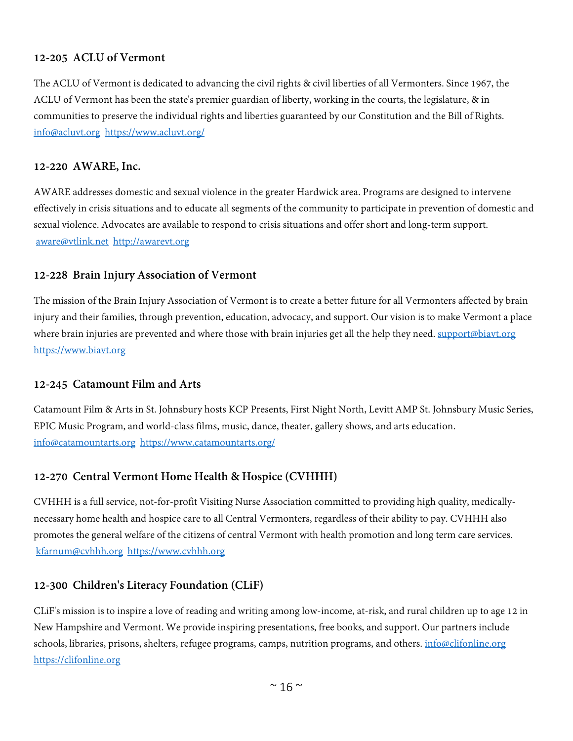### 12-205 ACLU of Vermont

The ACLU of Vermont is dedicated to advancing the civil rights & civil liberties of all Vermonters. Since 1967, the ACLU of Vermont has been the state's premier guardian of liberty, working in the courts, the legislature, & in communities to preserve the individual rights and liberties guaranteed by our Constitution and the Bill of Rights. info@acluvt.org https://www.acluvt.org/

### 12-220 AWARE, Inc.

AWARE addresses domestic and sexual violence in the greater Hardwick area. Programs are designed to intervene effectively in crisis situations and to educate all segments of the community to participate in prevention of domestic and sexual violence. Advocates are available to respond to crisis situations and offer short and long-term support. aware@vtlink.net http://awarevt.org

### 12-228 Brain Injury Association of Vermont

The mission of the Brain Injury Association of Vermont is to create a better future for all Vermonters affected by brain injury and their families, through prevention, education, advocacy, and support. Our vision is to make Vermont a place where brain injuries are prevented and where those with brain injuries get all the help they need. support@biavt.org https://www.biavt.org

### 12-245 Catamount Film and Arts

Catamount Film & Arts in St. Johnsbury hosts KCP Presents, First Night North, Levitt AMP St. Johnsbury Music Series, EPIC Music Program, and world-class films, music, dance, theater, gallery shows, and arts education. info@catamountarts.org https://www.catamountarts.org/

### 12-270 Central Vermont Home Health & Hospice (CVHHH)

CVHHH is a full service, not-for-profit Visiting Nurse Association committed to providing high quality, medically-necessary home health and hospice care to all Central Vermonters, regardless of their ability to pay. CVHHH also promotes the general welfare of the citizens of central Vermont with health promotion and long term care services. kfarnum@cvhhh.org https://www.cvhhh.org

### 12-300 Children's Literacy Foundation (CLiF)

CLiF's mission is to inspire a love of reading and writing among low-income, at-risk, and rural children up to age 12 in New Hampshire and Vermont. We provide inspiring presentations, free books, and support. Our partners include schools, libraries, prisons, shelters, refugee programs, camps, nutrition programs, and others. info@clifonline.org https://clifonline.org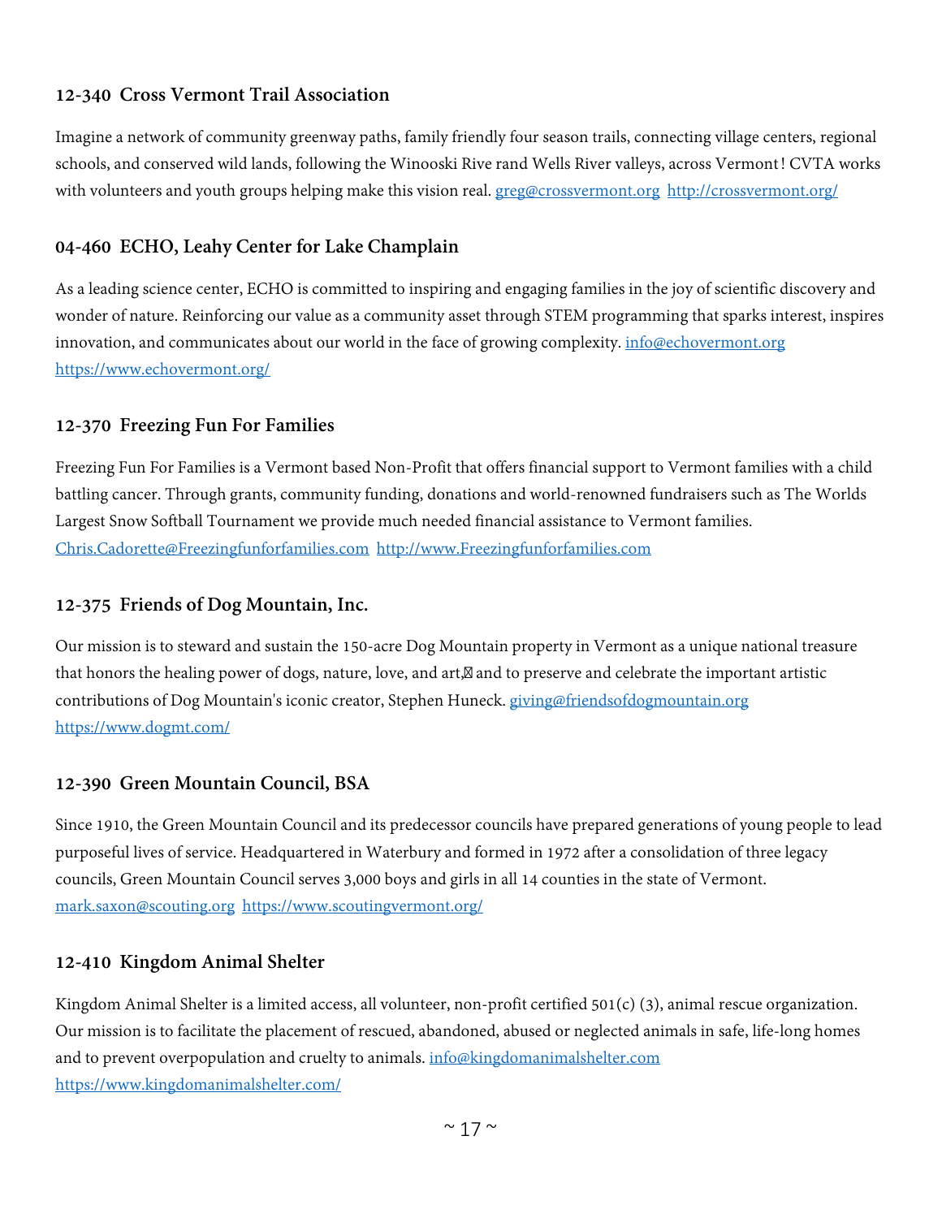### 12-340 Cross Vermont Trail Association

Imagine a network of community greenway paths, family friendly four season trails, connecting village centers, regional schools, and conserved wild lands, following the Winooski Rive rand Wells River valleys, across Vermont! CVTA works with volunteers and youth groups helping make this vision real. greg@crossvermont.org http://crossvermont.org/

### 04-460 ECHO, Leahy Center for Lake Champlain

As a leading science center, ECHO is committed to inspiring and engaging families in the joy of scientific discovery and wonder of nature. Reinforcing our value as a community asset through STEM programming that sparks interest, inspires innovation, and communicates about our world in the face of growing complexity. info@echovermont.org https://www.echovermont.org/

### 12-370 Freezing Fun For Families

Freezing Fun For Families is a Vermont based Non-Profit that offers financial support to Vermont families with a child battling cancer. Through grants, community funding, donations and world-renowned fundraisers such as The Worlds Largest Snow Softball Tournament we provide much needed financial assistance to Vermont families. Chris.Cadorette@Freezingfunforfamilies.com http://www.Freezingfunforfamilies.com

### 12-375 Friends of Dog Mountain, Inc.

Our mission is to steward and sustain the 150-acre Dog Mountain property in Vermont as a unique national treasure that honors the healing power of dogs, nature, love, and art, and to preserve and celebrate the important artistic contributions of Dog Mountain's iconic creator, Stephen Huneck. giving@friendsofdogmountain.org https://www.dogmt.com/

### 12-390 Green Mountain Council, BSA

Since 1910, the Green Mountain Council and its predecessor councils have prepared generations of young people to lead purposeful lives of service. Headquartered in Waterbury and formed in 1972 after a consolidation of three legacy councils, Green Mountain Council serves 3,000 boys and girls in all 14 counties in the state of Vermont. mark.saxon@scouting.org https://www.scoutingvermont.org/

### 12-410 Kingdom Animal Shelter

Kingdom Animal Shelter is a limited access, all volunteer, non-profit certified 501(c) (3), animal rescue organization. Our mission is to facilitate the placement of rescued, abandoned, abused or neglected animals in safe, life-long homes and to prevent overpopulation and cruelty to animals. info@kingdomanimalshelter.com https://www.kingdomanimalshelter.com/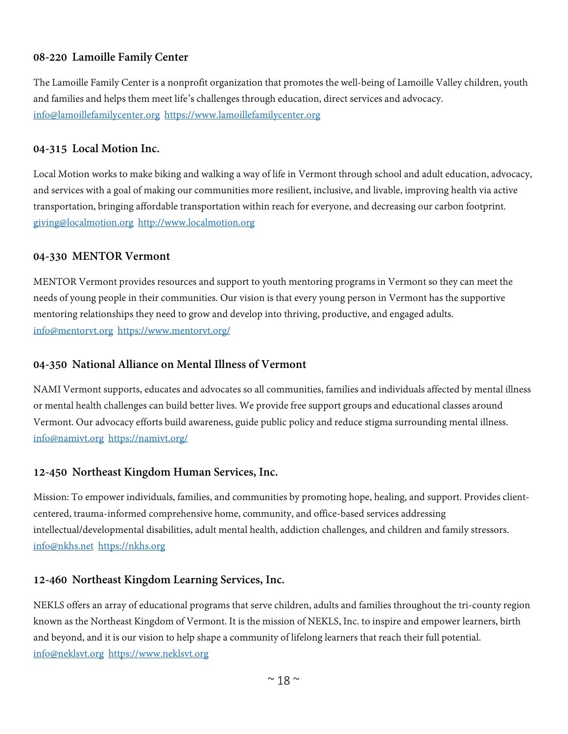### 08-220 Lamoille Family Center

The Lamoille Family Center is a nonprofit organization that promotes the well-being of Lamoille Valley children, youth and families and helps them meet life's challenges through education, direct services and advocacy.
info@lamoillefamilycenter.org https://www.lamoillefamilycenter.org

### 04-315 Local Motion Inc.

Local Motion works to make biking and walking a way of life in Vermont through school and adult education, advocacy, and services with a goal of making our communities more resilient, inclusive, and livable, improving health via active transportation, bringing affordable transportation within reach for everyone, and decreasing our carbon footprint.
giving@localmotion.org http://www.localmotion.org

### 04-330 MENTOR Vermont

MENTOR Vermont provides resources and support to youth mentoring programs in Vermont so they can meet the needs of young people in their communities. Our vision is that every young person in Vermont has the supportive mentoring relationships they need to grow and develop into thriving, productive, and engaged adults.
info@mentorvt.org https://www.mentorvt.org/

### 04-350 National Alliance on Mental Illness of Vermont

NAMI Vermont supports, educates and advocates so all communities, families and individuals affected by mental illness or mental health challenges can build better lives. We provide free support groups and educational classes around Vermont. Our advocacy efforts build awareness, guide public policy and reduce stigma surrounding mental illness.
info@namivt.org https://namivt.org/

### 12-450 Northeast Kingdom Human Services, Inc.

Mission: To empower individuals, families, and communities by promoting hope, healing, and support. Provides client-centered, trauma-informed comprehensive home, community, and office-based services addressing intellectual/developmental disabilities, adult mental health, addiction challenges, and children and family stressors.
info@nkhs.net https://nkhs.org

### 12-460 Northeast Kingdom Learning Services, Inc.

NEKLS offers an array of educational programs that serve children, adults and families throughout the tri-county region known as the Northeast Kingdom of Vermont. It is the mission of NEKLS, Inc. to inspire and empower learners, birth and beyond, and it is our vision to help shape a community of lifelong learners that reach their full potential.
info@neklsvt.org https://www.neklsvt.org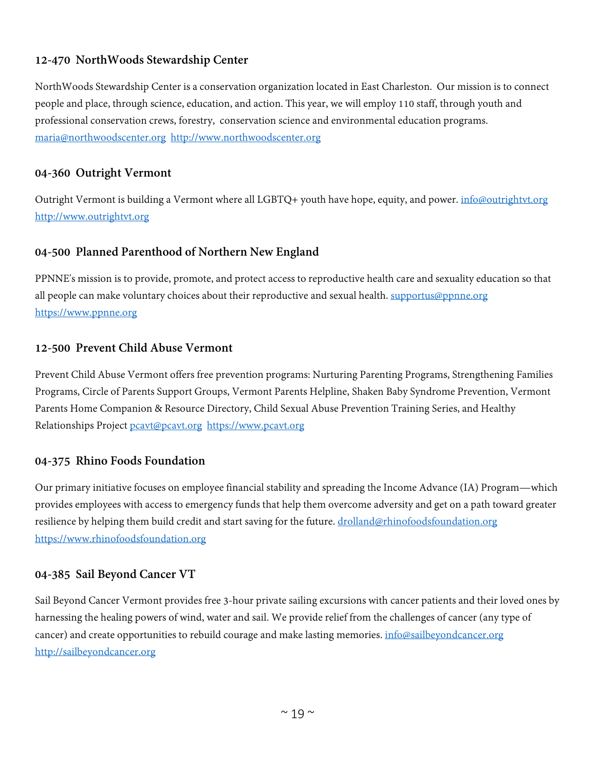### 12-470 NorthWoods Stewardship Center

NorthWoods Stewardship Center is a conservation organization located in East Charleston. Our mission is to connect people and place, through science, education, and action. This year, we will employ 110 staff, through youth and professional conservation crews, forestry, conservation science and environmental education programs. maria@northwoodscenter.org http://www.northwoodscenter.org

### 04-360 Outright Vermont

Outright Vermont is building a Vermont where all LGBTQ+ youth have hope, equity, and power. info@outrightvt.org http://www.outrightvt.org

### 04-500 Planned Parenthood of Northern New England

PPNNE's mission is to provide, promote, and protect access to reproductive health care and sexuality education so that all people can make voluntary choices about their reproductive and sexual health. supportus@ppnne.org https://www.ppnne.org

### 12-500 Prevent Child Abuse Vermont

Prevent Child Abuse Vermont offers free prevention programs: Nurturing Parenting Programs, Strengthening Families Programs, Circle of Parents Support Groups, Vermont Parents Helpline, Shaken Baby Syndrome Prevention, Vermont Parents Home Companion & Resource Directory, Child Sexual Abuse Prevention Training Series, and Healthy Relationships Project pcavt@pcavt.org https://www.pcavt.org

### 04-375 Rhino Foods Foundation

Our primary initiative focuses on employee financial stability and spreading the Income Advance (IA) Program—which provides employees with access to emergency funds that help them overcome adversity and get on a path toward greater resilience by helping them build credit and start saving for the future. drolland@rhinofoodsfoundation.org https://www.rhinofoodsfoundation.org

### 04-385 Sail Beyond Cancer VT

Sail Beyond Cancer Vermont provides free 3-hour private sailing excursions with cancer patients and their loved ones by harnessing the healing powers of wind, water and sail. We provide relief from the challenges of cancer (any type of cancer) and create opportunities to rebuild courage and make lasting memories. info@sailbeyondcancer.org http://sailbeyondcancer.org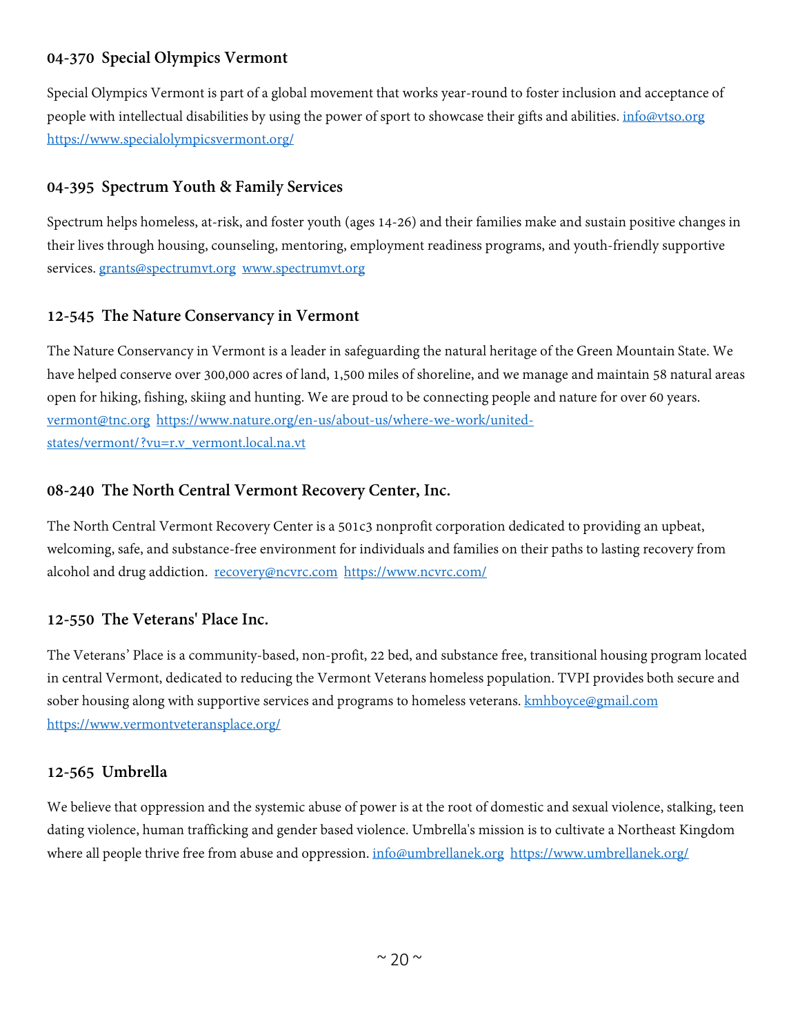### 04-370 Special Olympics Vermont

Special Olympics Vermont is part of a global movement that works year-round to foster inclusion and acceptance of people with intellectual disabilities by using the power of sport to showcase their gifts and abilities. info@vtso.org https://www.specialolympicsvermont.org/

### 04-395 Spectrum Youth & Family Services

Spectrum helps homeless, at-risk, and foster youth (ages 14-26) and their families make and sustain positive changes in their lives through housing, counseling, mentoring, employment readiness programs, and youth-friendly supportive services. grants@spectrumvt.org www.spectrumvt.org

### 12-545 The Nature Conservancy in Vermont

The Nature Conservancy in Vermont is a leader in safeguarding the natural heritage of the Green Mountain State. We have helped conserve over 300,000 acres of land, 1,500 miles of shoreline, and we manage and maintain 58 natural areas open for hiking, fishing, skiing and hunting. We are proud to be connecting people and nature for over 60 years. vermont@tnc.org https://www.nature.org/en-us/about-us/where-we-work/united-states/vermont/?vu=r.v_vermont.local.na.vt

### 08-240 The North Central Vermont Recovery Center, Inc.

The North Central Vermont Recovery Center is a 501c3 nonprofit corporation dedicated to providing an upbeat, welcoming, safe, and substance-free environment for individuals and families on their paths to lasting recovery from alcohol and drug addiction. recovery@ncvrc.com https://www.ncvrc.com/

### 12-550 The Veterans' Place Inc.

The Veterans' Place is a community-based, non-profit, 22 bed, and substance free, transitional housing program located in central Vermont, dedicated to reducing the Vermont Veterans homeless population. TVPI provides both secure and sober housing along with supportive services and programs to homeless veterans. kmhboyce@gmail.com https://www.vermontveteransplace.org/

### 12-565 Umbrella

We believe that oppression and the systemic abuse of power is at the root of domestic and sexual violence, stalking, teen dating violence, human trafficking and gender based violence. Umbrella's mission is to cultivate a Northeast Kingdom where all people thrive free from abuse and oppression. info@umbrellanek.org https://www.umbrellanek.org/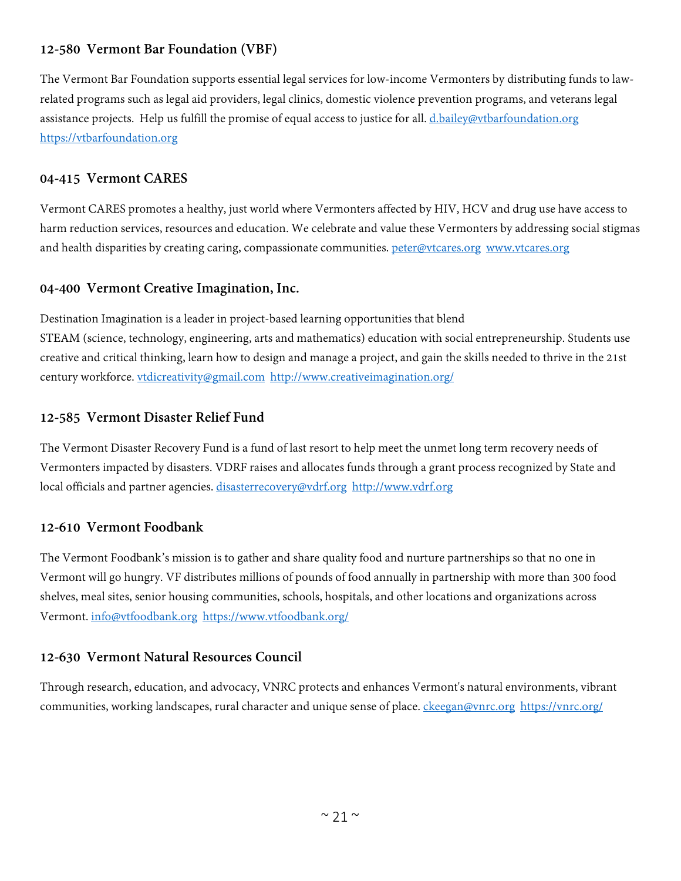### 12-580 Vermont Bar Foundation (VBF)

The Vermont Bar Foundation supports essential legal services for low-income Vermonters by distributing funds to law-related programs such as legal aid providers, legal clinics, domestic violence prevention programs, and veterans legal assistance projects. Help us fulfill the promise of equal access to justice for all. d.bailey@vtbarfoundation.org https://vtbarfoundation.org

### 04-415 Vermont CARES

Vermont CARES promotes a healthy, just world where Vermonters affected by HIV, HCV and drug use have access to harm reduction services, resources and education. We celebrate and value these Vermonters by addressing social stigmas and health disparities by creating caring, compassionate communities. peter@vtcares.org www.vtcares.org

### 04-400 Vermont Creative Imagination, Inc.

Destination Imagination is a leader in project-based learning opportunities that blend STEAM (science, technology, engineering, arts and mathematics) education with social entrepreneurship. Students use creative and critical thinking, learn how to design and manage a project, and gain the skills needed to thrive in the 21st century workforce. vtdicreativity@gmail.com http://www.creativeimagination.org/

### 12-585 Vermont Disaster Relief Fund

The Vermont Disaster Recovery Fund is a fund of last resort to help meet the unmet long term recovery needs of Vermonters impacted by disasters. VDRF raises and allocates funds through a grant process recognized by State and local officials and partner agencies. disasterrecovery@vdrf.org http://www.vdrf.org

### 12-610 Vermont Foodbank

The Vermont Foodbank's mission is to gather and share quality food and nurture partnerships so that no one in Vermont will go hungry. VF distributes millions of pounds of food annually in partnership with more than 300 food shelves, meal sites, senior housing communities, schools, hospitals, and other locations and organizations across Vermont. info@vtfoodbank.org https://www.vtfoodbank.org/

### 12-630 Vermont Natural Resources Council

Through research, education, and advocacy, VNRC protects and enhances Vermont's natural environments, vibrant communities, working landscapes, rural character and unique sense of place. ckeegan@vnrc.org https://vnrc.org/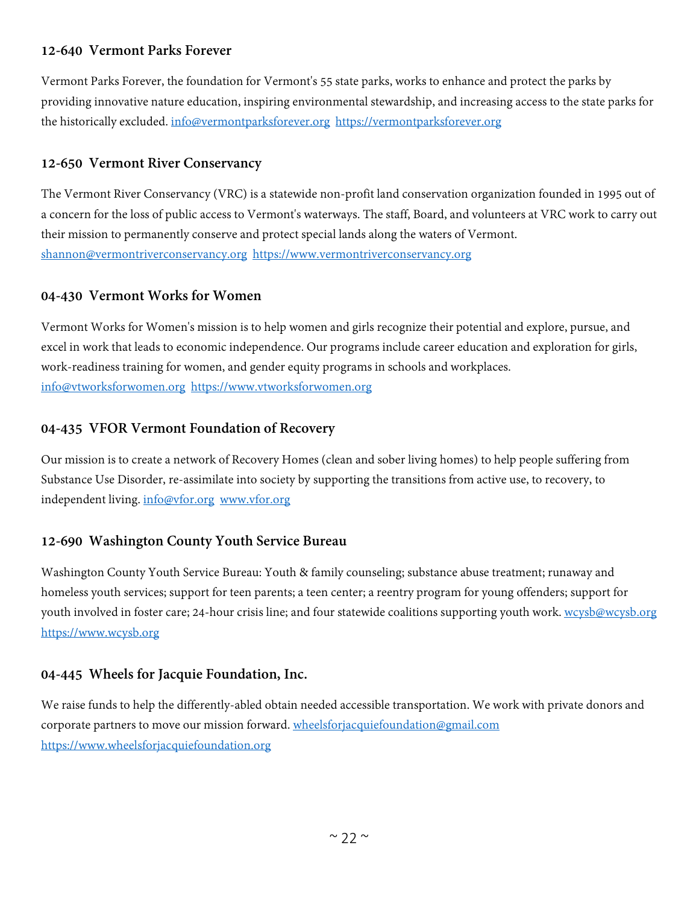### 12-640 Vermont Parks Forever

Vermont Parks Forever, the foundation for Vermont's 55 state parks, works to enhance and protect the parks by providing innovative nature education, inspiring environmental stewardship, and increasing access to the state parks for the historically excluded. info@vermontparksforever.org https://vermontparksforever.org

### 12-650 Vermont River Conservancy

The Vermont River Conservancy (VRC) is a statewide non-profit land conservation organization founded in 1995 out of a concern for the loss of public access to Vermont's waterways. The staff, Board, and volunteers at VRC work to carry out their mission to permanently conserve and protect special lands along the waters of Vermont. shannon@vermontriverconservancy.org https://www.vermontriverconservancy.org

### 04-430 Vermont Works for Women

Vermont Works for Women's mission is to help women and girls recognize their potential and explore, pursue, and excel in work that leads to economic independence. Our programs include career education and exploration for girls, work-readiness training for women, and gender equity programs in schools and workplaces. info@vtworksforwomen.org https://www.vtworksforwomen.org

### 04-435 VFOR Vermont Foundation of Recovery

Our mission is to create a network of Recovery Homes (clean and sober living homes) to help people suffering from Substance Use Disorder, re-assimilate into society by supporting the transitions from active use, to recovery, to independent living. info@vfor.org www.vfor.org

### 12-690 Washington County Youth Service Bureau

Washington County Youth Service Bureau: Youth & family counseling; substance abuse treatment; runaway and homeless youth services; support for teen parents; a teen center; a reentry program for young offenders; support for youth involved in foster care; 24-hour crisis line; and four statewide coalitions supporting youth work. wcysb@wcysb.org https://www.wcysb.org

### 04-445 Wheels for Jacquie Foundation, Inc.

We raise funds to help the differently-abled obtain needed accessible transportation. We work with private donors and corporate partners to move our mission forward. wheelsforjacquiefoundation@gmail.com https://www.wheelsforjacquiefoundation.org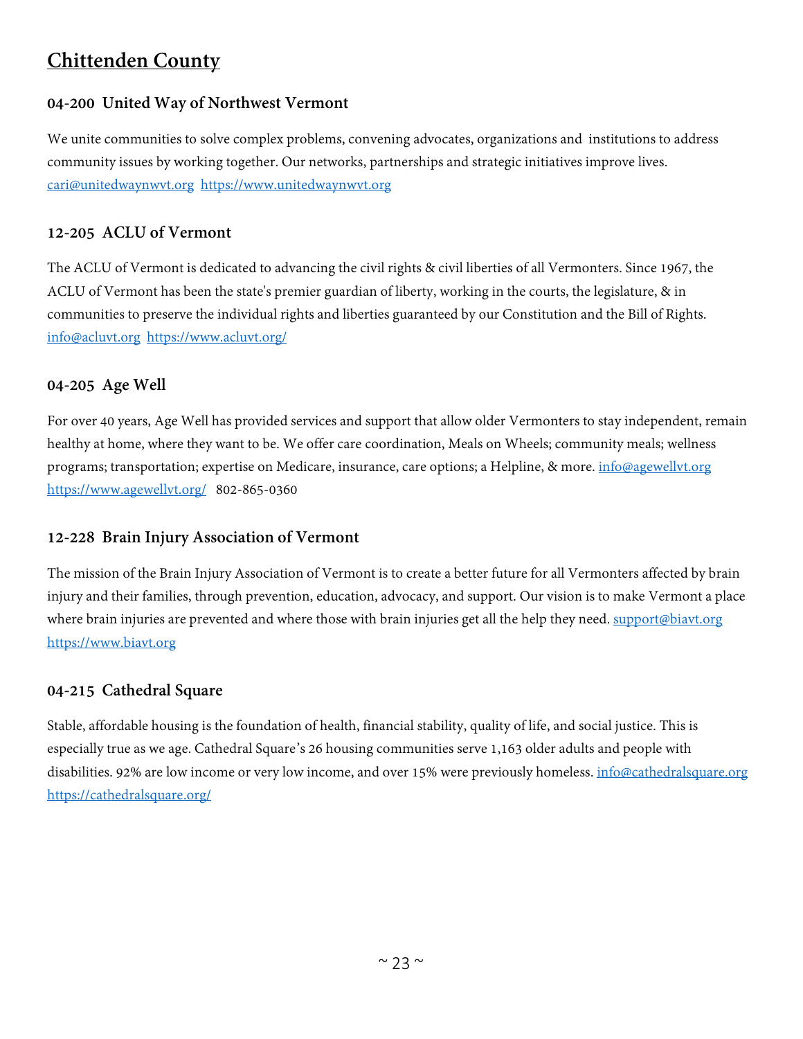## Chittenden County

### 04-200 United Way of Northwest Vermont

We unite communities to solve complex problems, convening advocates, organizations and institutions to address community issues by working together. Our networks, partnerships and strategic initiatives improve lives. cari@unitedwaynwvt.org https://www.unitedwaynwvt.org

### 12-205 ACLU of Vermont

The ACLU of Vermont is dedicated to advancing the civil rights & civil liberties of all Vermonters. Since 1967, the ACLU of Vermont has been the state's premier guardian of liberty, working in the courts, the legislature, & in communities to preserve the individual rights and liberties guaranteed by our Constitution and the Bill of Rights. info@acluvt.org https://www.acluvt.org/

### 04-205 Age Well

For over 40 years, Age Well has provided services and support that allow older Vermonters to stay independent, remain healthy at home, where they want to be. We offer care coordination, Meals on Wheels; community meals; wellness programs; transportation; expertise on Medicare, insurance, care options; a Helpline, & more. info@agewellvt.org https://www.agewellvt.org/ 802-865-0360

### 12-228 Brain Injury Association of Vermont

The mission of the Brain Injury Association of Vermont is to create a better future for all Vermonters affected by brain injury and their families, through prevention, education, advocacy, and support. Our vision is to make Vermont a place where brain injuries are prevented and where those with brain injuries get all the help they need. support@biavt.org https://www.biavt.org

### 04-215 Cathedral Square

Stable, affordable housing is the foundation of health, financial stability, quality of life, and social justice. This is especially true as we age. Cathedral Square's 26 housing communities serve 1,163 older adults and people with disabilities. 92% are low income or very low income, and over 15% were previously homeless. info@cathedralsquare.org https://cathedralsquare.org/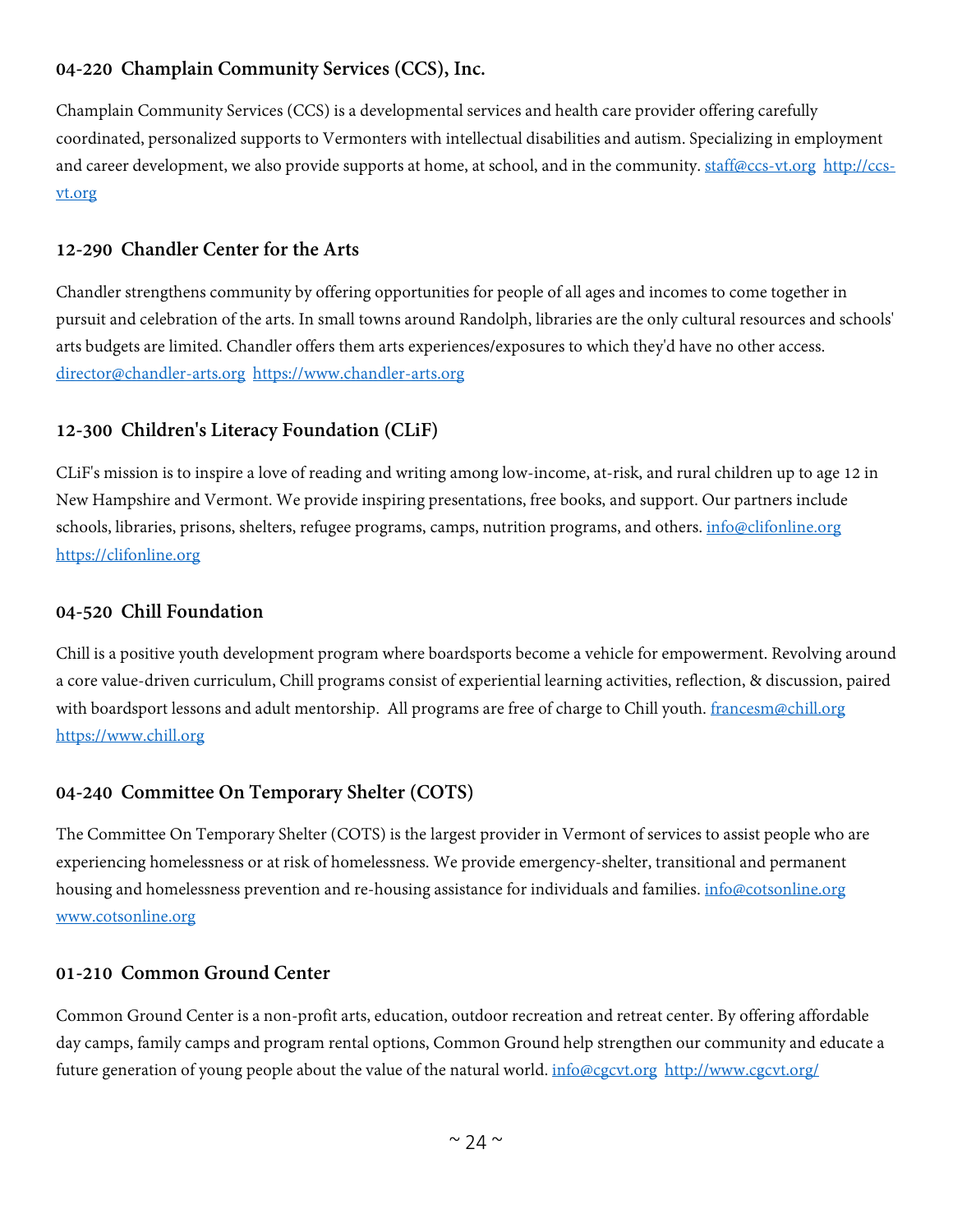### 04-220 Champlain Community Services (CCS), Inc.

Champlain Community Services (CCS) is a developmental services and health care provider offering carefully coordinated, personalized supports to Vermonters with intellectual disabilities and autism. Specializing in employment and career development, we also provide supports at home, at school, and in the community. staff@ccs-vt.org http://ccs-vt.org

### 12-290 Chandler Center for the Arts

Chandler strengthens community by offering opportunities for people of all ages and incomes to come together in pursuit and celebration of the arts. In small towns around Randolph, libraries are the only cultural resources and schools' arts budgets are limited. Chandler offers them arts experiences/exposures to which they'd have no other access. director@chandler-arts.org https://www.chandler-arts.org

### 12-300 Children's Literacy Foundation (CLiF)

CLiF's mission is to inspire a love of reading and writing among low-income, at-risk, and rural children up to age 12 in New Hampshire and Vermont. We provide inspiring presentations, free books, and support. Our partners include schools, libraries, prisons, shelters, refugee programs, camps, nutrition programs, and others. info@clifonline.org https://clifonline.org

### 04-520 Chill Foundation

Chill is a positive youth development program where boardsports become a vehicle for empowerment. Revolving around a core value-driven curriculum, Chill programs consist of experiential learning activities, reflection, & discussion, paired with boardsport lessons and adult mentorship. All programs are free of charge to Chill youth. francesm@chill.org https://www.chill.org

### 04-240 Committee On Temporary Shelter (COTS)

The Committee On Temporary Shelter (COTS) is the largest provider in Vermont of services to assist people who are experiencing homelessness or at risk of homelessness. We provide emergency-shelter, transitional and permanent housing and homelessness prevention and re-housing assistance for individuals and families. info@cotsonline.org www.cotsonline.org

### 01-210 Common Ground Center

Common Ground Center is a non-profit arts, education, outdoor recreation and retreat center. By offering affordable day camps, family camps and program rental options, Common Ground help strengthen our community and educate a future generation of young people about the value of the natural world. info@cgcvt.org http://www.cgcvt.org/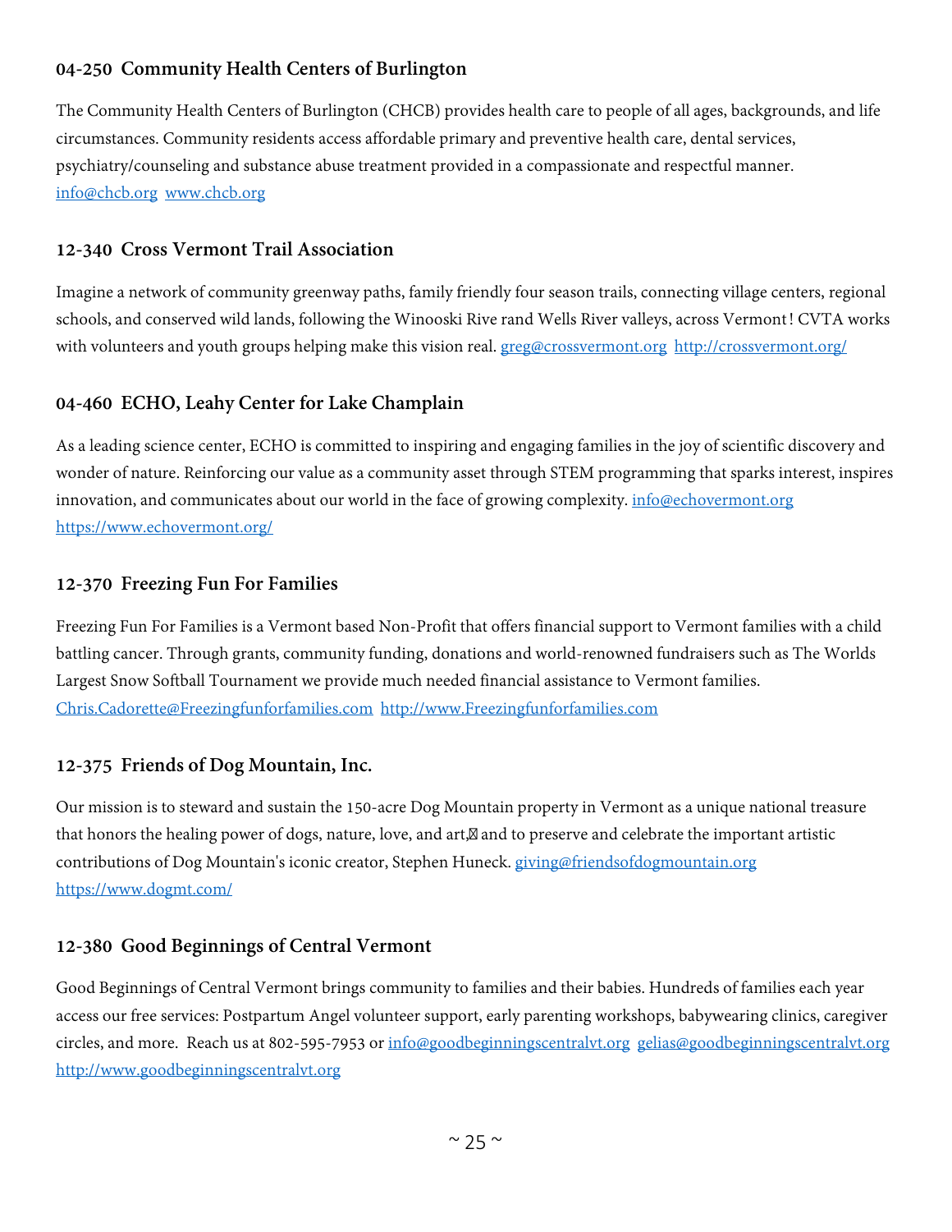### 04-250 Community Health Centers of Burlington

The Community Health Centers of Burlington (CHCB) provides health care to people of all ages, backgrounds, and life circumstances. Community residents access affordable primary and preventive health care, dental services, psychiatry/counseling and substance abuse treatment provided in a compassionate and respectful manner. info@chcb.org www.chcb.org

### 12-340 Cross Vermont Trail Association

Imagine a network of community greenway paths, family friendly four season trails, connecting village centers, regional schools, and conserved wild lands, following the Winooski Rive rand Wells River valleys, across Vermont! CVTA works with volunteers and youth groups helping make this vision real. greg@crossvermont.org http://crossvermont.org/

### 04-460 ECHO, Leahy Center for Lake Champlain

As a leading science center, ECHO is committed to inspiring and engaging families in the joy of scientific discovery and wonder of nature. Reinforcing our value as a community asset through STEM programming that sparks interest, inspires innovation, and communicates about our world in the face of growing complexity. info@echovermont.org https://www.echovermont.org/

### 12-370 Freezing Fun For Families

Freezing Fun For Families is a Vermont based Non-Profit that offers financial support to Vermont families with a child battling cancer. Through grants, community funding, donations and world-renowned fundraisers such as The Worlds Largest Snow Softball Tournament we provide much needed financial assistance to Vermont families. Chris.Cadorette@Freezingfunforfamilies.com http://www.Freezingfunforfamilies.com

### 12-375 Friends of Dog Mountain, Inc.

Our mission is to steward and sustain the 150-acre Dog Mountain property in Vermont as a unique national treasure that honors the healing power of dogs, nature, love, and art, and to preserve and celebrate the important artistic contributions of Dog Mountain's iconic creator, Stephen Huneck. giving@friendsofdogmountain.org https://www.dogmt.com/

### 12-380 Good Beginnings of Central Vermont

Good Beginnings of Central Vermont brings community to families and their babies. Hundreds of families each year access our free services: Postpartum Angel volunteer support, early parenting workshops, babywearing clinics, caregiver circles, and more. Reach us at 802-595-7953 or info@goodbeginningscentralvt.org gelias@goodbeginningscentralvt.org http://www.goodbeginningscentralvt.org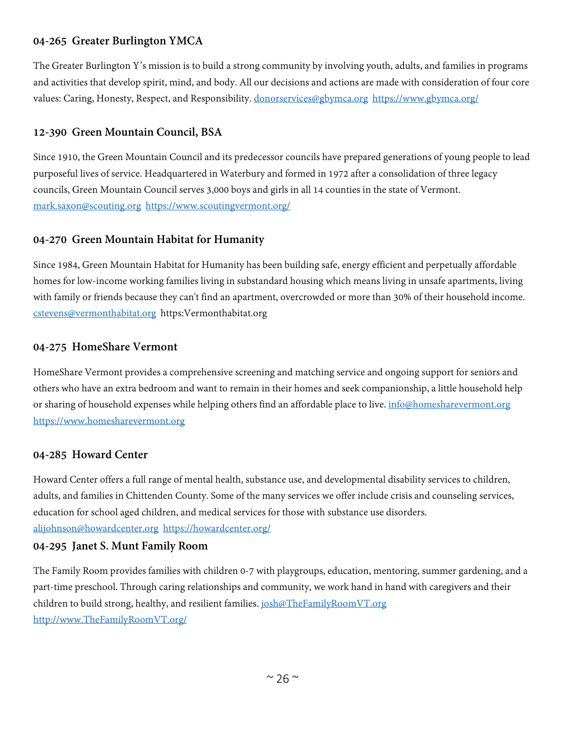### 04-265 Greater Burlington YMCA

The Greater Burlington Y's mission is to build a strong community by involving youth, adults, and families in programs and activities that develop spirit, mind, and body. All our decisions and actions are made with consideration of four core values: Caring, Honesty, Respect, and Responsibility. donorservices@gbymca.org https://www.gbymca.org/

### 12-390 Green Mountain Council, BSA

Since 1910, the Green Mountain Council and its predecessor councils have prepared generations of young people to lead purposeful lives of service. Headquartered in Waterbury and formed in 1972 after a consolidation of three legacy councils, Green Mountain Council serves 3,000 boys and girls in all 14 counties in the state of Vermont. mark.saxon@scouting.org https://www.scoutingvermont.org/

### 04-270 Green Mountain Habitat for Humanity

Since 1984, Green Mountain Habitat for Humanity has been building safe, energy efficient and perpetually affordable homes for low-income working families living in substandard housing which means living in unsafe apartments, living with family or friends because they can't find an apartment, overcrowded or more than 30% of their household income. cstevens@vermonthabitat.org https:Vermonthabitat.org

### 04-275 HomeShare Vermont

HomeShare Vermont provides a comprehensive screening and matching service and ongoing support for seniors and others who have an extra bedroom and want to remain in their homes and seek companionship, a little household help or sharing of household expenses while helping others find an affordable place to live. info@homesharevermont.org https://www.homesharevermont.org

### 04-285 Howard Center

Howard Center offers a full range of mental health, substance use, and developmental disability services to children, adults, and families in Chittenden County. Some of the many services we offer include crisis and counseling services, education for school aged children, and medical services for those with substance use disorders. alijohnson@howardcenter.org https://howardcenter.org/

### 04-295 Janet S. Munt Family Room

The Family Room provides families with children 0-7 with playgroups, education, mentoring, summer gardening, and a part-time preschool. Through caring relationships and community, we work hand in hand with caregivers and their children to build strong, healthy, and resilient families. josh@TheFamilyRoomVT.org http://www.TheFamilyRoomVT.org/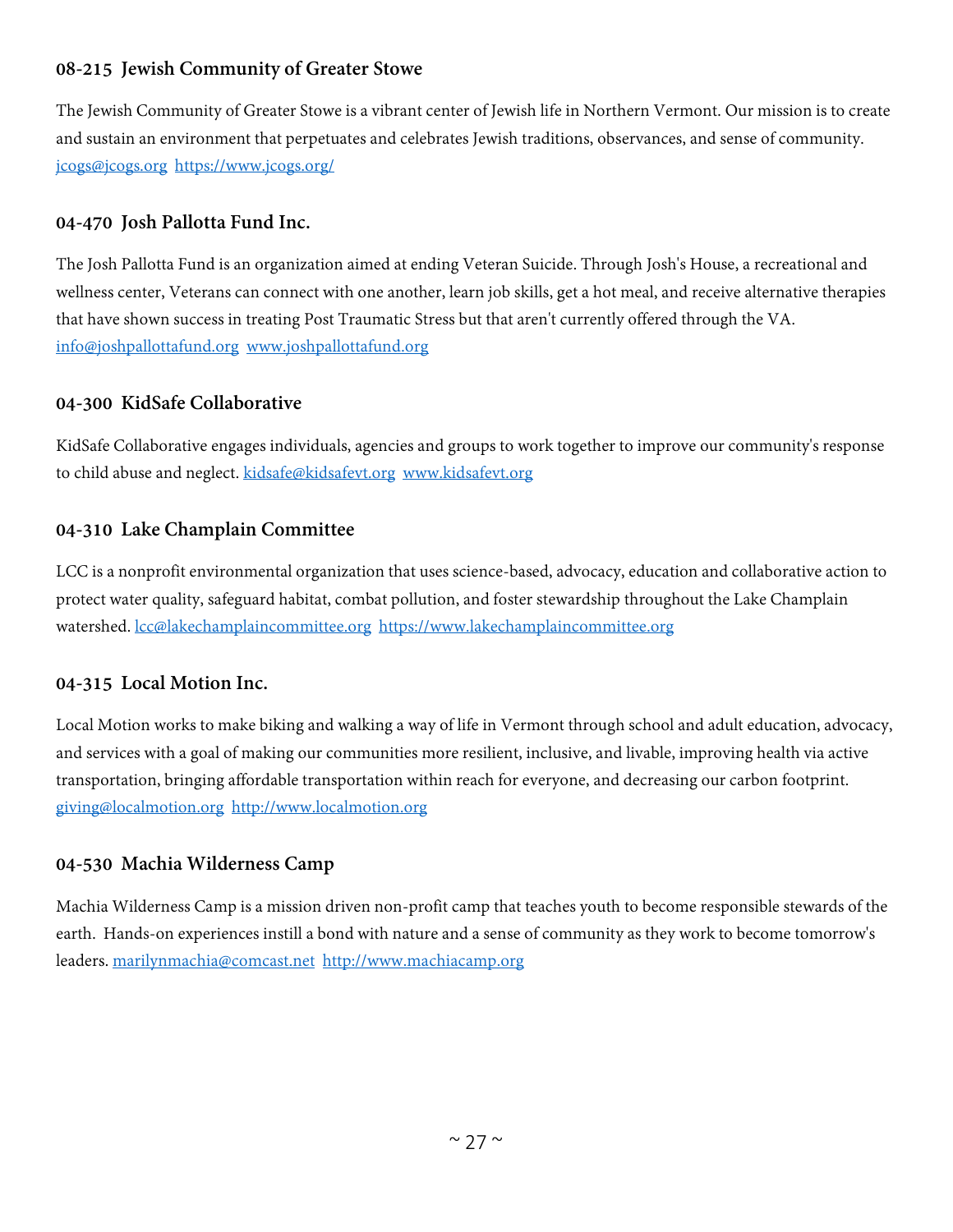### 08-215 Jewish Community of Greater Stowe

The Jewish Community of Greater Stowe is a vibrant center of Jewish life in Northern Vermont. Our mission is to create and sustain an environment that perpetuates and celebrates Jewish traditions, observances, and sense of community. jcogs@jcogs.org https://www.jcogs.org/

### 04-470 Josh Pallotta Fund Inc.

The Josh Pallotta Fund is an organization aimed at ending Veteran Suicide. Through Josh's House, a recreational and wellness center, Veterans can connect with one another, learn job skills, get a hot meal, and receive alternative therapies that have shown success in treating Post Traumatic Stress but that aren't currently offered through the VA. info@joshpallottafund.org www.joshpallottafund.org

### 04-300 KidSafe Collaborative

KidSafe Collaborative engages individuals, agencies and groups to work together to improve our community's response to child abuse and neglect. kidsafe@kidsafevt.org www.kidsafevt.org

### 04-310 Lake Champlain Committee

LCC is a nonprofit environmental organization that uses science-based, advocacy, education and collaborative action to protect water quality, safeguard habitat, combat pollution, and foster stewardship throughout the Lake Champlain watershed. lcc@lakechamplaincommittee.org https://www.lakechamplaincommittee.org

### 04-315 Local Motion Inc.

Local Motion works to make biking and walking a way of life in Vermont through school and adult education, advocacy, and services with a goal of making our communities more resilient, inclusive, and livable, improving health via active transportation, bringing affordable transportation within reach for everyone, and decreasing our carbon footprint. giving@localmotion.org http://www.localmotion.org

### 04-530 Machia Wilderness Camp

Machia Wilderness Camp is a mission driven non-profit camp that teaches youth to become responsible stewards of the earth. Hands-on experiences instill a bond with nature and a sense of community as they work to become tomorrow's leaders. marilynmachia@comcast.net http://www.machiacamp.org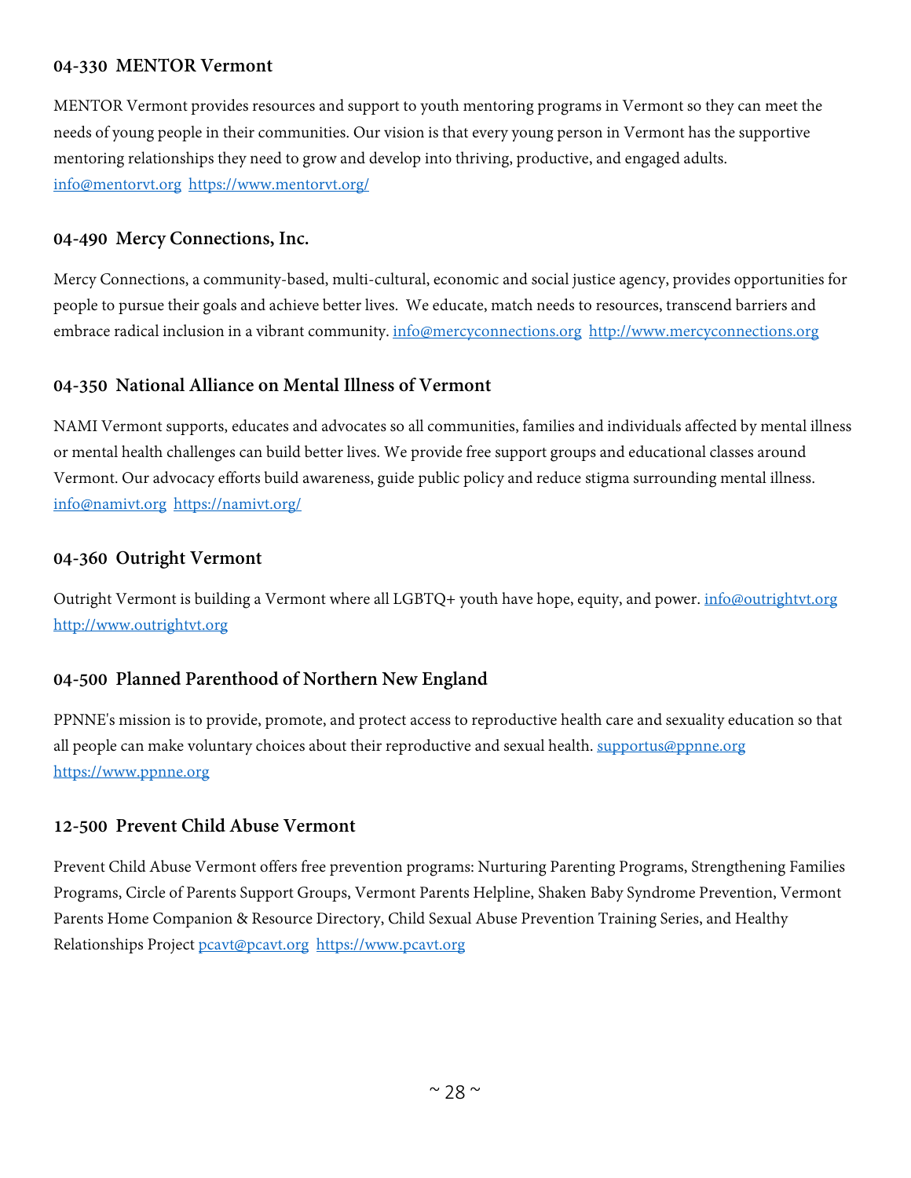### 04-330  MENTOR Vermont

MENTOR Vermont provides resources and support to youth mentoring programs in Vermont so they can meet the needs of young people in their communities. Our vision is that every young person in Vermont has the supportive mentoring relationships they need to grow and develop into thriving, productive, and engaged adults. info@mentorvt.org  https://www.mentorvt.org/

### 04-490  Mercy Connections, Inc.

Mercy Connections, a community-based, multi-cultural, economic and social justice agency, provides opportunities for people to pursue their goals and achieve better lives.  We educate, match needs to resources, transcend barriers and embrace radical inclusion in a vibrant community. info@mercyconnections.org  http://www.mercyconnections.org

### 04-350  National Alliance on Mental Illness of Vermont

NAMI Vermont supports, educates and advocates so all communities, families and individuals affected by mental illness or mental health challenges can build better lives. We provide free support groups and educational classes around Vermont. Our advocacy efforts build awareness, guide public policy and reduce stigma surrounding mental illness. info@namivt.org  https://namivt.org/

### 04-360  Outright Vermont

Outright Vermont is building a Vermont where all LGBTQ+ youth have hope, equity, and power. info@outrightvt.org http://www.outrightvt.org

### 04-500  Planned Parenthood of Northern New England

PPNNE's mission is to provide, promote, and protect access to reproductive health care and sexuality education so that all people can make voluntary choices about their reproductive and sexual health. supportus@ppnne.org https://www.ppnne.org

### 12-500  Prevent Child Abuse Vermont

Prevent Child Abuse Vermont offers free prevention programs: Nurturing Parenting Programs, Strengthening Families Programs, Circle of Parents Support Groups, Vermont Parents Helpline, Shaken Baby Syndrome Prevention, Vermont Parents Home Companion & Resource Directory, Child Sexual Abuse Prevention Training Series, and Healthy Relationships Project pcavt@pcavt.org  https://www.pcavt.org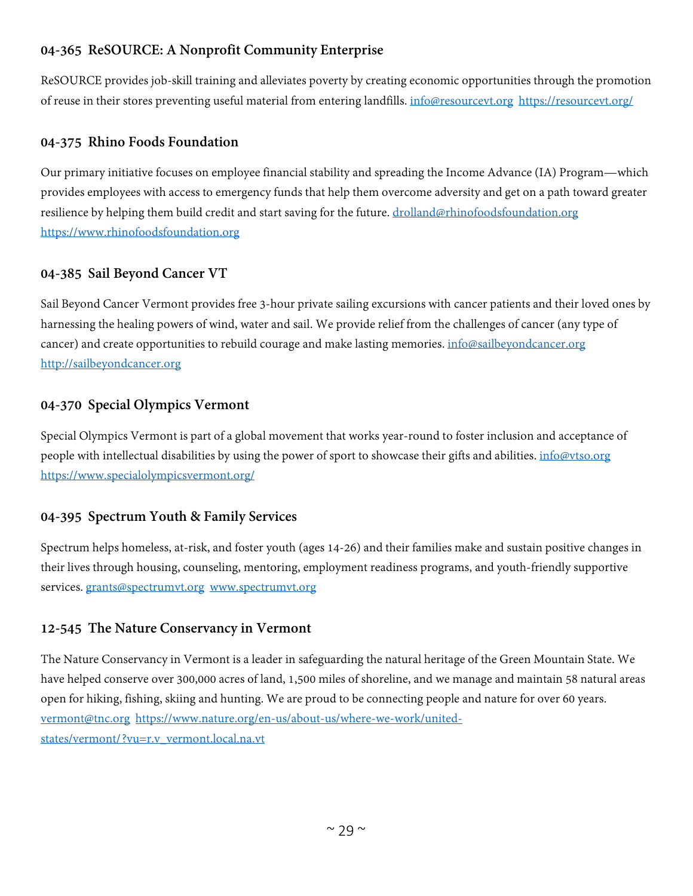### 04-365 ReSOURCE: A Nonprofit Community Enterprise

ReSOURCE provides job-skill training and alleviates poverty by creating economic opportunities through the promotion of reuse in their stores preventing useful material from entering landfills. info@resourcevt.org https://resourcevt.org/

### 04-375 Rhino Foods Foundation

Our primary initiative focuses on employee financial stability and spreading the Income Advance (IA) Program—which provides employees with access to emergency funds that help them overcome adversity and get on a path toward greater resilience by helping them build credit and start saving for the future. drolland@rhinofoodsfoundation.org https://www.rhinofoodsfoundation.org

### 04-385 Sail Beyond Cancer VT

Sail Beyond Cancer Vermont provides free 3-hour private sailing excursions with cancer patients and their loved ones by harnessing the healing powers of wind, water and sail. We provide relief from the challenges of cancer (any type of cancer) and create opportunities to rebuild courage and make lasting memories. info@sailbeyondcancer.org http://sailbeyondcancer.org

### 04-370 Special Olympics Vermont

Special Olympics Vermont is part of a global movement that works year-round to foster inclusion and acceptance of people with intellectual disabilities by using the power of sport to showcase their gifts and abilities. info@vtso.org https://www.specialolympicsvermont.org/

### 04-395 Spectrum Youth & Family Services

Spectrum helps homeless, at-risk, and foster youth (ages 14-26) and their families make and sustain positive changes in their lives through housing, counseling, mentoring, employment readiness programs, and youth-friendly supportive services. grants@spectrumvt.org www.spectrumvt.org

### 12-545 The Nature Conservancy in Vermont

The Nature Conservancy in Vermont is a leader in safeguarding the natural heritage of the Green Mountain State. We have helped conserve over 300,000 acres of land, 1,500 miles of shoreline, and we manage and maintain 58 natural areas open for hiking, fishing, skiing and hunting. We are proud to be connecting people and nature for over 60 years. vermont@tnc.org https://www.nature.org/en-us/about-us/where-we-work/united-states/vermont/?vu=r.v_vermont.local.na.vt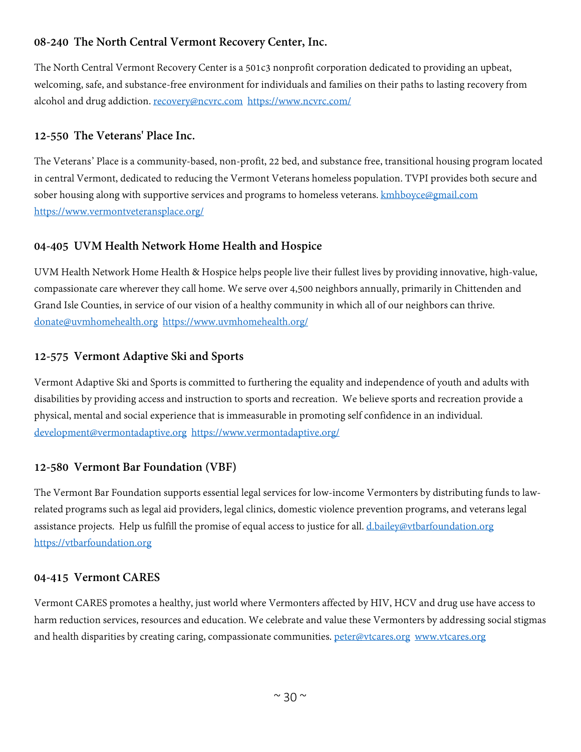### 08-240 The North Central Vermont Recovery Center, Inc.

The North Central Vermont Recovery Center is a 501c3 nonprofit corporation dedicated to providing an upbeat, welcoming, safe, and substance-free environment for individuals and families on their paths to lasting recovery from alcohol and drug addiction. recovery@ncvrc.com https://www.ncvrc.com/

### 12-550 The Veterans' Place Inc.

The Veterans' Place is a community-based, non-profit, 22 bed, and substance free, transitional housing program located in central Vermont, dedicated to reducing the Vermont Veterans homeless population. TVPI provides both secure and sober housing along with supportive services and programs to homeless veterans. kmhboyce@gmail.com https://www.vermontveteransplace.org/

### 04-405 UVM Health Network Home Health and Hospice

UVM Health Network Home Health & Hospice helps people live their fullest lives by providing innovative, high-value, compassionate care wherever they call home. We serve over 4,500 neighbors annually, primarily in Chittenden and Grand Isle Counties, in service of our vision of a healthy community in which all of our neighbors can thrive. donate@uvmhomehealth.org https://www.uvmhomehealth.org/

### 12-575 Vermont Adaptive Ski and Sports

Vermont Adaptive Ski and Sports is committed to furthering the equality and independence of youth and adults with disabilities by providing access and instruction to sports and recreation. We believe sports and recreation provide a physical, mental and social experience that is immeasurable in promoting self confidence in an individual. development@vermontadaptive.org https://www.vermontadaptive.org/

### 12-580 Vermont Bar Foundation (VBF)

The Vermont Bar Foundation supports essential legal services for low-income Vermonters by distributing funds to law-related programs such as legal aid providers, legal clinics, domestic violence prevention programs, and veterans legal assistance projects. Help us fulfill the promise of equal access to justice for all. d.bailey@vtbarfoundation.org https://vtbarfoundation.org

### 04-415 Vermont CARES

Vermont CARES promotes a healthy, just world where Vermonters affected by HIV, HCV and drug use have access to harm reduction services, resources and education. We celebrate and value these Vermonters by addressing social stigmas and health disparities by creating caring, compassionate communities. peter@vtcares.org www.vtcares.org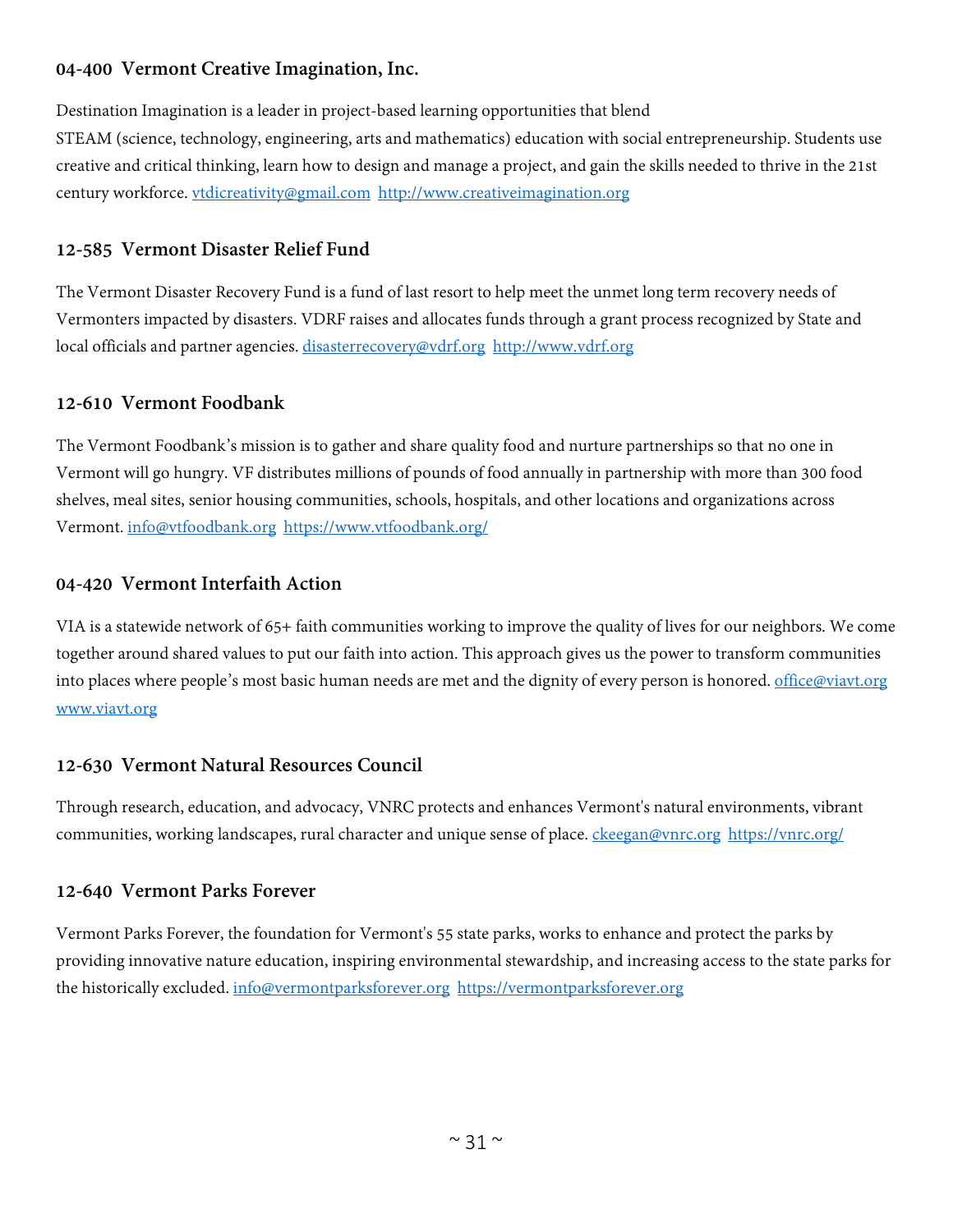### 04-400 Vermont Creative Imagination, Inc.

Destination Imagination is a leader in project-based learning opportunities that blend STEAM (science, technology, engineering, arts and mathematics) education with social entrepreneurship. Students use creative and critical thinking, learn how to design and manage a project, and gain the skills needed to thrive in the 21st century workforce. vtdicreativity@gmail.com http://www.creativeimagination.org

### 12-585 Vermont Disaster Relief Fund

The Vermont Disaster Recovery Fund is a fund of last resort to help meet the unmet long term recovery needs of Vermonters impacted by disasters. VDRF raises and allocates funds through a grant process recognized by State and local officials and partner agencies. disasterrecovery@vdrf.org http://www.vdrf.org

### 12-610 Vermont Foodbank

The Vermont Foodbank's mission is to gather and share quality food and nurture partnerships so that no one in Vermont will go hungry. VF distributes millions of pounds of food annually in partnership with more than 300 food shelves, meal sites, senior housing communities, schools, hospitals, and other locations and organizations across Vermont. info@vtfoodbank.org https://www.vtfoodbank.org/

### 04-420 Vermont Interfaith Action

VIA is a statewide network of 65+ faith communities working to improve the quality of lives for our neighbors. We come together around shared values to put our faith into action. This approach gives us the power to transform communities into places where people's most basic human needs are met and the dignity of every person is honored. office@viavt.org www.viavt.org

### 12-630 Vermont Natural Resources Council

Through research, education, and advocacy, VNRC protects and enhances Vermont's natural environments, vibrant communities, working landscapes, rural character and unique sense of place. ckeegan@vnrc.org https://vnrc.org/

### 12-640 Vermont Parks Forever

Vermont Parks Forever, the foundation for Vermont's 55 state parks, works to enhance and protect the parks by providing innovative nature education, inspiring environmental stewardship, and increasing access to the state parks for the historically excluded. info@vermontparksforever.org https://vermontparksforever.org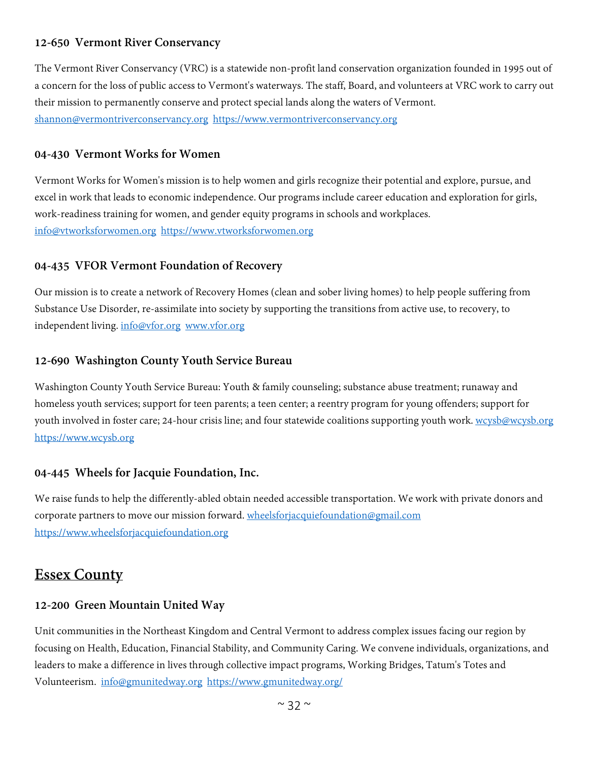### 12-650 Vermont River Conservancy

The Vermont River Conservancy (VRC) is a statewide non-profit land conservation organization founded in 1995 out of a concern for the loss of public access to Vermont's waterways. The staff, Board, and volunteers at VRC work to carry out their mission to permanently conserve and protect special lands along the waters of Vermont. shannon@vermontriverconservancy.org https://www.vermontriverconservancy.org

### 04-430 Vermont Works for Women

Vermont Works for Women's mission is to help women and girls recognize their potential and explore, pursue, and excel in work that leads to economic independence. Our programs include career education and exploration for girls, work-readiness training for women, and gender equity programs in schools and workplaces. info@vtworksforwomen.org https://www.vtworksforwomen.org

### 04-435 VFOR Vermont Foundation of Recovery

Our mission is to create a network of Recovery Homes (clean and sober living homes) to help people suffering from Substance Use Disorder, re-assimilate into society by supporting the transitions from active use, to recovery, to independent living. info@vfor.org www.vfor.org

### 12-690 Washington County Youth Service Bureau

Washington County Youth Service Bureau: Youth & family counseling; substance abuse treatment; runaway and homeless youth services; support for teen parents; a teen center; a reentry program for young offenders; support for youth involved in foster care; 24-hour crisis line; and four statewide coalitions supporting youth work. wcysb@wcysb.org https://www.wcysb.org

### 04-445 Wheels for Jacquie Foundation, Inc.

We raise funds to help the differently-abled obtain needed accessible transportation. We work with private donors and corporate partners to move our mission forward. wheelsforjacquiefoundation@gmail.com https://www.wheelsforjacquiefoundation.org

## Essex County

### 12-200 Green Mountain United Way

Unit communities in the Northeast Kingdom and Central Vermont to address complex issues facing our region by focusing on Health, Education, Financial Stability, and Community Caring. We convene individuals, organizations, and leaders to make a difference in lives through collective impact programs, Working Bridges, Tatum's Totes and Volunteerism. info@gmunitedway.org https://www.gmunitedway.org/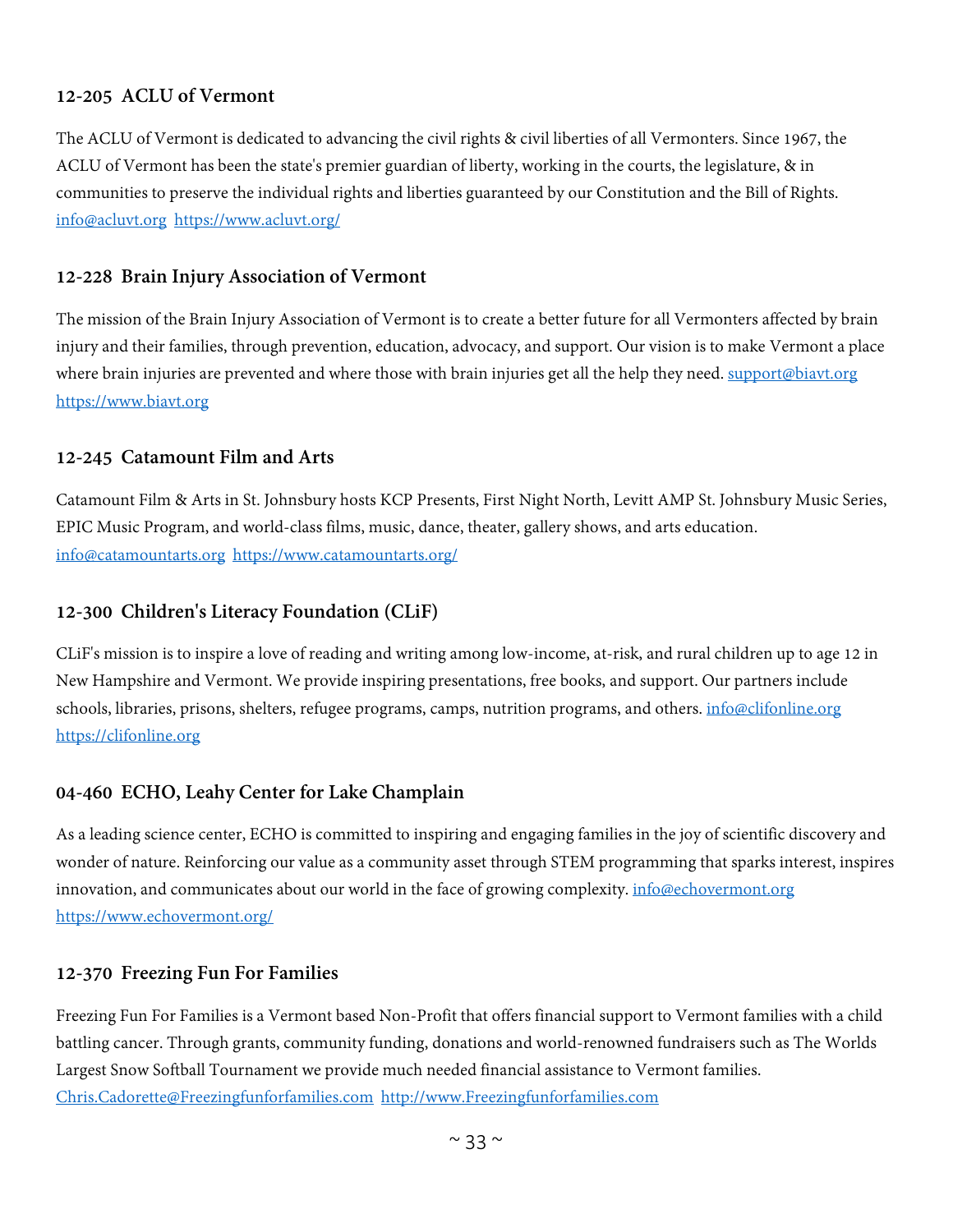### 12-205 ACLU of Vermont

The ACLU of Vermont is dedicated to advancing the civil rights & civil liberties of all Vermonters. Since 1967, the ACLU of Vermont has been the state's premier guardian of liberty, working in the courts, the legislature, & in communities to preserve the individual rights and liberties guaranteed by our Constitution and the Bill of Rights. info@acluvt.org https://www.acluvt.org/

### 12-228 Brain Injury Association of Vermont

The mission of the Brain Injury Association of Vermont is to create a better future for all Vermonters affected by brain injury and their families, through prevention, education, advocacy, and support. Our vision is to make Vermont a place where brain injuries are prevented and where those with brain injuries get all the help they need. support@biavt.org https://www.biavt.org

### 12-245 Catamount Film and Arts

Catamount Film & Arts in St. Johnsbury hosts KCP Presents, First Night North, Levitt AMP St. Johnsbury Music Series, EPIC Music Program, and world-class films, music, dance, theater, gallery shows, and arts education. info@catamountarts.org https://www.catamountarts.org/

### 12-300 Children's Literacy Foundation (CLiF)

CLiF's mission is to inspire a love of reading and writing among low-income, at-risk, and rural children up to age 12 in New Hampshire and Vermont. We provide inspiring presentations, free books, and support. Our partners include schools, libraries, prisons, shelters, refugee programs, camps, nutrition programs, and others. info@clifonline.org https://clifonline.org

### 04-460 ECHO, Leahy Center for Lake Champlain

As a leading science center, ECHO is committed to inspiring and engaging families in the joy of scientific discovery and wonder of nature. Reinforcing our value as a community asset through STEM programming that sparks interest, inspires innovation, and communicates about our world in the face of growing complexity. info@echovermont.org https://www.echovermont.org/

### 12-370 Freezing Fun For Families

Freezing Fun For Families is a Vermont based Non-Profit that offers financial support to Vermont families with a child battling cancer. Through grants, community funding, donations and world-renowned fundraisers such as The Worlds Largest Snow Softball Tournament we provide much needed financial assistance to Vermont families. Chris.Cadorette@Freezingfunforfamilies.com http://www.Freezingfunforfamilies.com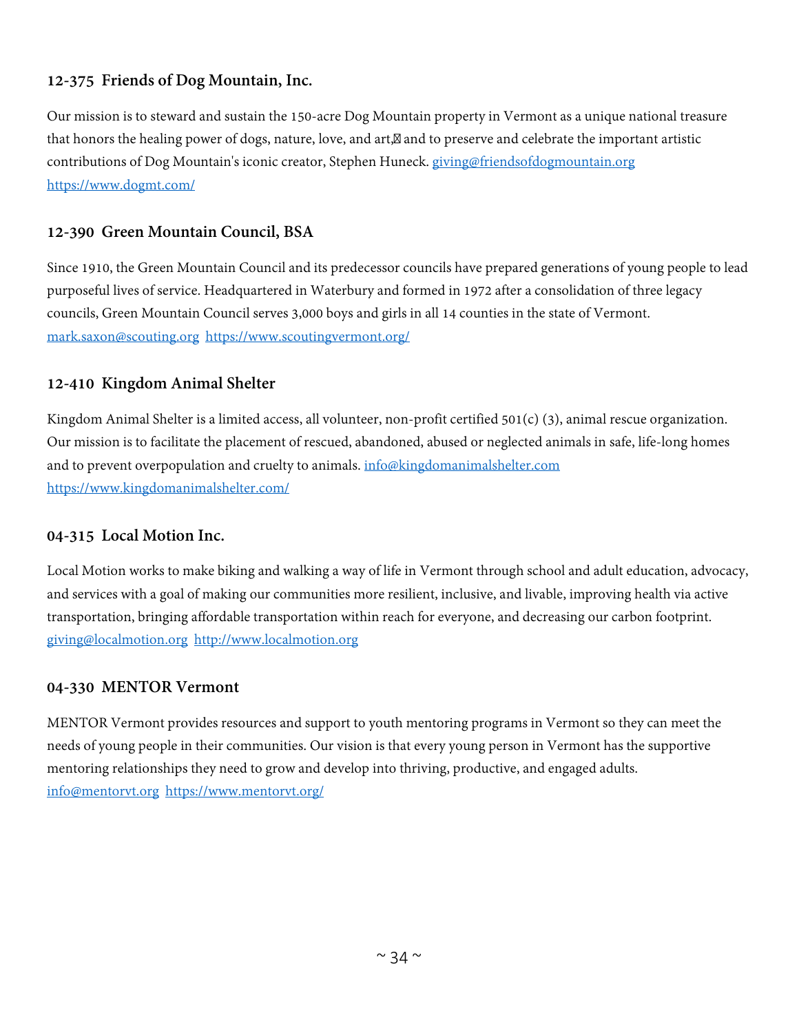### 12-375  Friends of Dog Mountain, Inc.

Our mission is to steward and sustain the 150-acre Dog Mountain property in Vermont as a unique national treasure that honors the healing power of dogs, nature, love, and art, and to preserve and celebrate the important artistic contributions of Dog Mountain's iconic creator, Stephen Huneck. giving@friendsofdogmountain.org https://www.dogmt.com/

### 12-390  Green Mountain Council, BSA

Since 1910, the Green Mountain Council and its predecessor councils have prepared generations of young people to lead purposeful lives of service. Headquartered in Waterbury and formed in 1972 after a consolidation of three legacy councils, Green Mountain Council serves 3,000 boys and girls in all 14 counties in the state of Vermont. mark.saxon@scouting.org  https://www.scoutingvermont.org/

### 12-410  Kingdom Animal Shelter

Kingdom Animal Shelter is a limited access, all volunteer, non-profit certified 501(c) (3), animal rescue organization. Our mission is to facilitate the placement of rescued, abandoned, abused or neglected animals in safe, life-long homes and to prevent overpopulation and cruelty to animals. info@kingdomanimalshelter.com https://www.kingdomanimalshelter.com/

### 04-315  Local Motion Inc.

Local Motion works to make biking and walking a way of life in Vermont through school and adult education, advocacy, and services with a goal of making our communities more resilient, inclusive, and livable, improving health via active transportation, bringing affordable transportation within reach for everyone, and decreasing our carbon footprint. giving@localmotion.org  http://www.localmotion.org

### 04-330  MENTOR Vermont

MENTOR Vermont provides resources and support to youth mentoring programs in Vermont so they can meet the needs of young people in their communities. Our vision is that every young person in Vermont has the supportive mentoring relationships they need to grow and develop into thriving, productive, and engaged adults. info@mentorvt.org  https://www.mentorvt.org/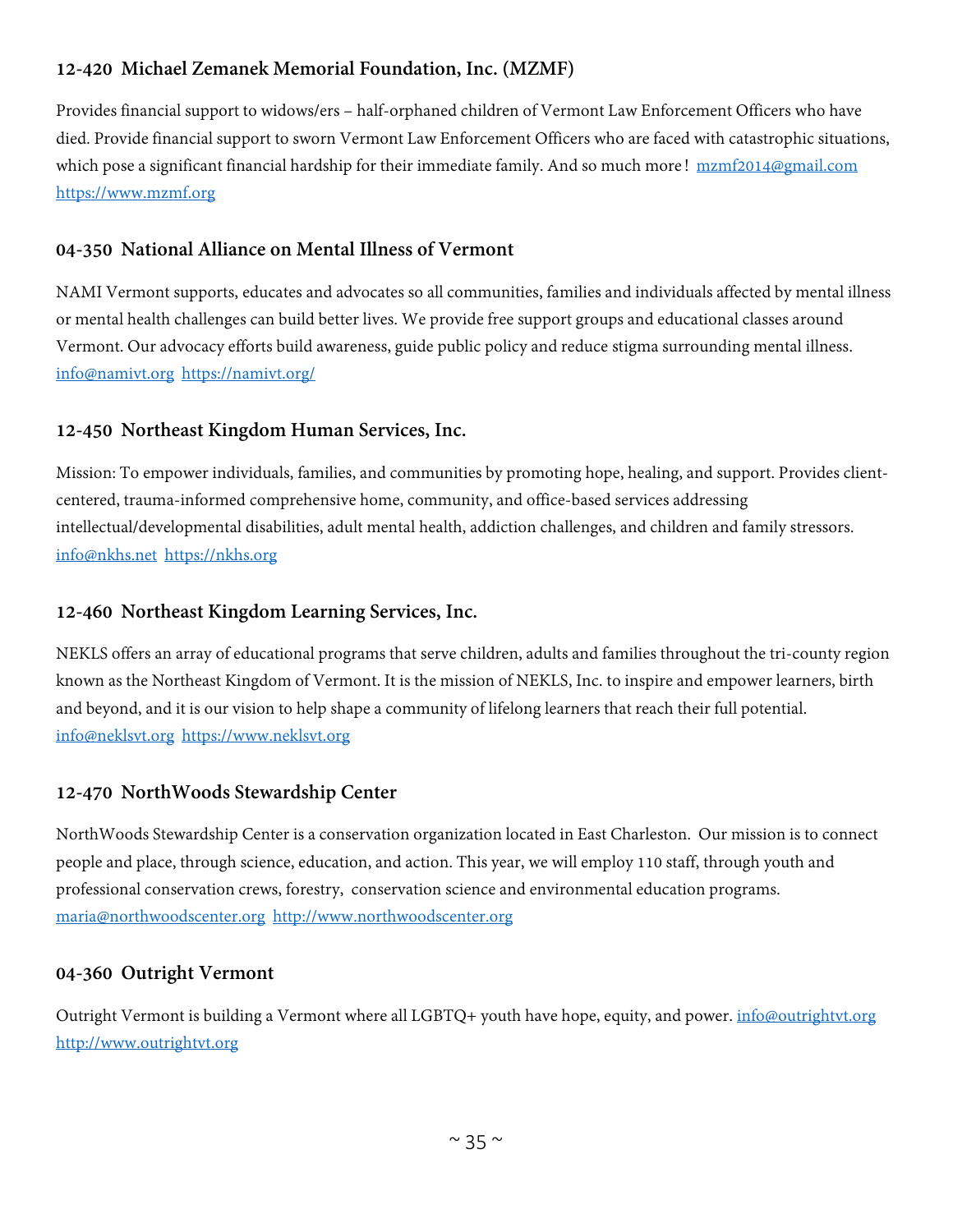### 12-420 Michael Zemanek Memorial Foundation, Inc. (MZMF)

Provides financial support to widows/ers – half-orphaned children of Vermont Law Enforcement Officers who have died. Provide financial support to sworn Vermont Law Enforcement Officers who are faced with catastrophic situations, which pose a significant financial hardship for their immediate family. And so much more! mzmf2014@gmail.com https://www.mzmf.org

### 04-350 National Alliance on Mental Illness of Vermont

NAMI Vermont supports, educates and advocates so all communities, families and individuals affected by mental illness or mental health challenges can build better lives. We provide free support groups and educational classes around Vermont. Our advocacy efforts build awareness, guide public policy and reduce stigma surrounding mental illness. info@namivt.org https://namivt.org/

### 12-450 Northeast Kingdom Human Services, Inc.

Mission: To empower individuals, families, and communities by promoting hope, healing, and support. Provides client-centered, trauma-informed comprehensive home, community, and office-based services addressing intellectual/developmental disabilities, adult mental health, addiction challenges, and children and family stressors. info@nkhs.net https://nkhs.org

### 12-460 Northeast Kingdom Learning Services, Inc.

NEKLS offers an array of educational programs that serve children, adults and families throughout the tri-county region known as the Northeast Kingdom of Vermont. It is the mission of NEKLS, Inc. to inspire and empower learners, birth and beyond, and it is our vision to help shape a community of lifelong learners that reach their full potential. info@neklsvt.org https://www.neklsvt.org

### 12-470 NorthWoods Stewardship Center

NorthWoods Stewardship Center is a conservation organization located in East Charleston. Our mission is to connect people and place, through science, education, and action. This year, we will employ 110 staff, through youth and professional conservation crews, forestry, conservation science and environmental education programs. maria@northwoodscenter.org http://www.northwoodscenter.org

### 04-360 Outright Vermont

Outright Vermont is building a Vermont where all LGBTQ+ youth have hope, equity, and power. info@outrightvt.org http://www.outrightvt.org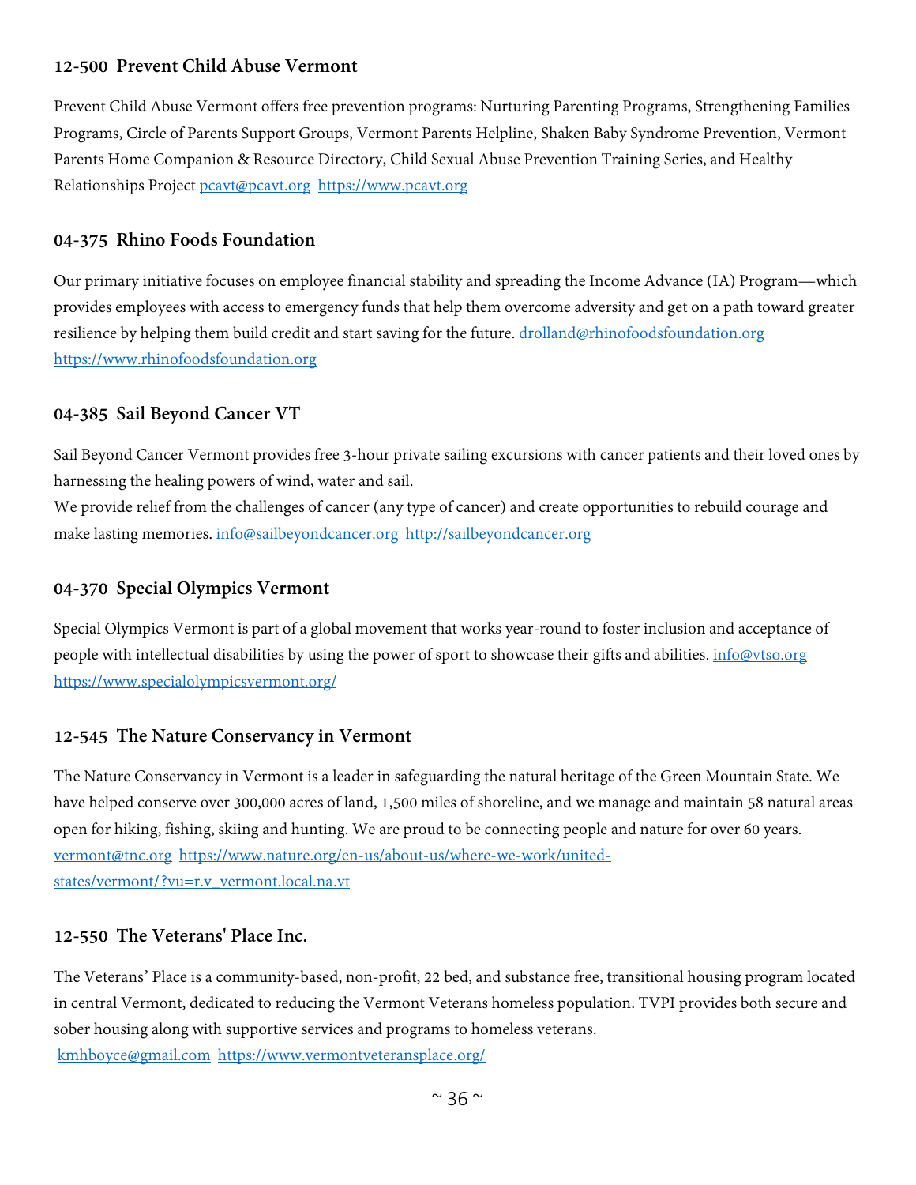### 12-500 Prevent Child Abuse Vermont

Prevent Child Abuse Vermont offers free prevention programs: Nurturing Parenting Programs, Strengthening Families Programs, Circle of Parents Support Groups, Vermont Parents Helpline, Shaken Baby Syndrome Prevention, Vermont Parents Home Companion & Resource Directory, Child Sexual Abuse Prevention Training Series, and Healthy Relationships Project pcavt@pcavt.org https://www.pcavt.org

### 04-375 Rhino Foods Foundation

Our primary initiative focuses on employee financial stability and spreading the Income Advance (IA) Program—which provides employees with access to emergency funds that help them overcome adversity and get on a path toward greater resilience by helping them build credit and start saving for the future. drolland@rhinofoodsfoundation.org https://www.rhinofoodsfoundation.org

### 04-385 Sail Beyond Cancer VT

Sail Beyond Cancer Vermont provides free 3-hour private sailing excursions with cancer patients and their loved ones by harnessing the healing powers of wind, water and sail.
We provide relief from the challenges of cancer (any type of cancer) and create opportunities to rebuild courage and make lasting memories. info@sailbeyondcancer.org http://sailbeyondcancer.org

### 04-370 Special Olympics Vermont

Special Olympics Vermont is part of a global movement that works year-round to foster inclusion and acceptance of people with intellectual disabilities by using the power of sport to showcase their gifts and abilities. info@vtso.org https://www.specialolympicsvermont.org/

### 12-545 The Nature Conservancy in Vermont

The Nature Conservancy in Vermont is a leader in safeguarding the natural heritage of the Green Mountain State. We have helped conserve over 300,000 acres of land, 1,500 miles of shoreline, and we manage and maintain 58 natural areas open for hiking, fishing, skiing and hunting. We are proud to be connecting people and nature for over 60 years. vermont@tnc.org https://www.nature.org/en-us/about-us/where-we-work/united-states/vermont/?vu=r.v_vermont.local.na.vt

### 12-550 The Veterans' Place Inc.

The Veterans' Place is a community-based, non-profit, 22 bed, and substance free, transitional housing program located in central Vermont, dedicated to reducing the Vermont Veterans homeless population. TVPI provides both secure and sober housing along with supportive services and programs to homeless veterans.
kmhboyce@gmail.com https://www.vermontveteransplace.org/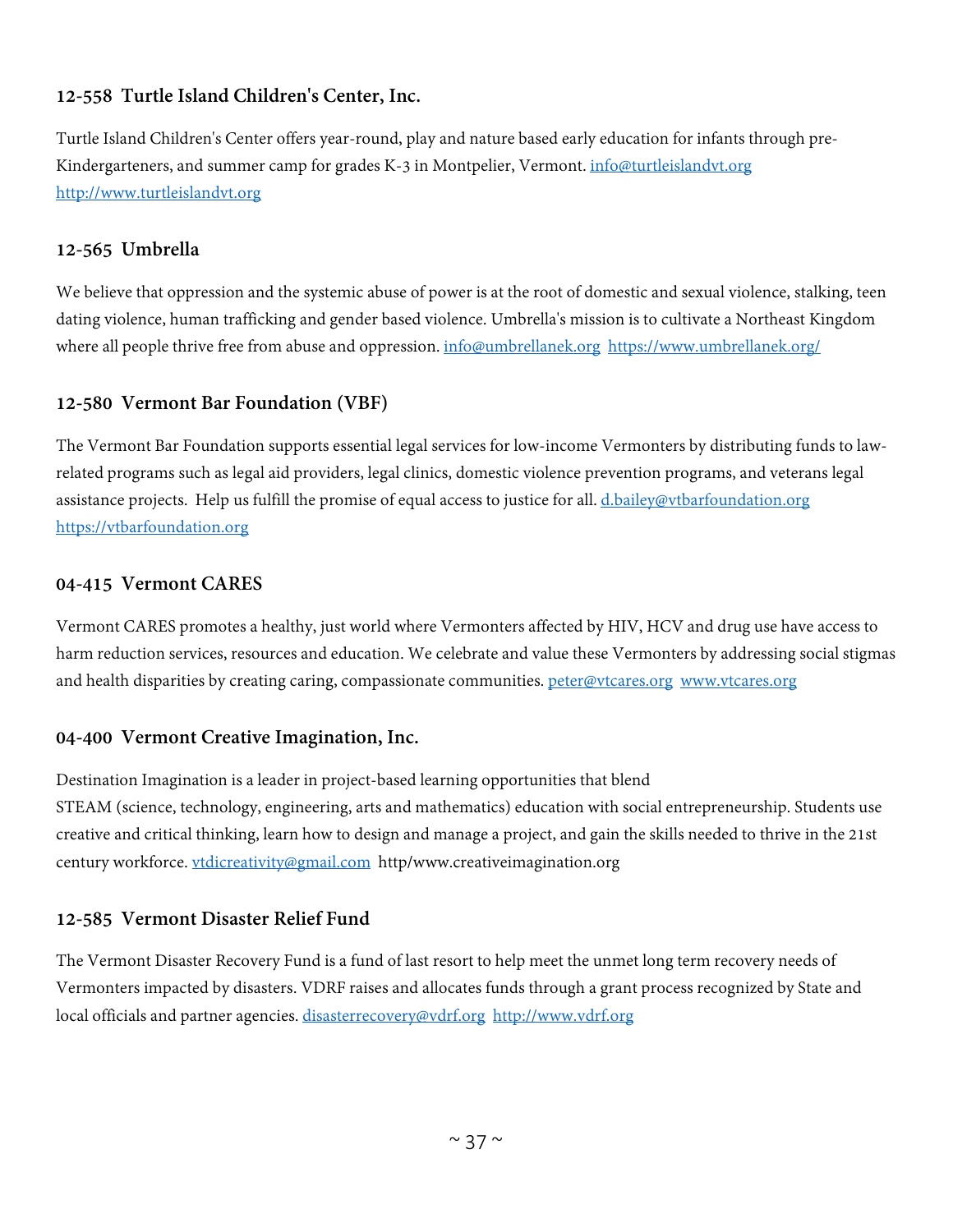### 12-558 Turtle Island Children's Center, Inc.

Turtle Island Children's Center offers year-round, play and nature based early education for infants through pre-Kindergarteners, and summer camp for grades K-3 in Montpelier, Vermont. info@turtleislandvt.org http://www.turtleislandvt.org

### 12-565 Umbrella

We believe that oppression and the systemic abuse of power is at the root of domestic and sexual violence, stalking, teen dating violence, human trafficking and gender based violence. Umbrella's mission is to cultivate a Northeast Kingdom where all people thrive free from abuse and oppression. info@umbrellanek.org https://www.umbrellanek.org/

### 12-580 Vermont Bar Foundation (VBF)

The Vermont Bar Foundation supports essential legal services for low-income Vermonters by distributing funds to law-related programs such as legal aid providers, legal clinics, domestic violence prevention programs, and veterans legal assistance projects. Help us fulfill the promise of equal access to justice for all. d.bailey@vtbarfoundation.org https://vtbarfoundation.org

### 04-415 Vermont CARES

Vermont CARES promotes a healthy, just world where Vermonters affected by HIV, HCV and drug use have access to harm reduction services, resources and education. We celebrate and value these Vermonters by addressing social stigmas and health disparities by creating caring, compassionate communities. peter@vtcares.org www.vtcares.org

### 04-400 Vermont Creative Imagination, Inc.

Destination Imagination is a leader in project-based learning opportunities that blend STEAM (science, technology, engineering, arts and mathematics) education with social entrepreneurship. Students use creative and critical thinking, learn how to design and manage a project, and gain the skills needed to thrive in the 21st century workforce. vtdicreativity@gmail.com http/www.creativeimagination.org

### 12-585 Vermont Disaster Relief Fund

The Vermont Disaster Recovery Fund is a fund of last resort to help meet the unmet long term recovery needs of Vermonters impacted by disasters. VDRF raises and allocates funds through a grant process recognized by State and local officials and partner agencies. disasterrecovery@vdrf.org http://www.vdrf.org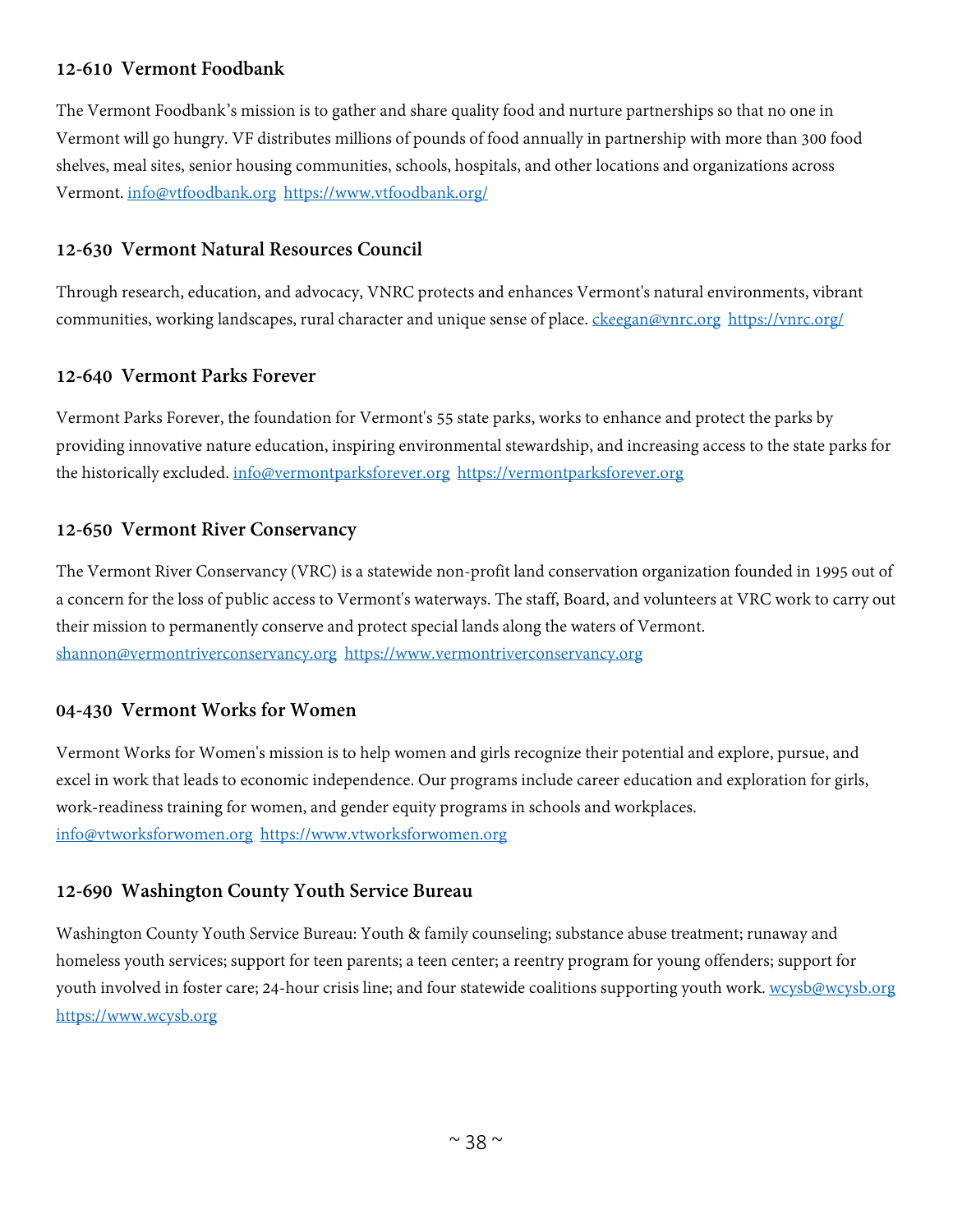### 12-610 Vermont Foodbank

The Vermont Foodbank's mission is to gather and share quality food and nurture partnerships so that no one in Vermont will go hungry. VF distributes millions of pounds of food annually in partnership with more than 300 food shelves, meal sites, senior housing communities, schools, hospitals, and other locations and organizations across Vermont. info@vtfoodbank.org https://www.vtfoodbank.org/

### 12-630 Vermont Natural Resources Council

Through research, education, and advocacy, VNRC protects and enhances Vermont's natural environments, vibrant communities, working landscapes, rural character and unique sense of place. ckeegan@vnrc.org https://vnrc.org/

### 12-640 Vermont Parks Forever

Vermont Parks Forever, the foundation for Vermont's 55 state parks, works to enhance and protect the parks by providing innovative nature education, inspiring environmental stewardship, and increasing access to the state parks for the historically excluded. info@vermontparksforever.org https://vermontparksforever.org

### 12-650 Vermont River Conservancy

The Vermont River Conservancy (VRC) is a statewide non-profit land conservation organization founded in 1995 out of a concern for the loss of public access to Vermont's waterways. The staff, Board, and volunteers at VRC work to carry out their mission to permanently conserve and protect special lands along the waters of Vermont. shannon@vermontriverconservancy.org https://www.vermontriverconservancy.org

### 04-430 Vermont Works for Women

Vermont Works for Women's mission is to help women and girls recognize their potential and explore, pursue, and excel in work that leads to economic independence. Our programs include career education and exploration for girls, work-readiness training for women, and gender equity programs in schools and workplaces. info@vtworksforwomen.org https://www.vtworksforwomen.org

### 12-690 Washington County Youth Service Bureau

Washington County Youth Service Bureau: Youth & family counseling; substance abuse treatment; runaway and homeless youth services; support for teen parents; a teen center; a reentry program for young offenders; support for youth involved in foster care; 24-hour crisis line; and four statewide coalitions supporting youth work. wcysb@wcysb.org https://www.wcysb.org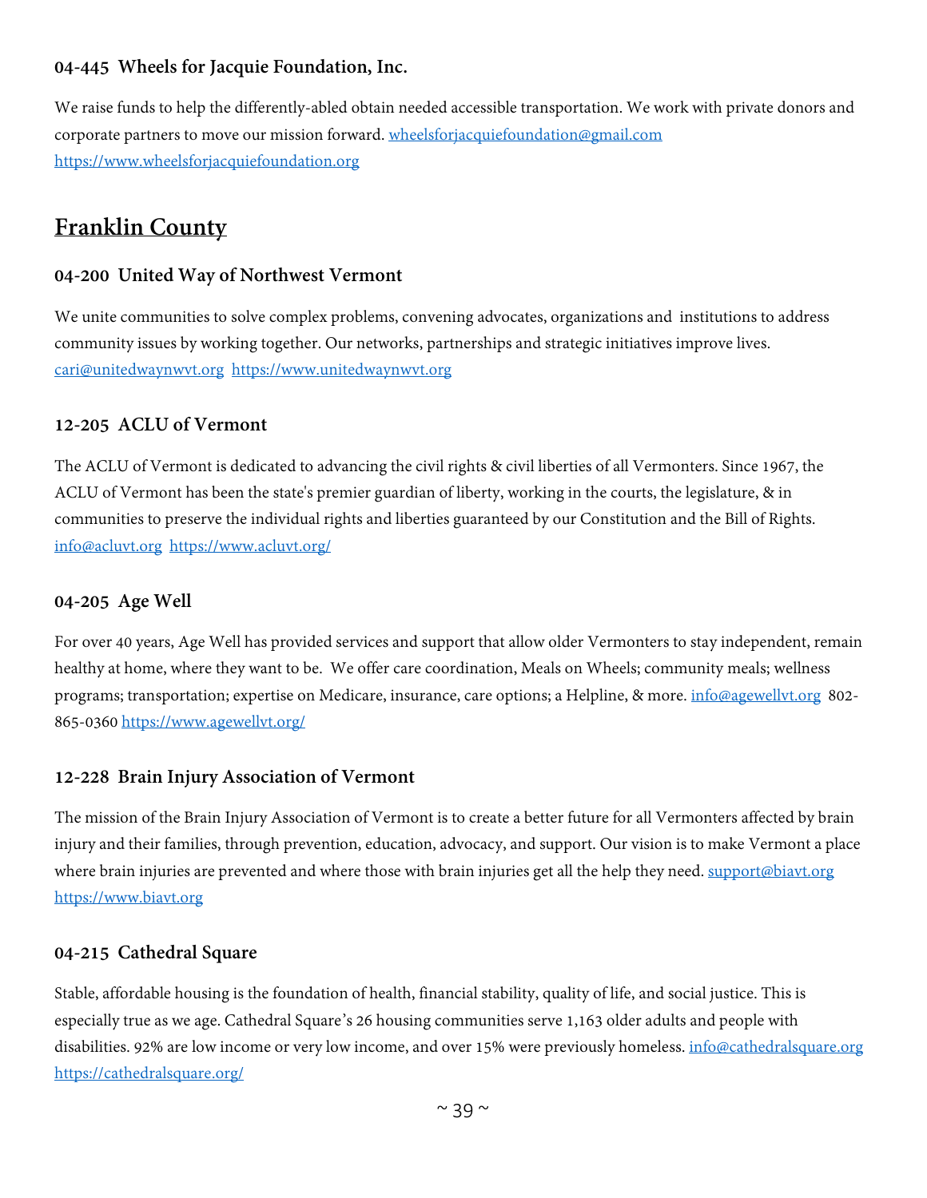### 04-445 Wheels for Jacquie Foundation, Inc.

We raise funds to help the differently-abled obtain needed accessible transportation. We work with private donors and corporate partners to move our mission forward. wheelsforjacquiefoundation@gmail.com https://www.wheelsforjacquiefoundation.org

## Franklin County

### 04-200 United Way of Northwest Vermont

We unite communities to solve complex problems, convening advocates, organizations and institutions to address community issues by working together. Our networks, partnerships and strategic initiatives improve lives. cari@unitedwaynwvt.org https://www.unitedwaynwvt.org

### 12-205 ACLU of Vermont

The ACLU of Vermont is dedicated to advancing the civil rights & civil liberties of all Vermonters. Since 1967, the ACLU of Vermont has been the state's premier guardian of liberty, working in the courts, the legislature, & in communities to preserve the individual rights and liberties guaranteed by our Constitution and the Bill of Rights. info@acluvt.org https://www.acluvt.org/

### 04-205 Age Well

For over 40 years, Age Well has provided services and support that allow older Vermonters to stay independent, remain healthy at home, where they want to be. We offer care coordination, Meals on Wheels; community meals; wellness programs; transportation; expertise on Medicare, insurance, care options; a Helpline, & more. info@agewellvt.org 802-865-0360 https://www.agewellvt.org/

### 12-228 Brain Injury Association of Vermont

The mission of the Brain Injury Association of Vermont is to create a better future for all Vermonters affected by brain injury and their families, through prevention, education, advocacy, and support. Our vision is to make Vermont a place where brain injuries are prevented and where those with brain injuries get all the help they need. support@biavt.org https://www.biavt.org

### 04-215 Cathedral Square

Stable, affordable housing is the foundation of health, financial stability, quality of life, and social justice. This is especially true as we age. Cathedral Square's 26 housing communities serve 1,163 older adults and people with disabilities. 92% are low income or very low income, and over 15% were previously homeless. info@cathedralsquare.org https://cathedralsquare.org/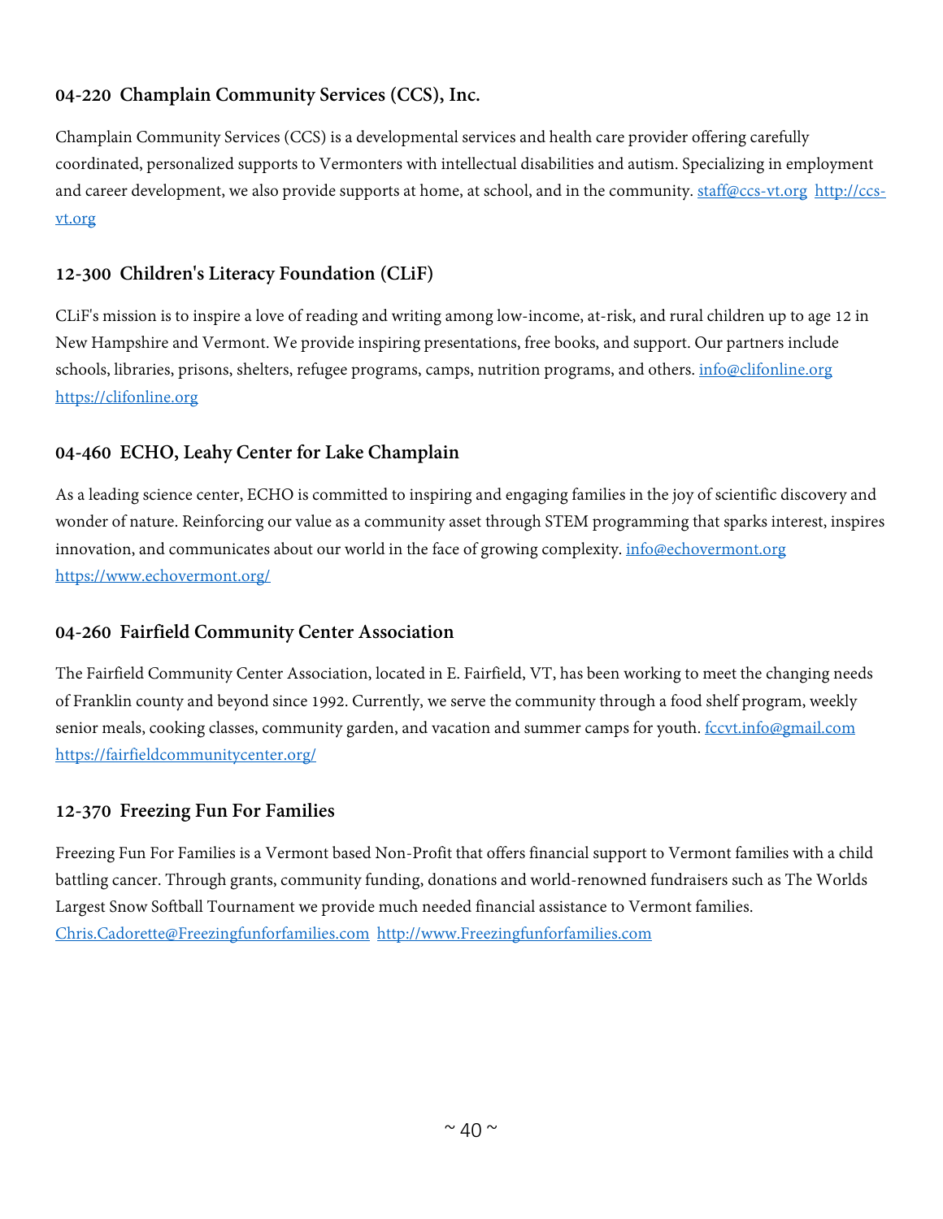### 04-220 Champlain Community Services (CCS), Inc.

Champlain Community Services (CCS) is a developmental services and health care provider offering carefully coordinated, personalized supports to Vermonters with intellectual disabilities and autism. Specializing in employment and career development, we also provide supports at home, at school, and in the community. staff@ccs-vt.org http://ccs-vt.org

### 12-300 Children's Literacy Foundation (CLiF)

CLiF's mission is to inspire a love of reading and writing among low-income, at-risk, and rural children up to age 12 in New Hampshire and Vermont. We provide inspiring presentations, free books, and support. Our partners include schools, libraries, prisons, shelters, refugee programs, camps, nutrition programs, and others. info@clifonline.org https://clifonline.org

### 04-460 ECHO, Leahy Center for Lake Champlain

As a leading science center, ECHO is committed to inspiring and engaging families in the joy of scientific discovery and wonder of nature. Reinforcing our value as a community asset through STEM programming that sparks interest, inspires innovation, and communicates about our world in the face of growing complexity. info@echovermont.org https://www.echovermont.org/

### 04-260 Fairfield Community Center Association

The Fairfield Community Center Association, located in E. Fairfield, VT, has been working to meet the changing needs of Franklin county and beyond since 1992. Currently, we serve the community through a food shelf program, weekly senior meals, cooking classes, community garden, and vacation and summer camps for youth. fccvt.info@gmail.com https://fairfieldcommunitycenter.org/

### 12-370 Freezing Fun For Families

Freezing Fun For Families is a Vermont based Non-Profit that offers financial support to Vermont families with a child battling cancer. Through grants, community funding, donations and world-renowned fundraisers such as The Worlds Largest Snow Softball Tournament we provide much needed financial assistance to Vermont families. Chris.Cadorette@Freezingfunforfamilies.com http://www.Freezingfunforfamilies.com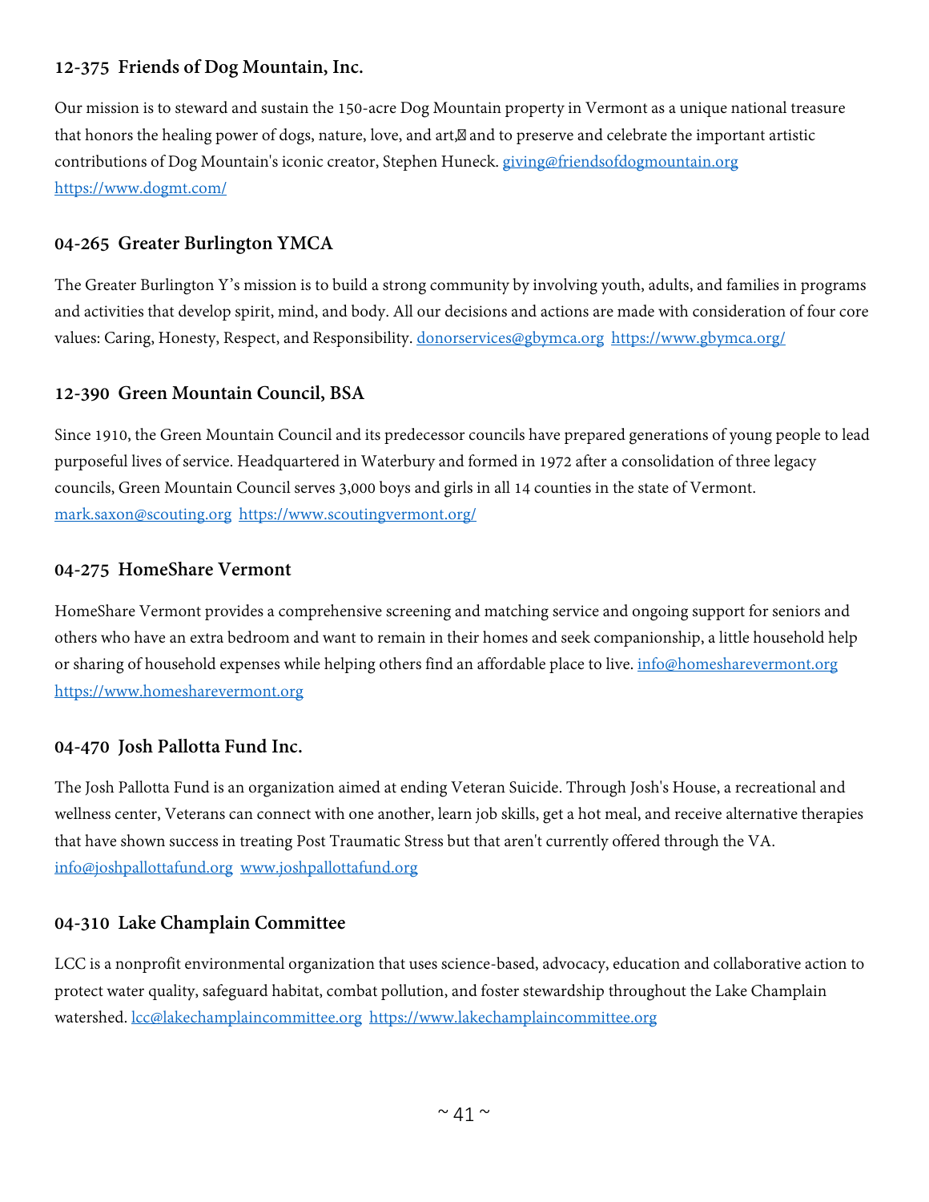### 12-375 Friends of Dog Mountain, Inc.

Our mission is to steward and sustain the 150-acre Dog Mountain property in Vermont as a unique national treasure that honors the healing power of dogs, nature, love, and art, and to preserve and celebrate the important artistic contributions of Dog Mountain's iconic creator, Stephen Huneck. giving@friendsofdogmountain.org https://www.dogmt.com/

### 04-265 Greater Burlington YMCA

The Greater Burlington Y's mission is to build a strong community by involving youth, adults, and families in programs and activities that develop spirit, mind, and body. All our decisions and actions are made with consideration of four core values: Caring, Honesty, Respect, and Responsibility. donorservices@gbymca.org https://www.gbymca.org/

### 12-390 Green Mountain Council, BSA

Since 1910, the Green Mountain Council and its predecessor councils have prepared generations of young people to lead purposeful lives of service. Headquartered in Waterbury and formed in 1972 after a consolidation of three legacy councils, Green Mountain Council serves 3,000 boys and girls in all 14 counties in the state of Vermont. mark.saxon@scouting.org https://www.scoutingvermont.org/

### 04-275 HomeShare Vermont

HomeShare Vermont provides a comprehensive screening and matching service and ongoing support for seniors and others who have an extra bedroom and want to remain in their homes and seek companionship, a little household help or sharing of household expenses while helping others find an affordable place to live. info@homesharevermont.org https://www.homesharevermont.org

### 04-470 Josh Pallotta Fund Inc.

The Josh Pallotta Fund is an organization aimed at ending Veteran Suicide. Through Josh's House, a recreational and wellness center, Veterans can connect with one another, learn job skills, get a hot meal, and receive alternative therapies that have shown success in treating Post Traumatic Stress but that aren't currently offered through the VA. info@joshpallottafund.org www.joshpallottafund.org

### 04-310 Lake Champlain Committee

LCC is a nonprofit environmental organization that uses science-based, advocacy, education and collaborative action to protect water quality, safeguard habitat, combat pollution, and foster stewardship throughout the Lake Champlain watershed. lcc@lakechamplaincommittee.org https://www.lakechamplaincommittee.org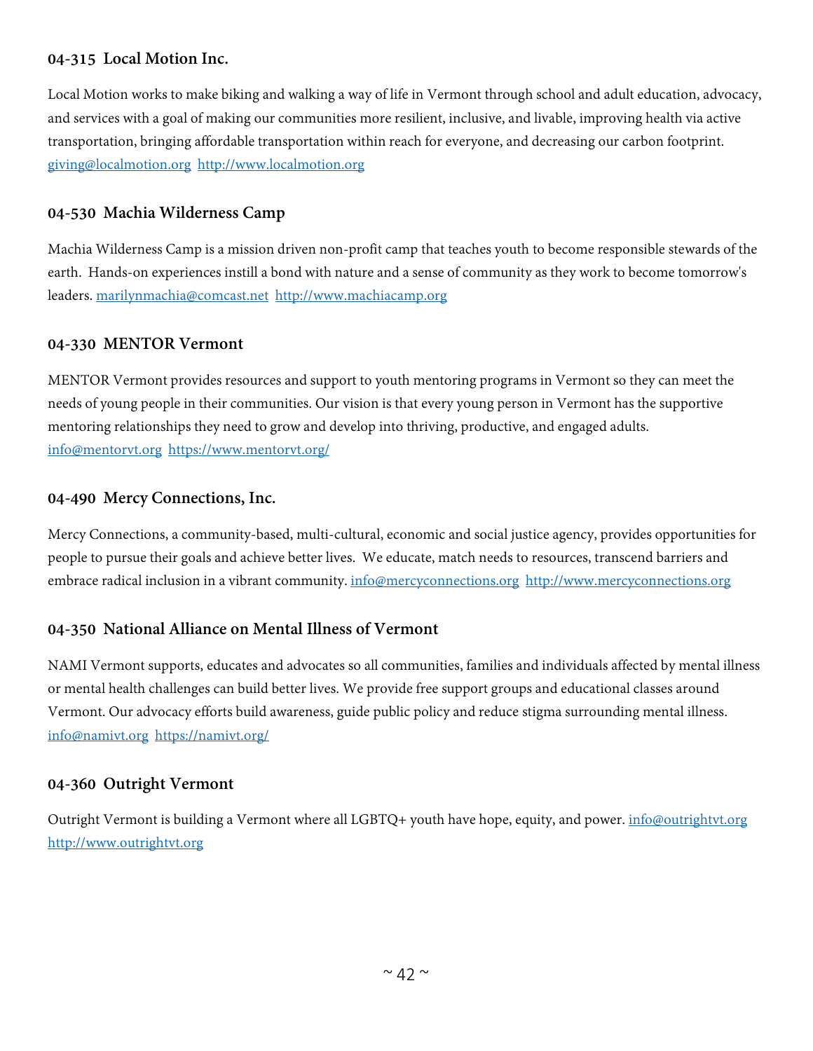### 04-315 Local Motion Inc.

Local Motion works to make biking and walking a way of life in Vermont through school and adult education, advocacy, and services with a goal of making our communities more resilient, inclusive, and livable, improving health via active transportation, bringing affordable transportation within reach for everyone, and decreasing our carbon footprint. giving@localmotion.org http://www.localmotion.org

### 04-530 Machia Wilderness Camp

Machia Wilderness Camp is a mission driven non-profit camp that teaches youth to become responsible stewards of the earth. Hands-on experiences instill a bond with nature and a sense of community as they work to become tomorrow's leaders. marilynmachia@comcast.net http://www.machiacamp.org

### 04-330 MENTOR Vermont

MENTOR Vermont provides resources and support to youth mentoring programs in Vermont so they can meet the needs of young people in their communities. Our vision is that every young person in Vermont has the supportive mentoring relationships they need to grow and develop into thriving, productive, and engaged adults. info@mentorvt.org https://www.mentorvt.org/

### 04-490 Mercy Connections, Inc.

Mercy Connections, a community-based, multi-cultural, economic and social justice agency, provides opportunities for people to pursue their goals and achieve better lives. We educate, match needs to resources, transcend barriers and embrace radical inclusion in a vibrant community. info@mercyconnections.org http://www.mercyconnections.org

### 04-350 National Alliance on Mental Illness of Vermont

NAMI Vermont supports, educates and advocates so all communities, families and individuals affected by mental illness or mental health challenges can build better lives. We provide free support groups and educational classes around Vermont. Our advocacy efforts build awareness, guide public policy and reduce stigma surrounding mental illness. info@namivt.org https://namivt.org/

### 04-360 Outright Vermont

Outright Vermont is building a Vermont where all LGBTQ+ youth have hope, equity, and power. info@outrightvt.org http://www.outrightvt.org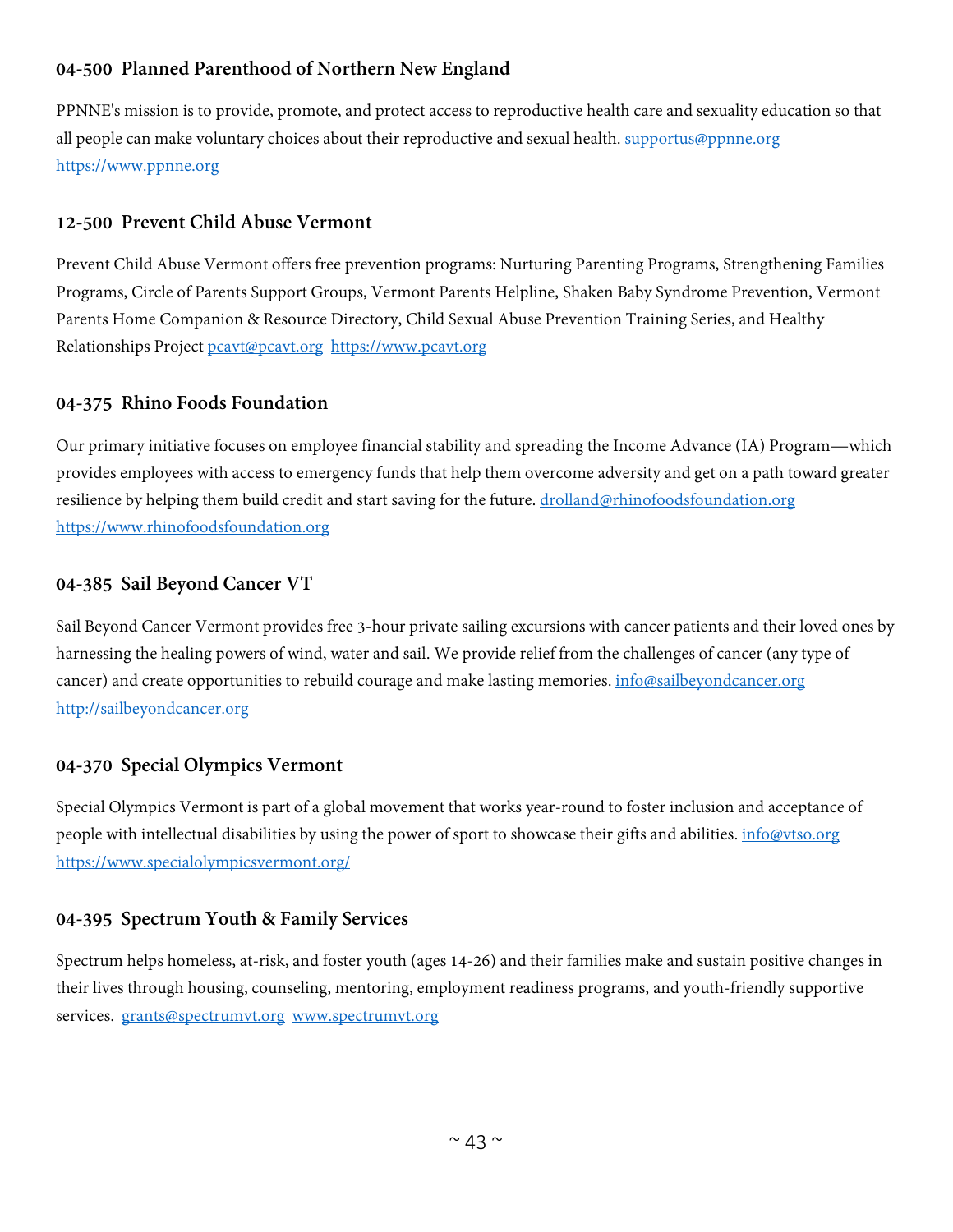### 04-500 Planned Parenthood of Northern New England

PPNNE's mission is to provide, promote, and protect access to reproductive health care and sexuality education so that all people can make voluntary choices about their reproductive and sexual health. supportus@ppnne.org https://www.ppnne.org

### 12-500 Prevent Child Abuse Vermont

Prevent Child Abuse Vermont offers free prevention programs: Nurturing Parenting Programs, Strengthening Families Programs, Circle of Parents Support Groups, Vermont Parents Helpline, Shaken Baby Syndrome Prevention, Vermont Parents Home Companion & Resource Directory, Child Sexual Abuse Prevention Training Series, and Healthy Relationships Project pcavt@pcavt.org https://www.pcavt.org

### 04-375 Rhino Foods Foundation

Our primary initiative focuses on employee financial stability and spreading the Income Advance (IA) Program—which provides employees with access to emergency funds that help them overcome adversity and get on a path toward greater resilience by helping them build credit and start saving for the future. drolland@rhinofoodsfoundation.org https://www.rhinofoodsfoundation.org

### 04-385 Sail Beyond Cancer VT

Sail Beyond Cancer Vermont provides free 3-hour private sailing excursions with cancer patients and their loved ones by harnessing the healing powers of wind, water and sail. We provide relief from the challenges of cancer (any type of cancer) and create opportunities to rebuild courage and make lasting memories. info@sailbeyondcancer.org http://sailbeyondcancer.org

### 04-370 Special Olympics Vermont

Special Olympics Vermont is part of a global movement that works year-round to foster inclusion and acceptance of people with intellectual disabilities by using the power of sport to showcase their gifts and abilities. info@vtso.org https://www.specialolympicsvermont.org/

### 04-395 Spectrum Youth & Family Services

Spectrum helps homeless, at-risk, and foster youth (ages 14-26) and their families make and sustain positive changes in their lives through housing, counseling, mentoring, employment readiness programs, and youth-friendly supportive services. grants@spectrumvt.org www.spectrumvt.org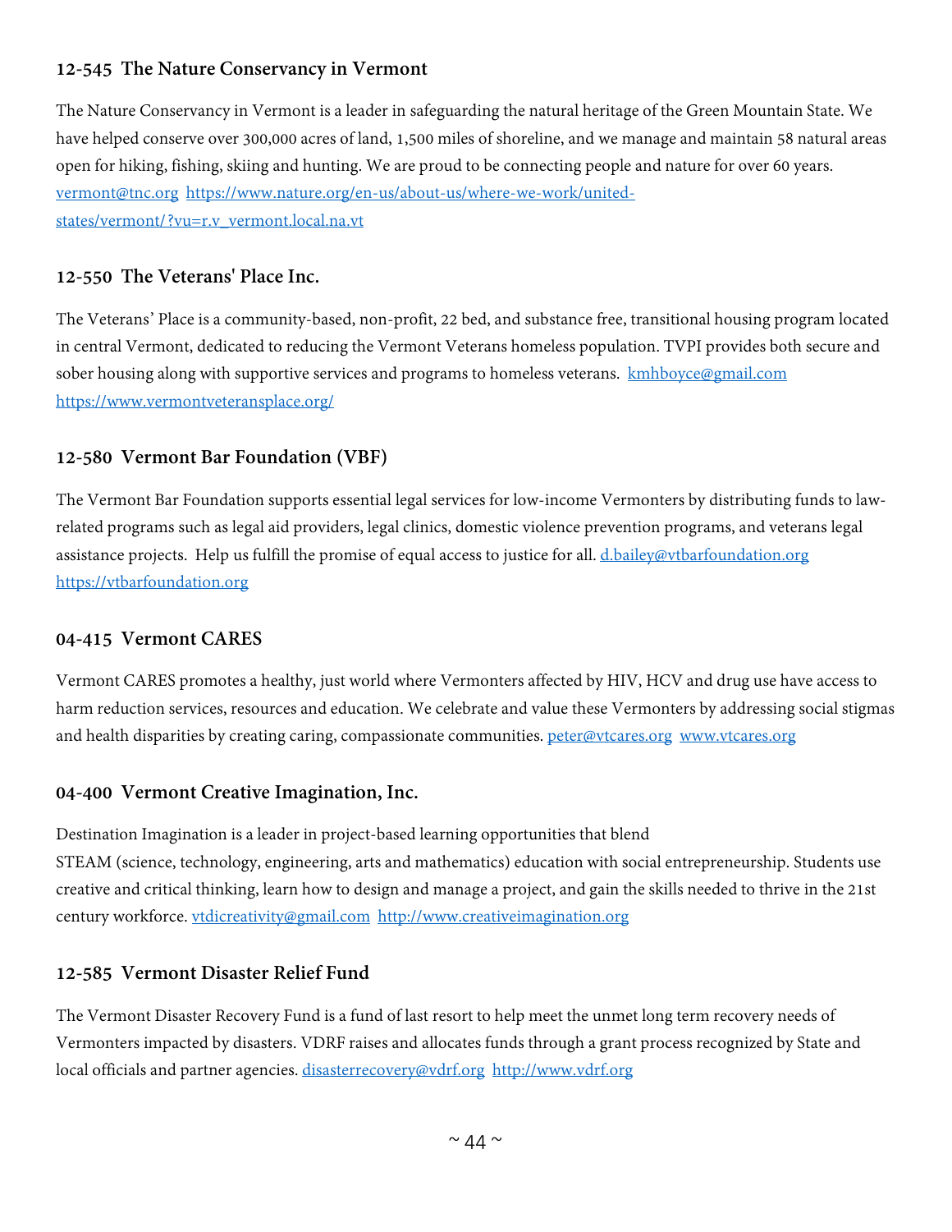### 12-545 The Nature Conservancy in Vermont

The Nature Conservancy in Vermont is a leader in safeguarding the natural heritage of the Green Mountain State. We have helped conserve over 300,000 acres of land, 1,500 miles of shoreline, and we manage and maintain 58 natural areas open for hiking, fishing, skiing and hunting. We are proud to be connecting people and nature for over 60 years. vermont@tnc.org https://www.nature.org/en-us/about-us/where-we-work/united-states/vermont/?vu=r.v_vermont.local.na.vt

### 12-550 The Veterans' Place Inc.

The Veterans' Place is a community-based, non-profit, 22 bed, and substance free, transitional housing program located in central Vermont, dedicated to reducing the Vermont Veterans homeless population. TVPI provides both secure and sober housing along with supportive services and programs to homeless veterans. kmhboyce@gmail.com https://www.vermontveteransplace.org/

### 12-580 Vermont Bar Foundation (VBF)

The Vermont Bar Foundation supports essential legal services for low-income Vermonters by distributing funds to law-related programs such as legal aid providers, legal clinics, domestic violence prevention programs, and veterans legal assistance projects. Help us fulfill the promise of equal access to justice for all. d.bailey@vtbarfoundation.org https://vtbarfoundation.org

### 04-415 Vermont CARES

Vermont CARES promotes a healthy, just world where Vermonters affected by HIV, HCV and drug use have access to harm reduction services, resources and education. We celebrate and value these Vermonters by addressing social stigmas and health disparities by creating caring, compassionate communities. peter@vtcares.org www.vtcares.org

### 04-400 Vermont Creative Imagination, Inc.

Destination Imagination is a leader in project-based learning opportunities that blend STEAM (science, technology, engineering, arts and mathematics) education with social entrepreneurship. Students use creative and critical thinking, learn how to design and manage a project, and gain the skills needed to thrive in the 21st century workforce. vtdicreativity@gmail.com http://www.creativeimagination.org

### 12-585 Vermont Disaster Relief Fund

The Vermont Disaster Recovery Fund is a fund of last resort to help meet the unmet long term recovery needs of Vermonters impacted by disasters. VDRF raises and allocates funds through a grant process recognized by State and local officials and partner agencies. disasterrecovery@vdrf.org http://www.vdrf.org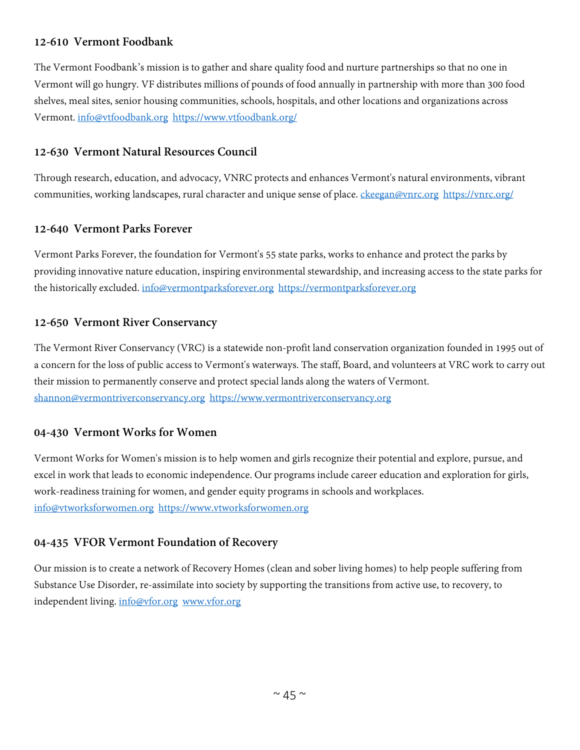### 12-610 Vermont Foodbank

The Vermont Foodbank's mission is to gather and share quality food and nurture partnerships so that no one in Vermont will go hungry. VF distributes millions of pounds of food annually in partnership with more than 300 food shelves, meal sites, senior housing communities, schools, hospitals, and other locations and organizations across Vermont. info@vtfoodbank.org https://www.vtfoodbank.org/

### 12-630 Vermont Natural Resources Council

Through research, education, and advocacy, VNRC protects and enhances Vermont's natural environments, vibrant communities, working landscapes, rural character and unique sense of place. ckeegan@vnrc.org https://vnrc.org/

### 12-640 Vermont Parks Forever

Vermont Parks Forever, the foundation for Vermont's 55 state parks, works to enhance and protect the parks by providing innovative nature education, inspiring environmental stewardship, and increasing access to the state parks for the historically excluded. info@vermontparksforever.org https://vermontparksforever.org

### 12-650 Vermont River Conservancy

The Vermont River Conservancy (VRC) is a statewide non-profit land conservation organization founded in 1995 out of a concern for the loss of public access to Vermont's waterways. The staff, Board, and volunteers at VRC work to carry out their mission to permanently conserve and protect special lands along the waters of Vermont. shannon@vermontriverconservancy.org https://www.vermontriverconservancy.org

### 04-430 Vermont Works for Women

Vermont Works for Women's mission is to help women and girls recognize their potential and explore, pursue, and excel in work that leads to economic independence. Our programs include career education and exploration for girls, work-readiness training for women, and gender equity programs in schools and workplaces. info@vtworksforwomen.org https://www.vtworksforwomen.org

### 04-435 VFOR Vermont Foundation of Recovery

Our mission is to create a network of Recovery Homes (clean and sober living homes) to help people suffering from Substance Use Disorder, re-assimilate into society by supporting the transitions from active use, to recovery, to independent living. info@vfor.org www.vfor.org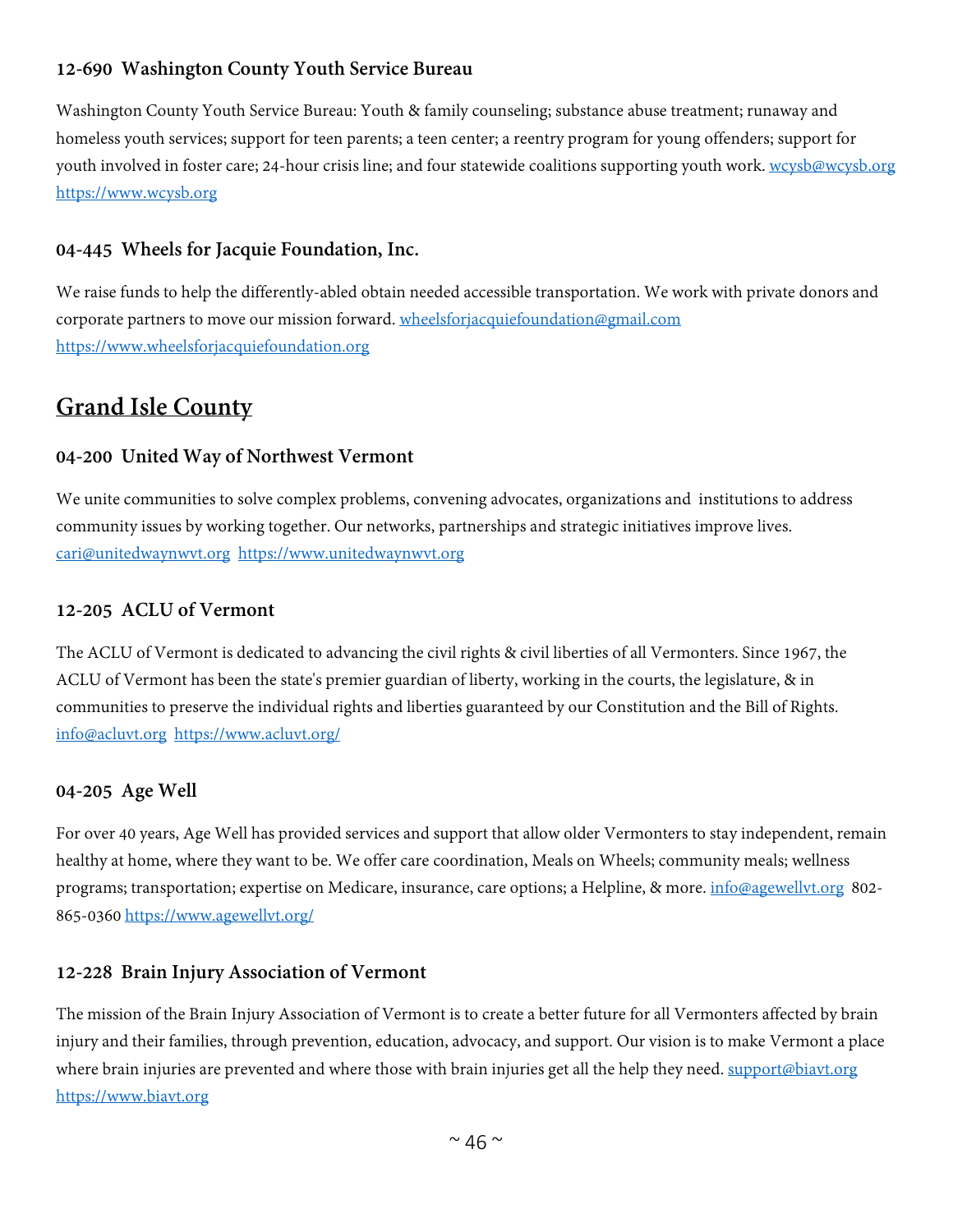### 12-690 Washington County Youth Service Bureau

Washington County Youth Service Bureau: Youth & family counseling; substance abuse treatment; runaway and homeless youth services; support for teen parents; a teen center; a reentry program for young offenders; support for youth involved in foster care; 24-hour crisis line; and four statewide coalitions supporting youth work. wcysb@wcysb.org https://www.wcysb.org

### 04-445 Wheels for Jacquie Foundation, Inc.

We raise funds to help the differently-abled obtain needed accessible transportation. We work with private donors and corporate partners to move our mission forward. wheelsforjacquiefoundation@gmail.com https://www.wheelsforjacquiefoundation.org

## Grand Isle County

### 04-200 United Way of Northwest Vermont

We unite communities to solve complex problems, convening advocates, organizations and institutions to address community issues by working together. Our networks, partnerships and strategic initiatives improve lives. cari@unitedwaynwvt.org https://www.unitedwaynwvt.org

### 12-205 ACLU of Vermont

The ACLU of Vermont is dedicated to advancing the civil rights & civil liberties of all Vermonters. Since 1967, the ACLU of Vermont has been the state's premier guardian of liberty, working in the courts, the legislature, & in communities to preserve the individual rights and liberties guaranteed by our Constitution and the Bill of Rights. info@acluvt.org https://www.acluvt.org/

### 04-205 Age Well

For over 40 years, Age Well has provided services and support that allow older Vermonters to stay independent, remain healthy at home, where they want to be. We offer care coordination, Meals on Wheels; community meals; wellness programs; transportation; expertise on Medicare, insurance, care options; a Helpline, & more. info@agewellvt.org 802-865-0360 https://www.agewellvt.org/

### 12-228 Brain Injury Association of Vermont

The mission of the Brain Injury Association of Vermont is to create a better future for all Vermonters affected by brain injury and their families, through prevention, education, advocacy, and support. Our vision is to make Vermont a place where brain injuries are prevented and where those with brain injuries get all the help they need. support@biavt.org https://www.biavt.org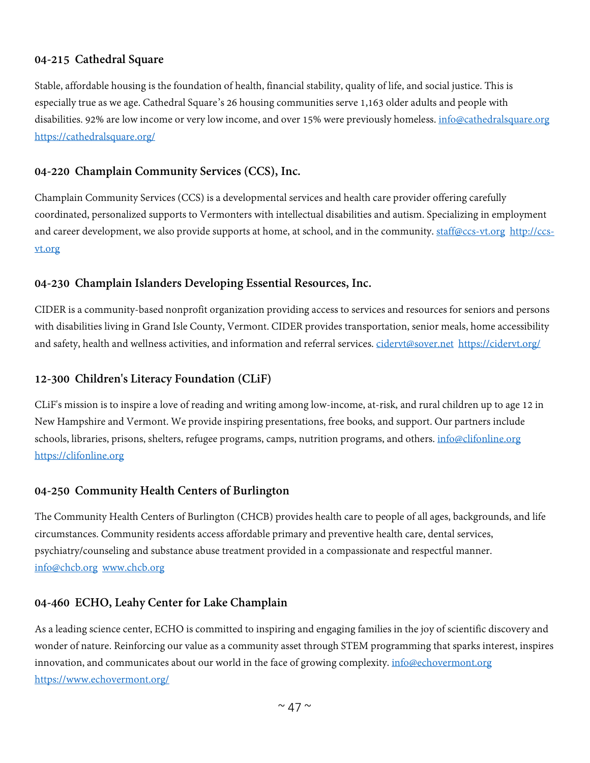### 04-215 Cathedral Square

Stable, affordable housing is the foundation of health, financial stability, quality of life, and social justice. This is especially true as we age. Cathedral Square's 26 housing communities serve 1,163 older adults and people with disabilities. 92% are low income or very low income, and over 15% were previously homeless. info@cathedralsquare.org https://cathedralsquare.org/

### 04-220 Champlain Community Services (CCS), Inc.

Champlain Community Services (CCS) is a developmental services and health care provider offering carefully coordinated, personalized supports to Vermonters with intellectual disabilities and autism. Specializing in employment and career development, we also provide supports at home, at school, and in the community. staff@ccs-vt.org http://ccs-vt.org

### 04-230 Champlain Islanders Developing Essential Resources, Inc.

CIDER is a community-based nonprofit organization providing access to services and resources for seniors and persons with disabilities living in Grand Isle County, Vermont. CIDER provides transportation, senior meals, home accessibility and safety, health and wellness activities, and information and referral services. cidervt@sover.net https://cidervt.org/

### 12-300 Children's Literacy Foundation (CLiF)

CLiF's mission is to inspire a love of reading and writing among low-income, at-risk, and rural children up to age 12 in New Hampshire and Vermont. We provide inspiring presentations, free books, and support. Our partners include schools, libraries, prisons, shelters, refugee programs, camps, nutrition programs, and others. info@clifonline.org https://clifonline.org

### 04-250 Community Health Centers of Burlington

The Community Health Centers of Burlington (CHCB) provides health care to people of all ages, backgrounds, and life circumstances. Community residents access affordable primary and preventive health care, dental services, psychiatry/counseling and substance abuse treatment provided in a compassionate and respectful manner. info@chcb.org www.chcb.org

### 04-460 ECHO, Leahy Center for Lake Champlain

As a leading science center, ECHO is committed to inspiring and engaging families in the joy of scientific discovery and wonder of nature. Reinforcing our value as a community asset through STEM programming that sparks interest, inspires innovation, and communicates about our world in the face of growing complexity. info@echovermont.org https://www.echovermont.org/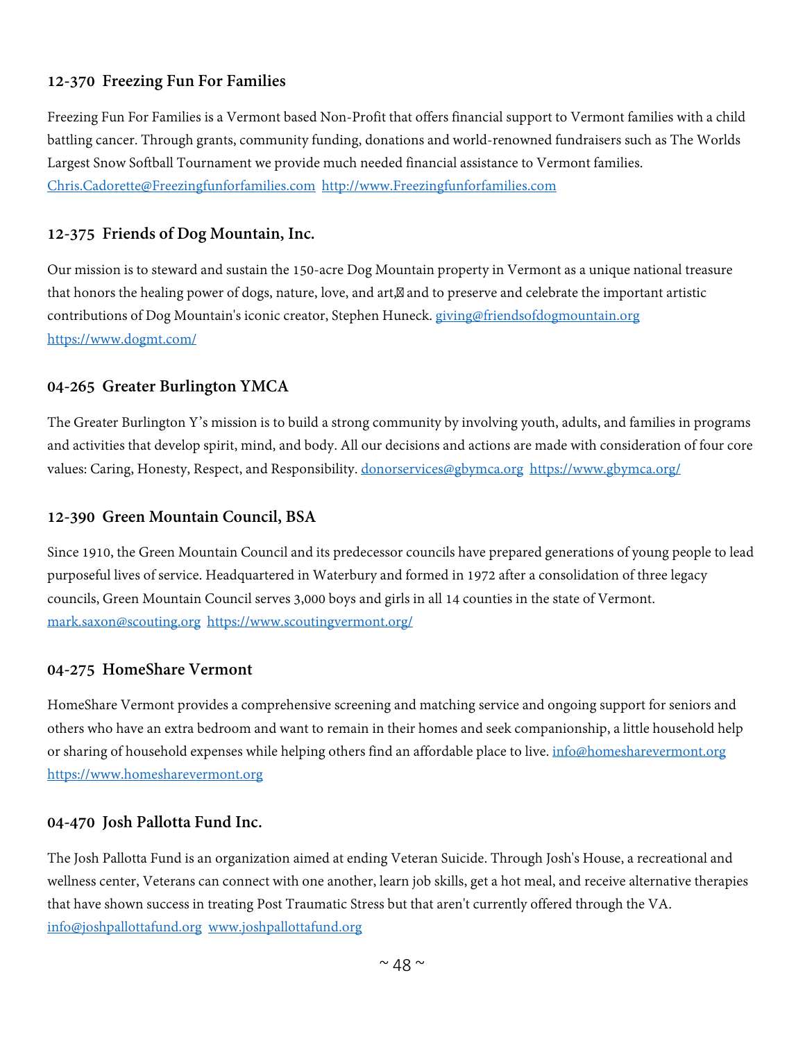### 12-370 Freezing Fun For Families

Freezing Fun For Families is a Vermont based Non-Profit that offers financial support to Vermont families with a child battling cancer. Through grants, community funding, donations and world-renowned fundraisers such as The Worlds Largest Snow Softball Tournament we provide much needed financial assistance to Vermont families. Chris.Cadorette@Freezingfunforfamilies.com http://www.Freezingfunforfamilies.com

### 12-375 Friends of Dog Mountain, Inc.

Our mission is to steward and sustain the 150-acre Dog Mountain property in Vermont as a unique national treasure that honors the healing power of dogs, nature, love, and art, and to preserve and celebrate the important artistic contributions of Dog Mountain's iconic creator, Stephen Huneck. giving@friendsofdogmountain.org https://www.dogmt.com/

### 04-265 Greater Burlington YMCA

The Greater Burlington Y's mission is to build a strong community by involving youth, adults, and families in programs and activities that develop spirit, mind, and body. All our decisions and actions are made with consideration of four core values: Caring, Honesty, Respect, and Responsibility. donorservices@gbymca.org https://www.gbymca.org/

### 12-390 Green Mountain Council, BSA

Since 1910, the Green Mountain Council and its predecessor councils have prepared generations of young people to lead purposeful lives of service. Headquartered in Waterbury and formed in 1972 after a consolidation of three legacy councils, Green Mountain Council serves 3,000 boys and girls in all 14 counties in the state of Vermont. mark.saxon@scouting.org https://www.scoutingvermont.org/

### 04-275 HomeShare Vermont

HomeShare Vermont provides a comprehensive screening and matching service and ongoing support for seniors and others who have an extra bedroom and want to remain in their homes and seek companionship, a little household help or sharing of household expenses while helping others find an affordable place to live. info@homesharevermont.org https://www.homesharevermont.org

### 04-470 Josh Pallotta Fund Inc.

The Josh Pallotta Fund is an organization aimed at ending Veteran Suicide. Through Josh's House, a recreational and wellness center, Veterans can connect with one another, learn job skills, get a hot meal, and receive alternative therapies that have shown success in treating Post Traumatic Stress but that aren't currently offered through the VA. info@joshpallottafund.org www.joshpallottafund.org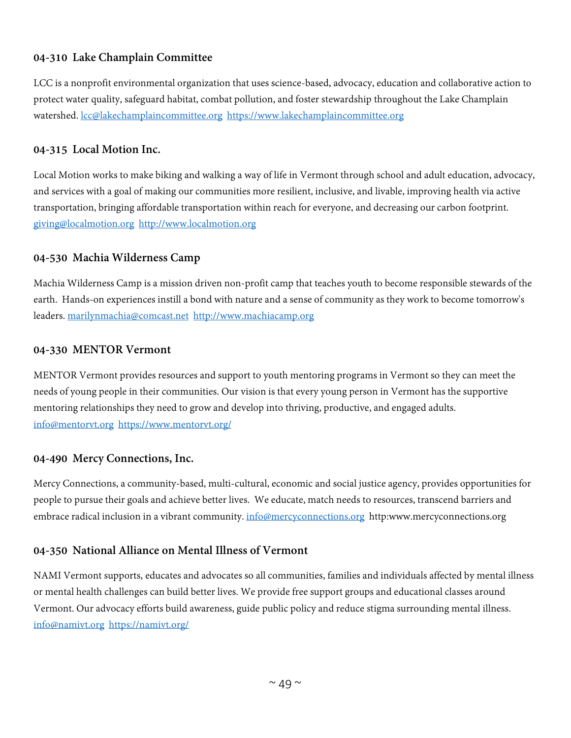### 04-310 Lake Champlain Committee

LCC is a nonprofit environmental organization that uses science-based, advocacy, education and collaborative action to protect water quality, safeguard habitat, combat pollution, and foster stewardship throughout the Lake Champlain watershed. lcc@lakechamplaincommittee.org https://www.lakechamplaincommittee.org

### 04-315 Local Motion Inc.

Local Motion works to make biking and walking a way of life in Vermont through school and adult education, advocacy, and services with a goal of making our communities more resilient, inclusive, and livable, improving health via active transportation, bringing affordable transportation within reach for everyone, and decreasing our carbon footprint. giving@localmotion.org http://www.localmotion.org

### 04-530 Machia Wilderness Camp

Machia Wilderness Camp is a mission driven non-profit camp that teaches youth to become responsible stewards of the earth. Hands-on experiences instill a bond with nature and a sense of community as they work to become tomorrow's leaders. marilynmachia@comcast.net http://www.machiacamp.org

### 04-330 MENTOR Vermont

MENTOR Vermont provides resources and support to youth mentoring programs in Vermont so they can meet the needs of young people in their communities. Our vision is that every young person in Vermont has the supportive mentoring relationships they need to grow and develop into thriving, productive, and engaged adults. info@mentorvt.org https://www.mentorvt.org/

### 04-490 Mercy Connections, Inc.

Mercy Connections, a community-based, multi-cultural, economic and social justice agency, provides opportunities for people to pursue their goals and achieve better lives. We educate, match needs to resources, transcend barriers and embrace radical inclusion in a vibrant community. info@mercyconnections.org http:www.mercyconnections.org

### 04-350 National Alliance on Mental Illness of Vermont

NAMI Vermont supports, educates and advocates so all communities, families and individuals affected by mental illness or mental health challenges can build better lives. We provide free support groups and educational classes around Vermont. Our advocacy efforts build awareness, guide public policy and reduce stigma surrounding mental illness. info@namivt.org https://namivt.org/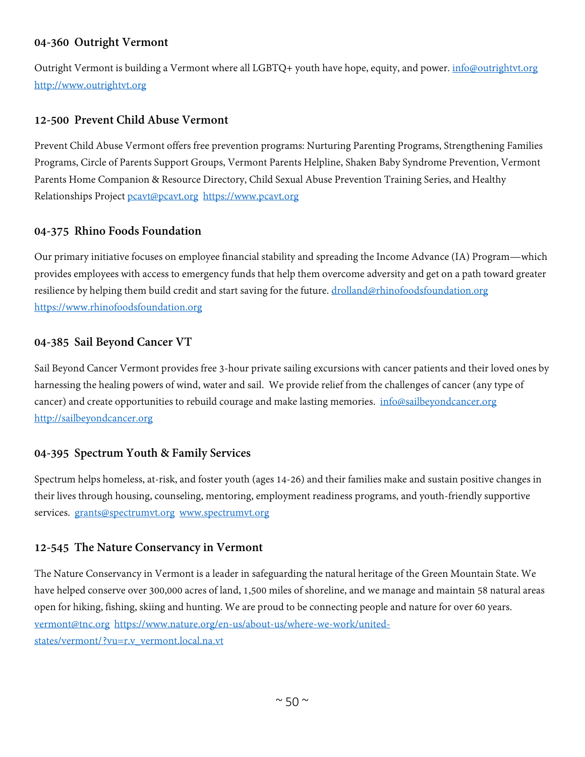### 04-360 Outright Vermont

Outright Vermont is building a Vermont where all LGBTQ+ youth have hope, equity, and power. info@outrightvt.org http://www.outrightvt.org

### 12-500 Prevent Child Abuse Vermont

Prevent Child Abuse Vermont offers free prevention programs: Nurturing Parenting Programs, Strengthening Families Programs, Circle of Parents Support Groups, Vermont Parents Helpline, Shaken Baby Syndrome Prevention, Vermont Parents Home Companion & Resource Directory, Child Sexual Abuse Prevention Training Series, and Healthy Relationships Project pcavt@pcavt.org https://www.pcavt.org

### 04-375 Rhino Foods Foundation

Our primary initiative focuses on employee financial stability and spreading the Income Advance (IA) Program—which provides employees with access to emergency funds that help them overcome adversity and get on a path toward greater resilience by helping them build credit and start saving for the future. drolland@rhinofoodsfoundation.org https://www.rhinofoodsfoundation.org

### 04-385 Sail Beyond Cancer VT

Sail Beyond Cancer Vermont provides free 3-hour private sailing excursions with cancer patients and their loved ones by harnessing the healing powers of wind, water and sail. We provide relief from the challenges of cancer (any type of cancer) and create opportunities to rebuild courage and make lasting memories. info@sailbeyondcancer.org http://sailbeyondcancer.org

### 04-395 Spectrum Youth & Family Services

Spectrum helps homeless, at-risk, and foster youth (ages 14-26) and their families make and sustain positive changes in their lives through housing, counseling, mentoring, employment readiness programs, and youth-friendly supportive services. grants@spectrumvt.org www.spectrumvt.org

### 12-545 The Nature Conservancy in Vermont

The Nature Conservancy in Vermont is a leader in safeguarding the natural heritage of the Green Mountain State. We have helped conserve over 300,000 acres of land, 1,500 miles of shoreline, and we manage and maintain 58 natural areas open for hiking, fishing, skiing and hunting. We are proud to be connecting people and nature for over 60 years. vermont@tnc.org https://www.nature.org/en-us/about-us/where-we-work/united-states/vermont/?vu=r.v_vermont.local.na.vt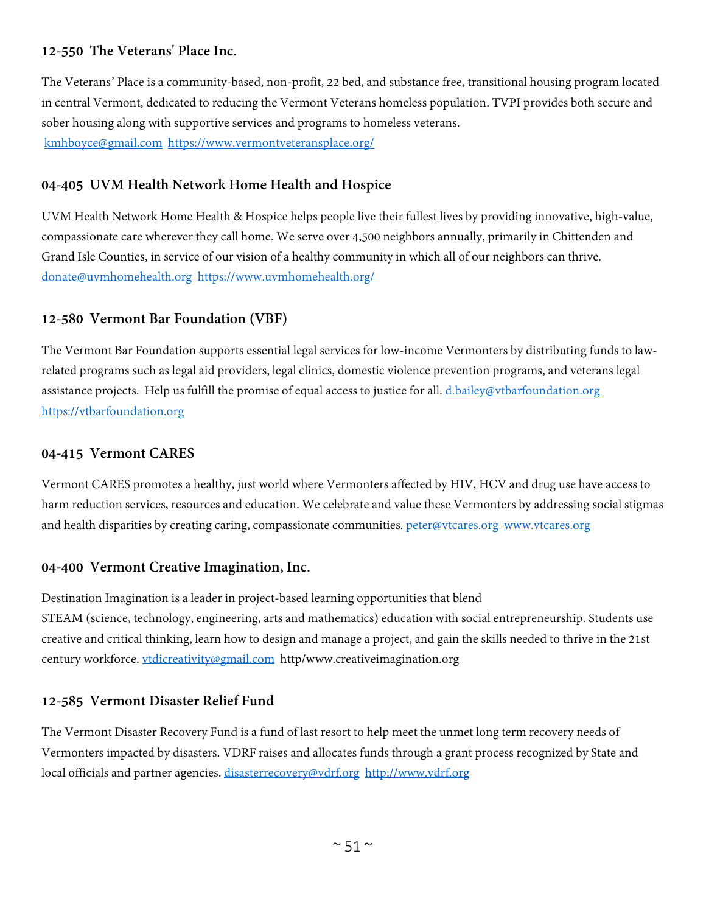### 12-550 The Veterans' Place Inc.

The Veterans' Place is a community-based, non-profit, 22 bed, and substance free, transitional housing program located in central Vermont, dedicated to reducing the Vermont Veterans homeless population. TVPI provides both secure and sober housing along with supportive services and programs to homeless veterans.
kmhboyce@gmail.com https://www.vermontveteransplace.org/

### 04-405 UVM Health Network Home Health and Hospice

UVM Health Network Home Health & Hospice helps people live their fullest lives by providing innovative, high-value, compassionate care wherever they call home. We serve over 4,500 neighbors annually, primarily in Chittenden and Grand Isle Counties, in service of our vision of a healthy community in which all of our neighbors can thrive.
donate@uvmhomehealth.org https://www.uvmhomehealth.org/

### 12-580 Vermont Bar Foundation (VBF)

The Vermont Bar Foundation supports essential legal services for low-income Vermonters by distributing funds to law-related programs such as legal aid providers, legal clinics, domestic violence prevention programs, and veterans legal assistance projects. Help us fulfill the promise of equal access to justice for all. d.bailey@vtbarfoundation.org https://vtbarfoundation.org

### 04-415 Vermont CARES

Vermont CARES promotes a healthy, just world where Vermonters affected by HIV, HCV and drug use have access to harm reduction services, resources and education. We celebrate and value these Vermonters by addressing social stigmas and health disparities by creating caring, compassionate communities. peter@vtcares.org www.vtcares.org

### 04-400 Vermont Creative Imagination, Inc.

Destination Imagination is a leader in project-based learning opportunities that blend STEAM (science, technology, engineering, arts and mathematics) education with social entrepreneurship. Students use creative and critical thinking, learn how to design and manage a project, and gain the skills needed to thrive in the 21st century workforce. vtdicreativity@gmail.com http/www.creativeimagination.org

### 12-585 Vermont Disaster Relief Fund

The Vermont Disaster Recovery Fund is a fund of last resort to help meet the unmet long term recovery needs of Vermonters impacted by disasters. VDRF raises and allocates funds through a grant process recognized by State and local officials and partner agencies. disasterrecovery@vdrf.org http://www.vdrf.org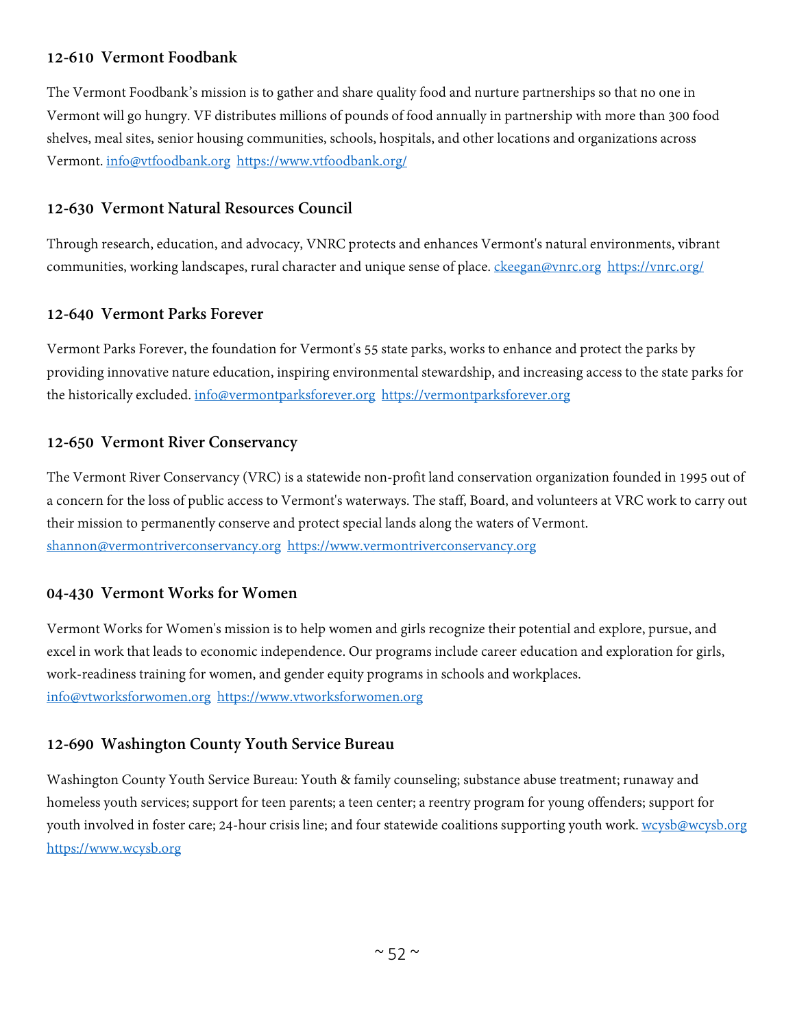### 12-610 Vermont Foodbank

The Vermont Foodbank's mission is to gather and share quality food and nurture partnerships so that no one in Vermont will go hungry. VF distributes millions of pounds of food annually in partnership with more than 300 food shelves, meal sites, senior housing communities, schools, hospitals, and other locations and organizations across Vermont. info@vtfoodbank.org https://www.vtfoodbank.org/

### 12-630 Vermont Natural Resources Council

Through research, education, and advocacy, VNRC protects and enhances Vermont's natural environments, vibrant communities, working landscapes, rural character and unique sense of place. ckeegan@vnrc.org https://vnrc.org/

### 12-640 Vermont Parks Forever

Vermont Parks Forever, the foundation for Vermont's 55 state parks, works to enhance and protect the parks by providing innovative nature education, inspiring environmental stewardship, and increasing access to the state parks for the historically excluded. info@vermontparksforever.org https://vermontparksforever.org

### 12-650 Vermont River Conservancy

The Vermont River Conservancy (VRC) is a statewide non-profit land conservation organization founded in 1995 out of a concern for the loss of public access to Vermont's waterways. The staff, Board, and volunteers at VRC work to carry out their mission to permanently conserve and protect special lands along the waters of Vermont. shannon@vermontriverconservancy.org https://www.vermontriverconservancy.org

### 04-430 Vermont Works for Women

Vermont Works for Women's mission is to help women and girls recognize their potential and explore, pursue, and excel in work that leads to economic independence. Our programs include career education and exploration for girls, work-readiness training for women, and gender equity programs in schools and workplaces. info@vtworksforwomen.org https://www.vtworksforwomen.org

### 12-690 Washington County Youth Service Bureau

Washington County Youth Service Bureau: Youth & family counseling; substance abuse treatment; runaway and homeless youth services; support for teen parents; a teen center; a reentry program for young offenders; support for youth involved in foster care; 24-hour crisis line; and four statewide coalitions supporting youth work. wcysb@wcysb.org https://www.wcysb.org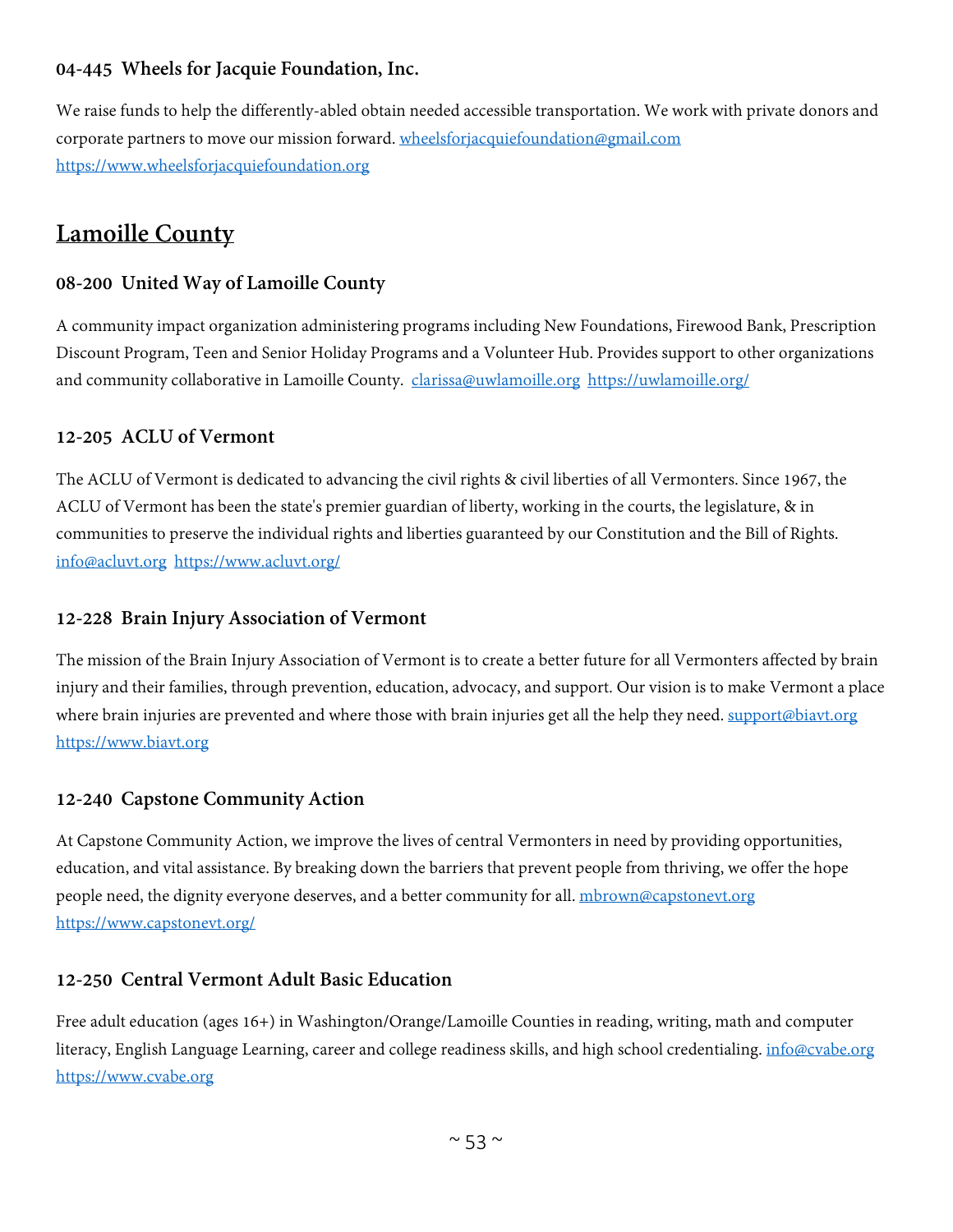### 04-445 Wheels for Jacquie Foundation, Inc.

We raise funds to help the differently-abled obtain needed accessible transportation. We work with private donors and corporate partners to move our mission forward. wheelsforjacquiefoundation@gmail.com https://www.wheelsforjacquiefoundation.org

## Lamoille County

### 08-200 United Way of Lamoille County

A community impact organization administering programs including New Foundations, Firewood Bank, Prescription Discount Program, Teen and Senior Holiday Programs and a Volunteer Hub. Provides support to other organizations and community collaborative in Lamoille County. clarissa@uwlamoille.org https://uwlamoille.org/

### 12-205 ACLU of Vermont

The ACLU of Vermont is dedicated to advancing the civil rights & civil liberties of all Vermonters. Since 1967, the ACLU of Vermont has been the state's premier guardian of liberty, working in the courts, the legislature, & in communities to preserve the individual rights and liberties guaranteed by our Constitution and the Bill of Rights. info@acluvt.org https://www.acluvt.org/

### 12-228 Brain Injury Association of Vermont

The mission of the Brain Injury Association of Vermont is to create a better future for all Vermonters affected by brain injury and their families, through prevention, education, advocacy, and support. Our vision is to make Vermont a place where brain injuries are prevented and where those with brain injuries get all the help they need. support@biavt.org https://www.biavt.org

### 12-240 Capstone Community Action

At Capstone Community Action, we improve the lives of central Vermonters in need by providing opportunities, education, and vital assistance. By breaking down the barriers that prevent people from thriving, we offer the hope people need, the dignity everyone deserves, and a better community for all. mbrown@capstonevt.org https://www.capstonevt.org/

### 12-250 Central Vermont Adult Basic Education

Free adult education (ages 16+) in Washington/Orange/Lamoille Counties in reading, writing, math and computer literacy, English Language Learning, career and college readiness skills, and high school credentialing. info@cvabe.org https://www.cvabe.org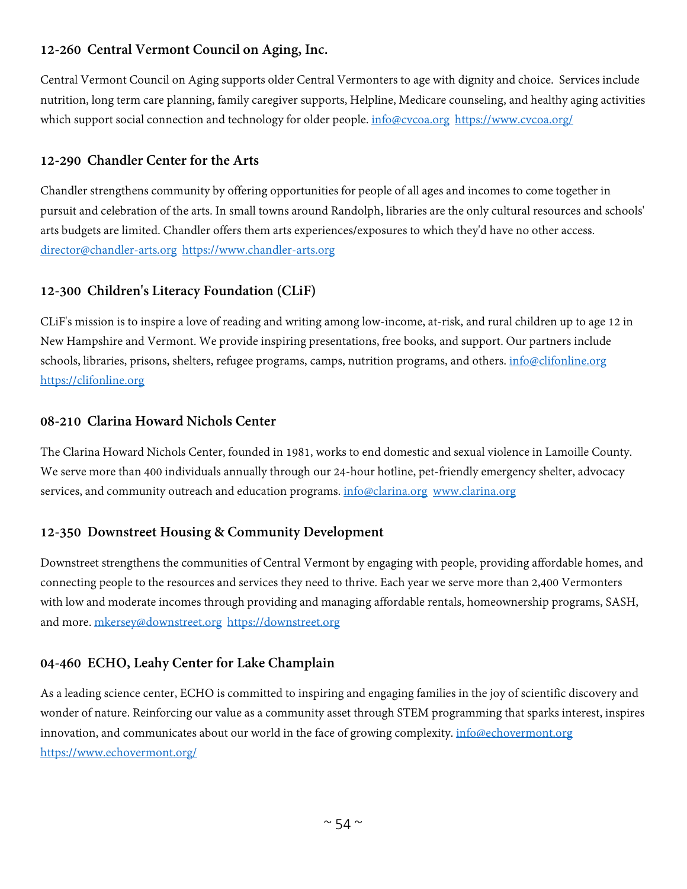### 12-260 Central Vermont Council on Aging, Inc.

Central Vermont Council on Aging supports older Central Vermonters to age with dignity and choice. Services include nutrition, long term care planning, family caregiver supports, Helpline, Medicare counseling, and healthy aging activities which support social connection and technology for older people. info@cvcoa.org https://www.cvcoa.org/

### 12-290 Chandler Center for the Arts

Chandler strengthens community by offering opportunities for people of all ages and incomes to come together in pursuit and celebration of the arts. In small towns around Randolph, libraries are the only cultural resources and schools' arts budgets are limited. Chandler offers them arts experiences/exposures to which they'd have no other access. director@chandler-arts.org https://www.chandler-arts.org

### 12-300 Children's Literacy Foundation (CLiF)

CLiF's mission is to inspire a love of reading and writing among low-income, at-risk, and rural children up to age 12 in New Hampshire and Vermont. We provide inspiring presentations, free books, and support. Our partners include schools, libraries, prisons, shelters, refugee programs, camps, nutrition programs, and others. info@clifonline.org https://clifonline.org

### 08-210 Clarina Howard Nichols Center

The Clarina Howard Nichols Center, founded in 1981, works to end domestic and sexual violence in Lamoille County. We serve more than 400 individuals annually through our 24-hour hotline, pet-friendly emergency shelter, advocacy services, and community outreach and education programs. info@clarina.org www.clarina.org

### 12-350 Downstreet Housing & Community Development

Downstreet strengthens the communities of Central Vermont by engaging with people, providing affordable homes, and connecting people to the resources and services they need to thrive. Each year we serve more than 2,400 Vermonters with low and moderate incomes through providing and managing affordable rentals, homeownership programs, SASH, and more. mkersey@downstreet.org https://downstreet.org

### 04-460 ECHO, Leahy Center for Lake Champlain

As a leading science center, ECHO is committed to inspiring and engaging families in the joy of scientific discovery and wonder of nature. Reinforcing our value as a community asset through STEM programming that sparks interest, inspires innovation, and communicates about our world in the face of growing complexity. info@echovermont.org https://www.echovermont.org/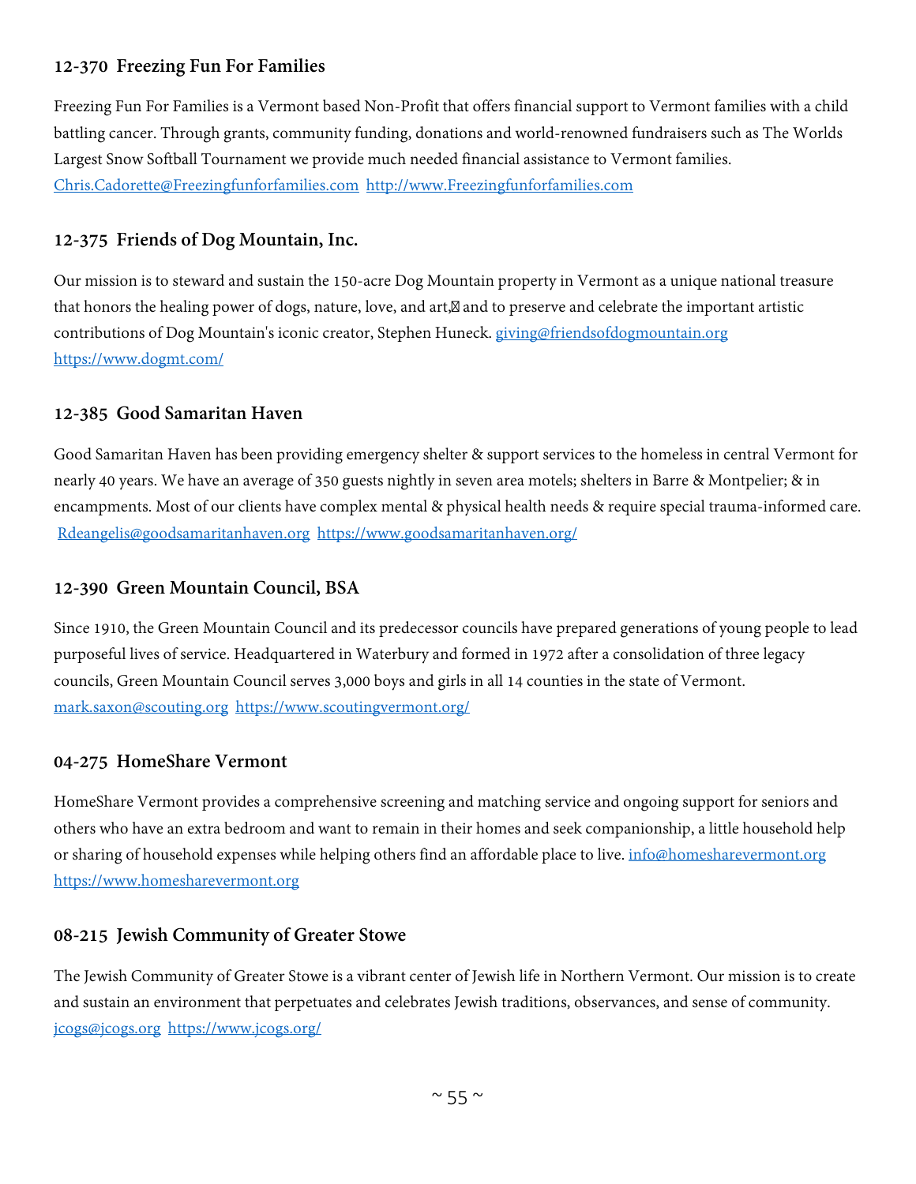### 12-370 Freezing Fun For Families

Freezing Fun For Families is a Vermont based Non-Profit that offers financial support to Vermont families with a child battling cancer. Through grants, community funding, donations and world-renowned fundraisers such as The Worlds Largest Snow Softball Tournament we provide much needed financial assistance to Vermont families. Chris.Cadorette@Freezingfunforfamilies.com http://www.Freezingfunforfamilies.com

### 12-375 Friends of Dog Mountain, Inc.

Our mission is to steward and sustain the 150-acre Dog Mountain property in Vermont as a unique national treasure that honors the healing power of dogs, nature, love, and art, and to preserve and celebrate the important artistic contributions of Dog Mountain's iconic creator, Stephen Huneck. giving@friendsofdogmountain.org https://www.dogmt.com/

### 12-385 Good Samaritan Haven

Good Samaritan Haven has been providing emergency shelter & support services to the homeless in central Vermont for nearly 40 years. We have an average of 350 guests nightly in seven area motels; shelters in Barre & Montpelier; & in encampments. Most of our clients have complex mental & physical health needs & require special trauma-informed care. Rdeangelis@goodsamaritanhaven.org https://www.goodsamaritanhaven.org/

### 12-390 Green Mountain Council, BSA

Since 1910, the Green Mountain Council and its predecessor councils have prepared generations of young people to lead purposeful lives of service. Headquartered in Waterbury and formed in 1972 after a consolidation of three legacy councils, Green Mountain Council serves 3,000 boys and girls in all 14 counties in the state of Vermont. mark.saxon@scouting.org https://www.scoutingvermont.org/

### 04-275 HomeShare Vermont

HomeShare Vermont provides a comprehensive screening and matching service and ongoing support for seniors and others who have an extra bedroom and want to remain in their homes and seek companionship, a little household help or sharing of household expenses while helping others find an affordable place to live. info@homesharevermont.org https://www.homesharevermont.org

### 08-215 Jewish Community of Greater Stowe

The Jewish Community of Greater Stowe is a vibrant center of Jewish life in Northern Vermont. Our mission is to create and sustain an environment that perpetuates and celebrates Jewish traditions, observances, and sense of community. jcogs@jcogs.org https://www.jcogs.org/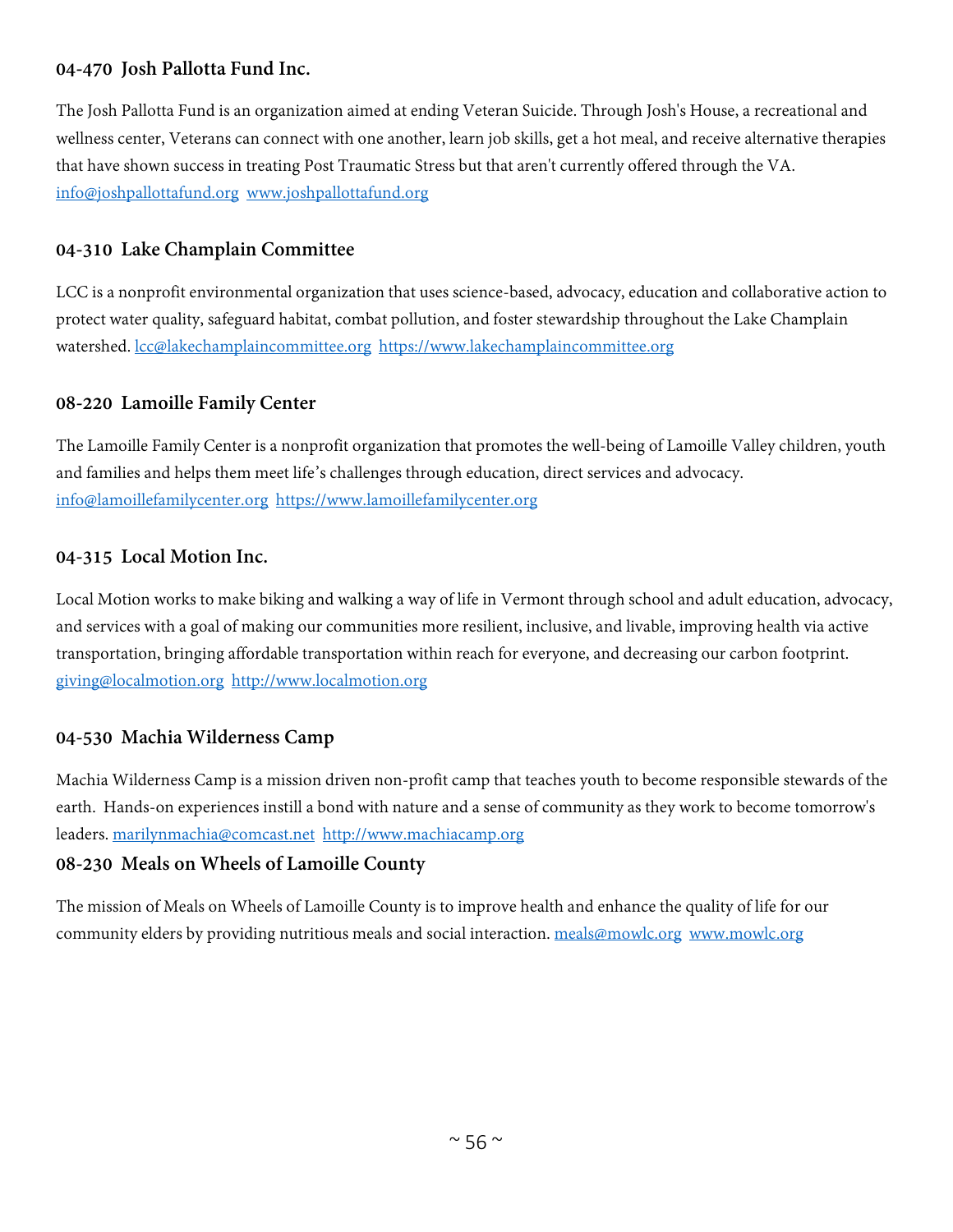### 04-470 Josh Pallotta Fund Inc.

The Josh Pallotta Fund is an organization aimed at ending Veteran Suicide. Through Josh's House, a recreational and wellness center, Veterans can connect with one another, learn job skills, get a hot meal, and receive alternative therapies that have shown success in treating Post Traumatic Stress but that aren't currently offered through the VA. info@joshpallottafund.org www.joshpallottafund.org

### 04-310 Lake Champlain Committee

LCC is a nonprofit environmental organization that uses science-based, advocacy, education and collaborative action to protect water quality, safeguard habitat, combat pollution, and foster stewardship throughout the Lake Champlain watershed. lcc@lakechamplaincommittee.org https://www.lakechamplaincommittee.org

### 08-220 Lamoille Family Center

The Lamoille Family Center is a nonprofit organization that promotes the well-being of Lamoille Valley children, youth and families and helps them meet life's challenges through education, direct services and advocacy. info@lamoillefamilycenter.org https://www.lamoillefamilycenter.org

### 04-315 Local Motion Inc.

Local Motion works to make biking and walking a way of life in Vermont through school and adult education, advocacy, and services with a goal of making our communities more resilient, inclusive, and livable, improving health via active transportation, bringing affordable transportation within reach for everyone, and decreasing our carbon footprint. giving@localmotion.org http://www.localmotion.org

### 04-530 Machia Wilderness Camp

Machia Wilderness Camp is a mission driven non-profit camp that teaches youth to become responsible stewards of the earth. Hands-on experiences instill a bond with nature and a sense of community as they work to become tomorrow's leaders. marilynmachia@comcast.net http://www.machiacamp.org

### 08-230 Meals on Wheels of Lamoille County

The mission of Meals on Wheels of Lamoille County is to improve health and enhance the quality of life for our community elders by providing nutritious meals and social interaction. meals@mowlc.org www.mowlc.org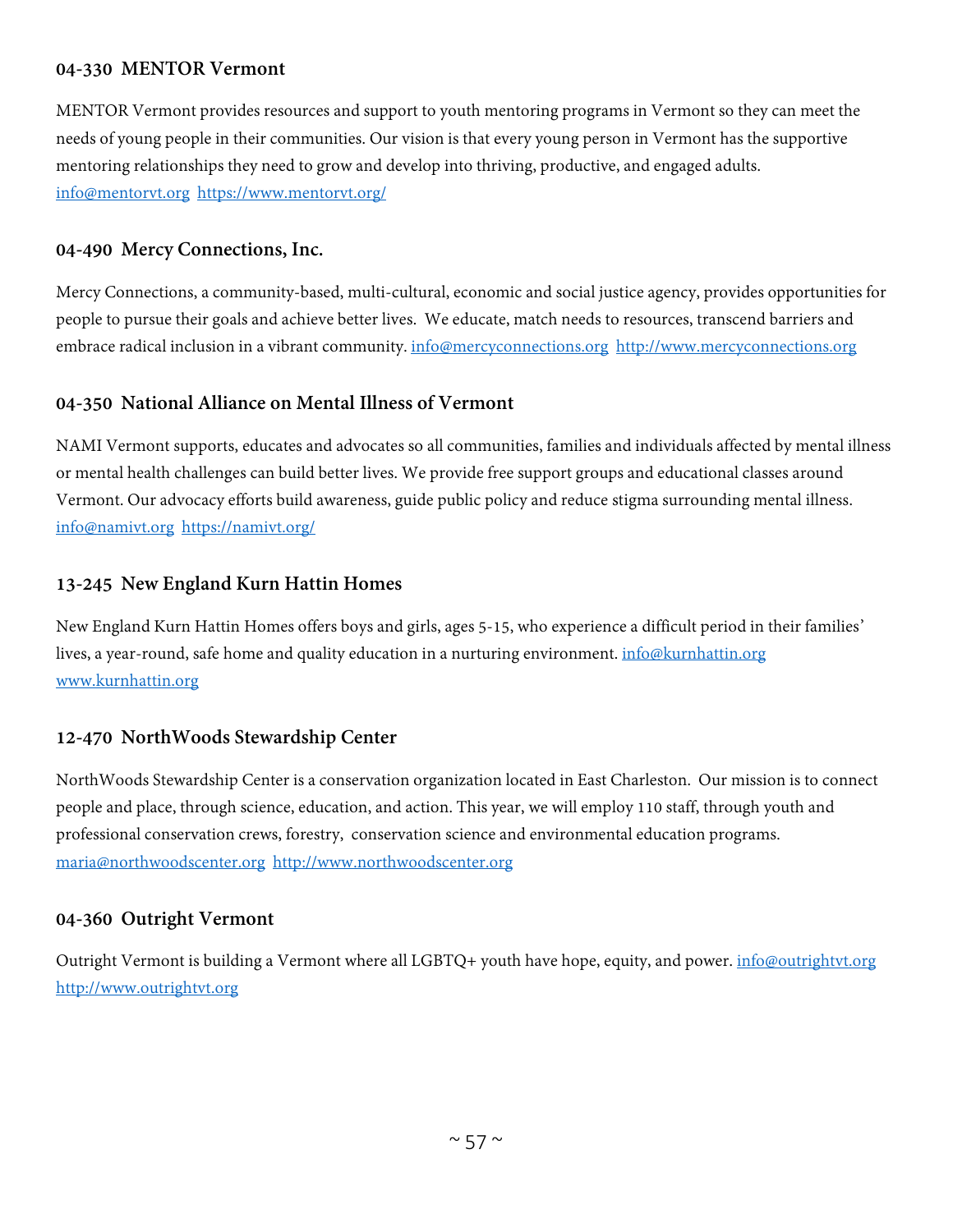### 04-330 MENTOR Vermont

MENTOR Vermont provides resources and support to youth mentoring programs in Vermont so they can meet the needs of young people in their communities. Our vision is that every young person in Vermont has the supportive mentoring relationships they need to grow and develop into thriving, productive, and engaged adults. info@mentorvt.org https://www.mentorvt.org/

### 04-490 Mercy Connections, Inc.

Mercy Connections, a community-based, multi-cultural, economic and social justice agency, provides opportunities for people to pursue their goals and achieve better lives. We educate, match needs to resources, transcend barriers and embrace radical inclusion in a vibrant community. info@mercyconnections.org http://www.mercyconnections.org

### 04-350 National Alliance on Mental Illness of Vermont

NAMI Vermont supports, educates and advocates so all communities, families and individuals affected by mental illness or mental health challenges can build better lives. We provide free support groups and educational classes around Vermont. Our advocacy efforts build awareness, guide public policy and reduce stigma surrounding mental illness. info@namivt.org https://namivt.org/

### 13-245 New England Kurn Hattin Homes

New England Kurn Hattin Homes offers boys and girls, ages 5-15, who experience a difficult period in their families' lives, a year-round, safe home and quality education in a nurturing environment. info@kurnhattin.org www.kurnhattin.org

### 12-470 NorthWoods Stewardship Center

NorthWoods Stewardship Center is a conservation organization located in East Charleston. Our mission is to connect people and place, through science, education, and action. This year, we will employ 110 staff, through youth and professional conservation crews, forestry, conservation science and environmental education programs. maria@northwoodscenter.org http://www.northwoodscenter.org

### 04-360 Outright Vermont

Outright Vermont is building a Vermont where all LGBTQ+ youth have hope, equity, and power. info@outrightvt.org http://www.outrightvt.org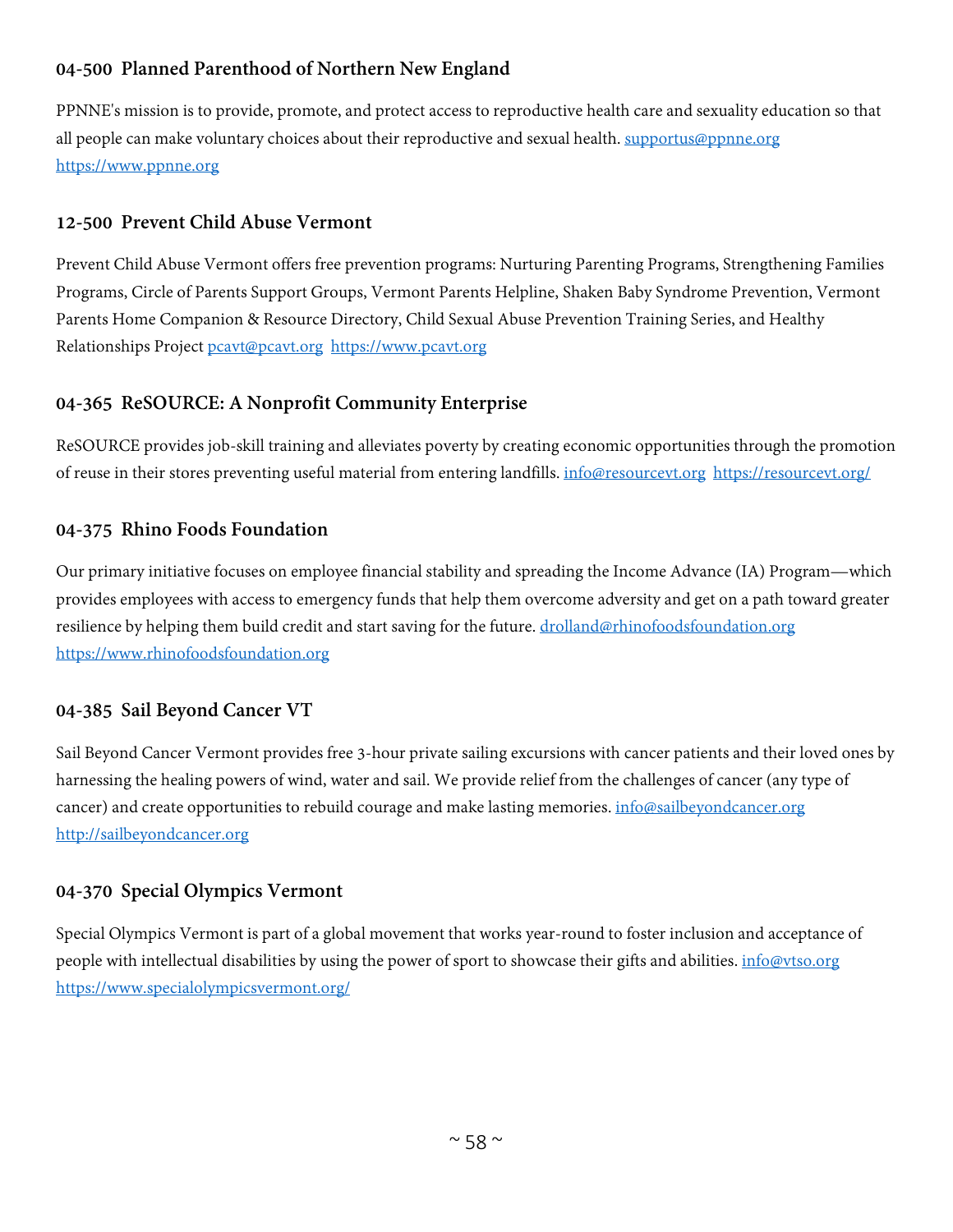### 04-500 Planned Parenthood of Northern New England

PPNNE's mission is to provide, promote, and protect access to reproductive health care and sexuality education so that all people can make voluntary choices about their reproductive and sexual health. supportus@ppnne.org https://www.ppnne.org

### 12-500 Prevent Child Abuse Vermont

Prevent Child Abuse Vermont offers free prevention programs: Nurturing Parenting Programs, Strengthening Families Programs, Circle of Parents Support Groups, Vermont Parents Helpline, Shaken Baby Syndrome Prevention, Vermont Parents Home Companion & Resource Directory, Child Sexual Abuse Prevention Training Series, and Healthy Relationships Project pcavt@pcavt.org https://www.pcavt.org

### 04-365 ReSOURCE: A Nonprofit Community Enterprise

ReSOURCE provides job-skill training and alleviates poverty by creating economic opportunities through the promotion of reuse in their stores preventing useful material from entering landfills. info@resourcevt.org https://resourcevt.org/

### 04-375 Rhino Foods Foundation

Our primary initiative focuses on employee financial stability and spreading the Income Advance (IA) Program—which provides employees with access to emergency funds that help them overcome adversity and get on a path toward greater resilience by helping them build credit and start saving for the future. drolland@rhinofoodsfoundation.org https://www.rhinofoodsfoundation.org

### 04-385 Sail Beyond Cancer VT

Sail Beyond Cancer Vermont provides free 3-hour private sailing excursions with cancer patients and their loved ones by harnessing the healing powers of wind, water and sail. We provide relief from the challenges of cancer (any type of cancer) and create opportunities to rebuild courage and make lasting memories. info@sailbeyondcancer.org http://sailbeyondcancer.org

### 04-370 Special Olympics Vermont

Special Olympics Vermont is part of a global movement that works year-round to foster inclusion and acceptance of people with intellectual disabilities by using the power of sport to showcase their gifts and abilities. info@vtso.org https://www.specialolympicsvermont.org/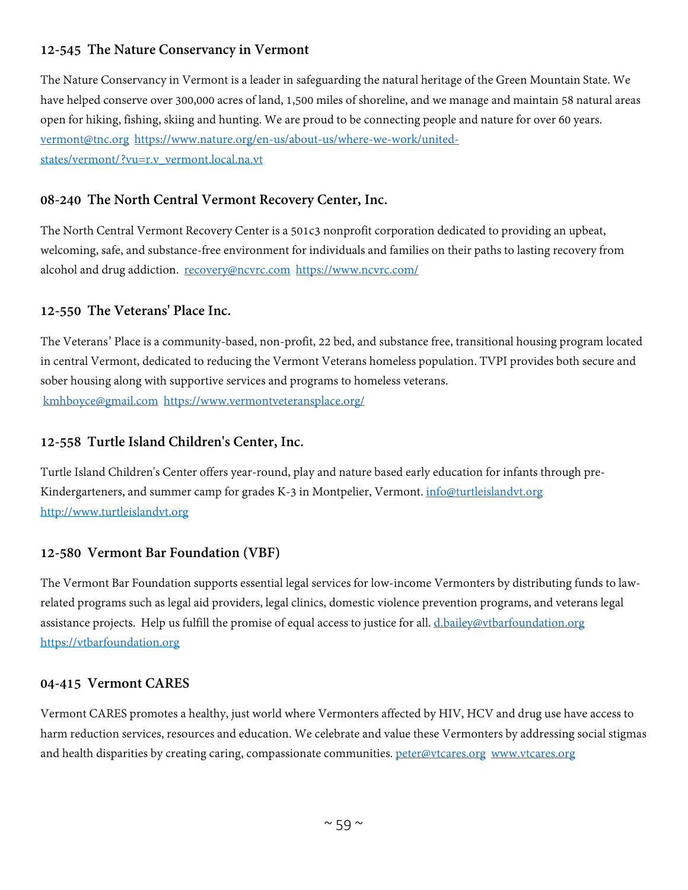### 12-545 The Nature Conservancy in Vermont

The Nature Conservancy in Vermont is a leader in safeguarding the natural heritage of the Green Mountain State. We have helped conserve over 300,000 acres of land, 1,500 miles of shoreline, and we manage and maintain 58 natural areas open for hiking, fishing, skiing and hunting. We are proud to be connecting people and nature for over 60 years. vermont@tnc.org https://www.nature.org/en-us/about-us/where-we-work/united-states/vermont/?vu=r.v_vermont.local.na.vt

### 08-240 The North Central Vermont Recovery Center, Inc.

The North Central Vermont Recovery Center is a 501c3 nonprofit corporation dedicated to providing an upbeat, welcoming, safe, and substance-free environment for individuals and families on their paths to lasting recovery from alcohol and drug addiction. recovery@ncvrc.com https://www.ncvrc.com/

### 12-550 The Veterans' Place Inc.

The Veterans' Place is a community-based, non-profit, 22 bed, and substance free, transitional housing program located in central Vermont, dedicated to reducing the Vermont Veterans homeless population. TVPI provides both secure and sober housing along with supportive services and programs to homeless veterans.
kmhboyce@gmail.com https://www.vermontveteransplace.org/

### 12-558 Turtle Island Children's Center, Inc.

Turtle Island Children's Center offers year-round, play and nature based early education for infants through pre-Kindergarteners, and summer camp for grades K-3 in Montpelier, Vermont. info@turtleislandvt.org http://www.turtleislandvt.org

### 12-580 Vermont Bar Foundation (VBF)

The Vermont Bar Foundation supports essential legal services for low-income Vermonters by distributing funds to law-related programs such as legal aid providers, legal clinics, domestic violence prevention programs, and veterans legal assistance projects. Help us fulfill the promise of equal access to justice for all. d.bailey@vtbarfoundation.org https://vtbarfoundation.org

### 04-415 Vermont CARES

Vermont CARES promotes a healthy, just world where Vermonters affected by HIV, HCV and drug use have access to harm reduction services, resources and education. We celebrate and value these Vermonters by addressing social stigmas and health disparities by creating caring, compassionate communities. peter@vtcares.org www.vtcares.org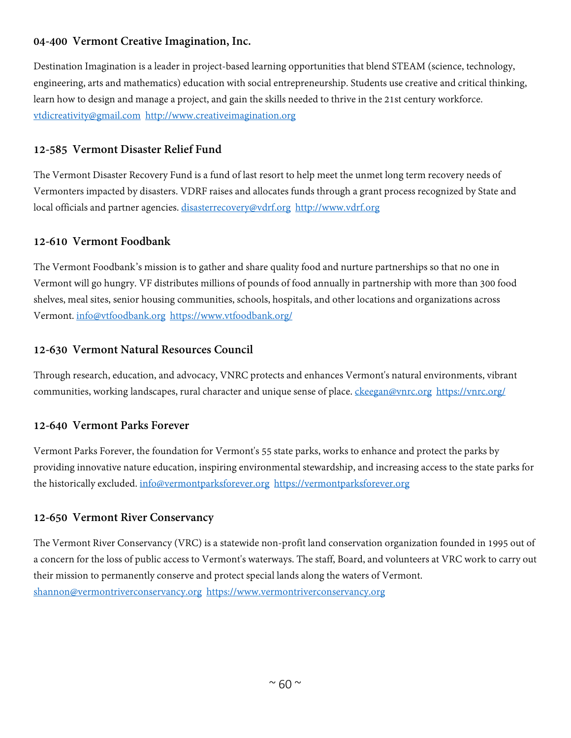### 04-400 Vermont Creative Imagination, Inc.

Destination Imagination is a leader in project-based learning opportunities that blend STEAM (science, technology, engineering, arts and mathematics) education with social entrepreneurship. Students use creative and critical thinking, learn how to design and manage a project, and gain the skills needed to thrive in the 21st century workforce. vtdicreativity@gmail.com http://www.creativeimagination.org

### 12-585 Vermont Disaster Relief Fund

The Vermont Disaster Recovery Fund is a fund of last resort to help meet the unmet long term recovery needs of Vermonters impacted by disasters. VDRF raises and allocates funds through a grant process recognized by State and local officials and partner agencies. disasterrecovery@vdrf.org http://www.vdrf.org

### 12-610 Vermont Foodbank

The Vermont Foodbank's mission is to gather and share quality food and nurture partnerships so that no one in Vermont will go hungry. VF distributes millions of pounds of food annually in partnership with more than 300 food shelves, meal sites, senior housing communities, schools, hospitals, and other locations and organizations across Vermont. info@vtfoodbank.org https://www.vtfoodbank.org/

### 12-630 Vermont Natural Resources Council

Through research, education, and advocacy, VNRC protects and enhances Vermont's natural environments, vibrant communities, working landscapes, rural character and unique sense of place. ckeegan@vnrc.org https://vnrc.org/

### 12-640 Vermont Parks Forever

Vermont Parks Forever, the foundation for Vermont's 55 state parks, works to enhance and protect the parks by providing innovative nature education, inspiring environmental stewardship, and increasing access to the state parks for the historically excluded. info@vermontparksforever.org https://vermontparksforever.org

### 12-650 Vermont River Conservancy

The Vermont River Conservancy (VRC) is a statewide non-profit land conservation organization founded in 1995 out of a concern for the loss of public access to Vermont's waterways. The staff, Board, and volunteers at VRC work to carry out their mission to permanently conserve and protect special lands along the waters of Vermont. shannon@vermontriverconservancy.org https://www.vermontriverconservancy.org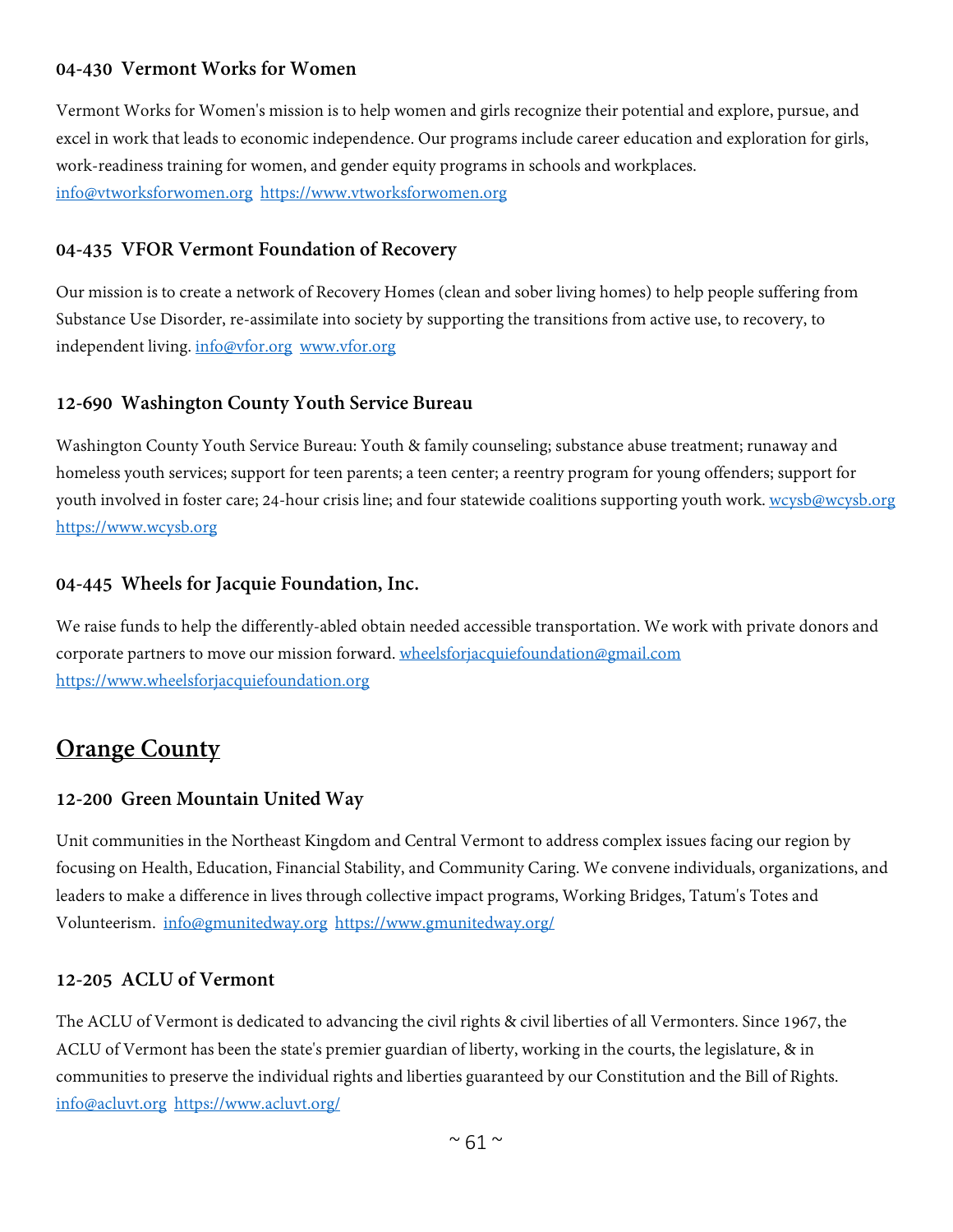### 04-430 Vermont Works for Women

Vermont Works for Women's mission is to help women and girls recognize their potential and explore, pursue, and excel in work that leads to economic independence. Our programs include career education and exploration for girls, work-readiness training for women, and gender equity programs in schools and workplaces. info@vtworksforwomen.org https://www.vtworksforwomen.org

### 04-435 VFOR Vermont Foundation of Recovery

Our mission is to create a network of Recovery Homes (clean and sober living homes) to help people suffering from Substance Use Disorder, re-assimilate into society by supporting the transitions from active use, to recovery, to independent living. info@vfor.org www.vfor.org

### 12-690 Washington County Youth Service Bureau

Washington County Youth Service Bureau: Youth & family counseling; substance abuse treatment; runaway and homeless youth services; support for teen parents; a teen center; a reentry program for young offenders; support for youth involved in foster care; 24-hour crisis line; and four statewide coalitions supporting youth work. wcysb@wcysb.org https://www.wcysb.org

### 04-445 Wheels for Jacquie Foundation, Inc.

We raise funds to help the differently-abled obtain needed accessible transportation. We work with private donors and corporate partners to move our mission forward. wheelsforjacquiefoundation@gmail.com https://www.wheelsforjacquiefoundation.org

## Orange County

### 12-200 Green Mountain United Way

Unit communities in the Northeast Kingdom and Central Vermont to address complex issues facing our region by focusing on Health, Education, Financial Stability, and Community Caring. We convene individuals, organizations, and leaders to make a difference in lives through collective impact programs, Working Bridges, Tatum's Totes and Volunteerism. info@gmunitedway.org https://www.gmunitedway.org/

### 12-205 ACLU of Vermont

The ACLU of Vermont is dedicated to advancing the civil rights & civil liberties of all Vermonters. Since 1967, the ACLU of Vermont has been the state's premier guardian of liberty, working in the courts, the legislature, & in communities to preserve the individual rights and liberties guaranteed by our Constitution and the Bill of Rights. info@acluvt.org https://www.acluvt.org/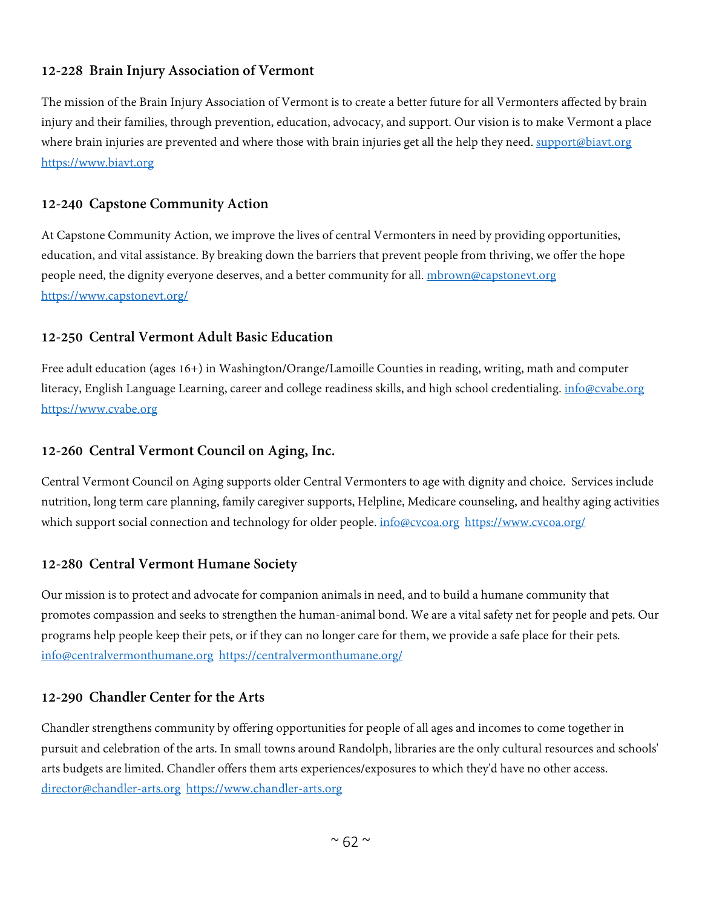### 12-228  Brain Injury Association of Vermont

The mission of the Brain Injury Association of Vermont is to create a better future for all Vermonters affected by brain injury and their families, through prevention, education, advocacy, and support. Our vision is to make Vermont a place where brain injuries are prevented and where those with brain injuries get all the help they need. support@biavt.org https://www.biavt.org

### 12-240  Capstone Community Action

At Capstone Community Action, we improve the lives of central Vermonters in need by providing opportunities, education, and vital assistance. By breaking down the barriers that prevent people from thriving, we offer the hope people need, the dignity everyone deserves, and a better community for all. mbrown@capstonevt.org https://www.capstonevt.org/

### 12-250  Central Vermont Adult Basic Education

Free adult education (ages 16+) in Washington/Orange/Lamoille Counties in reading, writing, math and computer literacy, English Language Learning, career and college readiness skills, and high school credentialing. info@cvabe.org https://www.cvabe.org

### 12-260  Central Vermont Council on Aging, Inc.

Central Vermont Council on Aging supports older Central Vermonters to age with dignity and choice.  Services include nutrition, long term care planning, family caregiver supports, Helpline, Medicare counseling, and healthy aging activities which support social connection and technology for older people. info@cvcoa.org  https://www.cvcoa.org/

### 12-280  Central Vermont Humane Society

Our mission is to protect and advocate for companion animals in need, and to build a humane community that promotes compassion and seeks to strengthen the human-animal bond. We are a vital safety net for people and pets. Our programs help people keep their pets, or if they can no longer care for them, we provide a safe place for their pets. info@centralvermonthumane.org  https://centralvermonthumane.org/

### 12-290  Chandler Center for the Arts

Chandler strengthens community by offering opportunities for people of all ages and incomes to come together in pursuit and celebration of the arts. In small towns around Randolph, libraries are the only cultural resources and schools' arts budgets are limited. Chandler offers them arts experiences/exposures to which they'd have no other access. director@chandler-arts.org  https://www.chandler-arts.org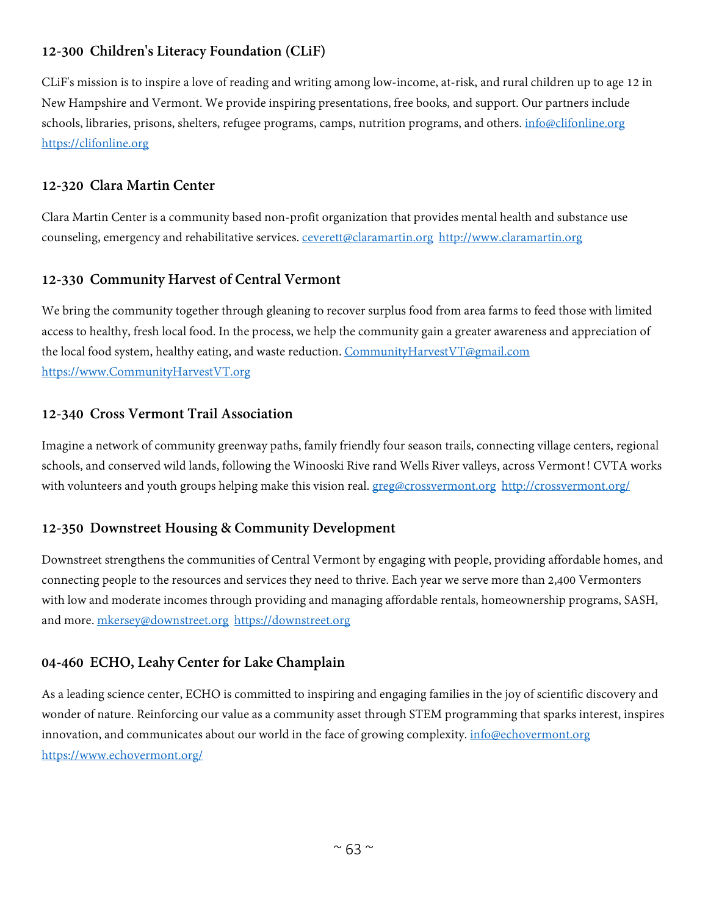### 12-300 Children's Literacy Foundation (CLiF)

CLiF's mission is to inspire a love of reading and writing among low-income, at-risk, and rural children up to age 12 in New Hampshire and Vermont. We provide inspiring presentations, free books, and support. Our partners include schools, libraries, prisons, shelters, refugee programs, camps, nutrition programs, and others. info@clifonline.org https://clifonline.org

### 12-320 Clara Martin Center

Clara Martin Center is a community based non-profit organization that provides mental health and substance use counseling, emergency and rehabilitative services. ceverett@claramartin.org http://www.claramartin.org

### 12-330 Community Harvest of Central Vermont

We bring the community together through gleaning to recover surplus food from area farms to feed those with limited access to healthy, fresh local food. In the process, we help the community gain a greater awareness and appreciation of the local food system, healthy eating, and waste reduction. CommunityHarvestVT@gmail.com https://www.CommunityHarvestVT.org

### 12-340 Cross Vermont Trail Association

Imagine a network of community greenway paths, family friendly four season trails, connecting village centers, regional schools, and conserved wild lands, following the Winooski Rive rand Wells River valleys, across Vermont! CVTA works with volunteers and youth groups helping make this vision real. greg@crossvermont.org http://crossvermont.org/

### 12-350 Downstreet Housing & Community Development

Downstreet strengthens the communities of Central Vermont by engaging with people, providing affordable homes, and connecting people to the resources and services they need to thrive. Each year we serve more than 2,400 Vermonters with low and moderate incomes through providing and managing affordable rentals, homeownership programs, SASH, and more. mkersey@downstreet.org https://downstreet.org

### 04-460 ECHO, Leahy Center for Lake Champlain

As a leading science center, ECHO is committed to inspiring and engaging families in the joy of scientific discovery and wonder of nature. Reinforcing our value as a community asset through STEM programming that sparks interest, inspires innovation, and communicates about our world in the face of growing complexity. info@echovermont.org https://www.echovermont.org/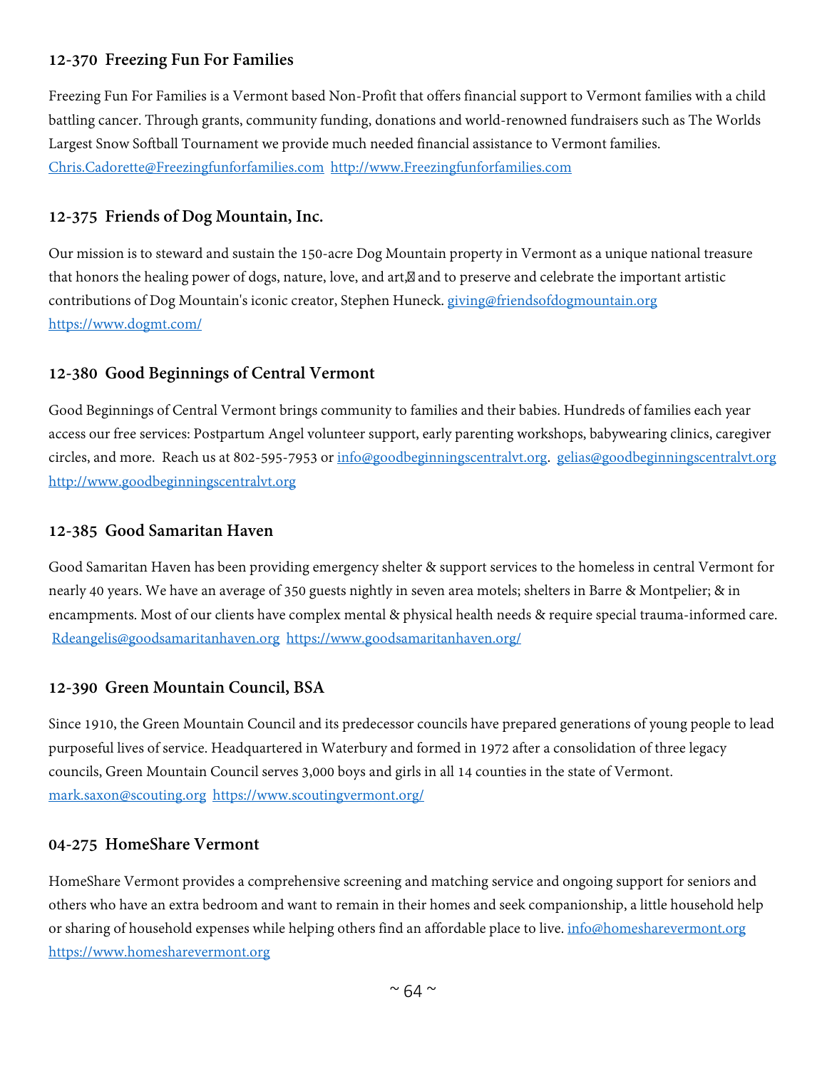### 12-370 Freezing Fun For Families

Freezing Fun For Families is a Vermont based Non-Profit that offers financial support to Vermont families with a child battling cancer. Through grants, community funding, donations and world-renowned fundraisers such as The Worlds Largest Snow Softball Tournament we provide much needed financial assistance to Vermont families. Chris.Cadorette@Freezingfunforfamilies.com http://www.Freezingfunforfamilies.com

### 12-375 Friends of Dog Mountain, Inc.

Our mission is to steward and sustain the 150-acre Dog Mountain property in Vermont as a unique national treasure that honors the healing power of dogs, nature, love, and art, and to preserve and celebrate the important artistic contributions of Dog Mountain's iconic creator, Stephen Huneck. giving@friendsofdogmountain.org https://www.dogmt.com/

### 12-380 Good Beginnings of Central Vermont

Good Beginnings of Central Vermont brings community to families and their babies. Hundreds of families each year access our free services: Postpartum Angel volunteer support, early parenting workshops, babywearing clinics, caregiver circles, and more. Reach us at 802-595-7953 or info@goodbeginningscentralvt.org. gelias@goodbeginningscentralvt.org http://www.goodbeginningscentralvt.org

### 12-385 Good Samaritan Haven

Good Samaritan Haven has been providing emergency shelter & support services to the homeless in central Vermont for nearly 40 years. We have an average of 350 guests nightly in seven area motels; shelters in Barre & Montpelier; & in encampments. Most of our clients have complex mental & physical health needs & require special trauma-informed care. Rdeangelis@goodsamaritanhaven.org https://www.goodsamaritanhaven.org/

### 12-390 Green Mountain Council, BSA

Since 1910, the Green Mountain Council and its predecessor councils have prepared generations of young people to lead purposeful lives of service. Headquartered in Waterbury and formed in 1972 after a consolidation of three legacy councils, Green Mountain Council serves 3,000 boys and girls in all 14 counties in the state of Vermont. mark.saxon@scouting.org https://www.scoutingvermont.org/

### 04-275 HomeShare Vermont

HomeShare Vermont provides a comprehensive screening and matching service and ongoing support for seniors and others who have an extra bedroom and want to remain in their homes and seek companionship, a little household help or sharing of household expenses while helping others find an affordable place to live. info@homesharevermont.org https://www.homesharevermont.org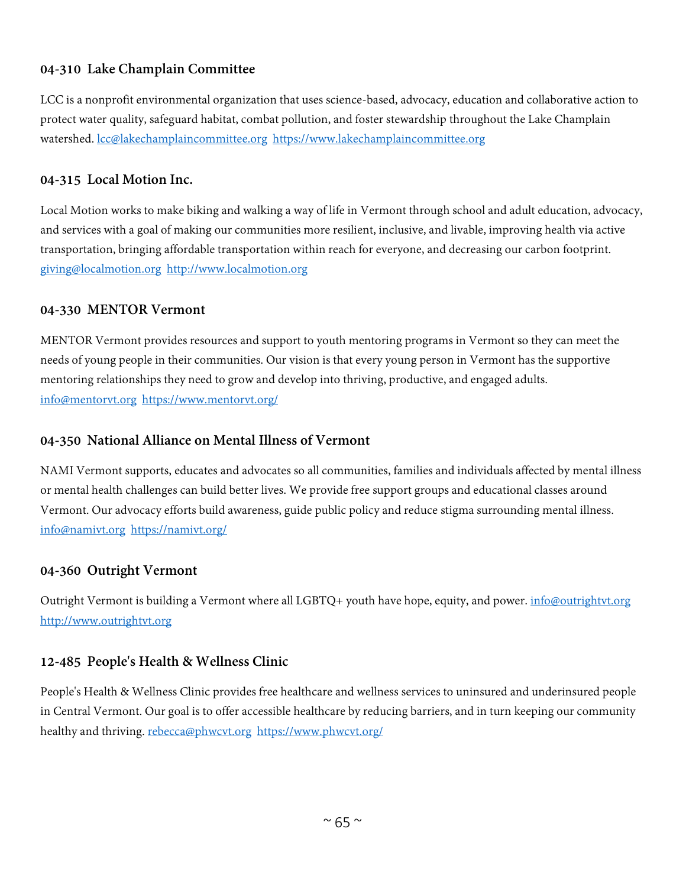### 04-310  Lake Champlain Committee

LCC is a nonprofit environmental organization that uses science-based, advocacy, education and collaborative action to protect water quality, safeguard habitat, combat pollution, and foster stewardship throughout the Lake Champlain watershed. lcc@lakechamplaincommittee.org  https://www.lakechamplaincommittee.org

### 04-315  Local Motion Inc.

Local Motion works to make biking and walking a way of life in Vermont through school and adult education, advocacy, and services with a goal of making our communities more resilient, inclusive, and livable, improving health via active transportation, bringing affordable transportation within reach for everyone, and decreasing our carbon footprint. giving@localmotion.org  http://www.localmotion.org

### 04-330  MENTOR Vermont

MENTOR Vermont provides resources and support to youth mentoring programs in Vermont so they can meet the needs of young people in their communities. Our vision is that every young person in Vermont has the supportive mentoring relationships they need to grow and develop into thriving, productive, and engaged adults. info@mentorvt.org  https://www.mentorvt.org/

### 04-350  National Alliance on Mental Illness of Vermont

NAMI Vermont supports, educates and advocates so all communities, families and individuals affected by mental illness or mental health challenges can build better lives. We provide free support groups and educational classes around Vermont. Our advocacy efforts build awareness, guide public policy and reduce stigma surrounding mental illness. info@namivt.org  https://namivt.org/

### 04-360  Outright Vermont

Outright Vermont is building a Vermont where all LGBTQ+ youth have hope, equity, and power. info@outrightvt.org http://www.outrightvt.org

### 12-485  People's Health & Wellness Clinic

People's Health & Wellness Clinic provides free healthcare and wellness services to uninsured and underinsured people in Central Vermont. Our goal is to offer accessible healthcare by reducing barriers, and in turn keeping our community healthy and thriving. rebecca@phwcvt.org  https://www.phwcvt.org/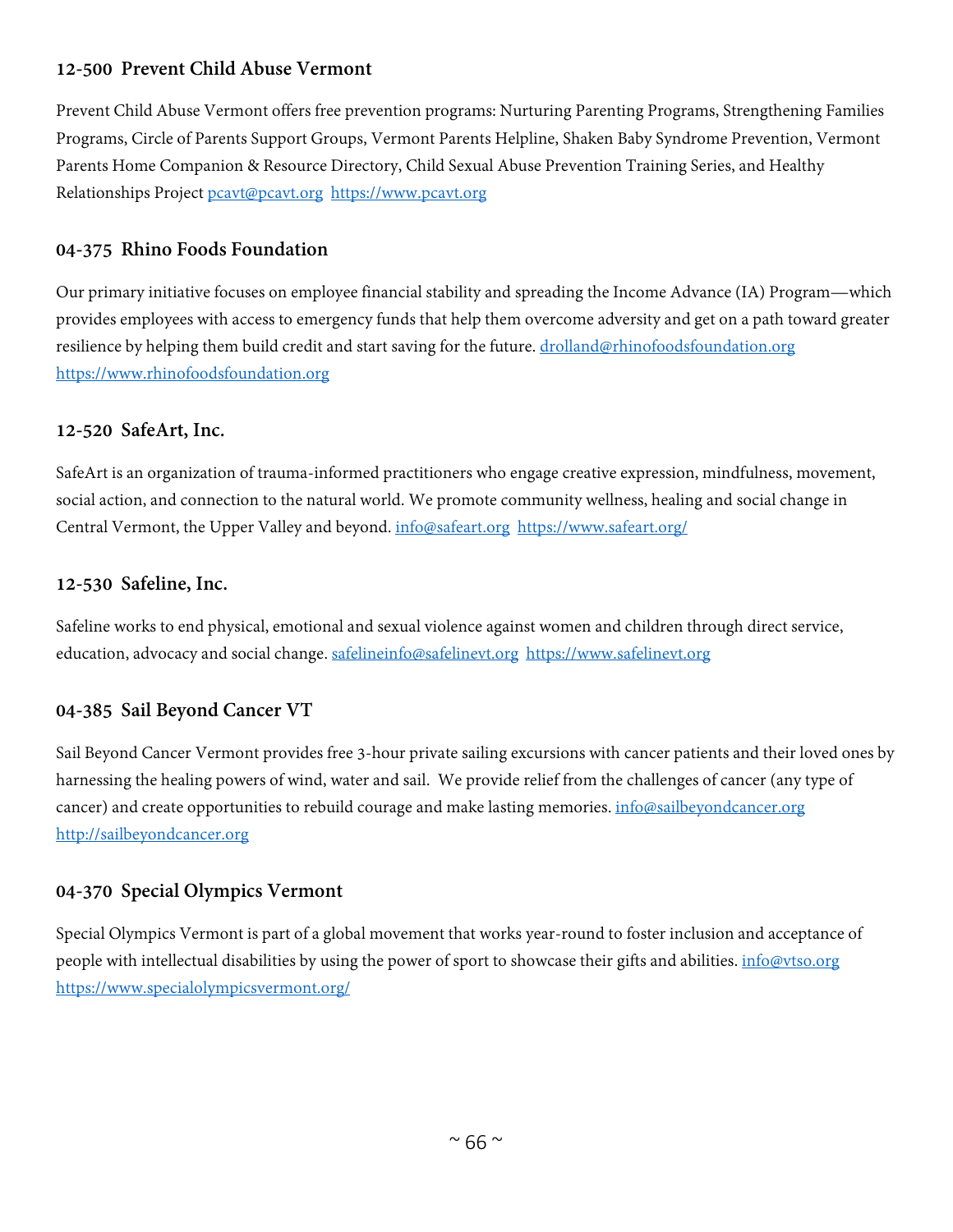### 12-500 Prevent Child Abuse Vermont

Prevent Child Abuse Vermont offers free prevention programs: Nurturing Parenting Programs, Strengthening Families Programs, Circle of Parents Support Groups, Vermont Parents Helpline, Shaken Baby Syndrome Prevention, Vermont Parents Home Companion & Resource Directory, Child Sexual Abuse Prevention Training Series, and Healthy Relationships Project pcavt@pcavt.org https://www.pcavt.org

### 04-375 Rhino Foods Foundation

Our primary initiative focuses on employee financial stability and spreading the Income Advance (IA) Program—which provides employees with access to emergency funds that help them overcome adversity and get on a path toward greater resilience by helping them build credit and start saving for the future. drolland@rhinofoodsfoundation.org https://www.rhinofoodsfoundation.org

### 12-520 SafeArt, Inc.

SafeArt is an organization of trauma-informed practitioners who engage creative expression, mindfulness, movement, social action, and connection to the natural world. We promote community wellness, healing and social change in Central Vermont, the Upper Valley and beyond. info@safeart.org https://www.safeart.org/

### 12-530 Safeline, Inc.

Safeline works to end physical, emotional and sexual violence against women and children through direct service, education, advocacy and social change. safelineinfo@safelinevt.org https://www.safelinevt.org

### 04-385 Sail Beyond Cancer VT

Sail Beyond Cancer Vermont provides free 3-hour private sailing excursions with cancer patients and their loved ones by harnessing the healing powers of wind, water and sail. We provide relief from the challenges of cancer (any type of cancer) and create opportunities to rebuild courage and make lasting memories. info@sailbeyondcancer.org http://sailbeyondcancer.org

### 04-370 Special Olympics Vermont

Special Olympics Vermont is part of a global movement that works year-round to foster inclusion and acceptance of people with intellectual disabilities by using the power of sport to showcase their gifts and abilities. info@vtso.org https://www.specialolympicsvermont.org/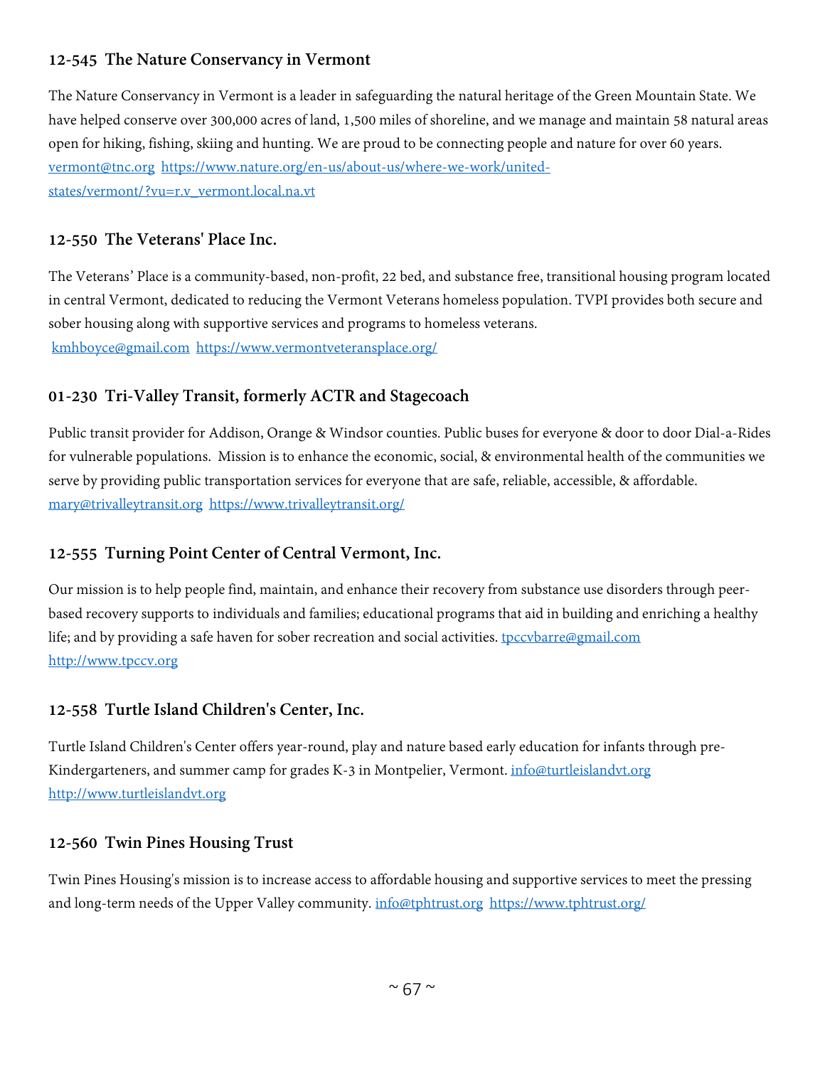### 12-545 The Nature Conservancy in Vermont

The Nature Conservancy in Vermont is a leader in safeguarding the natural heritage of the Green Mountain State. We have helped conserve over 300,000 acres of land, 1,500 miles of shoreline, and we manage and maintain 58 natural areas open for hiking, fishing, skiing and hunting. We are proud to be connecting people and nature for over 60 years. vermont@tnc.org https://www.nature.org/en-us/about-us/where-we-work/united-states/vermont/?vu=r.v_vermont.local.na.vt

### 12-550 The Veterans' Place Inc.

The Veterans' Place is a community-based, non-profit, 22 bed, and substance free, transitional housing program located in central Vermont, dedicated to reducing the Vermont Veterans homeless population. TVPI provides both secure and sober housing along with supportive services and programs to homeless veterans.
kmhboyce@gmail.com https://www.vermontveteransplace.org/

### 01-230 Tri-Valley Transit, formerly ACTR and Stagecoach

Public transit provider for Addison, Orange & Windsor counties. Public buses for everyone & door to door Dial-a-Rides for vulnerable populations. Mission is to enhance the economic, social, & environmental health of the communities we serve by providing public transportation services for everyone that are safe, reliable, accessible, & affordable. mary@trivalleytransit.org https://www.trivalleytransit.org/

### 12-555 Turning Point Center of Central Vermont, Inc.

Our mission is to help people find, maintain, and enhance their recovery from substance use disorders through peer-based recovery supports to individuals and families; educational programs that aid in building and enriching a healthy life; and by providing a safe haven for sober recreation and social activities. tpccvbarre@gmail.com http://www.tpccv.org

### 12-558 Turtle Island Children's Center, Inc.

Turtle Island Children's Center offers year-round, play and nature based early education for infants through pre-Kindergarteners, and summer camp for grades K-3 in Montpelier, Vermont. info@turtleislandvt.org http://www.turtleislandvt.org

### 12-560 Twin Pines Housing Trust

Twin Pines Housing's mission is to increase access to affordable housing and supportive services to meet the pressing and long-term needs of the Upper Valley community. info@tphtrust.org https://www.tphtrust.org/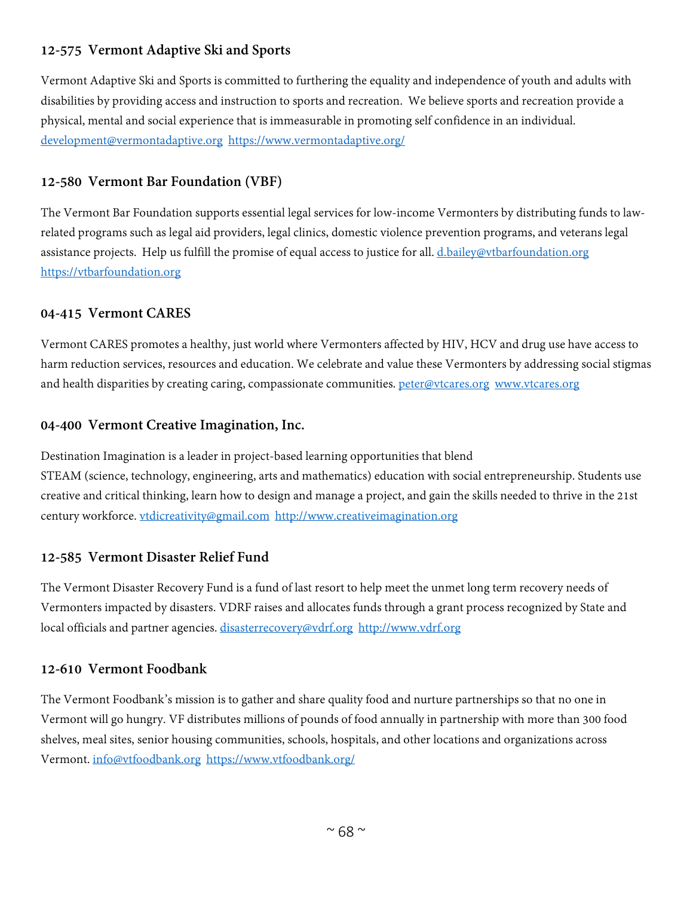### 12-575 Vermont Adaptive Ski and Sports

Vermont Adaptive Ski and Sports is committed to furthering the equality and independence of youth and adults with disabilities by providing access and instruction to sports and recreation. We believe sports and recreation provide a physical, mental and social experience that is immeasurable in promoting self confidence in an individual. development@vermontadaptive.org https://www.vermontadaptive.org/

### 12-580 Vermont Bar Foundation (VBF)

The Vermont Bar Foundation supports essential legal services for low-income Vermonters by distributing funds to law-related programs such as legal aid providers, legal clinics, domestic violence prevention programs, and veterans legal assistance projects. Help us fulfill the promise of equal access to justice for all. d.bailey@vtbarfoundation.org https://vtbarfoundation.org

### 04-415 Vermont CARES

Vermont CARES promotes a healthy, just world where Vermonters affected by HIV, HCV and drug use have access to harm reduction services, resources and education. We celebrate and value these Vermonters by addressing social stigmas and health disparities by creating caring, compassionate communities. peter@vtcares.org www.vtcares.org

### 04-400 Vermont Creative Imagination, Inc.

Destination Imagination is a leader in project-based learning opportunities that blend STEAM (science, technology, engineering, arts and mathematics) education with social entrepreneurship. Students use creative and critical thinking, learn how to design and manage a project, and gain the skills needed to thrive in the 21st century workforce. vtdicreativity@gmail.com http://www.creativeimagination.org

### 12-585 Vermont Disaster Relief Fund

The Vermont Disaster Recovery Fund is a fund of last resort to help meet the unmet long term recovery needs of Vermonters impacted by disasters. VDRF raises and allocates funds through a grant process recognized by State and local officials and partner agencies. disasterrecovery@vdrf.org http://www.vdrf.org

### 12-610 Vermont Foodbank

The Vermont Foodbank's mission is to gather and share quality food and nurture partnerships so that no one in Vermont will go hungry. VF distributes millions of pounds of food annually in partnership with more than 300 food shelves, meal sites, senior housing communities, schools, hospitals, and other locations and organizations across Vermont. info@vtfoodbank.org https://www.vtfoodbank.org/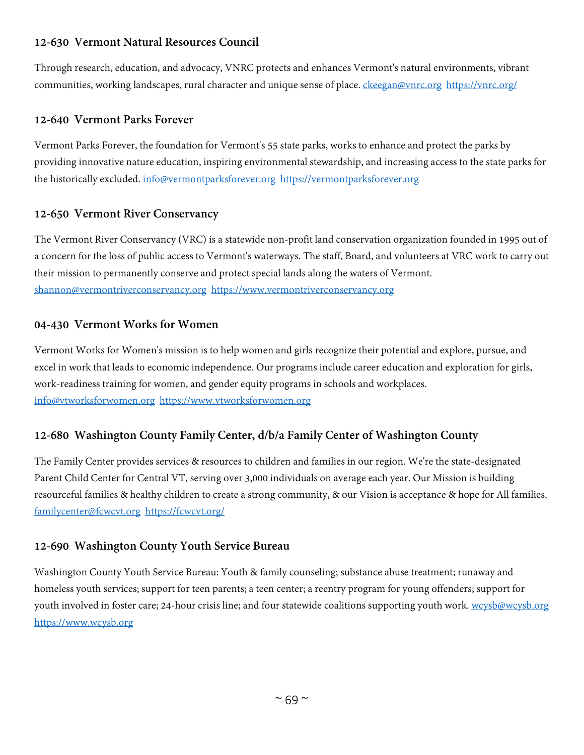### 12-630 Vermont Natural Resources Council

Through research, education, and advocacy, VNRC protects and enhances Vermont's natural environments, vibrant communities, working landscapes, rural character and unique sense of place. ckeegan@vnrc.org https://vnrc.org/

### 12-640 Vermont Parks Forever

Vermont Parks Forever, the foundation for Vermont's 55 state parks, works to enhance and protect the parks by providing innovative nature education, inspiring environmental stewardship, and increasing access to the state parks for the historically excluded. info@vermontparksforever.org https://vermontparksforever.org

### 12-650 Vermont River Conservancy

The Vermont River Conservancy (VRC) is a statewide non-profit land conservation organization founded in 1995 out of a concern for the loss of public access to Vermont's waterways. The staff, Board, and volunteers at VRC work to carry out their mission to permanently conserve and protect special lands along the waters of Vermont. shannon@vermontriverconservancy.org https://www.vermontriverconservancy.org

### 04-430 Vermont Works for Women

Vermont Works for Women's mission is to help women and girls recognize their potential and explore, pursue, and excel in work that leads to economic independence. Our programs include career education and exploration for girls, work-readiness training for women, and gender equity programs in schools and workplaces. info@vtworksforwomen.org https://www.vtworksforwomen.org

### 12-680 Washington County Family Center, d/b/a Family Center of Washington County

The Family Center provides services & resources to children and families in our region. We're the state-designated Parent Child Center for Central VT, serving over 3,000 individuals on average each year. Our Mission is building resourceful families & healthy children to create a strong community, & our Vision is acceptance & hope for All families. familycenter@fcwcvt.org https://fcwcvt.org/

### 12-690 Washington County Youth Service Bureau

Washington County Youth Service Bureau: Youth & family counseling; substance abuse treatment; runaway and homeless youth services; support for teen parents; a teen center; a reentry program for young offenders; support for youth involved in foster care; 24-hour crisis line; and four statewide coalitions supporting youth work. wcysb@wcysb.org https://www.wcysb.org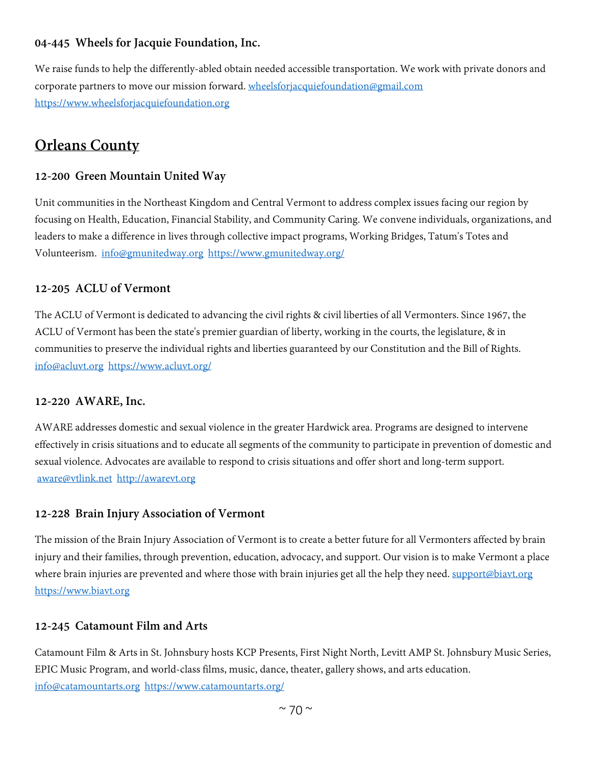### 04-445 Wheels for Jacquie Foundation, Inc.

We raise funds to help the differently-abled obtain needed accessible transportation. We work with private donors and corporate partners to move our mission forward. wheelsforjacquiefoundation@gmail.com https://www.wheelsforjacquiefoundation.org

## Orleans County

### 12-200 Green Mountain United Way

Unit communities in the Northeast Kingdom and Central Vermont to address complex issues facing our region by focusing on Health, Education, Financial Stability, and Community Caring. We convene individuals, organizations, and leaders to make a difference in lives through collective impact programs, Working Bridges, Tatum's Totes and Volunteerism. info@gmunitedway.org https://www.gmunitedway.org/

### 12-205 ACLU of Vermont

The ACLU of Vermont is dedicated to advancing the civil rights & civil liberties of all Vermonters. Since 1967, the ACLU of Vermont has been the state's premier guardian of liberty, working in the courts, the legislature, & in communities to preserve the individual rights and liberties guaranteed by our Constitution and the Bill of Rights. info@acluvt.org https://www.acluvt.org/

### 12-220 AWARE, Inc.

AWARE addresses domestic and sexual violence in the greater Hardwick area. Programs are designed to intervene effectively in crisis situations and to educate all segments of the community to participate in prevention of domestic and sexual violence. Advocates are available to respond to crisis situations and offer short and long-term support. aware@vtlink.net http://awarevt.org

### 12-228 Brain Injury Association of Vermont

The mission of the Brain Injury Association of Vermont is to create a better future for all Vermonters affected by brain injury and their families, through prevention, education, advocacy, and support. Our vision is to make Vermont a place where brain injuries are prevented and where those with brain injuries get all the help they need. support@biavt.org https://www.biavt.org

### 12-245 Catamount Film and Arts

Catamount Film & Arts in St. Johnsbury hosts KCP Presents, First Night North, Levitt AMP St. Johnsbury Music Series, EPIC Music Program, and world-class films, music, dance, theater, gallery shows, and arts education. info@catamountarts.org https://www.catamountarts.org/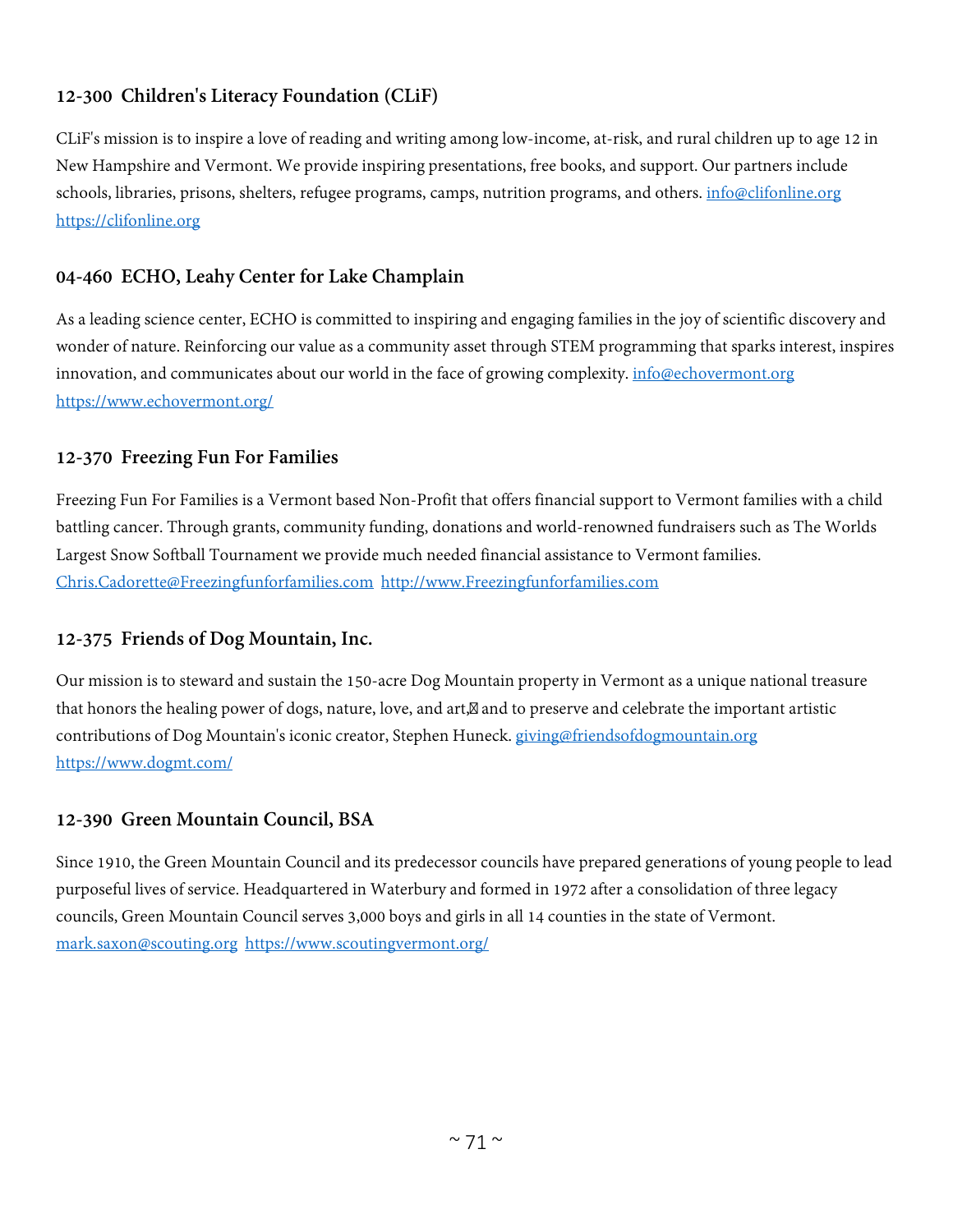### 12-300 Children's Literacy Foundation (CLiF)

CLiF's mission is to inspire a love of reading and writing among low-income, at-risk, and rural children up to age 12 in New Hampshire and Vermont. We provide inspiring presentations, free books, and support. Our partners include schools, libraries, prisons, shelters, refugee programs, camps, nutrition programs, and others. info@clifonline.org https://clifonline.org

### 04-460 ECHO, Leahy Center for Lake Champlain

As a leading science center, ECHO is committed to inspiring and engaging families in the joy of scientific discovery and wonder of nature. Reinforcing our value as a community asset through STEM programming that sparks interest, inspires innovation, and communicates about our world in the face of growing complexity. info@echovermont.org https://www.echovermont.org/

### 12-370 Freezing Fun For Families

Freezing Fun For Families is a Vermont based Non-Profit that offers financial support to Vermont families with a child battling cancer. Through grants, community funding, donations and world-renowned fundraisers such as The Worlds Largest Snow Softball Tournament we provide much needed financial assistance to Vermont families. Chris.Cadorette@Freezingfunforfamilies.com http://www.Freezingfunforfamilies.com

### 12-375 Friends of Dog Mountain, Inc.

Our mission is to steward and sustain the 150-acre Dog Mountain property in Vermont as a unique national treasure that honors the healing power of dogs, nature, love, and art, and to preserve and celebrate the important artistic contributions of Dog Mountain's iconic creator, Stephen Huneck. giving@friendsofdogmountain.org https://www.dogmt.com/

### 12-390 Green Mountain Council, BSA

Since 1910, the Green Mountain Council and its predecessor councils have prepared generations of young people to lead purposeful lives of service. Headquartered in Waterbury and formed in 1972 after a consolidation of three legacy councils, Green Mountain Council serves 3,000 boys and girls in all 14 counties in the state of Vermont. mark.saxon@scouting.org https://www.scoutingvermont.org/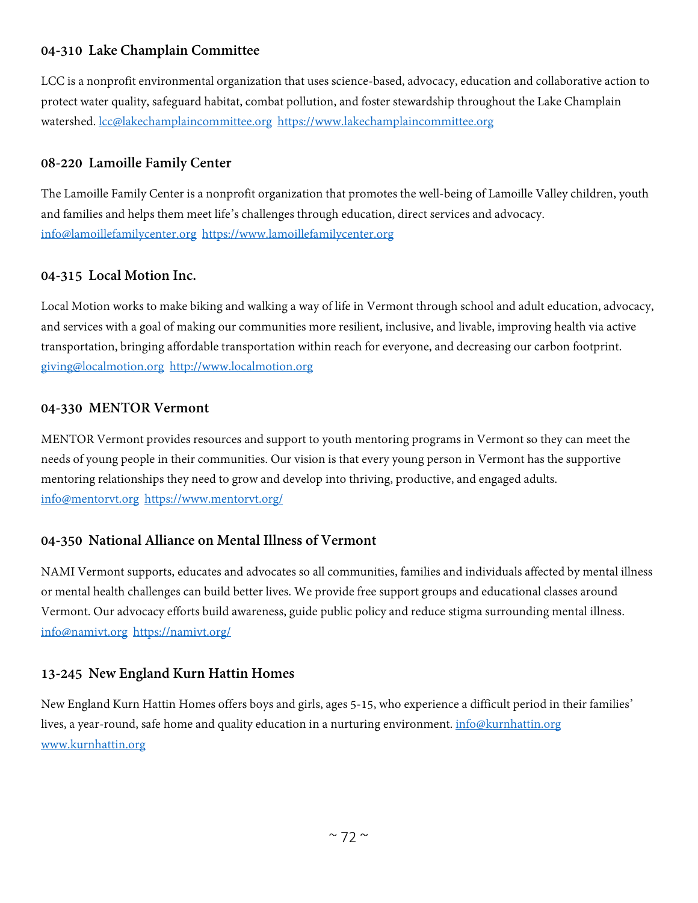### 04-310 Lake Champlain Committee

LCC is a nonprofit environmental organization that uses science-based, advocacy, education and collaborative action to protect water quality, safeguard habitat, combat pollution, and foster stewardship throughout the Lake Champlain watershed. lcc@lakechamplaincommittee.org https://www.lakechamplaincommittee.org

### 08-220 Lamoille Family Center

The Lamoille Family Center is a nonprofit organization that promotes the well-being of Lamoille Valley children, youth and families and helps them meet life's challenges through education, direct services and advocacy. info@lamoillefamilycenter.org https://www.lamoillefamilycenter.org

### 04-315 Local Motion Inc.

Local Motion works to make biking and walking a way of life in Vermont through school and adult education, advocacy, and services with a goal of making our communities more resilient, inclusive, and livable, improving health via active transportation, bringing affordable transportation within reach for everyone, and decreasing our carbon footprint. giving@localmotion.org http://www.localmotion.org

### 04-330 MENTOR Vermont

MENTOR Vermont provides resources and support to youth mentoring programs in Vermont so they can meet the needs of young people in their communities. Our vision is that every young person in Vermont has the supportive mentoring relationships they need to grow and develop into thriving, productive, and engaged adults. info@mentorvt.org https://www.mentorvt.org/

### 04-350 National Alliance on Mental Illness of Vermont

NAMI Vermont supports, educates and advocates so all communities, families and individuals affected by mental illness or mental health challenges can build better lives. We provide free support groups and educational classes around Vermont. Our advocacy efforts build awareness, guide public policy and reduce stigma surrounding mental illness. info@namivt.org https://namivt.org/

### 13-245 New England Kurn Hattin Homes

New England Kurn Hattin Homes offers boys and girls, ages 5-15, who experience a difficult period in their families' lives, a year-round, safe home and quality education in a nurturing environment. info@kurnhattin.org www.kurnhattin.org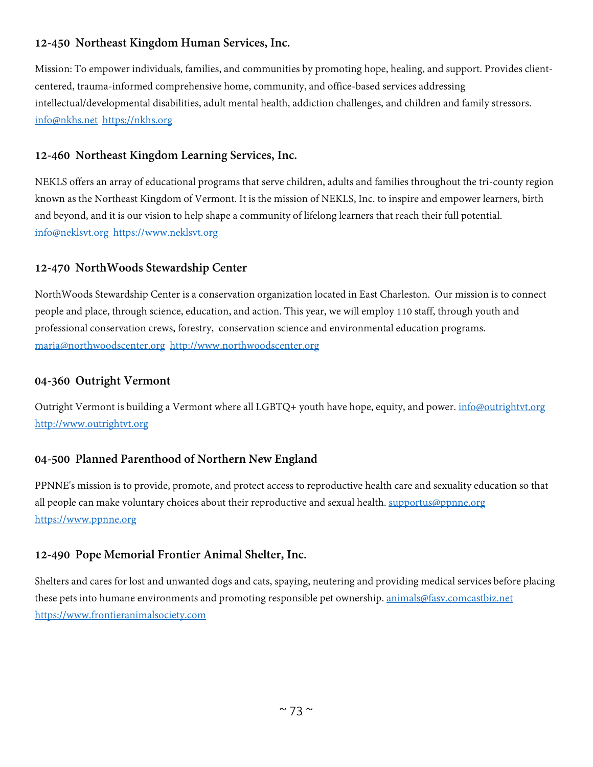### 12-450 Northeast Kingdom Human Services, Inc.

Mission: To empower individuals, families, and communities by promoting hope, healing, and support. Provides client-centered, trauma-informed comprehensive home, community, and office-based services addressing intellectual/developmental disabilities, adult mental health, addiction challenges, and children and family stressors. info@nkhs.net https://nkhs.org

### 12-460 Northeast Kingdom Learning Services, Inc.

NEKLS offers an array of educational programs that serve children, adults and families throughout the tri-county region known as the Northeast Kingdom of Vermont. It is the mission of NEKLS, Inc. to inspire and empower learners, birth and beyond, and it is our vision to help shape a community of lifelong learners that reach their full potential. info@neklsvt.org https://www.neklsvt.org

### 12-470 NorthWoods Stewardship Center

NorthWoods Stewardship Center is a conservation organization located in East Charleston. Our mission is to connect people and place, through science, education, and action. This year, we will employ 110 staff, through youth and professional conservation crews, forestry, conservation science and environmental education programs. maria@northwoodscenter.org http://www.northwoodscenter.org

### 04-360 Outright Vermont

Outright Vermont is building a Vermont where all LGBTQ+ youth have hope, equity, and power. info@outrightvt.org http://www.outrightvt.org

### 04-500 Planned Parenthood of Northern New England

PPNNE's mission is to provide, promote, and protect access to reproductive health care and sexuality education so that all people can make voluntary choices about their reproductive and sexual health. supportus@ppnne.org https://www.ppnne.org

### 12-490 Pope Memorial Frontier Animal Shelter, Inc.

Shelters and cares for lost and unwanted dogs and cats, spaying, neutering and providing medical services before placing these pets into humane environments and promoting responsible pet ownership. animals@fasv.comcastbiz.net https://www.frontieranimalsociety.com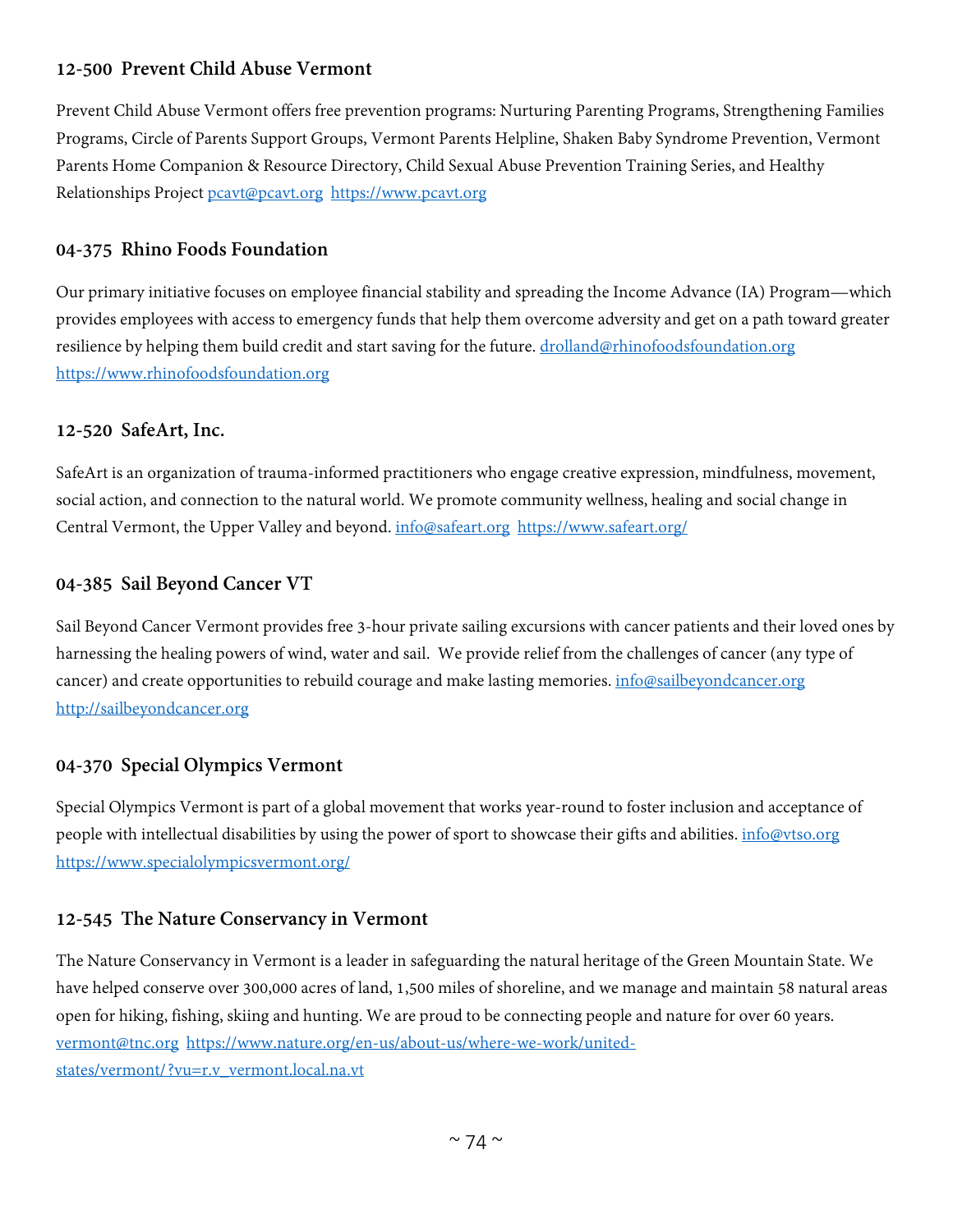### 12-500  Prevent Child Abuse Vermont

Prevent Child Abuse Vermont offers free prevention programs: Nurturing Parenting Programs, Strengthening Families Programs, Circle of Parents Support Groups, Vermont Parents Helpline, Shaken Baby Syndrome Prevention, Vermont Parents Home Companion & Resource Directory, Child Sexual Abuse Prevention Training Series, and Healthy Relationships Project pcavt@pcavt.org  https://www.pcavt.org

### 04-375  Rhino Foods Foundation

Our primary initiative focuses on employee financial stability and spreading the Income Advance (IA) Program—which provides employees with access to emergency funds that help them overcome adversity and get on a path toward greater resilience by helping them build credit and start saving for the future. drolland@rhinofoodsfoundation.org https://www.rhinofoodsfoundation.org

### 12-520  SafeArt, Inc.

SafeArt is an organization of trauma-informed practitioners who engage creative expression, mindfulness, movement, social action, and connection to the natural world. We promote community wellness, healing and social change in Central Vermont, the Upper Valley and beyond. info@safeart.org  https://www.safeart.org/

### 04-385  Sail Beyond Cancer VT

Sail Beyond Cancer Vermont provides free 3-hour private sailing excursions with cancer patients and their loved ones by harnessing the healing powers of wind, water and sail.  We provide relief from the challenges of cancer (any type of cancer) and create opportunities to rebuild courage and make lasting memories. info@sailbeyondcancer.org http://sailbeyondcancer.org

### 04-370  Special Olympics Vermont

Special Olympics Vermont is part of a global movement that works year-round to foster inclusion and acceptance of people with intellectual disabilities by using the power of sport to showcase their gifts and abilities. info@vtso.org https://www.specialolympicsvermont.org/

### 12-545  The Nature Conservancy in Vermont

The Nature Conservancy in Vermont is a leader in safeguarding the natural heritage of the Green Mountain State. We have helped conserve over 300,000 acres of land, 1,500 miles of shoreline, and we manage and maintain 58 natural areas open for hiking, fishing, skiing and hunting. We are proud to be connecting people and nature for over 60 years. vermont@tnc.org  https://www.nature.org/en-us/about-us/where-we-work/united-states/vermont/?vu=r.v_vermont.local.na.vt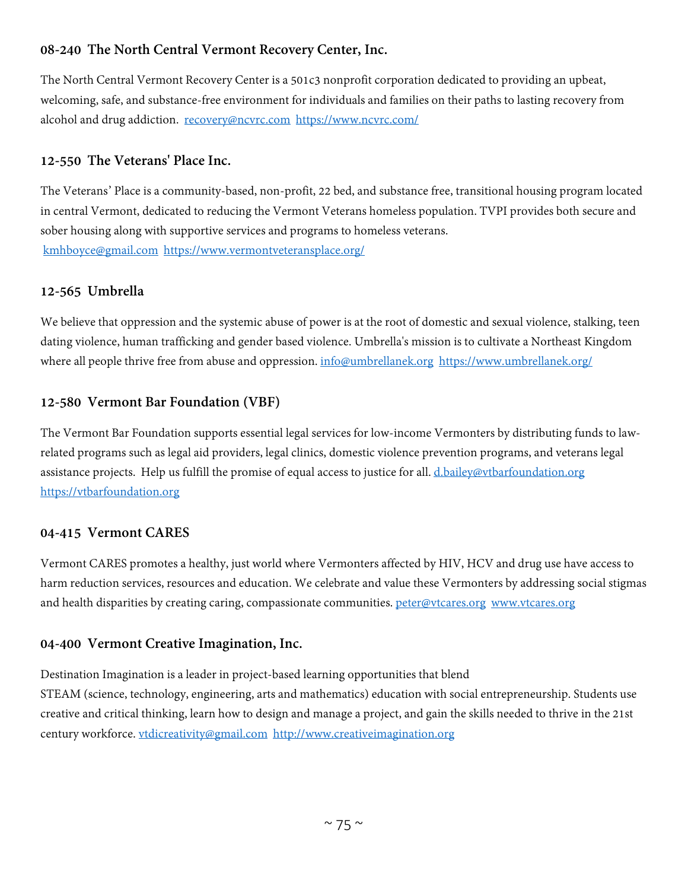### 08-240 The North Central Vermont Recovery Center, Inc.

The North Central Vermont Recovery Center is a 501c3 nonprofit corporation dedicated to providing an upbeat, welcoming, safe, and substance-free environment for individuals and families on their paths to lasting recovery from alcohol and drug addiction. recovery@ncvrc.com https://www.ncvrc.com/

### 12-550 The Veterans' Place Inc.

The Veterans' Place is a community-based, non-profit, 22 bed, and substance free, transitional housing program located in central Vermont, dedicated to reducing the Vermont Veterans homeless population. TVPI provides both secure and sober housing along with supportive services and programs to homeless veterans.
kmhboyce@gmail.com https://www.vermontveteransplace.org/

### 12-565 Umbrella

We believe that oppression and the systemic abuse of power is at the root of domestic and sexual violence, stalking, teen dating violence, human trafficking and gender based violence. Umbrella's mission is to cultivate a Northeast Kingdom where all people thrive free from abuse and oppression. info@umbrellanek.org https://www.umbrellanek.org/

### 12-580 Vermont Bar Foundation (VBF)

The Vermont Bar Foundation supports essential legal services for low-income Vermonters by distributing funds to law-related programs such as legal aid providers, legal clinics, domestic violence prevention programs, and veterans legal assistance projects. Help us fulfill the promise of equal access to justice for all. d.bailey@vtbarfoundation.org https://vtbarfoundation.org

### 04-415 Vermont CARES

Vermont CARES promotes a healthy, just world where Vermonters affected by HIV, HCV and drug use have access to harm reduction services, resources and education. We celebrate and value these Vermonters by addressing social stigmas and health disparities by creating caring, compassionate communities. peter@vtcares.org www.vtcares.org

### 04-400 Vermont Creative Imagination, Inc.

Destination Imagination is a leader in project-based learning opportunities that blend STEAM (science, technology, engineering, arts and mathematics) education with social entrepreneurship. Students use creative and critical thinking, learn how to design and manage a project, and gain the skills needed to thrive in the 21st century workforce. vtdicreativity@gmail.com http://www.creativeimagination.org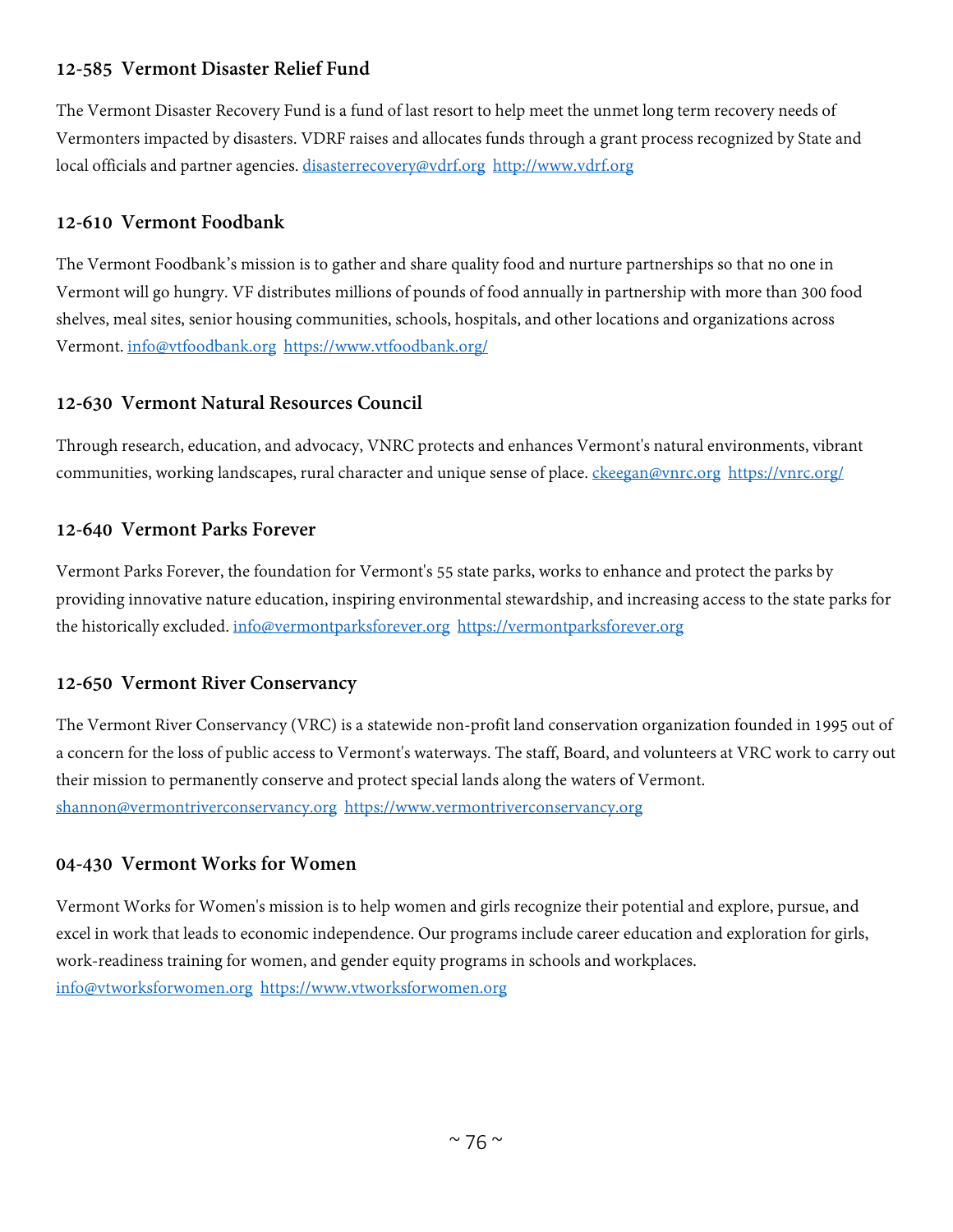### 12-585 Vermont Disaster Relief Fund

The Vermont Disaster Recovery Fund is a fund of last resort to help meet the unmet long term recovery needs of Vermonters impacted by disasters. VDRF raises and allocates funds through a grant process recognized by State and local officials and partner agencies. disasterrecovery@vdrf.org http://www.vdrf.org

### 12-610 Vermont Foodbank

The Vermont Foodbank's mission is to gather and share quality food and nurture partnerships so that no one in Vermont will go hungry. VF distributes millions of pounds of food annually in partnership with more than 300 food shelves, meal sites, senior housing communities, schools, hospitals, and other locations and organizations across Vermont. info@vtfoodbank.org https://www.vtfoodbank.org/

### 12-630 Vermont Natural Resources Council

Through research, education, and advocacy, VNRC protects and enhances Vermont's natural environments, vibrant communities, working landscapes, rural character and unique sense of place. ckeegan@vnrc.org https://vnrc.org/

### 12-640 Vermont Parks Forever

Vermont Parks Forever, the foundation for Vermont's 55 state parks, works to enhance and protect the parks by providing innovative nature education, inspiring environmental stewardship, and increasing access to the state parks for the historically excluded. info@vermontparksforever.org https://vermontparksforever.org

### 12-650 Vermont River Conservancy

The Vermont River Conservancy (VRC) is a statewide non-profit land conservation organization founded in 1995 out of a concern for the loss of public access to Vermont's waterways. The staff, Board, and volunteers at VRC work to carry out their mission to permanently conserve and protect special lands along the waters of Vermont. shannon@vermontriverconservancy.org https://www.vermontriverconservancy.org

### 04-430 Vermont Works for Women

Vermont Works for Women's mission is to help women and girls recognize their potential and explore, pursue, and excel in work that leads to economic independence. Our programs include career education and exploration for girls, work-readiness training for women, and gender equity programs in schools and workplaces. info@vtworksforwomen.org https://www.vtworksforwomen.org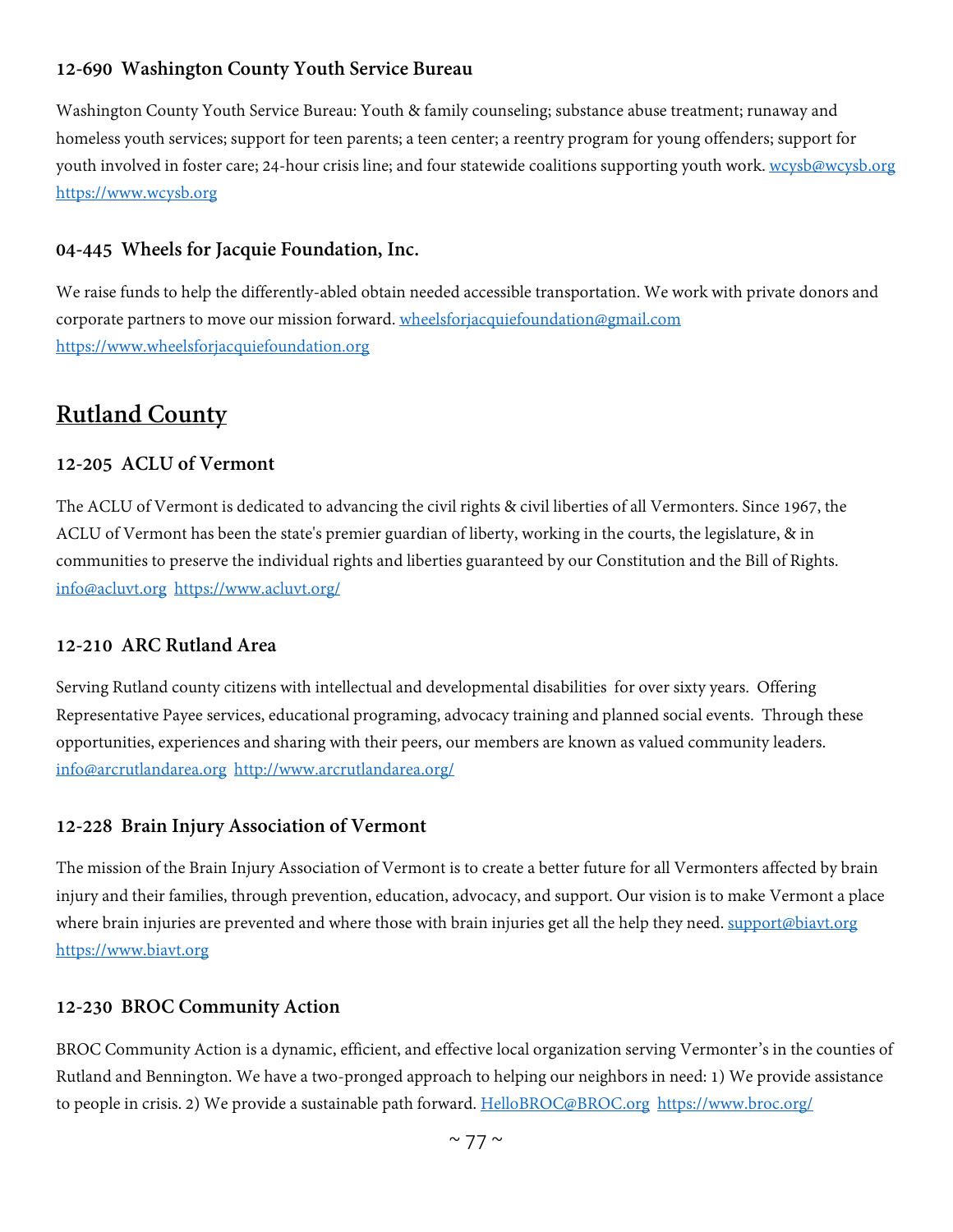### 12-690 Washington County Youth Service Bureau

Washington County Youth Service Bureau: Youth & family counseling; substance abuse treatment; runaway and homeless youth services; support for teen parents; a teen center; a reentry program for young offenders; support for youth involved in foster care; 24-hour crisis line; and four statewide coalitions supporting youth work. wcysb@wcysb.org https://www.wcysb.org

### 04-445 Wheels for Jacquie Foundation, Inc.

We raise funds to help the differently-abled obtain needed accessible transportation. We work with private donors and corporate partners to move our mission forward. wheelsforjacquiefoundation@gmail.com https://www.wheelsforjacquiefoundation.org

## Rutland County

### 12-205 ACLU of Vermont

The ACLU of Vermont is dedicated to advancing the civil rights & civil liberties of all Vermonters. Since 1967, the ACLU of Vermont has been the state's premier guardian of liberty, working in the courts, the legislature, & in communities to preserve the individual rights and liberties guaranteed by our Constitution and the Bill of Rights. info@acluvt.org https://www.acluvt.org/

### 12-210 ARC Rutland Area

Serving Rutland county citizens with intellectual and developmental disabilities for over sixty years. Offering Representative Payee services, educational programing, advocacy training and planned social events. Through these opportunities, experiences and sharing with their peers, our members are known as valued community leaders. info@arcrutlandarea.org http://www.arcrutlandarea.org/

### 12-228 Brain Injury Association of Vermont

The mission of the Brain Injury Association of Vermont is to create a better future for all Vermonters affected by brain injury and their families, through prevention, education, advocacy, and support. Our vision is to make Vermont a place where brain injuries are prevented and where those with brain injuries get all the help they need. support@biavt.org https://www.biavt.org

### 12-230 BROC Community Action

BROC Community Action is a dynamic, efficient, and effective local organization serving Vermonter's in the counties of Rutland and Bennington. We have a two-pronged approach to helping our neighbors in need: 1) We provide assistance to people in crisis. 2) We provide a sustainable path forward. HelloBROC@BROC.org https://www.broc.org/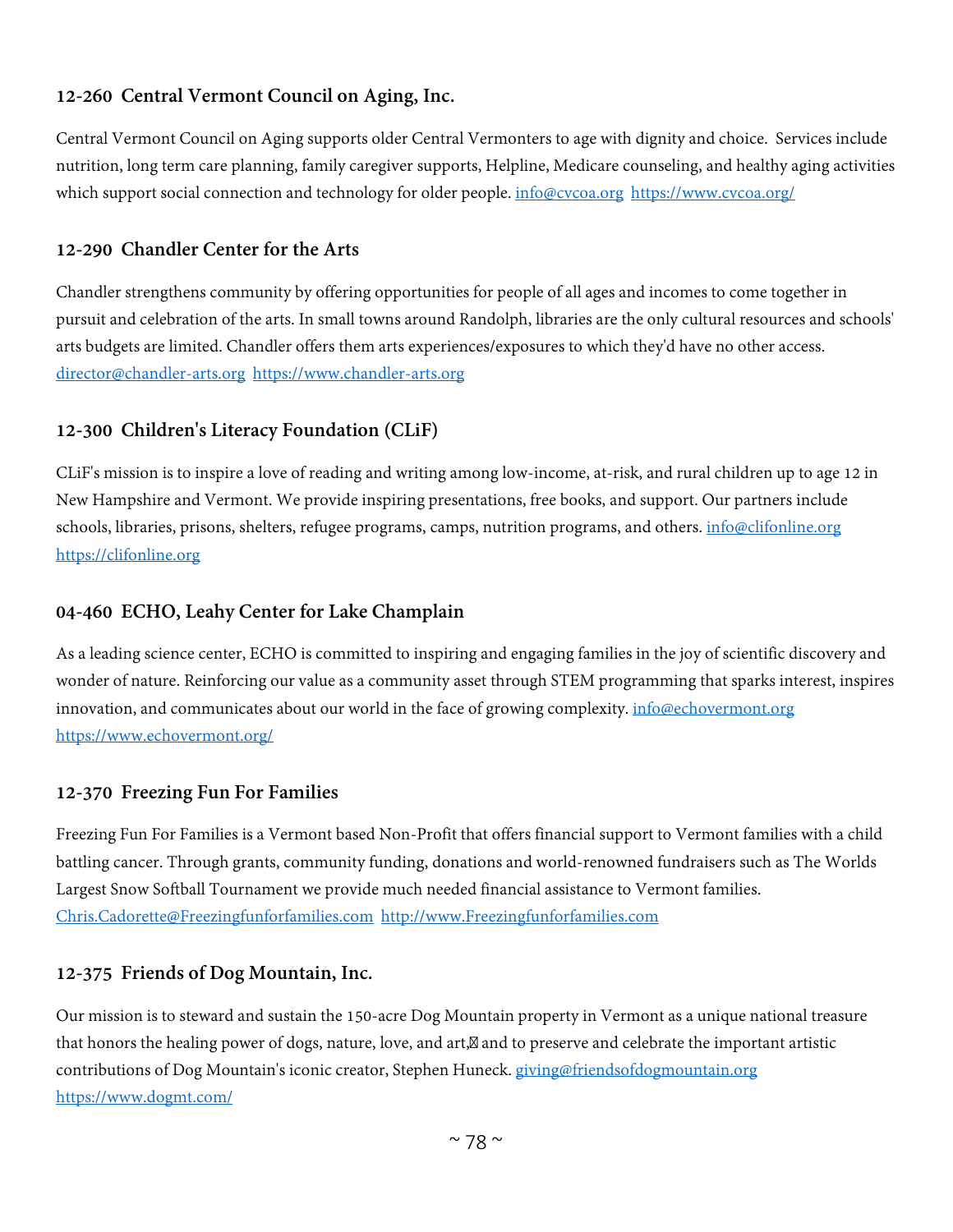### 12-260 Central Vermont Council on Aging, Inc.

Central Vermont Council on Aging supports older Central Vermonters to age with dignity and choice. Services include nutrition, long term care planning, family caregiver supports, Helpline, Medicare counseling, and healthy aging activities which support social connection and technology for older people. info@cvcoa.org https://www.cvcoa.org/

### 12-290 Chandler Center for the Arts

Chandler strengthens community by offering opportunities for people of all ages and incomes to come together in pursuit and celebration of the arts. In small towns around Randolph, libraries are the only cultural resources and schools' arts budgets are limited. Chandler offers them arts experiences/exposures to which they'd have no other access. director@chandler-arts.org https://www.chandler-arts.org

### 12-300 Children's Literacy Foundation (CLiF)

CLiF's mission is to inspire a love of reading and writing among low-income, at-risk, and rural children up to age 12 in New Hampshire and Vermont. We provide inspiring presentations, free books, and support. Our partners include schools, libraries, prisons, shelters, refugee programs, camps, nutrition programs, and others. info@clifonline.org https://clifonline.org

### 04-460 ECHO, Leahy Center for Lake Champlain

As a leading science center, ECHO is committed to inspiring and engaging families in the joy of scientific discovery and wonder of nature. Reinforcing our value as a community asset through STEM programming that sparks interest, inspires innovation, and communicates about our world in the face of growing complexity. info@echovermont.org https://www.echovermont.org/

### 12-370 Freezing Fun For Families

Freezing Fun For Families is a Vermont based Non-Profit that offers financial support to Vermont families with a child battling cancer. Through grants, community funding, donations and world-renowned fundraisers such as The Worlds Largest Snow Softball Tournament we provide much needed financial assistance to Vermont families. Chris.Cadorette@Freezingfunforfamilies.com http://www.Freezingfunforfamilies.com

### 12-375 Friends of Dog Mountain, Inc.

Our mission is to steward and sustain the 150-acre Dog Mountain property in Vermont as a unique national treasure that honors the healing power of dogs, nature, love, and art, and to preserve and celebrate the important artistic contributions of Dog Mountain's iconic creator, Stephen Huneck. giving@friendsofdogmountain.org https://www.dogmt.com/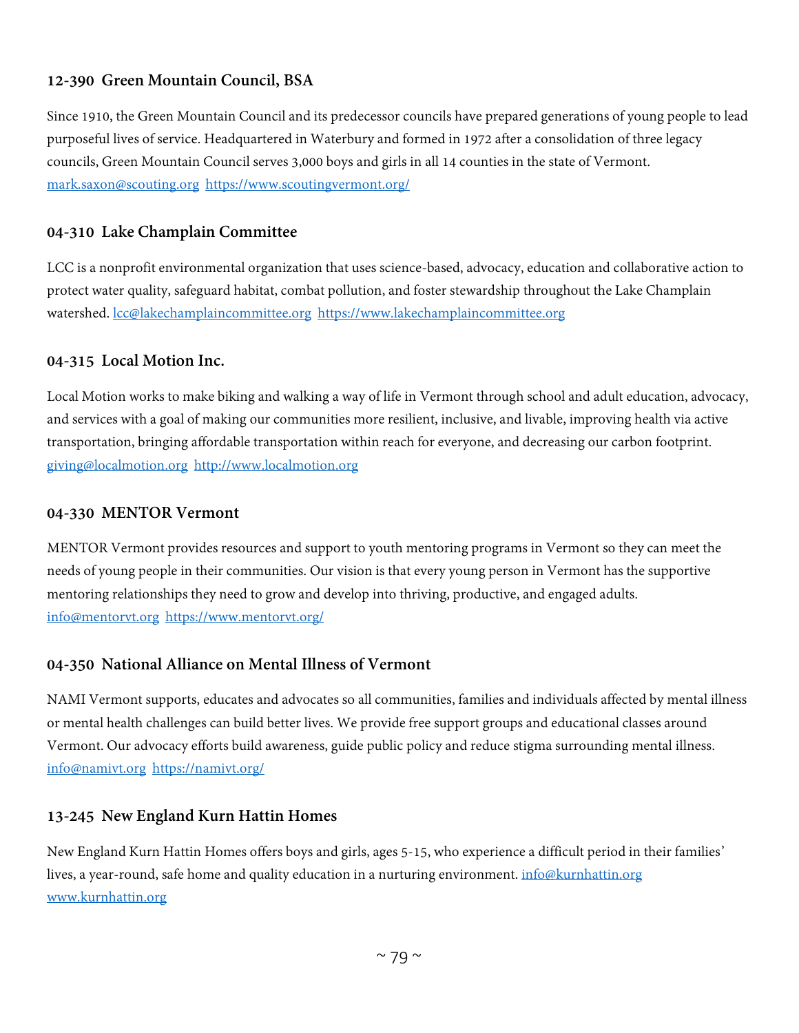### 12-390 Green Mountain Council, BSA

Since 1910, the Green Mountain Council and its predecessor councils have prepared generations of young people to lead purposeful lives of service. Headquartered in Waterbury and formed in 1972 after a consolidation of three legacy councils, Green Mountain Council serves 3,000 boys and girls in all 14 counties in the state of Vermont. mark.saxon@scouting.org https://www.scoutingvermont.org/

### 04-310 Lake Champlain Committee

LCC is a nonprofit environmental organization that uses science-based, advocacy, education and collaborative action to protect water quality, safeguard habitat, combat pollution, and foster stewardship throughout the Lake Champlain watershed. lcc@lakechamplaincommittee.org https://www.lakechamplaincommittee.org

### 04-315 Local Motion Inc.

Local Motion works to make biking and walking a way of life in Vermont through school and adult education, advocacy, and services with a goal of making our communities more resilient, inclusive, and livable, improving health via active transportation, bringing affordable transportation within reach for everyone, and decreasing our carbon footprint. giving@localmotion.org http://www.localmotion.org

### 04-330 MENTOR Vermont

MENTOR Vermont provides resources and support to youth mentoring programs in Vermont so they can meet the needs of young people in their communities. Our vision is that every young person in Vermont has the supportive mentoring relationships they need to grow and develop into thriving, productive, and engaged adults. info@mentorvt.org https://www.mentorvt.org/

### 04-350 National Alliance on Mental Illness of Vermont

NAMI Vermont supports, educates and advocates so all communities, families and individuals affected by mental illness or mental health challenges can build better lives. We provide free support groups and educational classes around Vermont. Our advocacy efforts build awareness, guide public policy and reduce stigma surrounding mental illness. info@namivt.org https://namivt.org/

### 13-245 New England Kurn Hattin Homes

New England Kurn Hattin Homes offers boys and girls, ages 5-15, who experience a difficult period in their families' lives, a year-round, safe home and quality education in a nurturing environment. info@kurnhattin.org www.kurnhattin.org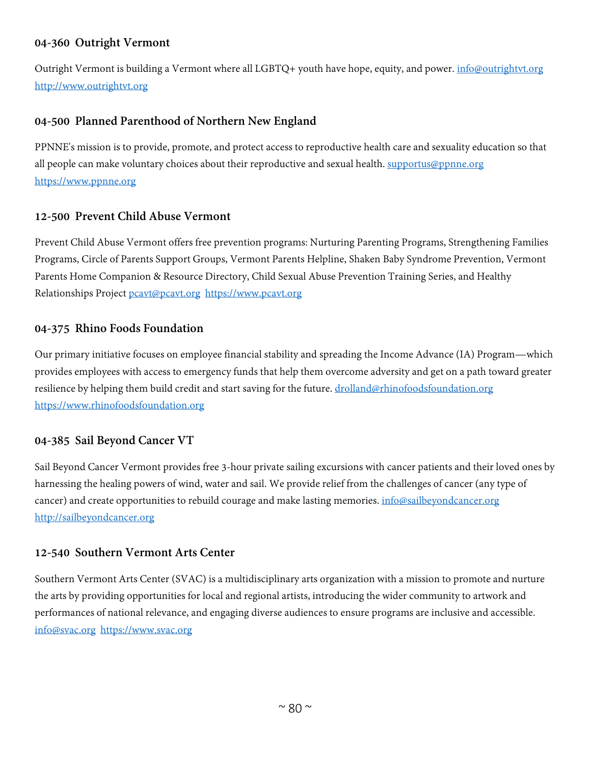### 04-360 Outright Vermont

Outright Vermont is building a Vermont where all LGBTQ+ youth have hope, equity, and power. info@outrightvt.org http://www.outrightvt.org

### 04-500 Planned Parenthood of Northern New England

PPNNE's mission is to provide, promote, and protect access to reproductive health care and sexuality education so that all people can make voluntary choices about their reproductive and sexual health. supportus@ppnne.org https://www.ppnne.org

### 12-500 Prevent Child Abuse Vermont

Prevent Child Abuse Vermont offers free prevention programs: Nurturing Parenting Programs, Strengthening Families Programs, Circle of Parents Support Groups, Vermont Parents Helpline, Shaken Baby Syndrome Prevention, Vermont Parents Home Companion & Resource Directory, Child Sexual Abuse Prevention Training Series, and Healthy Relationships Project pcavt@pcavt.org https://www.pcavt.org

### 04-375 Rhino Foods Foundation

Our primary initiative focuses on employee financial stability and spreading the Income Advance (IA) Program—which provides employees with access to emergency funds that help them overcome adversity and get on a path toward greater resilience by helping them build credit and start saving for the future. drolland@rhinofoodsfoundation.org https://www.rhinofoodsfoundation.org

### 04-385 Sail Beyond Cancer VT

Sail Beyond Cancer Vermont provides free 3-hour private sailing excursions with cancer patients and their loved ones by harnessing the healing powers of wind, water and sail. We provide relief from the challenges of cancer (any type of cancer) and create opportunities to rebuild courage and make lasting memories. info@sailbeyondcancer.org http://sailbeyondcancer.org

### 12-540 Southern Vermont Arts Center

Southern Vermont Arts Center (SVAC) is a multidisciplinary arts organization with a mission to promote and nurture the arts by providing opportunities for local and regional artists, introducing the wider community to artwork and performances of national relevance, and engaging diverse audiences to ensure programs are inclusive and accessible. info@svac.org https://www.svac.org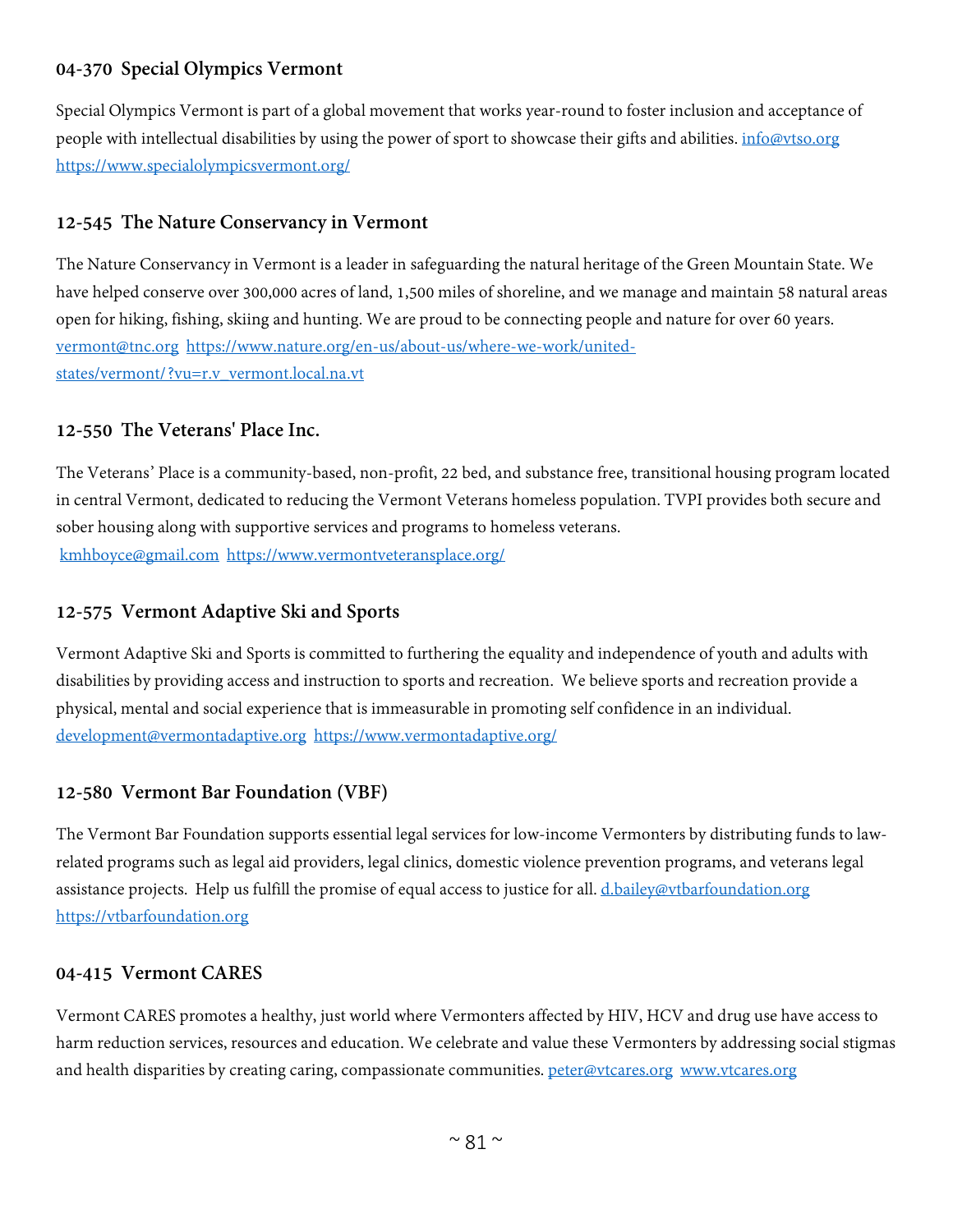### 04-370 Special Olympics Vermont

Special Olympics Vermont is part of a global movement that works year-round to foster inclusion and acceptance of people with intellectual disabilities by using the power of sport to showcase their gifts and abilities. info@vtso.org https://www.specialolympicsvermont.org/

### 12-545 The Nature Conservancy in Vermont

The Nature Conservancy in Vermont is a leader in safeguarding the natural heritage of the Green Mountain State. We have helped conserve over 300,000 acres of land, 1,500 miles of shoreline, and we manage and maintain 58 natural areas open for hiking, fishing, skiing and hunting. We are proud to be connecting people and nature for over 60 years. vermont@tnc.org https://www.nature.org/en-us/about-us/where-we-work/united-states/vermont/?vu=r.v_vermont.local.na.vt

### 12-550 The Veterans' Place Inc.

The Veterans' Place is a community-based, non-profit, 22 bed, and substance free, transitional housing program located in central Vermont, dedicated to reducing the Vermont Veterans homeless population. TVPI provides both secure and sober housing along with supportive services and programs to homeless veterans.
kmhboyce@gmail.com https://www.vermontveteransplace.org/

### 12-575 Vermont Adaptive Ski and Sports

Vermont Adaptive Ski and Sports is committed to furthering the equality and independence of youth and adults with disabilities by providing access and instruction to sports and recreation. We believe sports and recreation provide a physical, mental and social experience that is immeasurable in promoting self confidence in an individual. development@vermontadaptive.org https://www.vermontadaptive.org/

### 12-580 Vermont Bar Foundation (VBF)

The Vermont Bar Foundation supports essential legal services for low-income Vermonters by distributing funds to law-related programs such as legal aid providers, legal clinics, domestic violence prevention programs, and veterans legal assistance projects. Help us fulfill the promise of equal access to justice for all. d.bailey@vtbarfoundation.org https://vtbarfoundation.org

### 04-415 Vermont CARES

Vermont CARES promotes a healthy, just world where Vermonters affected by HIV, HCV and drug use have access to harm reduction services, resources and education. We celebrate and value these Vermonters by addressing social stigmas and health disparities by creating caring, compassionate communities. peter@vtcares.org www.vtcares.org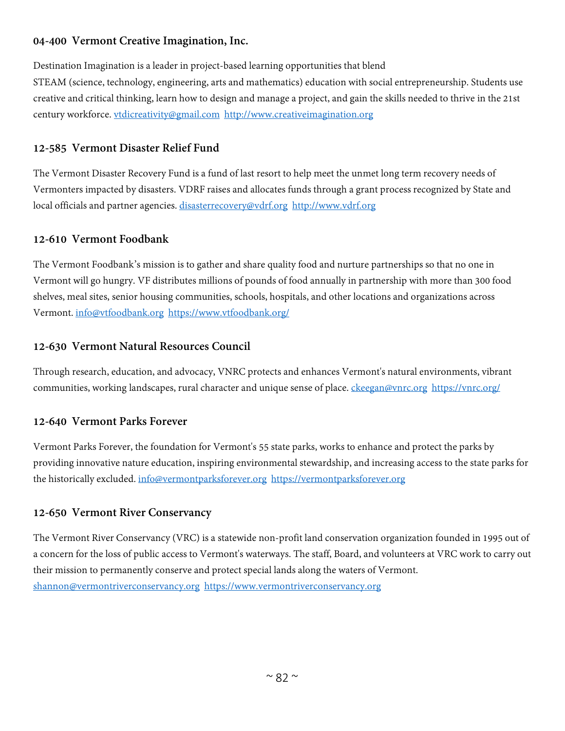### 04-400 Vermont Creative Imagination, Inc.

Destination Imagination is a leader in project-based learning opportunities that blend
STEAM (science, technology, engineering, arts and mathematics) education with social entrepreneurship. Students use creative and critical thinking, learn how to design and manage a project, and gain the skills needed to thrive in the 21st century workforce. vtdicreativity@gmail.com http://www.creativeimagination.org

### 12-585 Vermont Disaster Relief Fund

The Vermont Disaster Recovery Fund is a fund of last resort to help meet the unmet long term recovery needs of Vermonters impacted by disasters. VDRF raises and allocates funds through a grant process recognized by State and local officials and partner agencies. disasterrecovery@vdrf.org http://www.vdrf.org

### 12-610 Vermont Foodbank

The Vermont Foodbank's mission is to gather and share quality food and nurture partnerships so that no one in Vermont will go hungry. VF distributes millions of pounds of food annually in partnership with more than 300 food shelves, meal sites, senior housing communities, schools, hospitals, and other locations and organizations across Vermont. info@vtfoodbank.org https://www.vtfoodbank.org/

### 12-630 Vermont Natural Resources Council

Through research, education, and advocacy, VNRC protects and enhances Vermont's natural environments, vibrant communities, working landscapes, rural character and unique sense of place. ckeegan@vnrc.org https://vnrc.org/

### 12-640 Vermont Parks Forever

Vermont Parks Forever, the foundation for Vermont's 55 state parks, works to enhance and protect the parks by providing innovative nature education, inspiring environmental stewardship, and increasing access to the state parks for the historically excluded. info@vermontparksforever.org https://vermontparksforever.org

### 12-650 Vermont River Conservancy

The Vermont River Conservancy (VRC) is a statewide non-profit land conservation organization founded in 1995 out of a concern for the loss of public access to Vermont's waterways. The staff, Board, and volunteers at VRC work to carry out their mission to permanently conserve and protect special lands along the waters of Vermont.
shannon@vermontriverconservancy.org https://www.vermontriverconservancy.org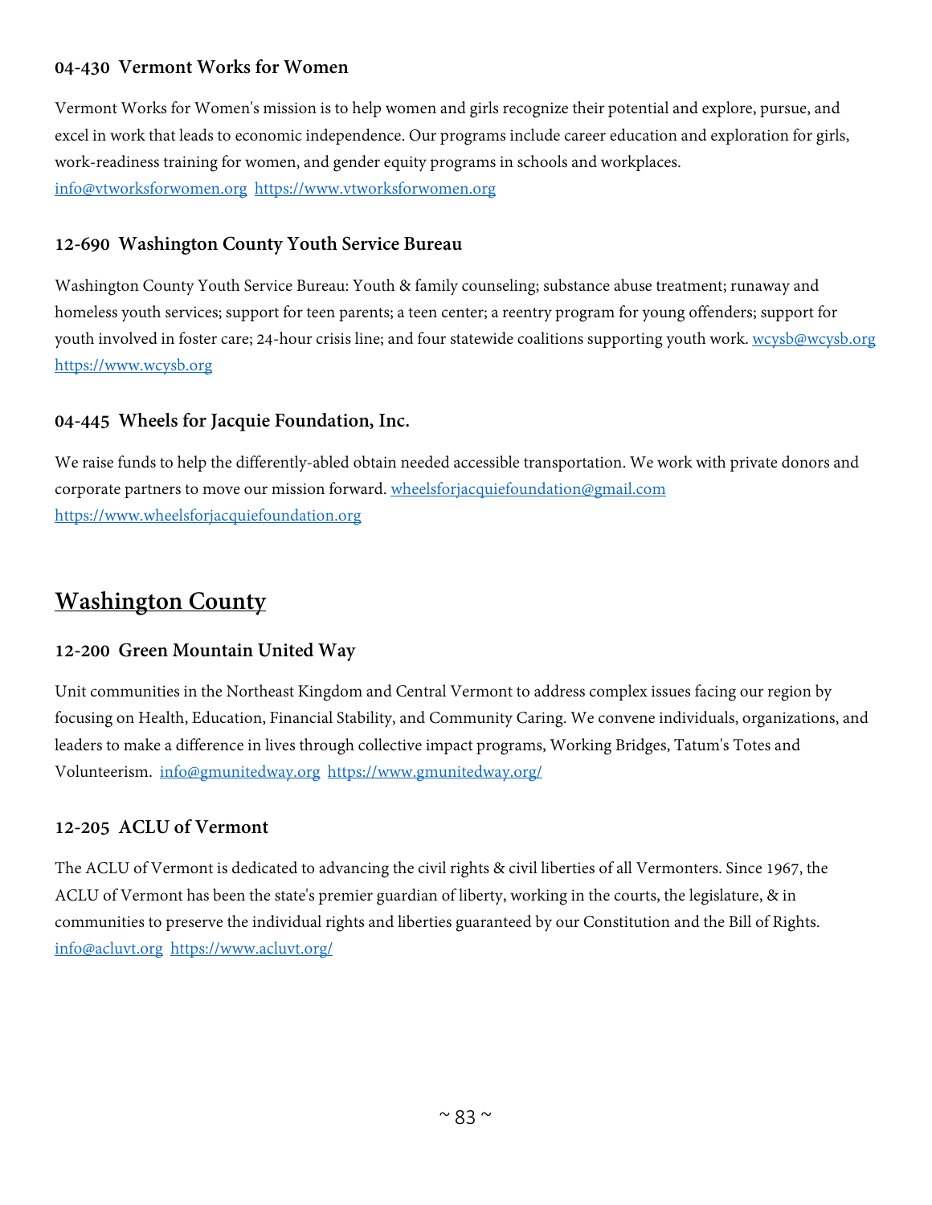### 04-430 Vermont Works for Women

Vermont Works for Women's mission is to help women and girls recognize their potential and explore, pursue, and excel in work that leads to economic independence. Our programs include career education and exploration for girls, work-readiness training for women, and gender equity programs in schools and workplaces.
info@vtworksforwomen.org https://www.vtworksforwomen.org

### 12-690 Washington County Youth Service Bureau

Washington County Youth Service Bureau: Youth & family counseling; substance abuse treatment; runaway and homeless youth services; support for teen parents; a teen center; a reentry program for young offenders; support for youth involved in foster care; 24-hour crisis line; and four statewide coalitions supporting youth work. wcysb@wcysb.org https://www.wcysb.org

### 04-445 Wheels for Jacquie Foundation, Inc.

We raise funds to help the differently-abled obtain needed accessible transportation. We work with private donors and corporate partners to move our mission forward. wheelsforjacquiefoundation@gmail.com https://www.wheelsforjacquiefoundation.org

## Washington County

### 12-200 Green Mountain United Way

Unit communities in the Northeast Kingdom and Central Vermont to address complex issues facing our region by focusing on Health, Education, Financial Stability, and Community Caring. We convene individuals, organizations, and leaders to make a difference in lives through collective impact programs, Working Bridges, Tatum's Totes and Volunteerism. info@gmunitedway.org https://www.gmunitedway.org/

### 12-205 ACLU of Vermont

The ACLU of Vermont is dedicated to advancing the civil rights & civil liberties of all Vermonters. Since 1967, the ACLU of Vermont has been the state's premier guardian of liberty, working in the courts, the legislature, & in communities to preserve the individual rights and liberties guaranteed by our Constitution and the Bill of Rights.
info@acluvt.org https://www.acluvt.org/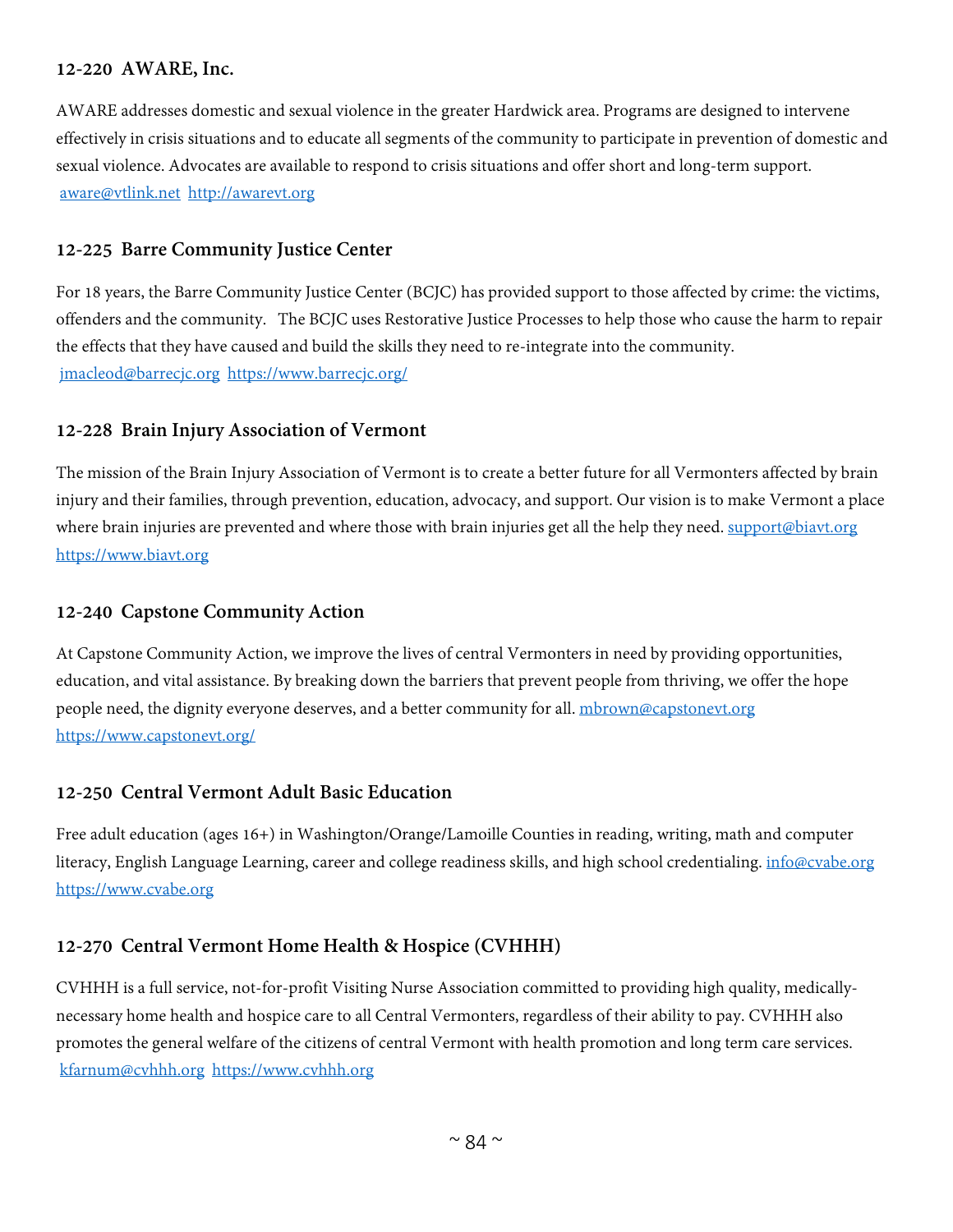### 12-220 AWARE, Inc.

AWARE addresses domestic and sexual violence in the greater Hardwick area. Programs are designed to intervene effectively in crisis situations and to educate all segments of the community to participate in prevention of domestic and sexual violence. Advocates are available to respond to crisis situations and offer short and long-term support. aware@vtlink.net http://awarevt.org

### 12-225 Barre Community Justice Center

For 18 years, the Barre Community Justice Center (BCJC) has provided support to those affected by crime: the victims, offenders and the community. The BCJC uses Restorative Justice Processes to help those who cause the harm to repair the effects that they have caused and build the skills they need to re-integrate into the community. jmacleod@barrecjc.org https://www.barrecjc.org/

### 12-228 Brain Injury Association of Vermont

The mission of the Brain Injury Association of Vermont is to create a better future for all Vermonters affected by brain injury and their families, through prevention, education, advocacy, and support. Our vision is to make Vermont a place where brain injuries are prevented and where those with brain injuries get all the help they need. support@biavt.org https://www.biavt.org

### 12-240 Capstone Community Action

At Capstone Community Action, we improve the lives of central Vermonters in need by providing opportunities, education, and vital assistance. By breaking down the barriers that prevent people from thriving, we offer the hope people need, the dignity everyone deserves, and a better community for all. mbrown@capstonevt.org https://www.capstonevt.org/

### 12-250 Central Vermont Adult Basic Education

Free adult education (ages 16+) in Washington/Orange/Lamoille Counties in reading, writing, math and computer literacy, English Language Learning, career and college readiness skills, and high school credentialing. info@cvabe.org https://www.cvabe.org

### 12-270 Central Vermont Home Health & Hospice (CVHHH)

CVHHH is a full service, not-for-profit Visiting Nurse Association committed to providing high quality, medically-necessary home health and hospice care to all Central Vermonters, regardless of their ability to pay. CVHHH also promotes the general welfare of the citizens of central Vermont with health promotion and long term care services. kfarnum@cvhhh.org https://www.cvhhh.org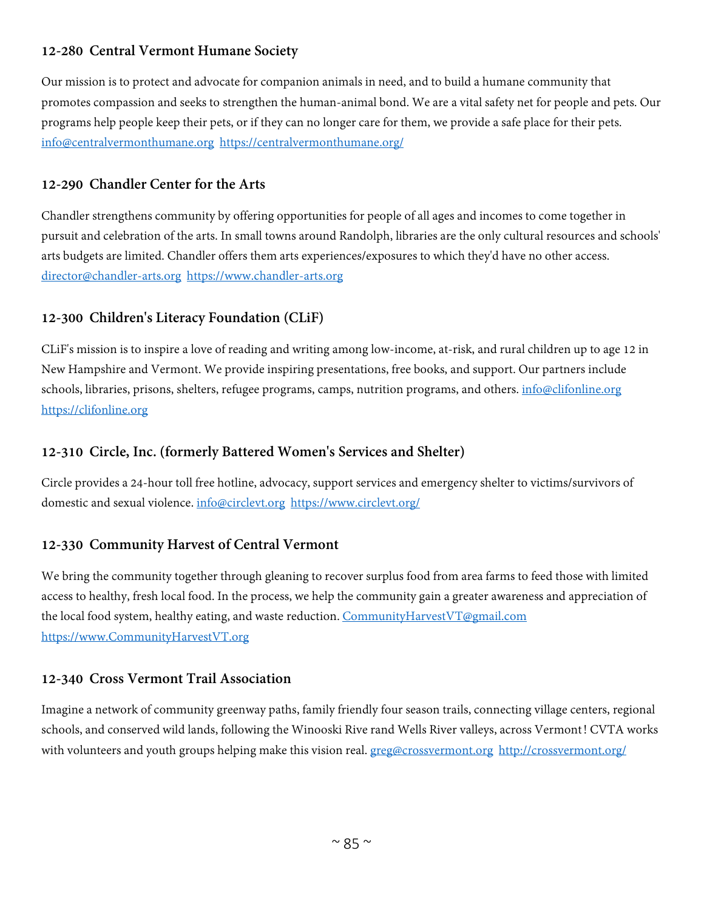### 12-280 Central Vermont Humane Society

Our mission is to protect and advocate for companion animals in need, and to build a humane community that promotes compassion and seeks to strengthen the human-animal bond. We are a vital safety net for people and pets. Our programs help people keep their pets, or if they can no longer care for them, we provide a safe place for their pets. info@centralvermonthumane.org https://centralvermonthumane.org/

### 12-290 Chandler Center for the Arts

Chandler strengthens community by offering opportunities for people of all ages and incomes to come together in pursuit and celebration of the arts. In small towns around Randolph, libraries are the only cultural resources and schools' arts budgets are limited. Chandler offers them arts experiences/exposures to which they'd have no other access. director@chandler-arts.org https://www.chandler-arts.org

### 12-300 Children's Literacy Foundation (CLiF)

CLiF's mission is to inspire a love of reading and writing among low-income, at-risk, and rural children up to age 12 in New Hampshire and Vermont. We provide inspiring presentations, free books, and support. Our partners include schools, libraries, prisons, shelters, refugee programs, camps, nutrition programs, and others. info@clifonline.org https://clifonline.org

### 12-310 Circle, Inc. (formerly Battered Women's Services and Shelter)

Circle provides a 24-hour toll free hotline, advocacy, support services and emergency shelter to victims/survivors of domestic and sexual violence. info@circlevt.org https://www.circlevt.org/

### 12-330 Community Harvest of Central Vermont

We bring the community together through gleaning to recover surplus food from area farms to feed those with limited access to healthy, fresh local food. In the process, we help the community gain a greater awareness and appreciation of the local food system, healthy eating, and waste reduction. CommunityHarvestVT@gmail.com https://www.CommunityHarvestVT.org

### 12-340 Cross Vermont Trail Association

Imagine a network of community greenway paths, family friendly four season trails, connecting village centers, regional schools, and conserved wild lands, following the Winooski Rive rand Wells River valleys, across Vermont! CVTA works with volunteers and youth groups helping make this vision real. greg@crossvermont.org http://crossvermont.org/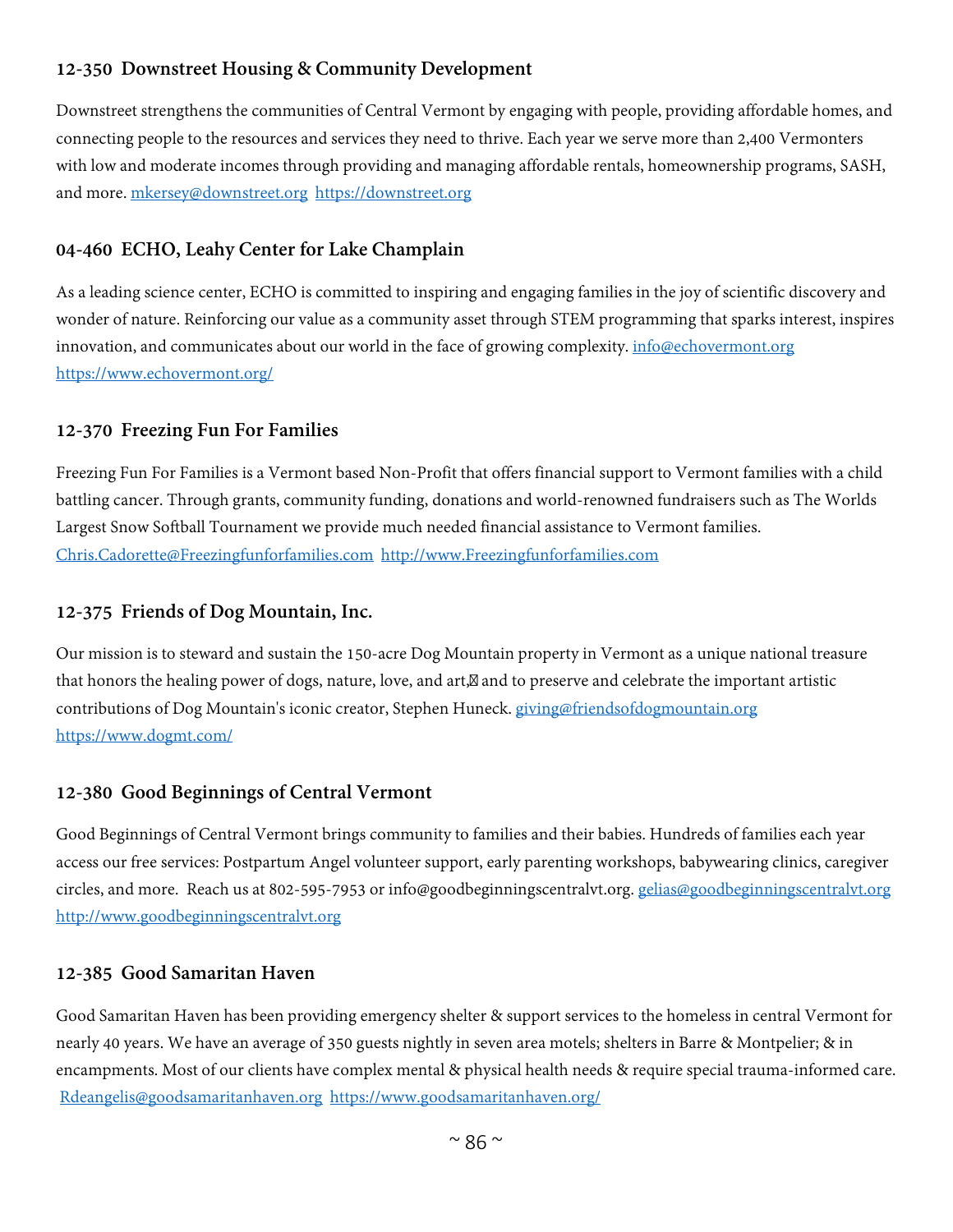### 12-350  Downstreet Housing & Community Development

Downstreet strengthens the communities of Central Vermont by engaging with people, providing affordable homes, and connecting people to the resources and services they need to thrive. Each year we serve more than 2,400 Vermonters with low and moderate incomes through providing and managing affordable rentals, homeownership programs, SASH, and more. mkersey@downstreet.org  https://downstreet.org

### 04-460  ECHO, Leahy Center for Lake Champlain

As a leading science center, ECHO is committed to inspiring and engaging families in the joy of scientific discovery and wonder of nature. Reinforcing our value as a community asset through STEM programming that sparks interest, inspires innovation, and communicates about our world in the face of growing complexity. info@echovermont.org https://www.echovermont.org/

### 12-370  Freezing Fun For Families

Freezing Fun For Families is a Vermont based Non-Profit that offers financial support to Vermont families with a child battling cancer. Through grants, community funding, donations and world-renowned fundraisers such as The Worlds Largest Snow Softball Tournament we provide much needed financial assistance to Vermont families. Chris.Cadorette@Freezingfunforfamilies.com  http://www.Freezingfunforfamilies.com

### 12-375  Friends of Dog Mountain, Inc.

Our mission is to steward and sustain the 150-acre Dog Mountain property in Vermont as a unique national treasure that honors the healing power of dogs, nature, love, and art, and to preserve and celebrate the important artistic contributions of Dog Mountain's iconic creator, Stephen Huneck. giving@friendsofdogmountain.org https://www.dogmt.com/

### 12-380  Good Beginnings of Central Vermont

Good Beginnings of Central Vermont brings community to families and their babies. Hundreds of families each year access our free services: Postpartum Angel volunteer support, early parenting workshops, babywearing clinics, caregiver circles, and more.  Reach us at 802-595-7953 or info@goodbeginningscentralvt.org. gelias@goodbeginningscentralvt.org http://www.goodbeginningscentralvt.org

### 12-385  Good Samaritan Haven

Good Samaritan Haven has been providing emergency shelter & support services to the homeless in central Vermont for nearly 40 years. We have an average of 350 guests nightly in seven area motels; shelters in Barre & Montpelier; & in encampments. Most of our clients have complex mental & physical health needs & require special trauma-informed care. Rdeangelis@goodsamaritanhaven.org  https://www.goodsamaritanhaven.org/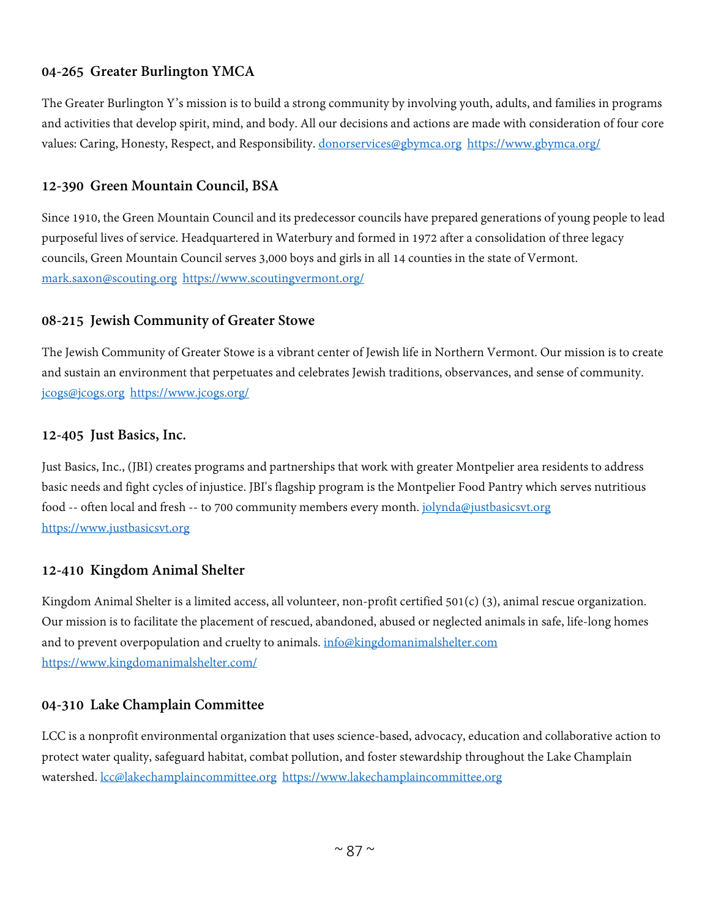### 04-265 Greater Burlington YMCA

The Greater Burlington Y's mission is to build a strong community by involving youth, adults, and families in programs and activities that develop spirit, mind, and body. All our decisions and actions are made with consideration of four core values: Caring, Honesty, Respect, and Responsibility. donorservices@gbymca.org https://www.gbymca.org/

### 12-390 Green Mountain Council, BSA

Since 1910, the Green Mountain Council and its predecessor councils have prepared generations of young people to lead purposeful lives of service. Headquartered in Waterbury and formed in 1972 after a consolidation of three legacy councils, Green Mountain Council serves 3,000 boys and girls in all 14 counties in the state of Vermont. mark.saxon@scouting.org https://www.scoutingvermont.org/

### 08-215 Jewish Community of Greater Stowe

The Jewish Community of Greater Stowe is a vibrant center of Jewish life in Northern Vermont. Our mission is to create and sustain an environment that perpetuates and celebrates Jewish traditions, observances, and sense of community. jcogs@jcogs.org https://www.jcogs.org/

### 12-405 Just Basics, Inc.

Just Basics, Inc., (JBI) creates programs and partnerships that work with greater Montpelier area residents to address basic needs and fight cycles of injustice. JBI's flagship program is the Montpelier Food Pantry which serves nutritious food -- often local and fresh -- to 700 community members every month. jolynda@justbasicsvt.org https://www.justbasicsvt.org

### 12-410 Kingdom Animal Shelter

Kingdom Animal Shelter is a limited access, all volunteer, non-profit certified 501(c) (3), animal rescue organization. Our mission is to facilitate the placement of rescued, abandoned, abused or neglected animals in safe, life-long homes and to prevent overpopulation and cruelty to animals. info@kingdomanimalshelter.com https://www.kingdomanimalshelter.com/

### 04-310 Lake Champlain Committee

LCC is a nonprofit environmental organization that uses science-based, advocacy, education and collaborative action to protect water quality, safeguard habitat, combat pollution, and foster stewardship throughout the Lake Champlain watershed. lcc@lakechamplaincommittee.org https://www.lakechamplaincommittee.org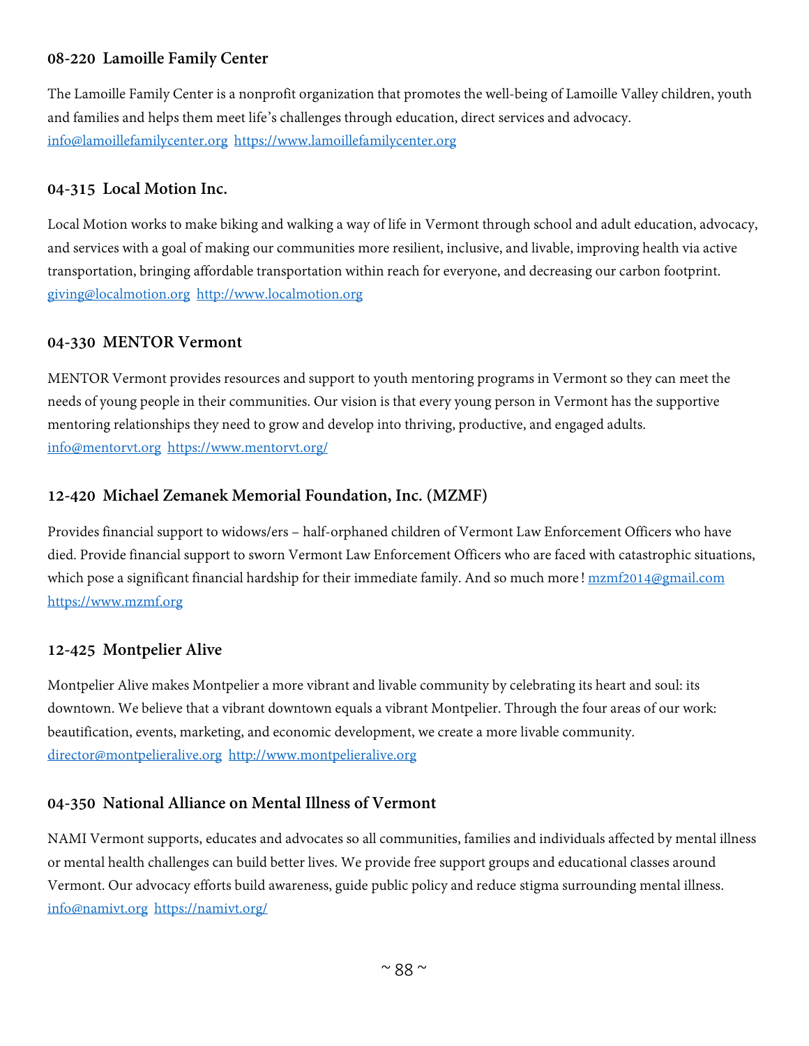### 08-220 Lamoille Family Center

The Lamoille Family Center is a nonprofit organization that promotes the well-being of Lamoille Valley children, youth and families and helps them meet life's challenges through education, direct services and advocacy.
info@lamoillefamilycenter.org https://www.lamoillefamilycenter.org

### 04-315 Local Motion Inc.

Local Motion works to make biking and walking a way of life in Vermont through school and adult education, advocacy, and services with a goal of making our communities more resilient, inclusive, and livable, improving health via active transportation, bringing affordable transportation within reach for everyone, and decreasing our carbon footprint.
giving@localmotion.org http://www.localmotion.org

### 04-330 MENTOR Vermont

MENTOR Vermont provides resources and support to youth mentoring programs in Vermont so they can meet the needs of young people in their communities. Our vision is that every young person in Vermont has the supportive mentoring relationships they need to grow and develop into thriving, productive, and engaged adults.
info@mentorvt.org https://www.mentorvt.org/

### 12-420 Michael Zemanek Memorial Foundation, Inc. (MZMF)

Provides financial support to widows/ers – half-orphaned children of Vermont Law Enforcement Officers who have died. Provide financial support to sworn Vermont Law Enforcement Officers who are faced with catastrophic situations, which pose a significant financial hardship for their immediate family. And so much more ! mzmf2014@gmail.com https://www.mzmf.org

### 12-425 Montpelier Alive

Montpelier Alive makes Montpelier a more vibrant and livable community by celebrating its heart and soul: its downtown. We believe that a vibrant downtown equals a vibrant Montpelier. Through the four areas of our work: beautification, events, marketing, and economic development, we create a more livable community.
director@montpelieralive.org http://www.montpelieralive.org

### 04-350 National Alliance on Mental Illness of Vermont

NAMI Vermont supports, educates and advocates so all communities, families and individuals affected by mental illness or mental health challenges can build better lives. We provide free support groups and educational classes around Vermont. Our advocacy efforts build awareness, guide public policy and reduce stigma surrounding mental illness.
info@namivt.org https://namivt.org/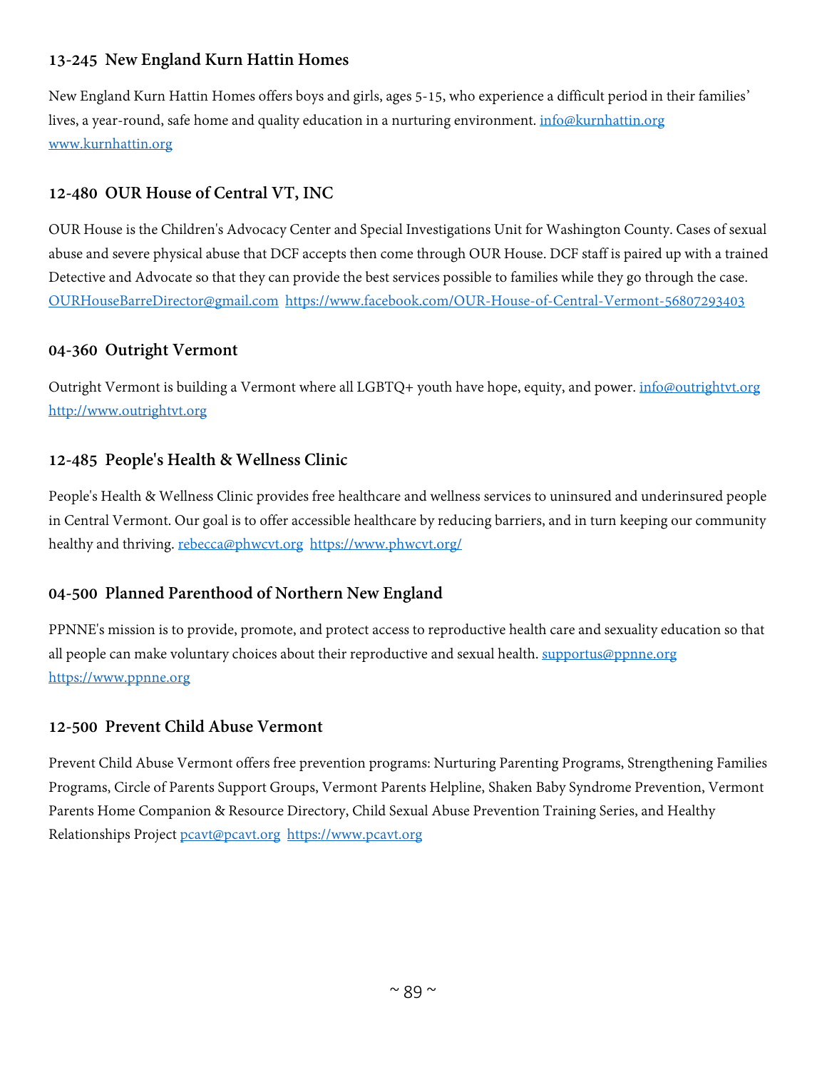### 13-245 New England Kurn Hattin Homes

New England Kurn Hattin Homes offers boys and girls, ages 5-15, who experience a difficult period in their families' lives, a year-round, safe home and quality education in a nurturing environment. info@kurnhattin.org www.kurnhattin.org

### 12-480 OUR House of Central VT, INC

OUR House is the Children's Advocacy Center and Special Investigations Unit for Washington County. Cases of sexual abuse and severe physical abuse that DCF accepts then come through OUR House. DCF staff is paired up with a trained Detective and Advocate so that they can provide the best services possible to families while they go through the case. OURHouseBarreDirector@gmail.com https://www.facebook.com/OUR-House-of-Central-Vermont-56807293403

### 04-360 Outright Vermont

Outright Vermont is building a Vermont where all LGBTQ+ youth have hope, equity, and power. info@outrightvt.org http://www.outrightvt.org

### 12-485 People's Health & Wellness Clinic

People's Health & Wellness Clinic provides free healthcare and wellness services to uninsured and underinsured people in Central Vermont. Our goal is to offer accessible healthcare by reducing barriers, and in turn keeping our community healthy and thriving. rebecca@phwcvt.org https://www.phwcvt.org/

### 04-500 Planned Parenthood of Northern New England

PPNNE's mission is to provide, promote, and protect access to reproductive health care and sexuality education so that all people can make voluntary choices about their reproductive and sexual health. supportus@ppnne.org https://www.ppnne.org

### 12-500 Prevent Child Abuse Vermont

Prevent Child Abuse Vermont offers free prevention programs: Nurturing Parenting Programs, Strengthening Families Programs, Circle of Parents Support Groups, Vermont Parents Helpline, Shaken Baby Syndrome Prevention, Vermont Parents Home Companion & Resource Directory, Child Sexual Abuse Prevention Training Series, and Healthy Relationships Project pcavt@pcavt.org https://www.pcavt.org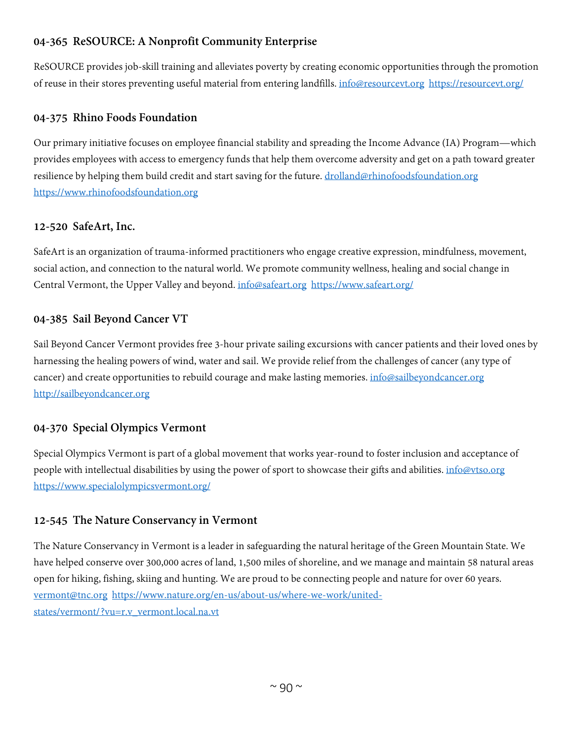### 04-365 ReSOURCE: A Nonprofit Community Enterprise

ReSOURCE provides job-skill training and alleviates poverty by creating economic opportunities through the promotion of reuse in their stores preventing useful material from entering landfills. info@resourcevt.org https://resourcevt.org/

### 04-375 Rhino Foods Foundation

Our primary initiative focuses on employee financial stability and spreading the Income Advance (IA) Program—which provides employees with access to emergency funds that help them overcome adversity and get on a path toward greater resilience by helping them build credit and start saving for the future. drolland@rhinofoodsfoundation.org https://www.rhinofoodsfoundation.org

### 12-520 SafeArt, Inc.

SafeArt is an organization of trauma-informed practitioners who engage creative expression, mindfulness, movement, social action, and connection to the natural world. We promote community wellness, healing and social change in Central Vermont, the Upper Valley and beyond. info@safeart.org https://www.safeart.org/

### 04-385 Sail Beyond Cancer VT

Sail Beyond Cancer Vermont provides free 3-hour private sailing excursions with cancer patients and their loved ones by harnessing the healing powers of wind, water and sail. We provide relief from the challenges of cancer (any type of cancer) and create opportunities to rebuild courage and make lasting memories. info@sailbeyondcancer.org http://sailbeyondcancer.org

### 04-370 Special Olympics Vermont

Special Olympics Vermont is part of a global movement that works year-round to foster inclusion and acceptance of people with intellectual disabilities by using the power of sport to showcase their gifts and abilities. info@vtso.org https://www.specialolympicsvermont.org/

### 12-545 The Nature Conservancy in Vermont

The Nature Conservancy in Vermont is a leader in safeguarding the natural heritage of the Green Mountain State. We have helped conserve over 300,000 acres of land, 1,500 miles of shoreline, and we manage and maintain 58 natural areas open for hiking, fishing, skiing and hunting. We are proud to be connecting people and nature for over 60 years. vermont@tnc.org https://www.nature.org/en-us/about-us/where-we-work/united-states/vermont/?vu=r.v_vermont.local.na.vt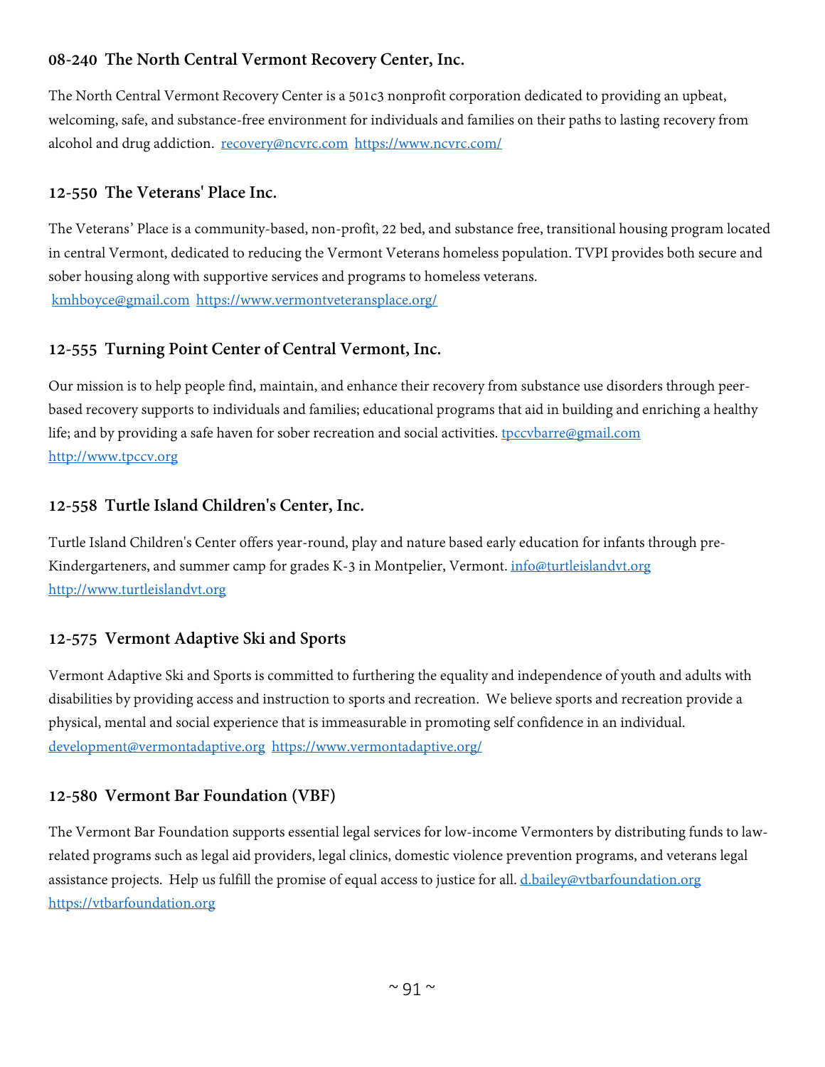### 08-240  The North Central Vermont Recovery Center, Inc.

The North Central Vermont Recovery Center is a 501c3 nonprofit corporation dedicated to providing an upbeat, welcoming, safe, and substance-free environment for individuals and families on their paths to lasting recovery from alcohol and drug addiction.  recovery@ncvrc.com  https://www.ncvrc.com/

### 12-550  The Veterans' Place Inc.

The Veterans' Place is a community-based, non-profit, 22 bed, and substance free, transitional housing program located in central Vermont, dedicated to reducing the Vermont Veterans homeless population. TVPI provides both secure and sober housing along with supportive services and programs to homeless veterans.
kmhboyce@gmail.com  https://www.vermontveteransplace.org/

### 12-555  Turning Point Center of Central Vermont, Inc.

Our mission is to help people find, maintain, and enhance their recovery from substance use disorders through peer-based recovery supports to individuals and families; educational programs that aid in building and enriching a healthy life; and by providing a safe haven for sober recreation and social activities. tpccvbarre@gmail.com
http://www.tpccv.org

### 12-558  Turtle Island Children's Center, Inc.

Turtle Island Children's Center offers year-round, play and nature based early education for infants through pre-Kindergarteners, and summer camp for grades K-3 in Montpelier, Vermont. info@turtleislandvt.org
http://www.turtleislandvt.org

### 12-575  Vermont Adaptive Ski and Sports

Vermont Adaptive Ski and Sports is committed to furthering the equality and independence of youth and adults with disabilities by providing access and instruction to sports and recreation.  We believe sports and recreation provide a physical, mental and social experience that is immeasurable in promoting self confidence in an individual.
development@vermontadaptive.org  https://www.vermontadaptive.org/

### 12-580  Vermont Bar Foundation (VBF)

The Vermont Bar Foundation supports essential legal services for low-income Vermonters by distributing funds to law-related programs such as legal aid providers, legal clinics, domestic violence prevention programs, and veterans legal assistance projects.  Help us fulfill the promise of equal access to justice for all. d.bailey@vtbarfoundation.org
https://vtbarfoundation.org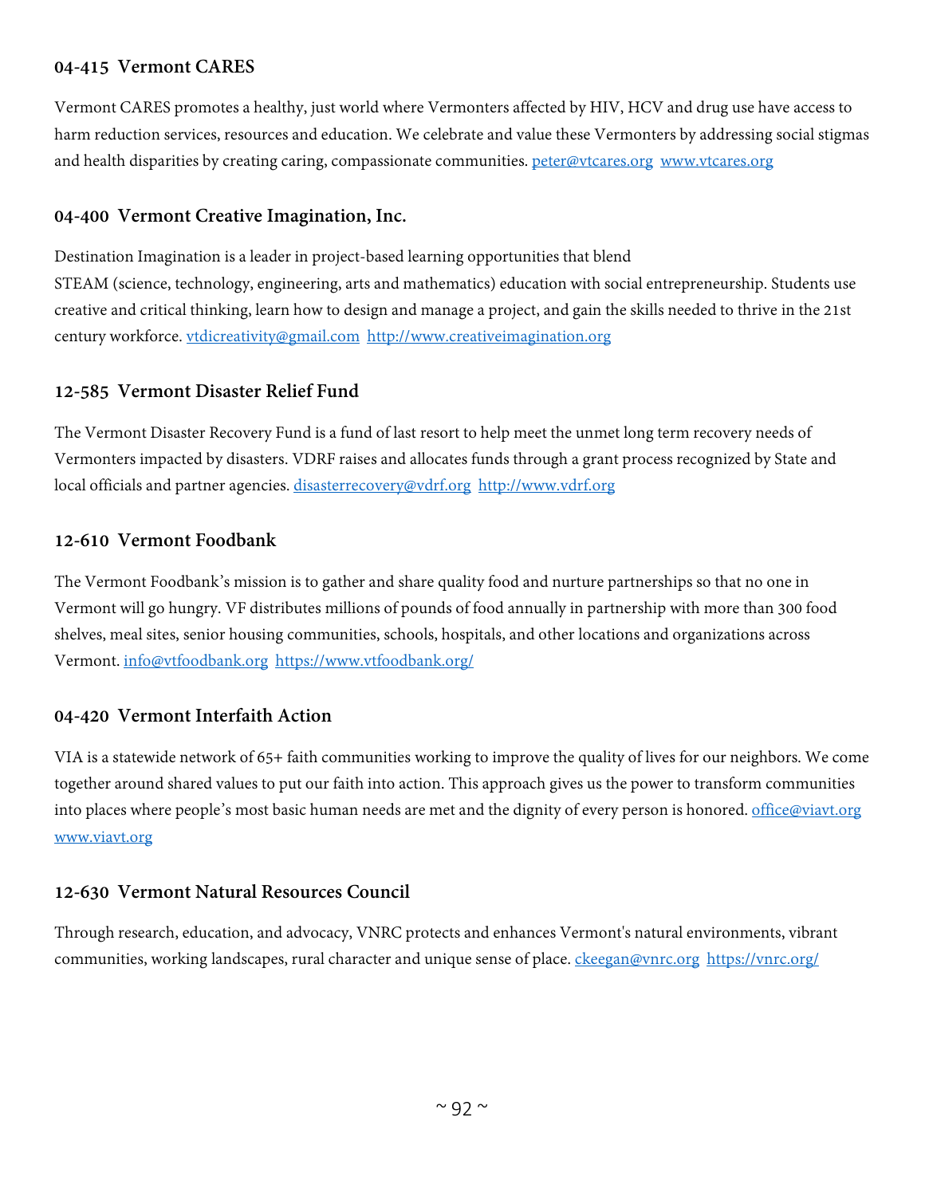### 04-415  Vermont CARES

Vermont CARES promotes a healthy, just world where Vermonters affected by HIV, HCV and drug use have access to harm reduction services, resources and education. We celebrate and value these Vermonters by addressing social stigmas and health disparities by creating caring, compassionate communities. peter@vtcares.org  www.vtcares.org

### 04-400  Vermont Creative Imagination, Inc.

Destination Imagination is a leader in project-based learning opportunities that blend STEAM (science, technology, engineering, arts and mathematics) education with social entrepreneurship. Students use creative and critical thinking, learn how to design and manage a project, and gain the skills needed to thrive in the 21st century workforce. vtdicreativity@gmail.com  http://www.creativeimagination.org

### 12-585  Vermont Disaster Relief Fund

The Vermont Disaster Recovery Fund is a fund of last resort to help meet the unmet long term recovery needs of Vermonters impacted by disasters. VDRF raises and allocates funds through a grant process recognized by State and local officials and partner agencies. disasterrecovery@vdrf.org  http://www.vdrf.org

### 12-610  Vermont Foodbank

The Vermont Foodbank's mission is to gather and share quality food and nurture partnerships so that no one in Vermont will go hungry. VF distributes millions of pounds of food annually in partnership with more than 300 food shelves, meal sites, senior housing communities, schools, hospitals, and other locations and organizations across Vermont. info@vtfoodbank.org  https://www.vtfoodbank.org/

### 04-420  Vermont Interfaith Action

VIA is a statewide network of 65+ faith communities working to improve the quality of lives for our neighbors. We come together around shared values to put our faith into action. This approach gives us the power to transform communities into places where people's most basic human needs are met and the dignity of every person is honored. office@viavt.org www.viavt.org

### 12-630  Vermont Natural Resources Council

Through research, education, and advocacy, VNRC protects and enhances Vermont's natural environments, vibrant communities, working landscapes, rural character and unique sense of place. ckeegan@vnrc.org  https://vnrc.org/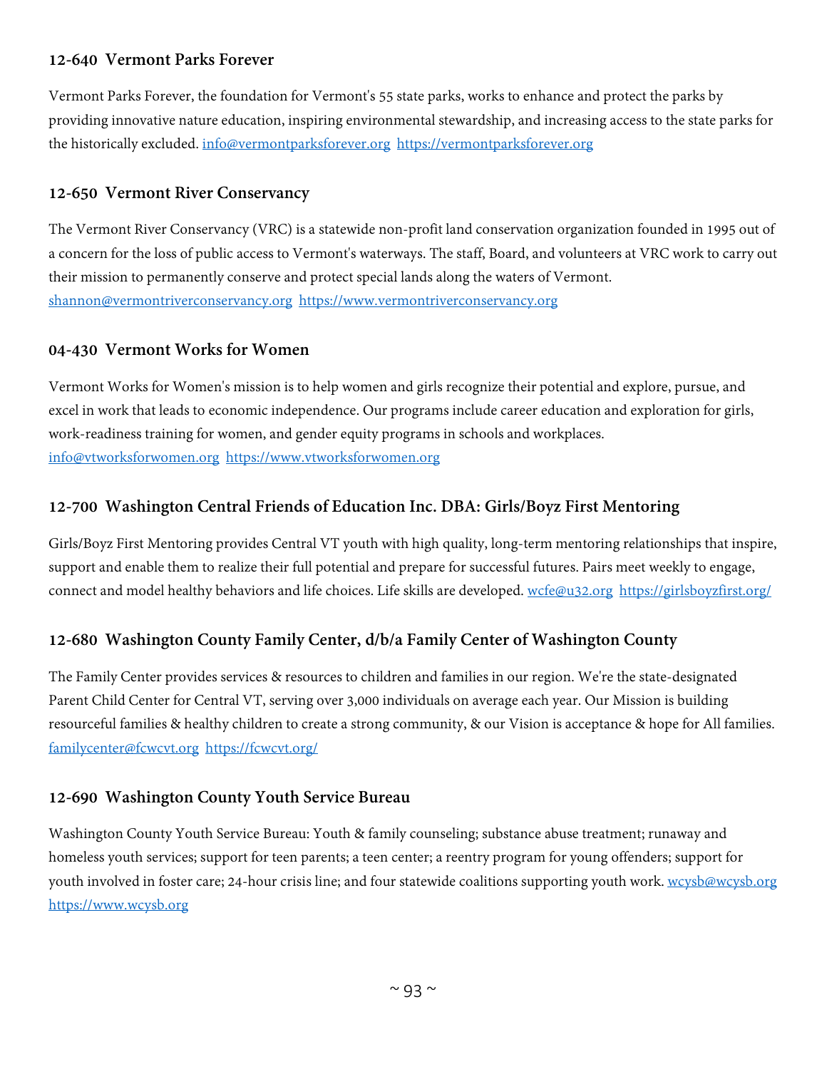### 12-640 Vermont Parks Forever

Vermont Parks Forever, the foundation for Vermont's 55 state parks, works to enhance and protect the parks by providing innovative nature education, inspiring environmental stewardship, and increasing access to the state parks for the historically excluded. info@vermontparksforever.org https://vermontparksforever.org

### 12-650 Vermont River Conservancy

The Vermont River Conservancy (VRC) is a statewide non-profit land conservation organization founded in 1995 out of a concern for the loss of public access to Vermont's waterways. The staff, Board, and volunteers at VRC work to carry out their mission to permanently conserve and protect special lands along the waters of Vermont. shannon@vermontriverconservancy.org https://www.vermontriverconservancy.org

### 04-430 Vermont Works for Women

Vermont Works for Women's mission is to help women and girls recognize their potential and explore, pursue, and excel in work that leads to economic independence. Our programs include career education and exploration for girls, work-readiness training for women, and gender equity programs in schools and workplaces. info@vtworksforwomen.org https://www.vtworksforwomen.org

### 12-700 Washington Central Friends of Education Inc. DBA: Girls/Boyz First Mentoring

Girls/Boyz First Mentoring provides Central VT youth with high quality, long-term mentoring relationships that inspire, support and enable them to realize their full potential and prepare for successful futures. Pairs meet weekly to engage, connect and model healthy behaviors and life choices. Life skills are developed. wcfe@u32.org https://girlsboyzfirst.org/

### 12-680 Washington County Family Center, d/b/a Family Center of Washington County

The Family Center provides services & resources to children and families in our region. We're the state-designated Parent Child Center for Central VT, serving over 3,000 individuals on average each year. Our Mission is building resourceful families & healthy children to create a strong community, & our Vision is acceptance & hope for All families. familycenter@fcwcvt.org https://fcwcvt.org/

### 12-690 Washington County Youth Service Bureau

Washington County Youth Service Bureau: Youth & family counseling; substance abuse treatment; runaway and homeless youth services; support for teen parents; a teen center; a reentry program for young offenders; support for youth involved in foster care; 24-hour crisis line; and four statewide coalitions supporting youth work. wcysb@wcysb.org https://www.wcysb.org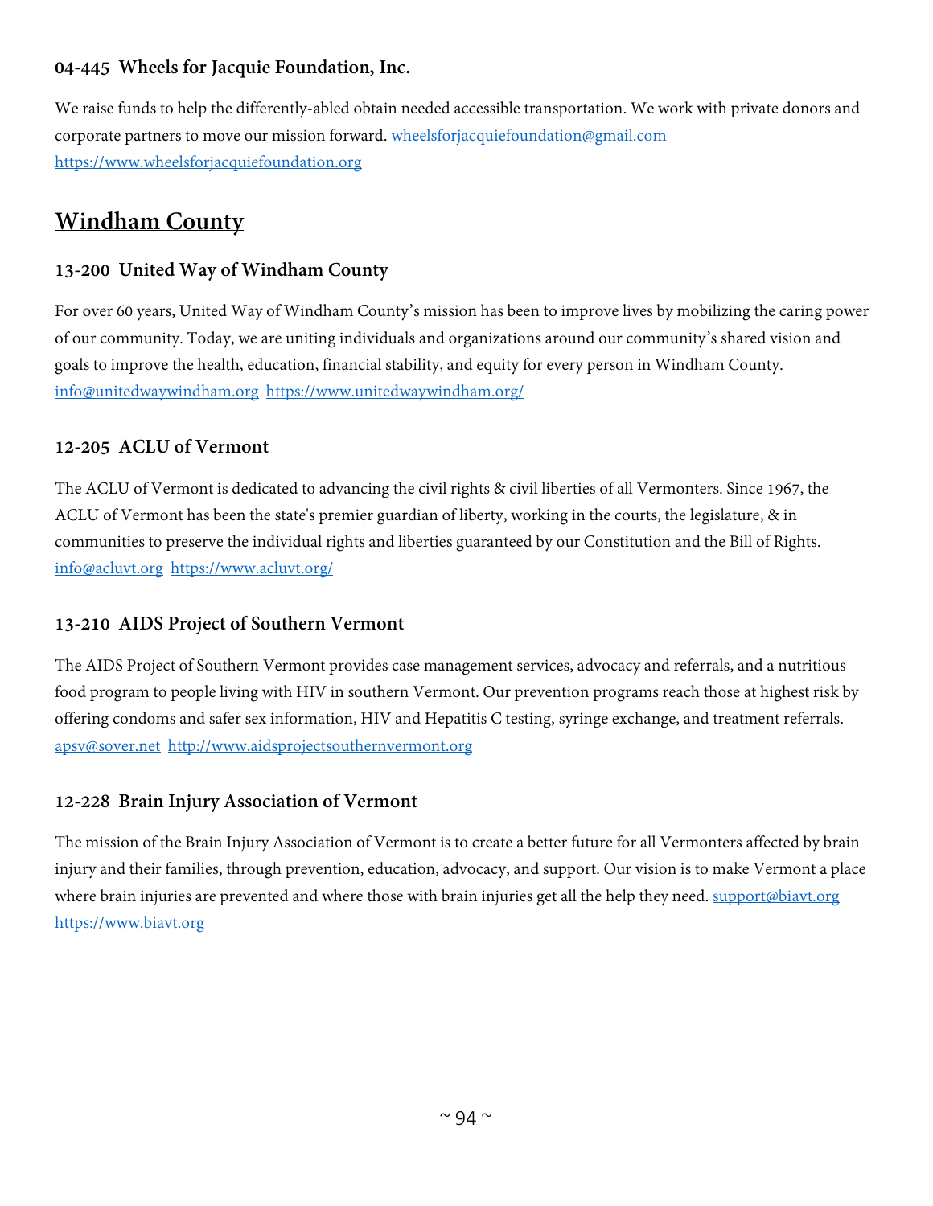### 04-445 Wheels for Jacquie Foundation, Inc.

We raise funds to help the differently-abled obtain needed accessible transportation. We work with private donors and corporate partners to move our mission forward. wheelsforjacquiefoundation@gmail.com https://www.wheelsforjacquiefoundation.org

## Windham County

### 13-200 United Way of Windham County

For over 60 years, United Way of Windham County's mission has been to improve lives by mobilizing the caring power of our community. Today, we are uniting individuals and organizations around our community's shared vision and goals to improve the health, education, financial stability, and equity for every person in Windham County. info@unitedwaywindham.org https://www.unitedwaywindham.org/

### 12-205 ACLU of Vermont

The ACLU of Vermont is dedicated to advancing the civil rights & civil liberties of all Vermonters. Since 1967, the ACLU of Vermont has been the state's premier guardian of liberty, working in the courts, the legislature, & in communities to preserve the individual rights and liberties guaranteed by our Constitution and the Bill of Rights. info@acluvt.org https://www.acluvt.org/

### 13-210 AIDS Project of Southern Vermont

The AIDS Project of Southern Vermont provides case management services, advocacy and referrals, and a nutritious food program to people living with HIV in southern Vermont. Our prevention programs reach those at highest risk by offering condoms and safer sex information, HIV and Hepatitis C testing, syringe exchange, and treatment referrals. apsv@sover.net http://www.aidsprojectsouthernvermont.org

### 12-228 Brain Injury Association of Vermont

The mission of the Brain Injury Association of Vermont is to create a better future for all Vermonters affected by brain injury and their families, through prevention, education, advocacy, and support. Our vision is to make Vermont a place where brain injuries are prevented and where those with brain injuries get all the help they need. support@biavt.org https://www.biavt.org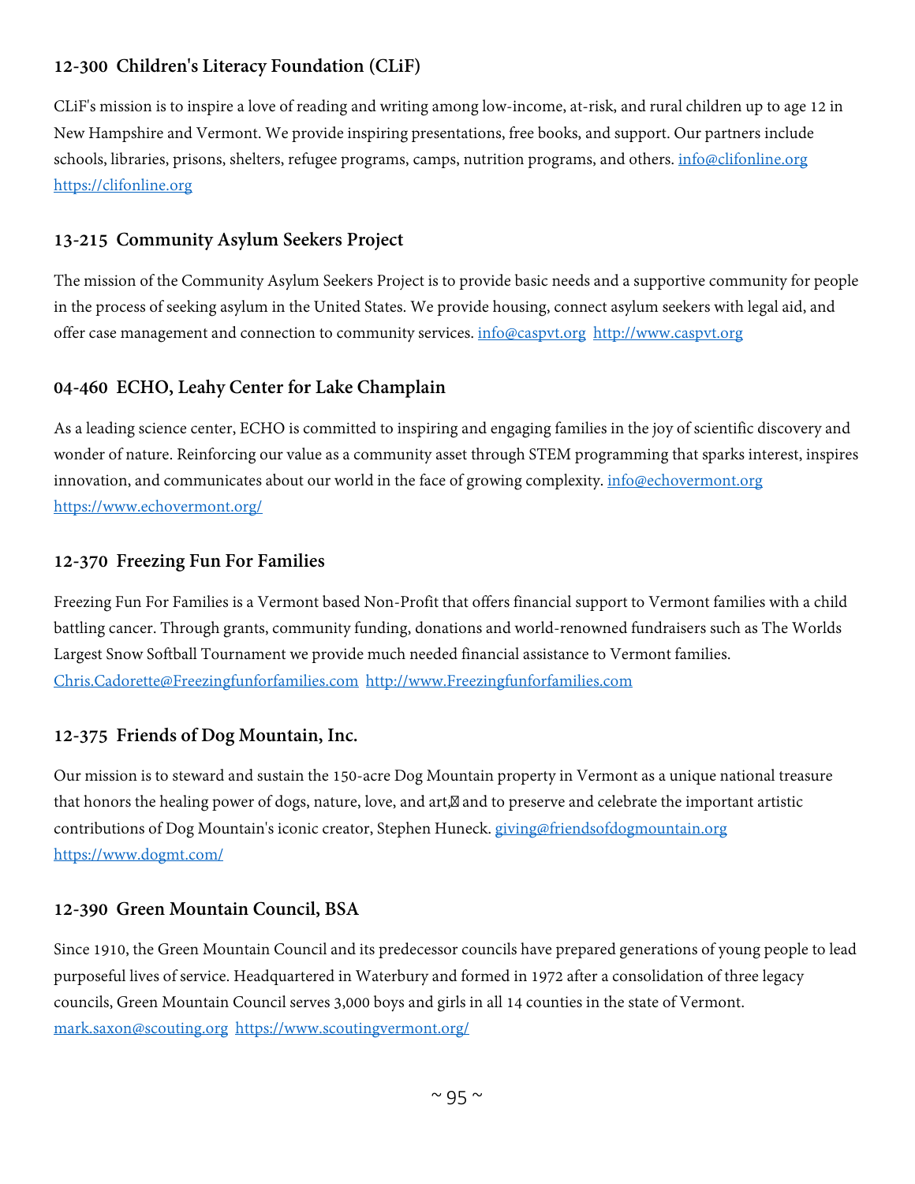### 12-300 Children's Literacy Foundation (CLiF)

CLiF's mission is to inspire a love of reading and writing among low-income, at-risk, and rural children up to age 12 in New Hampshire and Vermont. We provide inspiring presentations, free books, and support. Our partners include schools, libraries, prisons, shelters, refugee programs, camps, nutrition programs, and others. info@clifonline.org https://clifonline.org

### 13-215 Community Asylum Seekers Project

The mission of the Community Asylum Seekers Project is to provide basic needs and a supportive community for people in the process of seeking asylum in the United States. We provide housing, connect asylum seekers with legal aid, and offer case management and connection to community services. info@caspvt.org http://www.caspvt.org

### 04-460 ECHO, Leahy Center for Lake Champlain

As a leading science center, ECHO is committed to inspiring and engaging families in the joy of scientific discovery and wonder of nature. Reinforcing our value as a community asset through STEM programming that sparks interest, inspires innovation, and communicates about our world in the face of growing complexity. info@echovermont.org https://www.echovermont.org/

### 12-370 Freezing Fun For Families

Freezing Fun For Families is a Vermont based Non-Profit that offers financial support to Vermont families with a child battling cancer. Through grants, community funding, donations and world-renowned fundraisers such as The Worlds Largest Snow Softball Tournament we provide much needed financial assistance to Vermont families. Chris.Cadorette@Freezingfunforfamilies.com http://www.Freezingfunforfamilies.com

### 12-375 Friends of Dog Mountain, Inc.

Our mission is to steward and sustain the 150-acre Dog Mountain property in Vermont as a unique national treasure that honors the healing power of dogs, nature, love, and art, and to preserve and celebrate the important artistic contributions of Dog Mountain's iconic creator, Stephen Huneck. giving@friendsofdogmountain.org https://www.dogmt.com/

### 12-390 Green Mountain Council, BSA

Since 1910, the Green Mountain Council and its predecessor councils have prepared generations of young people to lead purposeful lives of service. Headquartered in Waterbury and formed in 1972 after a consolidation of three legacy councils, Green Mountain Council serves 3,000 boys and girls in all 14 counties in the state of Vermont. mark.saxon@scouting.org https://www.scoutingvermont.org/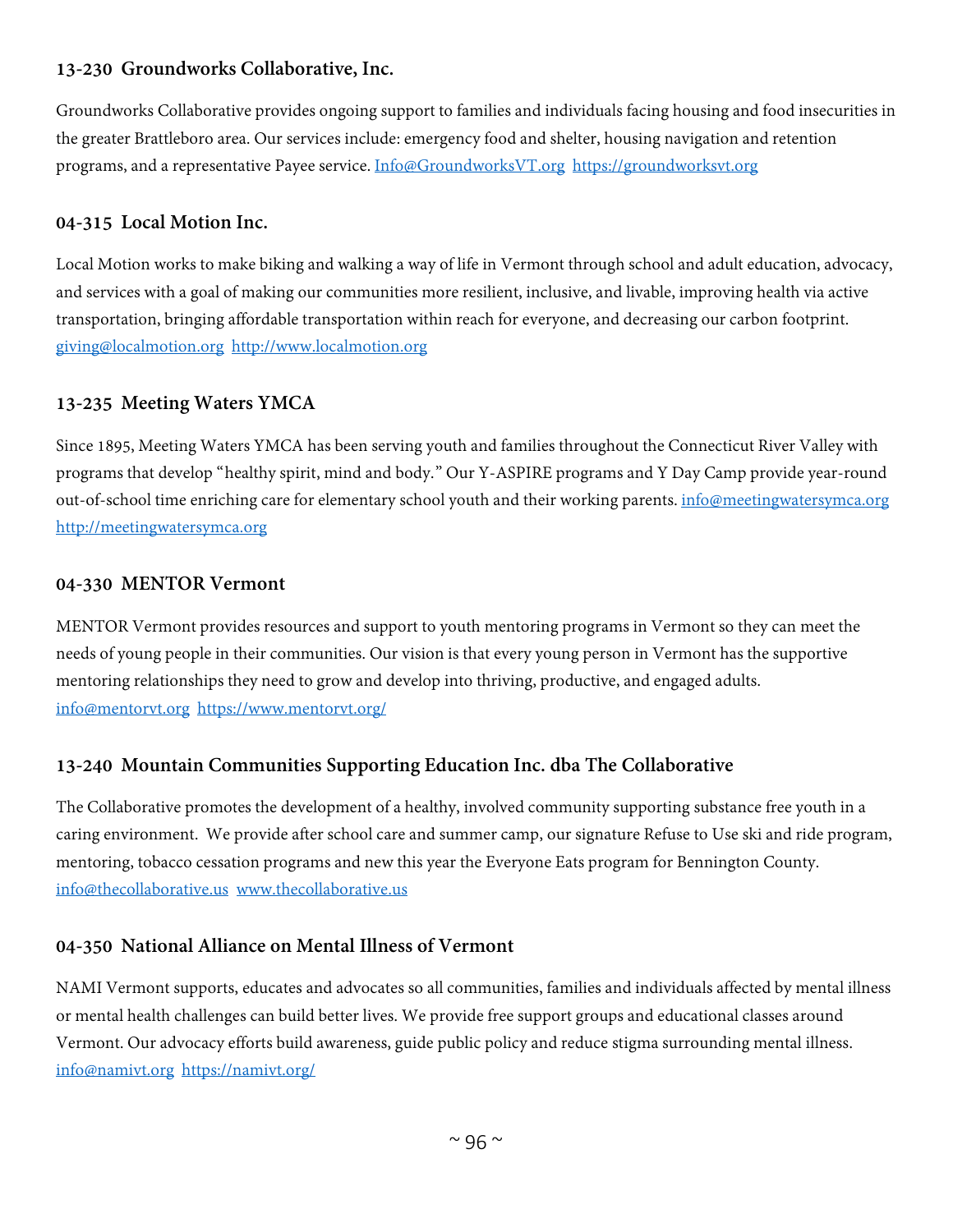### 13-230 Groundworks Collaborative, Inc.

Groundworks Collaborative provides ongoing support to families and individuals facing housing and food insecurities in the greater Brattleboro area. Our services include: emergency food and shelter, housing navigation and retention programs, and a representative Payee service. Info@GroundworksVT.org https://groundworksvt.org

### 04-315 Local Motion Inc.

Local Motion works to make biking and walking a way of life in Vermont through school and adult education, advocacy, and services with a goal of making our communities more resilient, inclusive, and livable, improving health via active transportation, bringing affordable transportation within reach for everyone, and decreasing our carbon footprint. giving@localmotion.org http://www.localmotion.org

### 13-235 Meeting Waters YMCA

Since 1895, Meeting Waters YMCA has been serving youth and families throughout the Connecticut River Valley with programs that develop "healthy spirit, mind and body." Our Y-ASPIRE programs and Y Day Camp provide year-round out-of-school time enriching care for elementary school youth and their working parents. info@meetingwatersymca.org http://meetingwatersymca.org

### 04-330 MENTOR Vermont

MENTOR Vermont provides resources and support to youth mentoring programs in Vermont so they can meet the needs of young people in their communities. Our vision is that every young person in Vermont has the supportive mentoring relationships they need to grow and develop into thriving, productive, and engaged adults. info@mentorvt.org https://www.mentorvt.org/

### 13-240 Mountain Communities Supporting Education Inc. dba The Collaborative

The Collaborative promotes the development of a healthy, involved community supporting substance free youth in a caring environment. We provide after school care and summer camp, our signature Refuse to Use ski and ride program, mentoring, tobacco cessation programs and new this year the Everyone Eats program for Bennington County. info@thecollaborative.us www.thecollaborative.us

### 04-350 National Alliance on Mental Illness of Vermont

NAMI Vermont supports, educates and advocates so all communities, families and individuals affected by mental illness or mental health challenges can build better lives. We provide free support groups and educational classes around Vermont. Our advocacy efforts build awareness, guide public policy and reduce stigma surrounding mental illness. info@namivt.org https://namivt.org/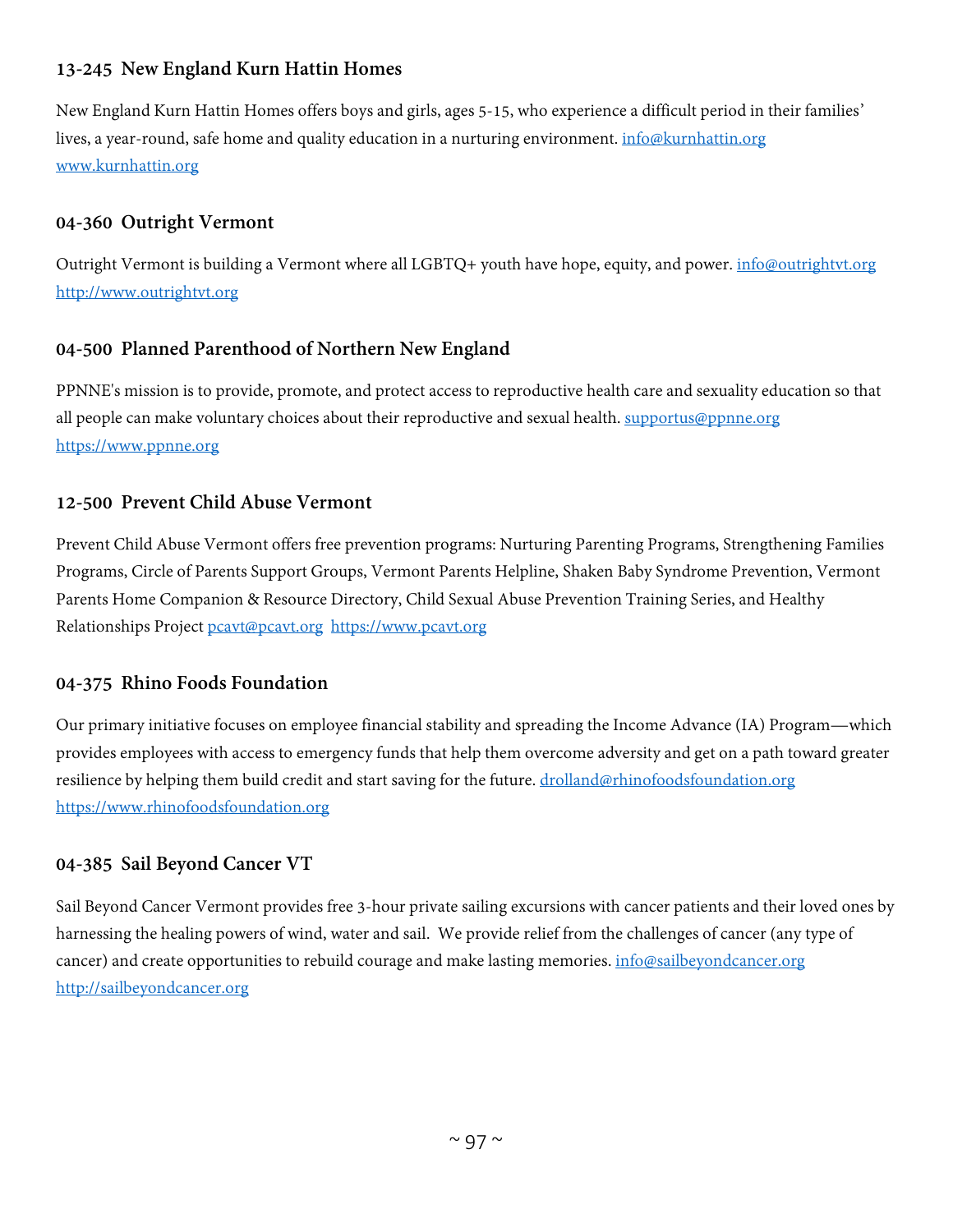### 13-245 New England Kurn Hattin Homes

New England Kurn Hattin Homes offers boys and girls, ages 5-15, who experience a difficult period in their families' lives, a year-round, safe home and quality education in a nurturing environment. info@kurnhattin.org www.kurnhattin.org

### 04-360 Outright Vermont

Outright Vermont is building a Vermont where all LGBTQ+ youth have hope, equity, and power. info@outrightvt.org http://www.outrightvt.org

### 04-500 Planned Parenthood of Northern New England

PPNNE's mission is to provide, promote, and protect access to reproductive health care and sexuality education so that all people can make voluntary choices about their reproductive and sexual health. supportus@ppnne.org https://www.ppnne.org

### 12-500 Prevent Child Abuse Vermont

Prevent Child Abuse Vermont offers free prevention programs: Nurturing Parenting Programs, Strengthening Families Programs, Circle of Parents Support Groups, Vermont Parents Helpline, Shaken Baby Syndrome Prevention, Vermont Parents Home Companion & Resource Directory, Child Sexual Abuse Prevention Training Series, and Healthy Relationships Project pcavt@pcavt.org https://www.pcavt.org

### 04-375 Rhino Foods Foundation

Our primary initiative focuses on employee financial stability and spreading the Income Advance (IA) Program—which provides employees with access to emergency funds that help them overcome adversity and get on a path toward greater resilience by helping them build credit and start saving for the future. drolland@rhinofoodsfoundation.org https://www.rhinofoodsfoundation.org

### 04-385 Sail Beyond Cancer VT

Sail Beyond Cancer Vermont provides free 3-hour private sailing excursions with cancer patients and their loved ones by harnessing the healing powers of wind, water and sail. We provide relief from the challenges of cancer (any type of cancer) and create opportunities to rebuild courage and make lasting memories. info@sailbeyondcancer.org http://sailbeyondcancer.org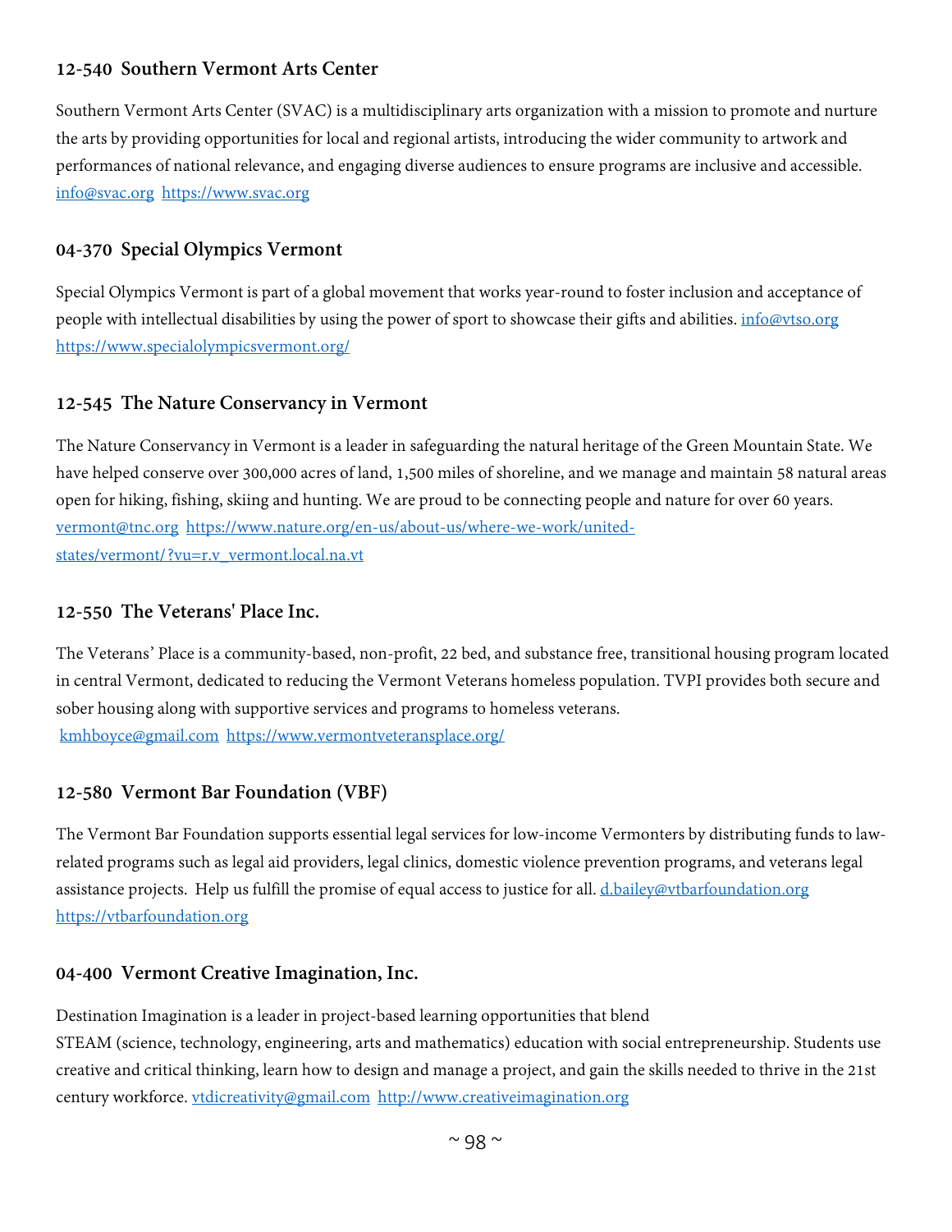### 12-540 Southern Vermont Arts Center

Southern Vermont Arts Center (SVAC) is a multidisciplinary arts organization with a mission to promote and nurture the arts by providing opportunities for local and regional artists, introducing the wider community to artwork and performances of national relevance, and engaging diverse audiences to ensure programs are inclusive and accessible. info@svac.org https://www.svac.org

### 04-370 Special Olympics Vermont

Special Olympics Vermont is part of a global movement that works year-round to foster inclusion and acceptance of people with intellectual disabilities by using the power of sport to showcase their gifts and abilities. info@vtso.org https://www.specialolympicsvermont.org/

### 12-545 The Nature Conservancy in Vermont

The Nature Conservancy in Vermont is a leader in safeguarding the natural heritage of the Green Mountain State. We have helped conserve over 300,000 acres of land, 1,500 miles of shoreline, and we manage and maintain 58 natural areas open for hiking, fishing, skiing and hunting. We are proud to be connecting people and nature for over 60 years. vermont@tnc.org https://www.nature.org/en-us/about-us/where-we-work/united-states/vermont/?vu=r.v_vermont.local.na.vt

### 12-550 The Veterans' Place Inc.

The Veterans' Place is a community-based, non-profit, 22 bed, and substance free, transitional housing program located in central Vermont, dedicated to reducing the Vermont Veterans homeless population. TVPI provides both secure and sober housing along with supportive services and programs to homeless veterans. kmhboyce@gmail.com https://www.vermontveteransplace.org/

### 12-580 Vermont Bar Foundation (VBF)

The Vermont Bar Foundation supports essential legal services for low-income Vermonters by distributing funds to law-related programs such as legal aid providers, legal clinics, domestic violence prevention programs, and veterans legal assistance projects. Help us fulfill the promise of equal access to justice for all. d.bailey@vtbarfoundation.org https://vtbarfoundation.org

### 04-400 Vermont Creative Imagination, Inc.

Destination Imagination is a leader in project-based learning opportunities that blend STEAM (science, technology, engineering, arts and mathematics) education with social entrepreneurship. Students use creative and critical thinking, learn how to design and manage a project, and gain the skills needed to thrive in the 21st century workforce. vtdicreativity@gmail.com http://www.creativeimagination.org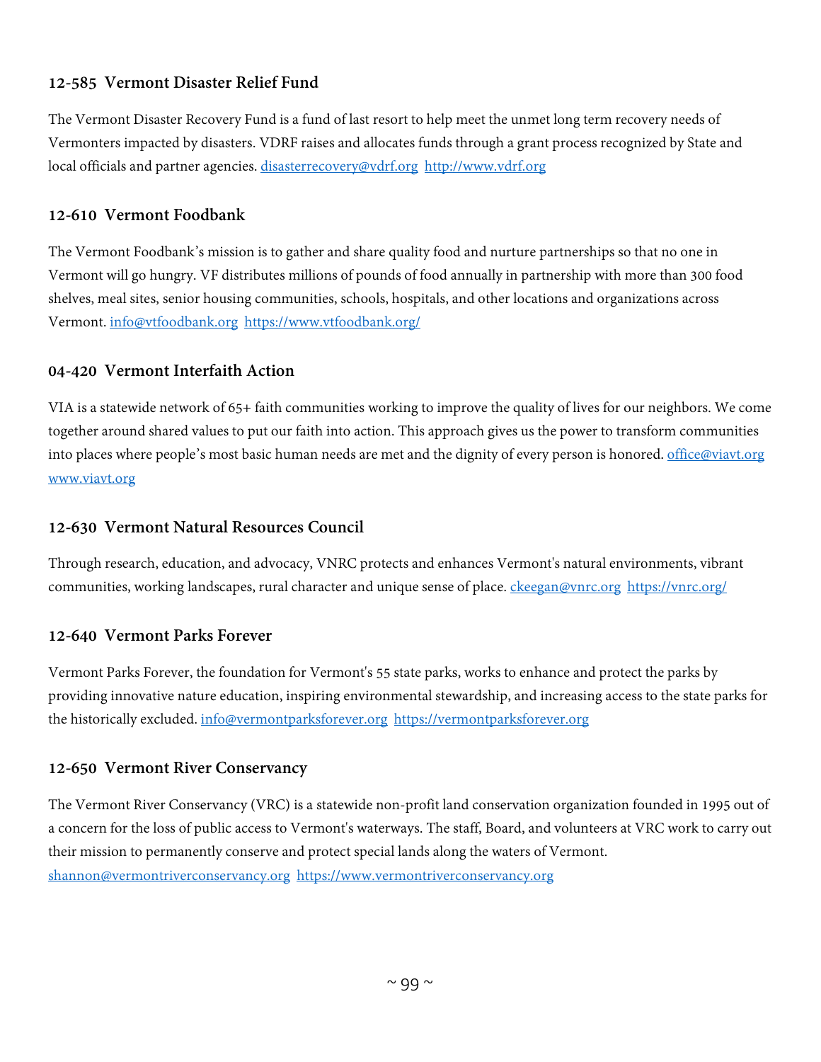### 12-585 Vermont Disaster Relief Fund

The Vermont Disaster Recovery Fund is a fund of last resort to help meet the unmet long term recovery needs of Vermonters impacted by disasters. VDRF raises and allocates funds through a grant process recognized by State and local officials and partner agencies. disasterrecovery@vdrf.org http://www.vdrf.org

### 12-610 Vermont Foodbank

The Vermont Foodbank's mission is to gather and share quality food and nurture partnerships so that no one in Vermont will go hungry. VF distributes millions of pounds of food annually in partnership with more than 300 food shelves, meal sites, senior housing communities, schools, hospitals, and other locations and organizations across Vermont. info@vtfoodbank.org https://www.vtfoodbank.org/

### 04-420 Vermont Interfaith Action

VIA is a statewide network of 65+ faith communities working to improve the quality of lives for our neighbors. We come together around shared values to put our faith into action. This approach gives us the power to transform communities into places where people's most basic human needs are met and the dignity of every person is honored. office@viavt.org www.viavt.org

### 12-630 Vermont Natural Resources Council

Through research, education, and advocacy, VNRC protects and enhances Vermont's natural environments, vibrant communities, working landscapes, rural character and unique sense of place. ckeegan@vnrc.org https://vnrc.org/

### 12-640 Vermont Parks Forever

Vermont Parks Forever, the foundation for Vermont's 55 state parks, works to enhance and protect the parks by providing innovative nature education, inspiring environmental stewardship, and increasing access to the state parks for the historically excluded. info@vermontparksforever.org https://vermontparksforever.org

### 12-650 Vermont River Conservancy

The Vermont River Conservancy (VRC) is a statewide non-profit land conservation organization founded in 1995 out of a concern for the loss of public access to Vermont's waterways. The staff, Board, and volunteers at VRC work to carry out their mission to permanently conserve and protect special lands along the waters of Vermont. shannon@vermontriverconservancy.org https://www.vermontriverconservancy.org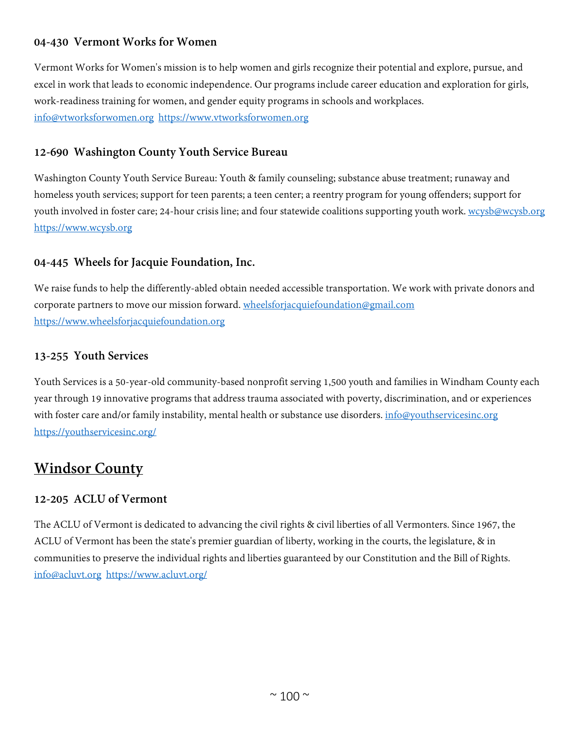### 04-430 Vermont Works for Women

Vermont Works for Women's mission is to help women and girls recognize their potential and explore, pursue, and excel in work that leads to economic independence. Our programs include career education and exploration for girls, work-readiness training for women, and gender equity programs in schools and workplaces. info@vtworksforwomen.org https://www.vtworksforwomen.org

### 12-690 Washington County Youth Service Bureau

Washington County Youth Service Bureau: Youth & family counseling; substance abuse treatment; runaway and homeless youth services; support for teen parents; a teen center; a reentry program for young offenders; support for youth involved in foster care; 24-hour crisis line; and four statewide coalitions supporting youth work. wcysb@wcysb.org https://www.wcysb.org

### 04-445 Wheels for Jacquie Foundation, Inc.

We raise funds to help the differently-abled obtain needed accessible transportation. We work with private donors and corporate partners to move our mission forward. wheelsforjacquiefoundation@gmail.com https://www.wheelsforjacquiefoundation.org

### 13-255 Youth Services

Youth Services is a 50-year-old community-based nonprofit serving 1,500 youth and families in Windham County each year through 19 innovative programs that address trauma associated with poverty, discrimination, and or experiences with foster care and/or family instability, mental health or substance use disorders. info@youthservicesinc.org https://youthservicesinc.org/

## Windsor County

### 12-205 ACLU of Vermont

The ACLU of Vermont is dedicated to advancing the civil rights & civil liberties of all Vermonters. Since 1967, the ACLU of Vermont has been the state's premier guardian of liberty, working in the courts, the legislature, & in communities to preserve the individual rights and liberties guaranteed by our Constitution and the Bill of Rights. info@acluvt.org https://www.acluvt.org/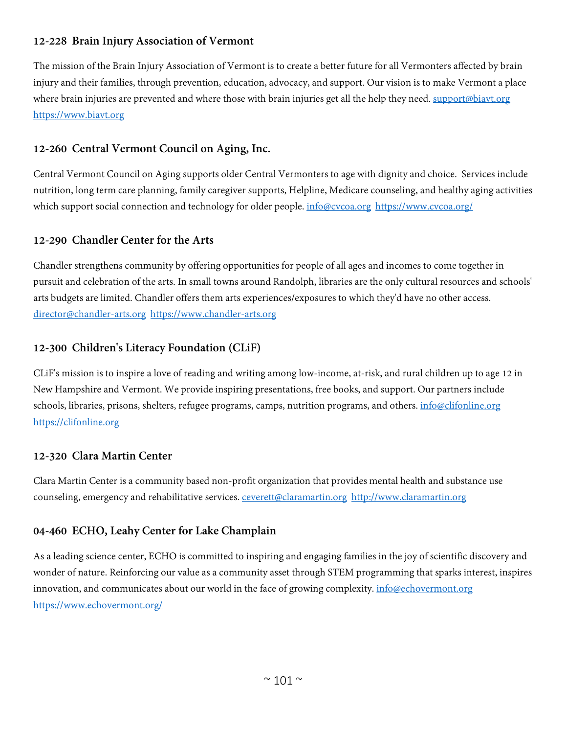### 12-228 Brain Injury Association of Vermont

The mission of the Brain Injury Association of Vermont is to create a better future for all Vermonters affected by brain injury and their families, through prevention, education, advocacy, and support. Our vision is to make Vermont a place where brain injuries are prevented and where those with brain injuries get all the help they need. support@biavt.org https://www.biavt.org

### 12-260 Central Vermont Council on Aging, Inc.

Central Vermont Council on Aging supports older Central Vermonters to age with dignity and choice. Services include nutrition, long term care planning, family caregiver supports, Helpline, Medicare counseling, and healthy aging activities which support social connection and technology for older people. info@cvcoa.org https://www.cvcoa.org/

### 12-290 Chandler Center for the Arts

Chandler strengthens community by offering opportunities for people of all ages and incomes to come together in pursuit and celebration of the arts. In small towns around Randolph, libraries are the only cultural resources and schools' arts budgets are limited. Chandler offers them arts experiences/exposures to which they'd have no other access. director@chandler-arts.org https://www.chandler-arts.org

### 12-300 Children's Literacy Foundation (CLiF)

CLiF's mission is to inspire a love of reading and writing among low-income, at-risk, and rural children up to age 12 in New Hampshire and Vermont. We provide inspiring presentations, free books, and support. Our partners include schools, libraries, prisons, shelters, refugee programs, camps, nutrition programs, and others. info@clifonline.org https://clifonline.org

### 12-320 Clara Martin Center

Clara Martin Center is a community based non-profit organization that provides mental health and substance use counseling, emergency and rehabilitative services. ceverett@claramartin.org http://www.claramartin.org

### 04-460 ECHO, Leahy Center for Lake Champlain

As a leading science center, ECHO is committed to inspiring and engaging families in the joy of scientific discovery and wonder of nature. Reinforcing our value as a community asset through STEM programming that sparks interest, inspires innovation, and communicates about our world in the face of growing complexity. info@echovermont.org https://www.echovermont.org/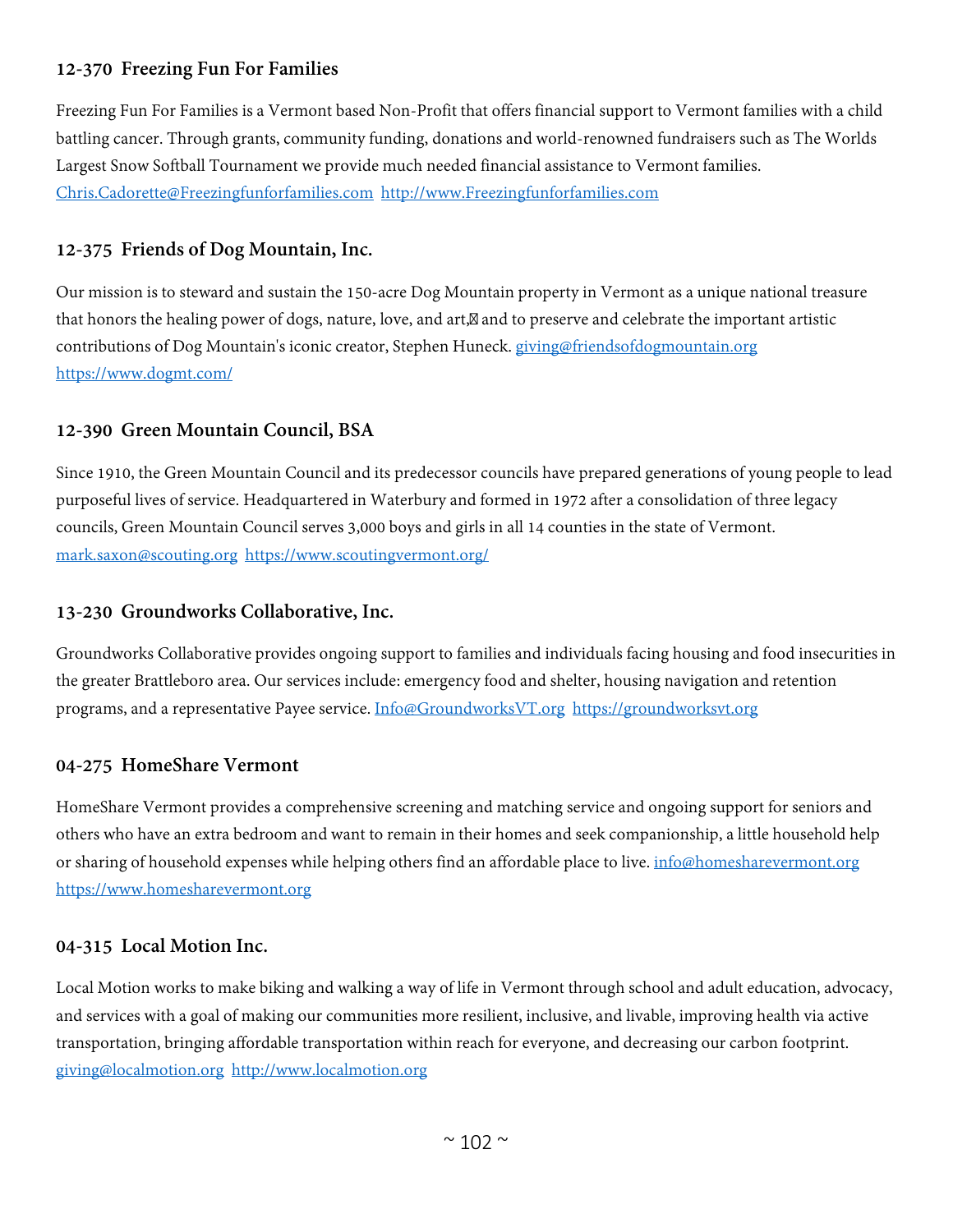### 12-370  Freezing Fun For Families

Freezing Fun For Families is a Vermont based Non-Profit that offers financial support to Vermont families with a child battling cancer. Through grants, community funding, donations and world-renowned fundraisers such as The Worlds Largest Snow Softball Tournament we provide much needed financial assistance to Vermont families. Chris.Cadorette@Freezingfunforfamilies.com  http://www.Freezingfunforfamilies.com

### 12-375  Friends of Dog Mountain, Inc.

Our mission is to steward and sustain the 150-acre Dog Mountain property in Vermont as a unique national treasure that honors the healing power of dogs, nature, love, and art, and to preserve and celebrate the important artistic contributions of Dog Mountain's iconic creator, Stephen Huneck. giving@friendsofdogmountain.org https://www.dogmt.com/

### 12-390  Green Mountain Council, BSA

Since 1910, the Green Mountain Council and its predecessor councils have prepared generations of young people to lead purposeful lives of service. Headquartered in Waterbury and formed in 1972 after a consolidation of three legacy councils, Green Mountain Council serves 3,000 boys and girls in all 14 counties in the state of Vermont. mark.saxon@scouting.org  https://www.scoutingvermont.org/

### 13-230  Groundworks Collaborative, Inc.

Groundworks Collaborative provides ongoing support to families and individuals facing housing and food insecurities in the greater Brattleboro area. Our services include: emergency food and shelter, housing navigation and retention programs, and a representative Payee service. Info@GroundworksVT.org  https://groundworksvt.org

### 04-275  HomeShare Vermont

HomeShare Vermont provides a comprehensive screening and matching service and ongoing support for seniors and others who have an extra bedroom and want to remain in their homes and seek companionship, a little household help or sharing of household expenses while helping others find an affordable place to live. info@homesharevermont.org https://www.homesharevermont.org

### 04-315  Local Motion Inc.

Local Motion works to make biking and walking a way of life in Vermont through school and adult education, advocacy, and services with a goal of making our communities more resilient, inclusive, and livable, improving health via active transportation, bringing affordable transportation within reach for everyone, and decreasing our carbon footprint. giving@localmotion.org  http://www.localmotion.org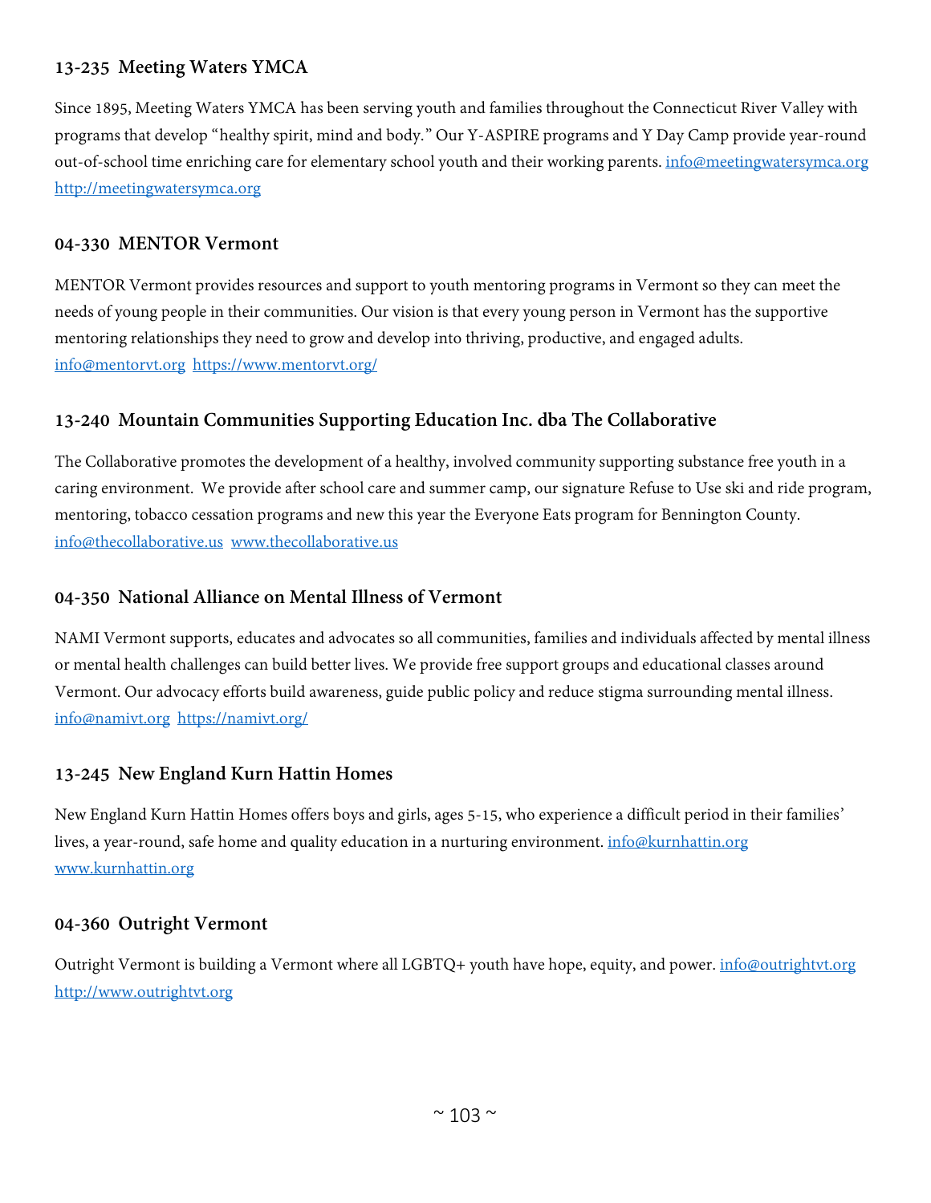### 13-235 Meeting Waters YMCA

Since 1895, Meeting Waters YMCA has been serving youth and families throughout the Connecticut River Valley with programs that develop "healthy spirit, mind and body." Our Y-ASPIRE programs and Y Day Camp provide year-round out-of-school time enriching care for elementary school youth and their working parents. info@meetingwatersymca.org http://meetingwatersymca.org

### 04-330 MENTOR Vermont

MENTOR Vermont provides resources and support to youth mentoring programs in Vermont so they can meet the needs of young people in their communities. Our vision is that every young person in Vermont has the supportive mentoring relationships they need to grow and develop into thriving, productive, and engaged adults. info@mentorvt.org https://www.mentorvt.org/

### 13-240 Mountain Communities Supporting Education Inc. dba The Collaborative

The Collaborative promotes the development of a healthy, involved community supporting substance free youth in a caring environment. We provide after school care and summer camp, our signature Refuse to Use ski and ride program, mentoring, tobacco cessation programs and new this year the Everyone Eats program for Bennington County. info@thecollaborative.us www.thecollaborative.us

### 04-350 National Alliance on Mental Illness of Vermont

NAMI Vermont supports, educates and advocates so all communities, families and individuals affected by mental illness or mental health challenges can build better lives. We provide free support groups and educational classes around Vermont. Our advocacy efforts build awareness, guide public policy and reduce stigma surrounding mental illness. info@namivt.org https://namivt.org/

### 13-245 New England Kurn Hattin Homes

New England Kurn Hattin Homes offers boys and girls, ages 5-15, who experience a difficult period in their families' lives, a year-round, safe home and quality education in a nurturing environment. info@kurnhattin.org www.kurnhattin.org

### 04-360 Outright Vermont

Outright Vermont is building a Vermont where all LGBTQ+ youth have hope, equity, and power. info@outrightvt.org http://www.outrightvt.org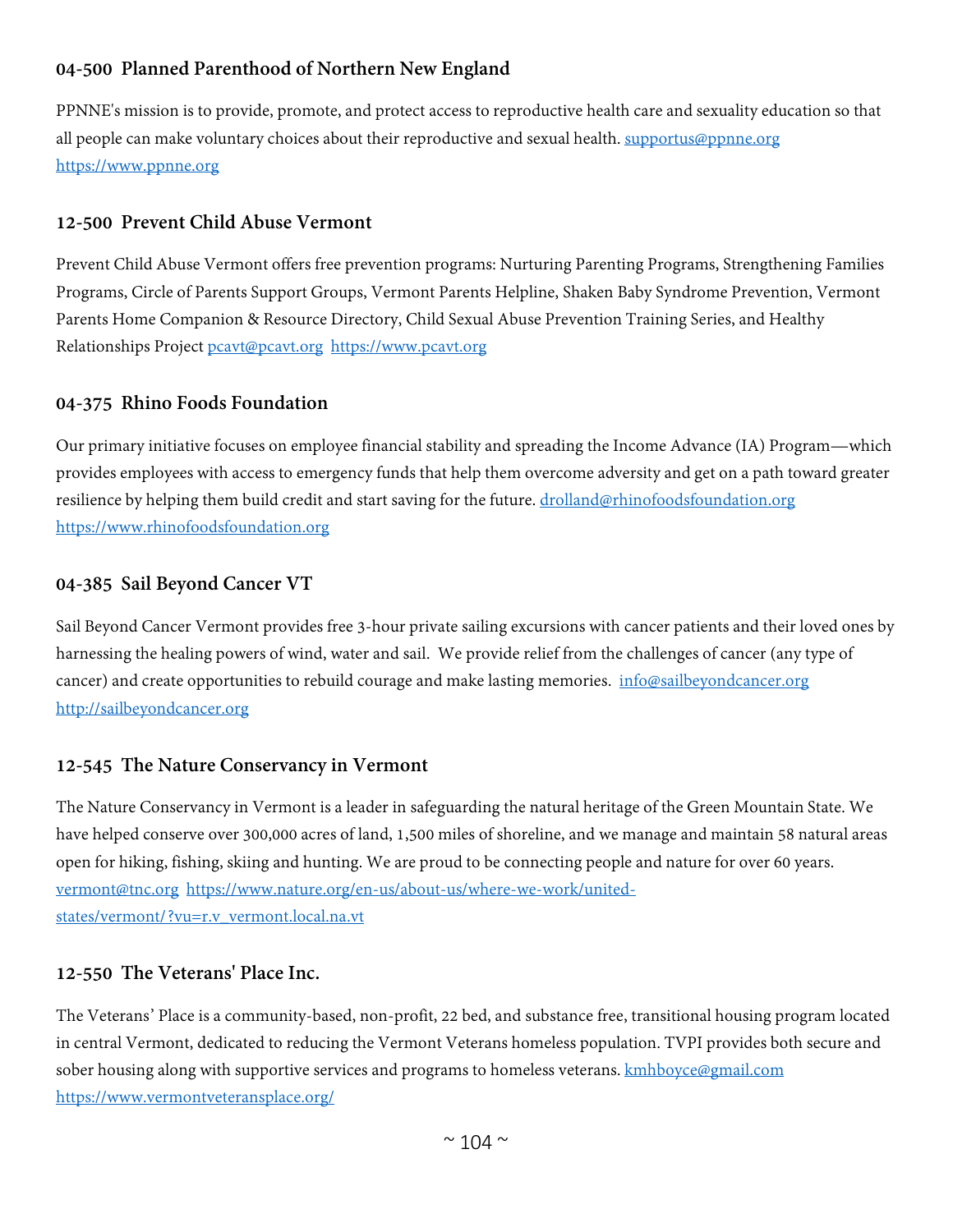### 04-500 Planned Parenthood of Northern New England

PPNNE's mission is to provide, promote, and protect access to reproductive health care and sexuality education so that all people can make voluntary choices about their reproductive and sexual health. supportus@ppnne.org https://www.ppnne.org

### 12-500 Prevent Child Abuse Vermont

Prevent Child Abuse Vermont offers free prevention programs: Nurturing Parenting Programs, Strengthening Families Programs, Circle of Parents Support Groups, Vermont Parents Helpline, Shaken Baby Syndrome Prevention, Vermont Parents Home Companion & Resource Directory, Child Sexual Abuse Prevention Training Series, and Healthy Relationships Project pcavt@pcavt.org https://www.pcavt.org

### 04-375 Rhino Foods Foundation

Our primary initiative focuses on employee financial stability and spreading the Income Advance (IA) Program—which provides employees with access to emergency funds that help them overcome adversity and get on a path toward greater resilience by helping them build credit and start saving for the future. drolland@rhinofoodsfoundation.org https://www.rhinofoodsfoundation.org

### 04-385 Sail Beyond Cancer VT

Sail Beyond Cancer Vermont provides free 3-hour private sailing excursions with cancer patients and their loved ones by harnessing the healing powers of wind, water and sail. We provide relief from the challenges of cancer (any type of cancer) and create opportunities to rebuild courage and make lasting memories. info@sailbeyondcancer.org http://sailbeyondcancer.org

### 12-545 The Nature Conservancy in Vermont

The Nature Conservancy in Vermont is a leader in safeguarding the natural heritage of the Green Mountain State. We have helped conserve over 300,000 acres of land, 1,500 miles of shoreline, and we manage and maintain 58 natural areas open for hiking, fishing, skiing and hunting. We are proud to be connecting people and nature for over 60 years. vermont@tnc.org https://www.nature.org/en-us/about-us/where-we-work/united-states/vermont/?vu=r.v_vermont.local.na.vt

### 12-550 The Veterans' Place Inc.

The Veterans' Place is a community-based, non-profit, 22 bed, and substance free, transitional housing program located in central Vermont, dedicated to reducing the Vermont Veterans homeless population. TVPI provides both secure and sober housing along with supportive services and programs to homeless veterans. kmhboyce@gmail.com https://www.vermontveteransplace.org/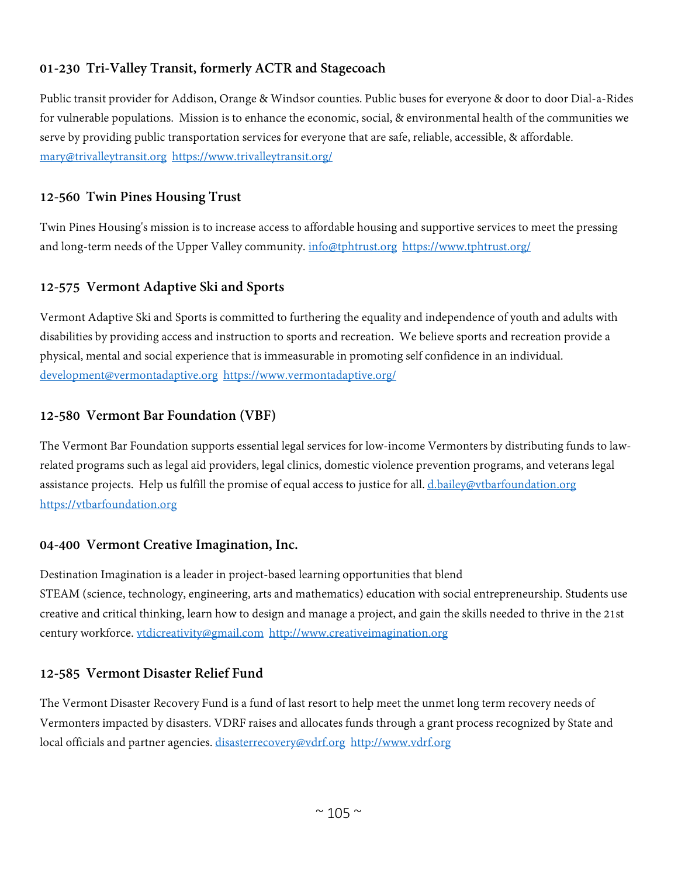### 01-230 Tri-Valley Transit, formerly ACTR and Stagecoach

Public transit provider for Addison, Orange & Windsor counties. Public buses for everyone & door to door Dial-a-Rides for vulnerable populations. Mission is to enhance the economic, social, & environmental health of the communities we serve by providing public transportation services for everyone that are safe, reliable, accessible, & affordable. mary@trivalleytransit.org https://www.trivalleytransit.org/

### 12-560 Twin Pines Housing Trust

Twin Pines Housing's mission is to increase access to affordable housing and supportive services to meet the pressing and long-term needs of the Upper Valley community. info@tphtrust.org https://www.tphtrust.org/

### 12-575 Vermont Adaptive Ski and Sports

Vermont Adaptive Ski and Sports is committed to furthering the equality and independence of youth and adults with disabilities by providing access and instruction to sports and recreation. We believe sports and recreation provide a physical, mental and social experience that is immeasurable in promoting self confidence in an individual. development@vermontadaptive.org https://www.vermontadaptive.org/

### 12-580 Vermont Bar Foundation (VBF)

The Vermont Bar Foundation supports essential legal services for low-income Vermonters by distributing funds to law-related programs such as legal aid providers, legal clinics, domestic violence prevention programs, and veterans legal assistance projects. Help us fulfill the promise of equal access to justice for all. d.bailey@vtbarfoundation.org https://vtbarfoundation.org

### 04-400 Vermont Creative Imagination, Inc.

Destination Imagination is a leader in project-based learning opportunities that blend STEAM (science, technology, engineering, arts and mathematics) education with social entrepreneurship. Students use creative and critical thinking, learn how to design and manage a project, and gain the skills needed to thrive in the 21st century workforce. vtdicreativity@gmail.com http://www.creativeimagination.org

### 12-585 Vermont Disaster Relief Fund

The Vermont Disaster Recovery Fund is a fund of last resort to help meet the unmet long term recovery needs of Vermonters impacted by disasters. VDRF raises and allocates funds through a grant process recognized by State and local officials and partner agencies. disasterrecovery@vdrf.org http://www.vdrf.org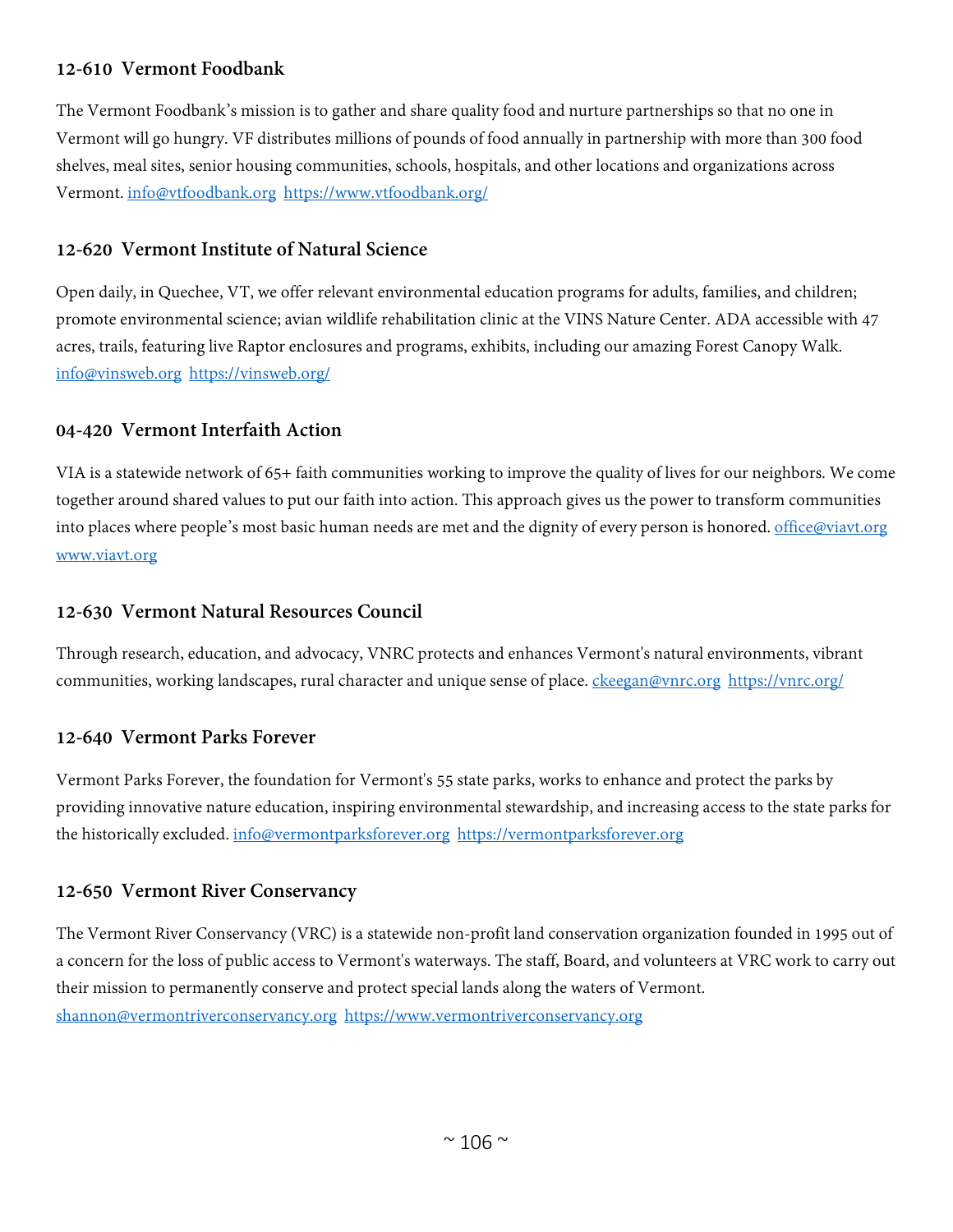### 12-610 Vermont Foodbank

The Vermont Foodbank's mission is to gather and share quality food and nurture partnerships so that no one in Vermont will go hungry. VF distributes millions of pounds of food annually in partnership with more than 300 food shelves, meal sites, senior housing communities, schools, hospitals, and other locations and organizations across Vermont. info@vtfoodbank.org https://www.vtfoodbank.org/

### 12-620 Vermont Institute of Natural Science

Open daily, in Quechee, VT, we offer relevant environmental education programs for adults, families, and children; promote environmental science; avian wildlife rehabilitation clinic at the VINS Nature Center. ADA accessible with 47 acres, trails, featuring live Raptor enclosures and programs, exhibits, including our amazing Forest Canopy Walk. info@vinsweb.org https://vinsweb.org/

### 04-420 Vermont Interfaith Action

VIA is a statewide network of 65+ faith communities working to improve the quality of lives for our neighbors. We come together around shared values to put our faith into action. This approach gives us the power to transform communities into places where people's most basic human needs are met and the dignity of every person is honored. office@viavt.org www.viavt.org

### 12-630 Vermont Natural Resources Council

Through research, education, and advocacy, VNRC protects and enhances Vermont's natural environments, vibrant communities, working landscapes, rural character and unique sense of place. ckeegan@vnrc.org https://vnrc.org/

### 12-640 Vermont Parks Forever

Vermont Parks Forever, the foundation for Vermont's 55 state parks, works to enhance and protect the parks by providing innovative nature education, inspiring environmental stewardship, and increasing access to the state parks for the historically excluded. info@vermontparksforever.org https://vermontparksforever.org

### 12-650 Vermont River Conservancy

The Vermont River Conservancy (VRC) is a statewide non-profit land conservation organization founded in 1995 out of a concern for the loss of public access to Vermont's waterways. The staff, Board, and volunteers at VRC work to carry out their mission to permanently conserve and protect special lands along the waters of Vermont. shannon@vermontriverconservancy.org https://www.vermontriverconservancy.org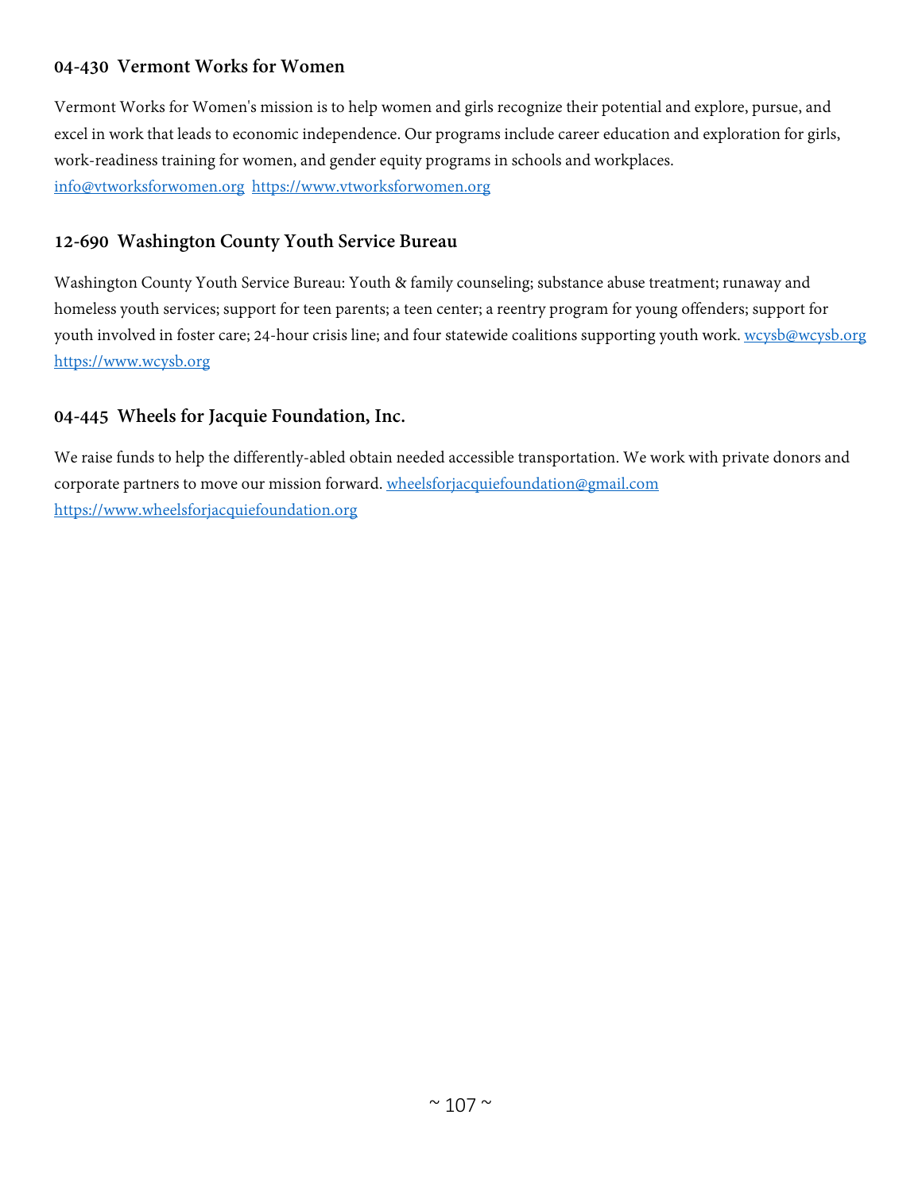### 04-430 Vermont Works for Women

Vermont Works for Women's mission is to help women and girls recognize their potential and explore, pursue, and excel in work that leads to economic independence. Our programs include career education and exploration for girls, work-readiness training for women, and gender equity programs in schools and workplaces.
[info@vtworksforwomen.org](mailto:info@vtworksforwomen.org) [https://www.vtworksforwomen.org](https://www.vtworksforwomen.org)

### 12-690 Washington County Youth Service Bureau

Washington County Youth Service Bureau: Youth & family counseling; substance abuse treatment; runaway and homeless youth services; support for teen parents; a teen center; a reentry program for young offenders; support for youth involved in foster care; 24-hour crisis line; and four statewide coalitions supporting youth work. [wcysb@wcysb.org](mailto:wcysb@wcysb.org) [https://www.wcysb.org](https://www.wcysb.org)

### 04-445 Wheels for Jacquie Foundation, Inc.

We raise funds to help the differently-abled obtain needed accessible transportation. We work with private donors and corporate partners to move our mission forward. [wheelsforjacquiefoundation@gmail.com](mailto:wheelsforjacquiefoundation@gmail.com) [https://www.wheelsforjacquiefoundation.org](https://www.wheelsforjacquiefoundation.org)